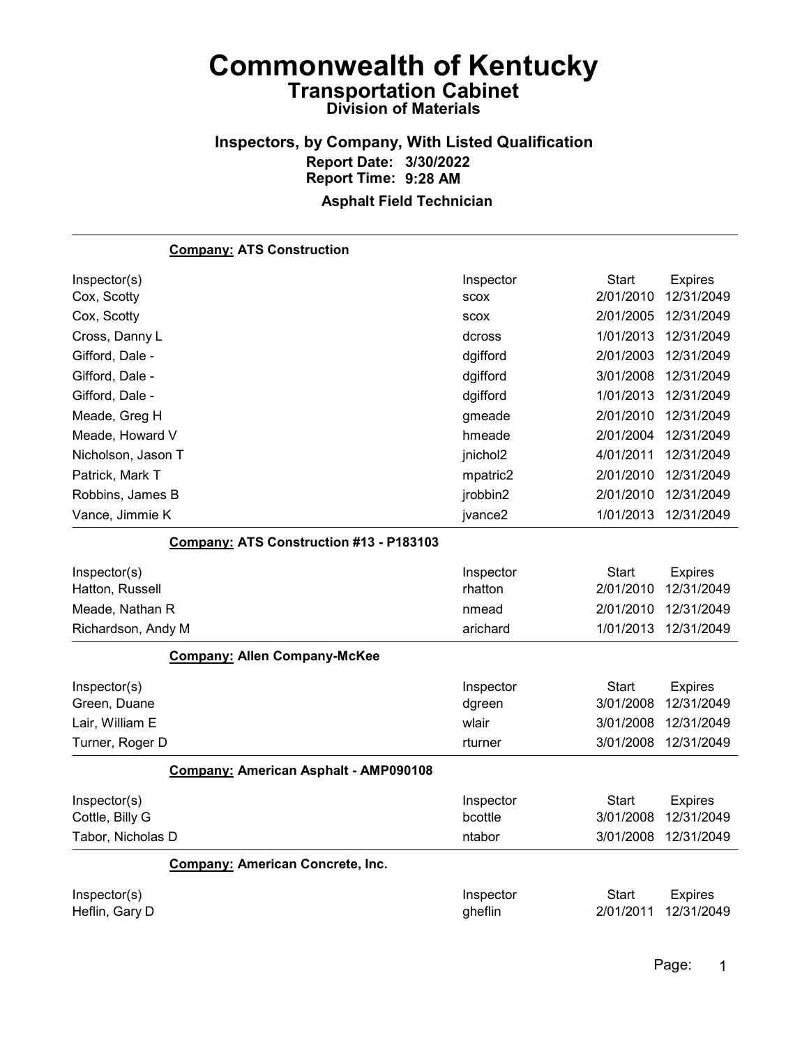# Commonwealth of Kentucky

## Transportation Cabinet

### Division of Materials

### Inspectors, by Company, With Listed Qualification

**Report Date: 3/30/2022**

**Report Time: 9:28 AM**

**Asphalt Field Technician**

**Company: ATS Construction**

| Inspector(s) | Inspector | Start | Expires |
|---|---|---|---|
| Cox, Scotty | scox | 2/01/2010 | 12/31/2049 |
| Cox, Scotty | scox | 2/01/2005 | 12/31/2049 |
| Cross, Danny L | dcross | 1/01/2013 | 12/31/2049 |
| Gifford, Dale - | dgifford | 2/01/2003 | 12/31/2049 |
| Gifford, Dale - | dgifford | 3/01/2008 | 12/31/2049 |
| Gifford, Dale - | dgifford | 1/01/2013 | 12/31/2049 |
| Meade, Greg H | gmeade | 2/01/2010 | 12/31/2049 |
| Meade, Howard V | hmeade | 2/01/2004 | 12/31/2049 |
| Nicholson, Jason T | jnichol2 | 4/01/2011 | 12/31/2049 |
| Patrick, Mark T | mpatric2 | 2/01/2010 | 12/31/2049 |
| Robbins, James B | jrobbin2 | 2/01/2010 | 12/31/2049 |
| Vance, Jimmie K | jvance2 | 1/01/2013 | 12/31/2049 |

**Company: ATS Construction #13 - P183103**

| Inspector(s) | Inspector | Start | Expires |
|---|---|---|---|
| Hatton, Russell | rhatton | 2/01/2010 | 12/31/2049 |
| Meade, Nathan R | nmead | 2/01/2010 | 12/31/2049 |
| Richardson, Andy M | arichard | 1/01/2013 | 12/31/2049 |

**Company: Allen Company-McKee**

| Inspector(s) | Inspector | Start | Expires |
|---|---|---|---|
| Green, Duane | dgreen | 3/01/2008 | 12/31/2049 |
| Lair, William E | wlair | 3/01/2008 | 12/31/2049 |
| Turner, Roger D | rturner | 3/01/2008 | 12/31/2049 |

**Company: American Asphalt - AMP090108**

| Inspector(s) | Inspector | Start | Expires |
|---|---|---|---|
| Cottle, Billy G | bcottle | 3/01/2008 | 12/31/2049 |
| Tabor, Nicholas D | ntabor | 3/01/2008 | 12/31/2049 |

**Company: American Concrete, Inc.**

| Inspector(s) | Inspector | Start | Expires |
|---|---|---|---|
| Heflin, Gary D | gheflin | 2/01/2011 | 12/31/2049 |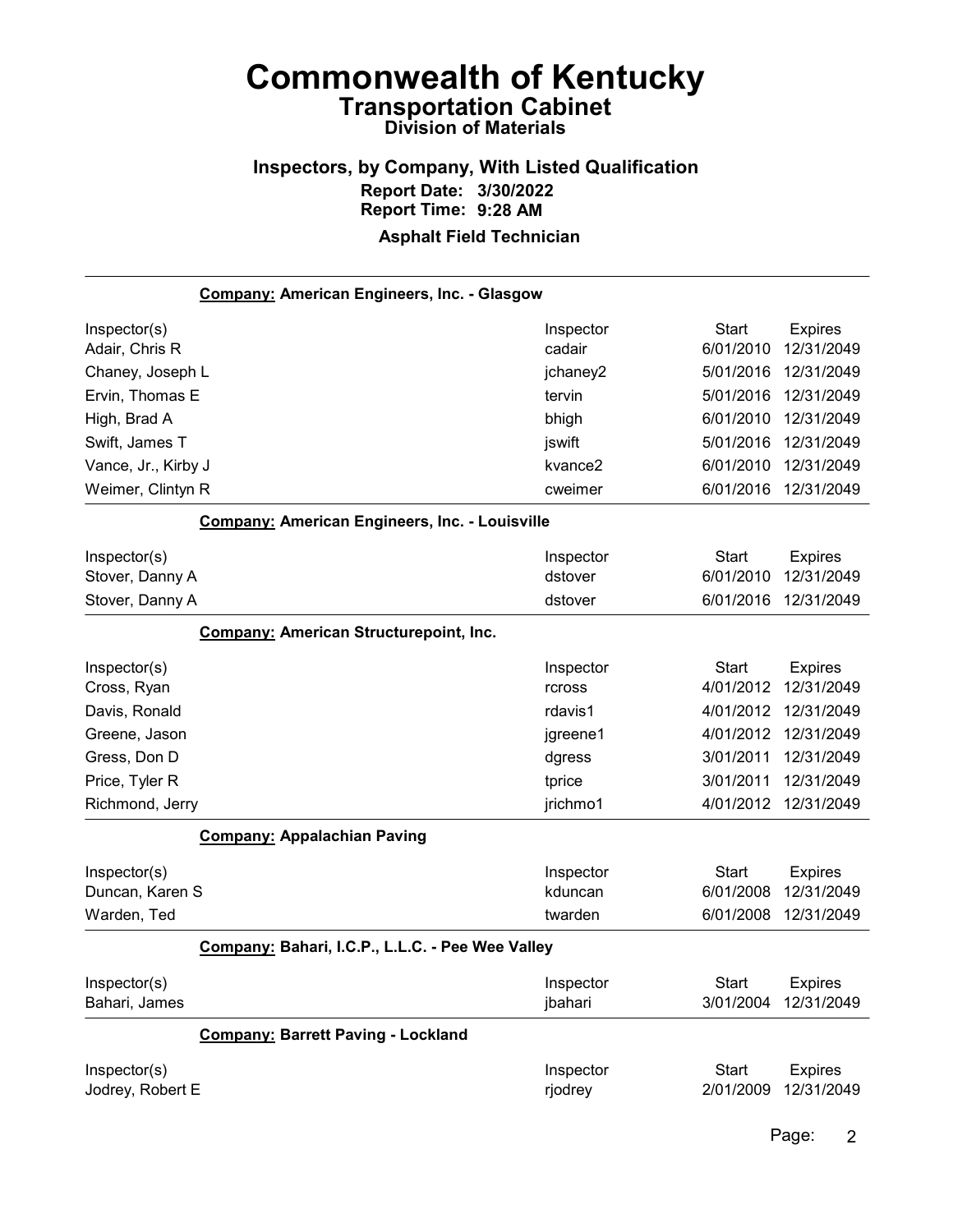# Commonwealth of Kentucky

## Transportation Cabinet

### Division of Materials

### Inspectors, by Company, With Listed Qualification

**Report Date: 3/30/2022**
**Report Time: 9:28 AM**

**Asphalt Field Technician**

**Company: American Engineers, Inc. - Glasgow**

| Inspector(s) | Inspector | Start | Expires |
|---|---|---|---|
| Adair, Chris R | cadair | 6/01/2010 | 12/31/2049 |
| Chaney, Joseph L | jchaney2 | 5/01/2016 | 12/31/2049 |
| Ervin, Thomas E | tervin | 5/01/2016 | 12/31/2049 |
| High, Brad A | bhigh | 6/01/2010 | 12/31/2049 |
| Swift, James T | jswift | 5/01/2016 | 12/31/2049 |
| Vance, Jr., Kirby J | kvance2 | 6/01/2010 | 12/31/2049 |
| Weimer, Clintyn R | cweimer | 6/01/2016 | 12/31/2049 |

**Company: American Engineers, Inc. - Louisville**

| Inspector(s) | Inspector | Start | Expires |
|---|---|---|---|
| Stover, Danny A | dstover | 6/01/2010 | 12/31/2049 |
| Stover, Danny A | dstover | 6/01/2016 | 12/31/2049 |

**Company: American Structurepoint, Inc.**

| Inspector(s) | Inspector | Start | Expires |
|---|---|---|---|
| Cross, Ryan | rcross | 4/01/2012 | 12/31/2049 |
| Davis, Ronald | rdavis1 | 4/01/2012 | 12/31/2049 |
| Greene, Jason | jgreene1 | 4/01/2012 | 12/31/2049 |
| Gress, Don D | dgress | 3/01/2011 | 12/31/2049 |
| Price, Tyler R | tprice | 3/01/2011 | 12/31/2049 |
| Richmond, Jerry | jrichmo1 | 4/01/2012 | 12/31/2049 |

**Company: Appalachian Paving**

| Inspector(s) | Inspector | Start | Expires |
|---|---|---|---|
| Duncan, Karen S | kduncan | 6/01/2008 | 12/31/2049 |
| Warden, Ted | twarden | 6/01/2008 | 12/31/2049 |

**Company: Bahari, I.C.P., L.L.C. - Pee Wee Valley**

| Inspector(s) | Inspector | Start | Expires |
|---|---|---|---|
| Bahari, James | jbahari | 3/01/2004 | 12/31/2049 |

**Company: Barrett Paving - Lockland**

| Inspector(s) | Inspector | Start | Expires |
|---|---|---|---|
| Jodrey, Robert E | rjodrey | 2/01/2009 | 12/31/2049 |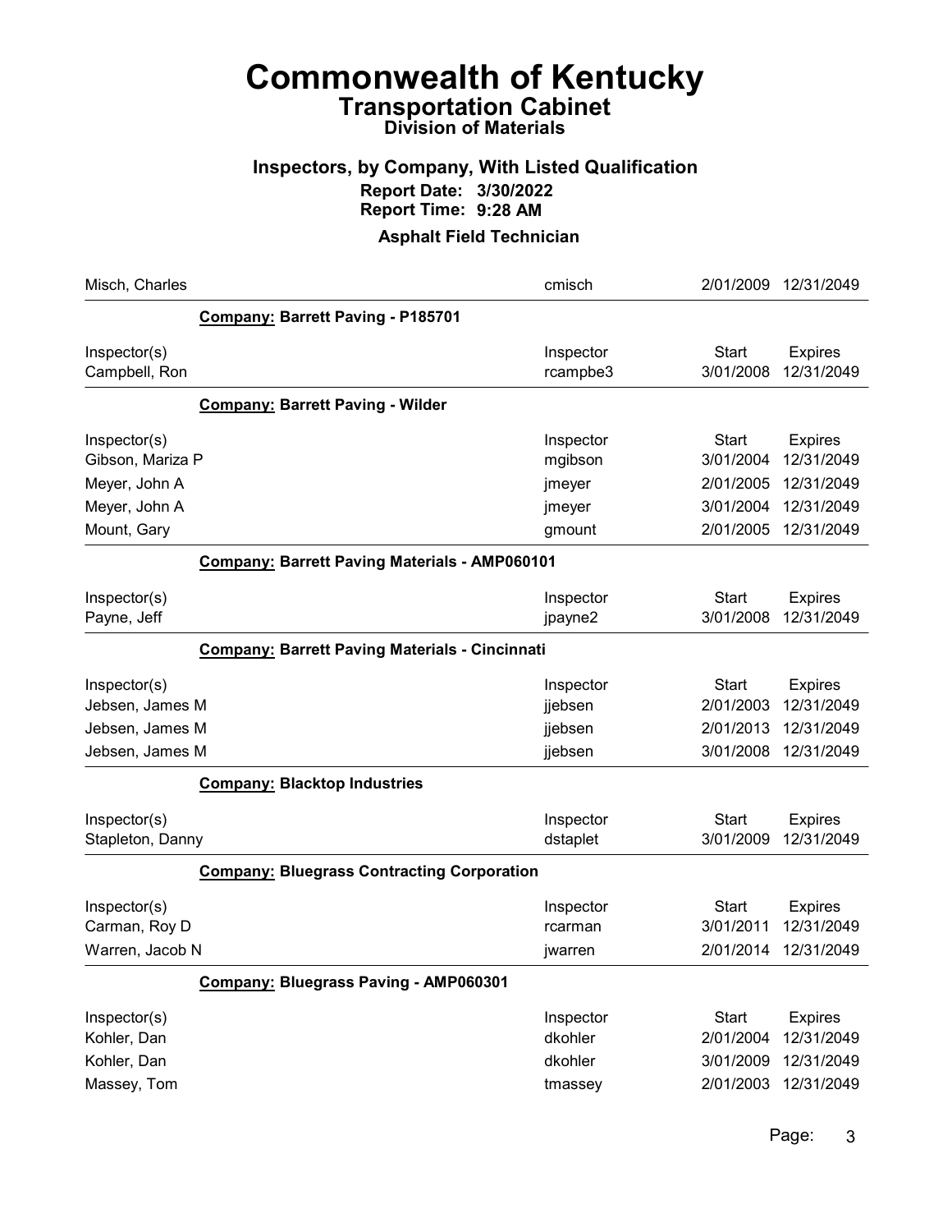# Commonwealth of Kentucky

## Transportation Cabinet

### Division of Materials

### Inspectors, by Company, With Listed Qualification

**Report Date: 3/30/2022**
**Report Time: 9:28 AM**

**Asphalt Field Technician**

| Misch, Charles | cmisch | 2/01/2009 | 12/31/2049 |
|---|---|---|---|

**Company: Barrett Paving - P185701**

| Inspector(s) | Inspector | Start | Expires |
|---|---|---|---|
| Campbell, Ron | rcampbe3 | 3/01/2008 | 12/31/2049 |

**Company: Barrett Paving - Wilder**

| Inspector(s) | Inspector | Start | Expires |
|---|---|---|---|
| Gibson, Mariza P | mgibson | 3/01/2004 | 12/31/2049 |
| Meyer, John A | jmeyer | 2/01/2005 | 12/31/2049 |
| Meyer, John A | jmeyer | 3/01/2004 | 12/31/2049 |
| Mount, Gary | gmount | 2/01/2005 | 12/31/2049 |

**Company: Barrett Paving Materials - AMP060101**

| Inspector(s) | Inspector | Start | Expires |
|---|---|---|---|
| Payne, Jeff | jpayne2 | 3/01/2008 | 12/31/2049 |

**Company: Barrett Paving Materials - Cincinnati**

| Inspector(s) | Inspector | Start | Expires |
|---|---|---|---|
| Jebsen, James M | jjebsen | 2/01/2003 | 12/31/2049 |
| Jebsen, James M | jjebsen | 2/01/2013 | 12/31/2049 |
| Jebsen, James M | jjebsen | 3/01/2008 | 12/31/2049 |

**Company: Blacktop Industries**

| Inspector(s) | Inspector | Start | Expires |
|---|---|---|---|
| Stapleton, Danny | dstaplet | 3/01/2009 | 12/31/2049 |

**Company: Bluegrass Contracting Corporation**

| Inspector(s) | Inspector | Start | Expires |
|---|---|---|---|
| Carman, Roy D | rcarman | 3/01/2011 | 12/31/2049 |
| Warren, Jacob N | jwarren | 2/01/2014 | 12/31/2049 |

**Company: Bluegrass Paving - AMP060301**

| Inspector(s) | Inspector | Start | Expires |
|---|---|---|---|
| Kohler, Dan | dkohler | 2/01/2004 | 12/31/2049 |
| Kohler, Dan | dkohler | 3/01/2009 | 12/31/2049 |
| Massey, Tom | tmassey | 2/01/2003 | 12/31/2049 |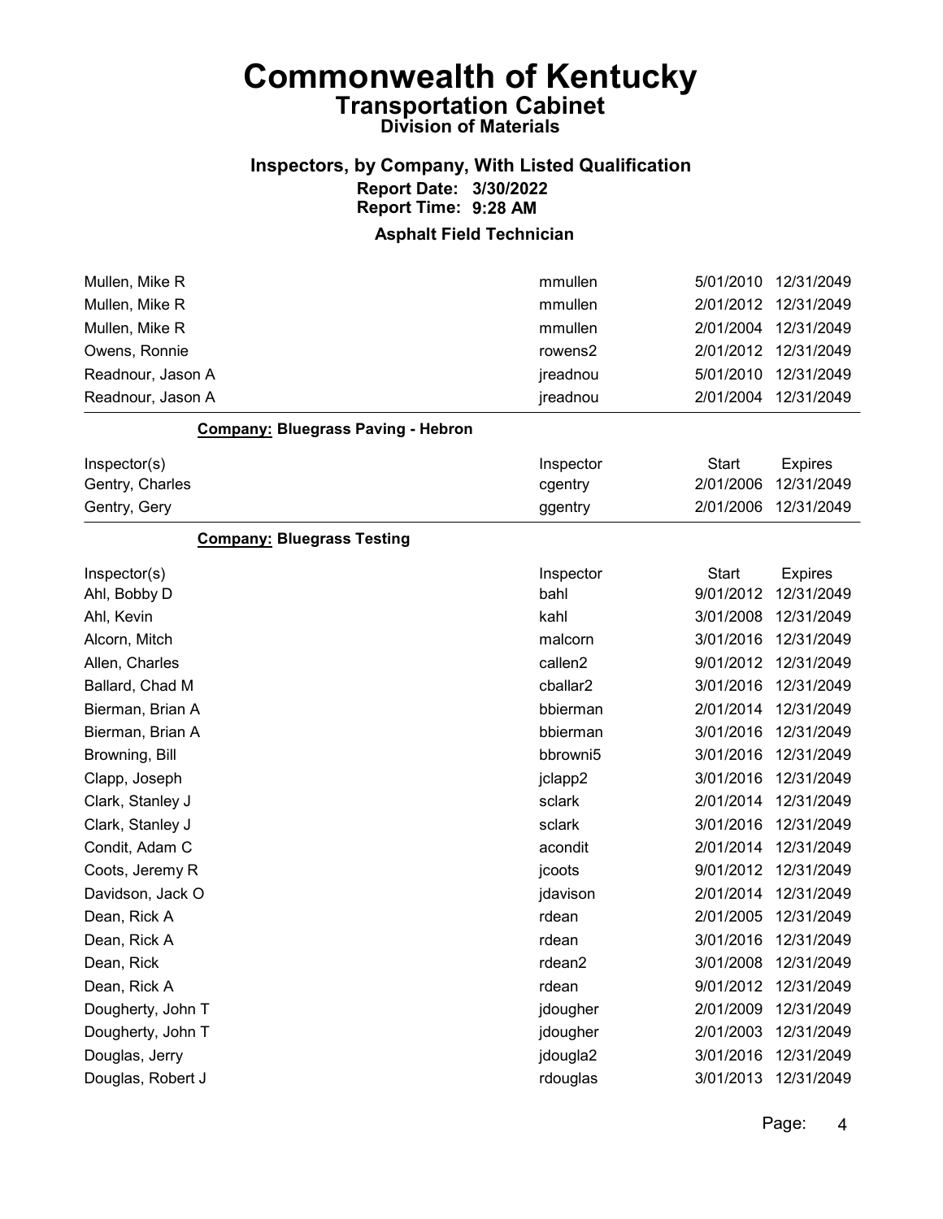# Commonwealth of Kentucky

## Transportation Cabinet

### Division of Materials

### Inspectors, by Company, With Listed Qualification

**Report Date: 3/30/2022**

**Report Time: 9:28 AM**

**Asphalt Field Technician**

| Inspector(s) | Inspector | Start | Expires |
|---|---|---|---|
| Mullen, Mike R | mmullen | 5/01/2010 | 12/31/2049 |
| Mullen, Mike R | mmullen | 2/01/2012 | 12/31/2049 |
| Mullen, Mike R | mmullen | 2/01/2004 | 12/31/2049 |
| Owens, Ronnie | rowens2 | 2/01/2012 | 12/31/2049 |
| Readnour, Jason A | jreadnou | 5/01/2010 | 12/31/2049 |
| Readnour, Jason A | jreadnou | 2/01/2004 | 12/31/2049 |

**Company: Bluegrass Paving - Hebron**

| Inspector(s) | Inspector | Start | Expires |
|---|---|---|---|
| Gentry, Charles | cgentry | 2/01/2006 | 12/31/2049 |
| Gentry, Gery | ggentry | 2/01/2006 | 12/31/2049 |

**Company: Bluegrass Testing**

| Inspector(s) | Inspector | Start | Expires |
|---|---|---|---|
| Ahl, Bobby D | bahl | 9/01/2012 | 12/31/2049 |
| Ahl, Kevin | kahl | 3/01/2008 | 12/31/2049 |
| Alcorn, Mitch | malcorn | 3/01/2016 | 12/31/2049 |
| Allen, Charles | callen2 | 9/01/2012 | 12/31/2049 |
| Ballard, Chad M | cballar2 | 3/01/2016 | 12/31/2049 |
| Bierman, Brian A | bbierman | 2/01/2014 | 12/31/2049 |
| Bierman, Brian A | bbierman | 3/01/2016 | 12/31/2049 |
| Browning, Bill | bbrowni5 | 3/01/2016 | 12/31/2049 |
| Clapp, Joseph | jclapp2 | 3/01/2016 | 12/31/2049 |
| Clark, Stanley J | sclark | 2/01/2014 | 12/31/2049 |
| Clark, Stanley J | sclark | 3/01/2016 | 12/31/2049 |
| Condit, Adam C | acondit | 2/01/2014 | 12/31/2049 |
| Coots, Jeremy R | jcoots | 9/01/2012 | 12/31/2049 |
| Davidson, Jack O | jdavison | 2/01/2014 | 12/31/2049 |
| Dean, Rick A | rdean | 2/01/2005 | 12/31/2049 |
| Dean, Rick A | rdean | 3/01/2016 | 12/31/2049 |
| Dean, Rick | rdean2 | 3/01/2008 | 12/31/2049 |
| Dean, Rick A | rdean | 9/01/2012 | 12/31/2049 |
| Dougherty, John T | jdougher | 2/01/2009 | 12/31/2049 |
| Dougherty, John T | jdougher | 2/01/2003 | 12/31/2049 |
| Douglas, Jerry | jdougla2 | 3/01/2016 | 12/31/2049 |
| Douglas, Robert J | rdouglas | 3/01/2013 | 12/31/2049 |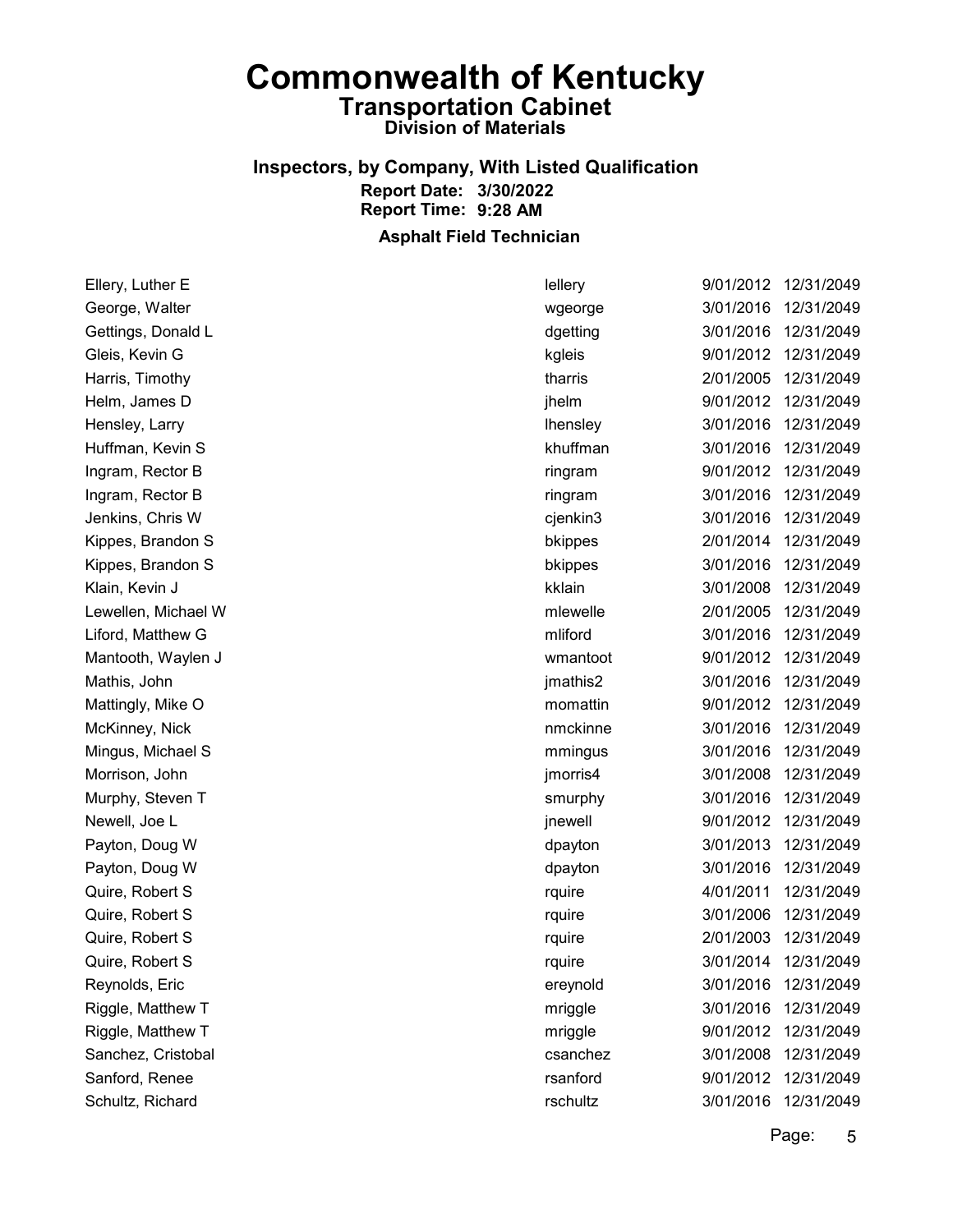# Commonwealth of Kentucky

## Transportation Cabinet

### Division of Materials

### Inspectors, by Company, With Listed Qualification

**Report Date: 3/30/2022**
**Report Time: 9:28 AM**

**Asphalt Field Technician**

| | | | |
|---|---|---|---|
| Ellery, Luther E | lellery | 9/01/2012 | 12/31/2049 |
| George, Walter | wgeorge | 3/01/2016 | 12/31/2049 |
| Gettings, Donald L | dgetting | 3/01/2016 | 12/31/2049 |
| Gleis, Kevin G | kgleis | 9/01/2012 | 12/31/2049 |
| Harris, Timothy | tharris | 2/01/2005 | 12/31/2049 |
| Helm, James D | jhelm | 9/01/2012 | 12/31/2049 |
| Hensley, Larry | lhensley | 3/01/2016 | 12/31/2049 |
| Huffman, Kevin S | khuffman | 3/01/2016 | 12/31/2049 |
| Ingram, Rector B | ringram | 9/01/2012 | 12/31/2049 |
| Ingram, Rector B | ringram | 3/01/2016 | 12/31/2049 |
| Jenkins, Chris W | cjenkin3 | 3/01/2016 | 12/31/2049 |
| Kippes, Brandon S | bkippes | 2/01/2014 | 12/31/2049 |
| Kippes, Brandon S | bkippes | 3/01/2016 | 12/31/2049 |
| Klain, Kevin J | kklain | 3/01/2008 | 12/31/2049 |
| Lewellen, Michael W | mlewelle | 2/01/2005 | 12/31/2049 |
| Liford, Matthew G | mliford | 3/01/2016 | 12/31/2049 |
| Mantooth, Waylen J | wmantoot | 9/01/2012 | 12/31/2049 |
| Mathis, John | jmathis2 | 3/01/2016 | 12/31/2049 |
| Mattingly, Mike O | momattin | 9/01/2012 | 12/31/2049 |
| McKinney, Nick | nmckinne | 3/01/2016 | 12/31/2049 |
| Mingus, Michael S | mmingus | 3/01/2016 | 12/31/2049 |
| Morrison, John | jmorris4 | 3/01/2008 | 12/31/2049 |
| Murphy, Steven T | smurphy | 3/01/2016 | 12/31/2049 |
| Newell, Joe L | jnewell | 9/01/2012 | 12/31/2049 |
| Payton, Doug W | dpayton | 3/01/2013 | 12/31/2049 |
| Payton, Doug W | dpayton | 3/01/2016 | 12/31/2049 |
| Quire, Robert S | rquire | 4/01/2011 | 12/31/2049 |
| Quire, Robert S | rquire | 3/01/2006 | 12/31/2049 |
| Quire, Robert S | rquire | 2/01/2003 | 12/31/2049 |
| Quire, Robert S | rquire | 3/01/2014 | 12/31/2049 |
| Reynolds, Eric | ereynold | 3/01/2016 | 12/31/2049 |
| Riggle, Matthew T | mriggle | 3/01/2016 | 12/31/2049 |
| Riggle, Matthew T | mriggle | 9/01/2012 | 12/31/2049 |
| Sanchez, Cristobal | csanchez | 3/01/2008 | 12/31/2049 |
| Sanford, Renee | rsanford | 9/01/2012 | 12/31/2049 |
| Schultz, Richard | rschultz | 3/01/2016 | 12/31/2049 |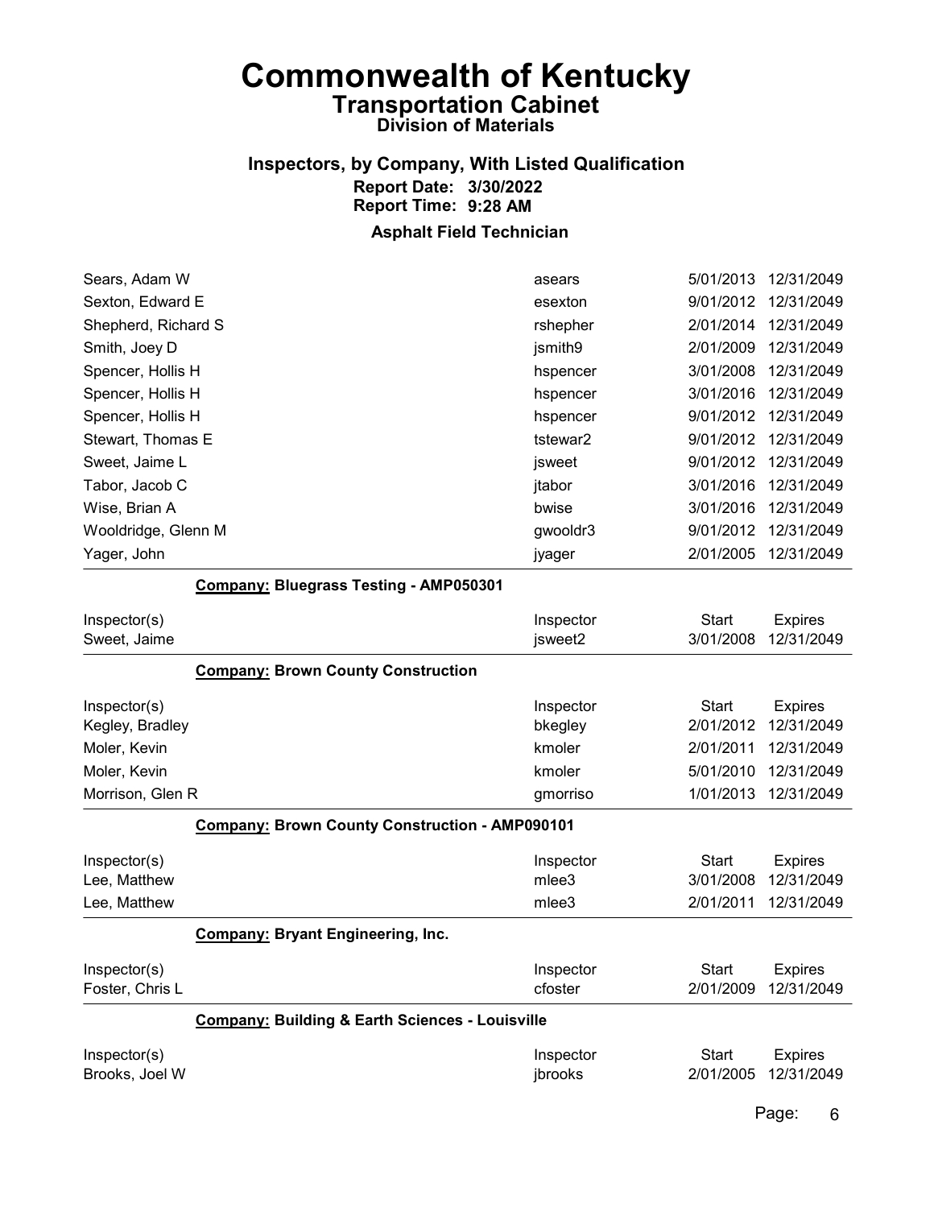# Commonwealth of Kentucky

## Transportation Cabinet

### Division of Materials

### Inspectors, by Company, With Listed Qualification

**Report Date: 3/30/2022**
**Report Time: 9:28 AM**

### Asphalt Field Technician

| | | | |
|---|---|---|---|
| Sears, Adam W | asears | 5/01/2013 | 12/31/2049 |
| Sexton, Edward E | esexton | 9/01/2012 | 12/31/2049 |
| Shepherd, Richard S | rshepher | 2/01/2014 | 12/31/2049 |
| Smith, Joey D | jsmith9 | 2/01/2009 | 12/31/2049 |
| Spencer, Hollis H | hspencer | 3/01/2008 | 12/31/2049 |
| Spencer, Hollis H | hspencer | 3/01/2016 | 12/31/2049 |
| Spencer, Hollis H | hspencer | 9/01/2012 | 12/31/2049 |
| Stewart, Thomas E | tstewar2 | 9/01/2012 | 12/31/2049 |
| Sweet, Jaime L | jsweet | 9/01/2012 | 12/31/2049 |
| Tabor, Jacob C | jtabor | 3/01/2016 | 12/31/2049 |
| Wise, Brian A | bwise | 3/01/2016 | 12/31/2049 |
| Wooldridge, Glenn M | gwooldr3 | 9/01/2012 | 12/31/2049 |
| Yager, John | jyager | 2/01/2005 | 12/31/2049 |

**Company: Bluegrass Testing - AMP050301**

| Inspector(s) | Inspector | Start | Expires |
|---|---|---|---|
| Sweet, Jaime | jsweet2 | 3/01/2008 | 12/31/2049 |

**Company: Brown County Construction**

| Inspector(s) | Inspector | Start | Expires |
|---|---|---|---|
| Kegley, Bradley | bkegley | 2/01/2012 | 12/31/2049 |
| Moler, Kevin | kmoler | 2/01/2011 | 12/31/2049 |
| Moler, Kevin | kmoler | 5/01/2010 | 12/31/2049 |
| Morrison, Glen R | gmorriso | 1/01/2013 | 12/31/2049 |

**Company: Brown County Construction - AMP090101**

| Inspector(s) | Inspector | Start | Expires |
|---|---|---|---|
| Lee, Matthew | mlee3 | 3/01/2008 | 12/31/2049 |
| Lee, Matthew | mlee3 | 2/01/2011 | 12/31/2049 |

**Company: Bryant Engineering, Inc.**

| Inspector(s) | Inspector | Start | Expires |
|---|---|---|---|
| Foster, Chris L | cfoster | 2/01/2009 | 12/31/2049 |

**Company: Building & Earth Sciences - Louisville**

| Inspector(s) | Inspector | Start | Expires |
|---|---|---|---|
| Brooks, Joel W | jbrooks | 2/01/2005 | 12/31/2049 |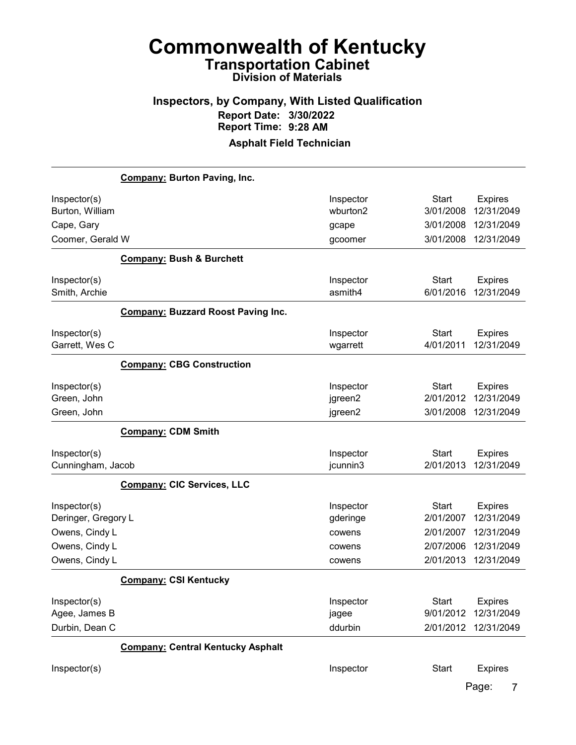# Commonwealth of Kentucky
## Transportation Cabinet
### Division of Materials

## Inspectors, by Company, With Listed Qualification
**Report Date: 3/30/2022**
**Report Time: 9:28 AM**

**Asphalt Field Technician**

### Company: Burton Paving, Inc.

| Inspector(s) | Inspector | Start | Expires |
|---|---|---|---|
| Burton, William | wburton2 | 3/01/2008 | 12/31/2049 |
| Cape, Gary | gcape | 3/01/2008 | 12/31/2049 |
| Coomer, Gerald W | gcoomer | 3/01/2008 | 12/31/2049 |

### Company: Bush & Burchett

| Inspector(s) | Inspector | Start | Expires |
|---|---|---|---|
| Smith, Archie | asmith4 | 6/01/2016 | 12/31/2049 |

### Company: Buzzard Roost Paving Inc.

| Inspector(s) | Inspector | Start | Expires |
|---|---|---|---|
| Garrett, Wes C | wgarrett | 4/01/2011 | 12/31/2049 |

### Company: CBG Construction

| Inspector(s) | Inspector | Start | Expires |
|---|---|---|---|
| Green, John | jgreen2 | 2/01/2012 | 12/31/2049 |
| Green, John | jgreen2 | 3/01/2008 | 12/31/2049 |

### Company: CDM Smith

| Inspector(s) | Inspector | Start | Expires |
|---|---|---|---|
| Cunningham, Jacob | jcunnin3 | 2/01/2013 | 12/31/2049 |

### Company: CIC Services, LLC

| Inspector(s) | Inspector | Start | Expires |
|---|---|---|---|
| Deringer, Gregory L | gderinge | 2/01/2007 | 12/31/2049 |
| Owens, Cindy L | cowens | 2/01/2007 | 12/31/2049 |
| Owens, Cindy L | cowens | 2/07/2006 | 12/31/2049 |
| Owens, Cindy L | cowens | 2/01/2013 | 12/31/2049 |

### Company: CSI Kentucky

| Inspector(s) | Inspector | Start | Expires |
|---|---|---|---|
| Agee, James B | jagee | 9/01/2012 | 12/31/2049 |
| Durbin, Dean C | ddurbin | 2/01/2012 | 12/31/2049 |

### Company: Central Kentucky Asphalt

| Inspector(s) | Inspector | Start | Expires |
|---|---|---|---|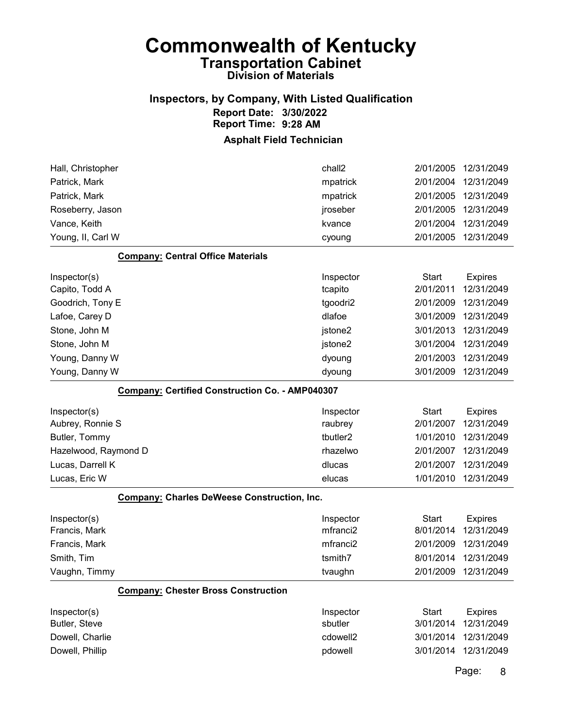# Commonwealth of Kentucky

## Transportation Cabinet

### Division of Materials

### Inspectors, by Company, With Listed Qualification

**Report Date: 3/30/2022**
**Report Time: 9:28 AM**

### Asphalt Field Technician

| Inspector(s) | Inspector | Start | Expires |
|---|---|---|---|
| Hall, Christopher | chall2 | 2/01/2005 | 12/31/2049 |
| Patrick, Mark | mpatrick | 2/01/2004 | 12/31/2049 |
| Patrick, Mark | mpatrick | 2/01/2005 | 12/31/2049 |
| Roseberry, Jason | jroseber | 2/01/2005 | 12/31/2049 |
| Vance, Keith | kvance | 2/01/2004 | 12/31/2049 |
| Young, II, Carl W | cyoung | 2/01/2005 | 12/31/2049 |

**Company:** Central Office Materials

| Inspector(s) | Inspector | Start | Expires |
|---|---|---|---|
| Capito, Todd A | tcapito | 2/01/2011 | 12/31/2049 |
| Goodrich, Tony E | tgoodri2 | 2/01/2009 | 12/31/2049 |
| Lafoe, Carey D | dlafoe | 3/01/2009 | 12/31/2049 |
| Stone, John M | jstone2 | 3/01/2013 | 12/31/2049 |
| Stone, John M | jstone2 | 3/01/2004 | 12/31/2049 |
| Young, Danny W | dyoung | 2/01/2003 | 12/31/2049 |
| Young, Danny W | dyoung | 3/01/2009 | 12/31/2049 |

**Company:** Certified Construction Co. - AMP040307

| Inspector(s) | Inspector | Start | Expires |
|---|---|---|---|
| Aubrey, Ronnie S | raubrey | 2/01/2007 | 12/31/2049 |
| Butler, Tommy | tbutler2 | 1/01/2010 | 12/31/2049 |
| Hazelwood, Raymond D | rhazelwo | 2/01/2007 | 12/31/2049 |
| Lucas, Darrell K | dlucas | 2/01/2007 | 12/31/2049 |
| Lucas, Eric W | elucas | 1/01/2010 | 12/31/2049 |

**Company:** Charles DeWeese Construction, Inc.

| Inspector(s) | Inspector | Start | Expires |
|---|---|---|---|
| Francis, Mark | mfranci2 | 8/01/2014 | 12/31/2049 |
| Francis, Mark | mfranci2 | 2/01/2009 | 12/31/2049 |
| Smith, Tim | tsmith7 | 8/01/2014 | 12/31/2049 |
| Vaughn, Timmy | tvaughn | 2/01/2009 | 12/31/2049 |

**Company:** Chester Bross Construction

| Inspector(s) | Inspector | Start | Expires |
|---|---|---|---|
| Butler, Steve | sbutler | 3/01/2014 | 12/31/2049 |
| Dowell, Charlie | cdowell2 | 3/01/2014 | 12/31/2049 |
| Dowell, Phillip | pdowell | 3/01/2014 | 12/31/2049 |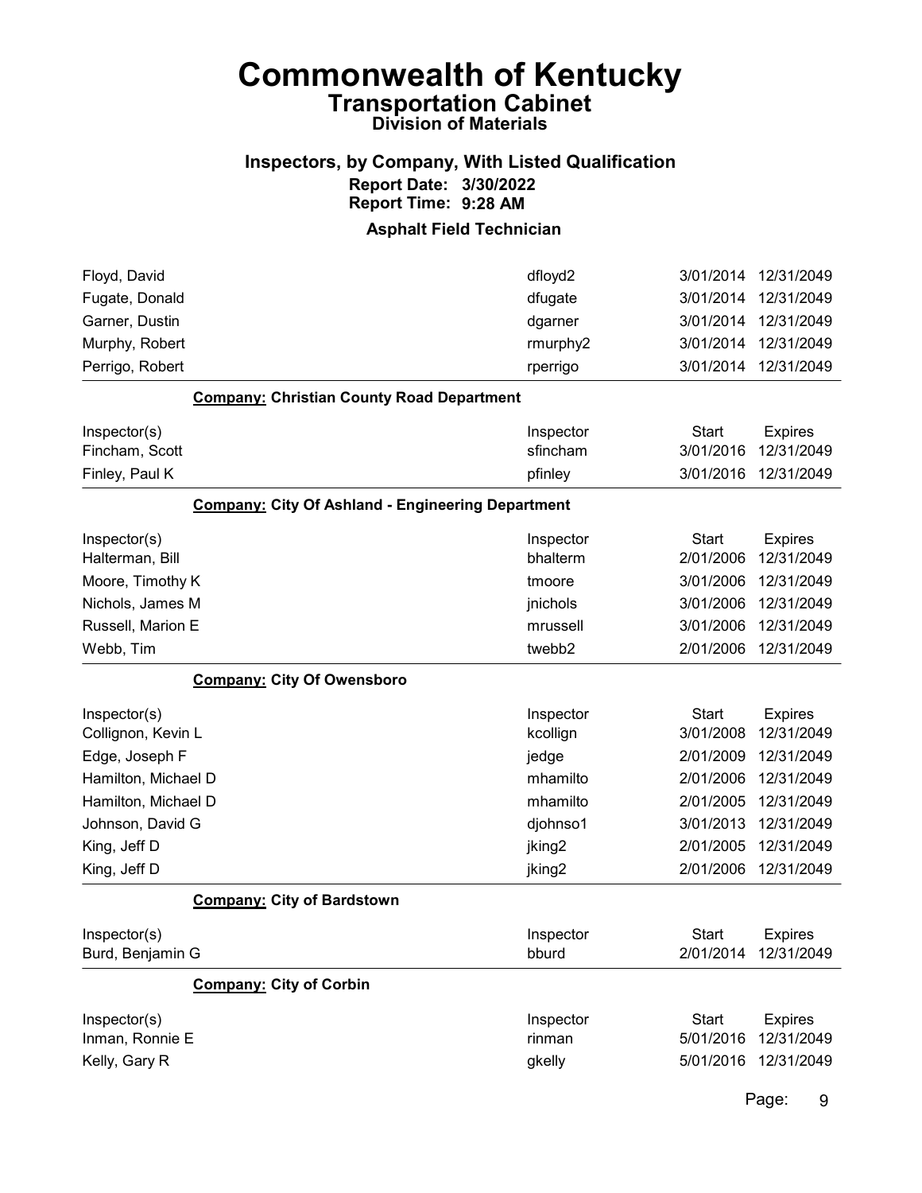# Commonwealth of Kentucky

## Transportation Cabinet

### Division of Materials

### Inspectors, by Company, With Listed Qualification

**Report Date: 3/30/2022**
**Report Time: 9:28 AM**

### Asphalt Field Technician

| Inspector(s) | Inspector | Start | Expires |
|---|---|---|---|
| Floyd, David | dfloyd2 | 3/01/2014 | 12/31/2049 |
| Fugate, Donald | dfugate | 3/01/2014 | 12/31/2049 |
| Garner, Dustin | dgarner | 3/01/2014 | 12/31/2049 |
| Murphy, Robert | rmurphy2 | 3/01/2014 | 12/31/2049 |
| Perrigo, Robert | rperrigo | 3/01/2014 | 12/31/2049 |

**Company: Christian County Road Department**

| Inspector(s) | Inspector | Start | Expires |
|---|---|---|---|
| Fincham, Scott | sfincham | 3/01/2016 | 12/31/2049 |
| Finley, Paul K | pfinley | 3/01/2016 | 12/31/2049 |

**Company: City Of Ashland - Engineering Department**

| Inspector(s) | Inspector | Start | Expires |
|---|---|---|---|
| Halterman, Bill | bhalterm | 2/01/2006 | 12/31/2049 |
| Moore, Timothy K | tmoore | 3/01/2006 | 12/31/2049 |
| Nichols, James M | jnichols | 3/01/2006 | 12/31/2049 |
| Russell, Marion E | mrussell | 3/01/2006 | 12/31/2049 |
| Webb, Tim | twebb2 | 2/01/2006 | 12/31/2049 |

**Company: City Of Owensboro**

| Inspector(s) | Inspector | Start | Expires |
|---|---|---|---|
| Collignon, Kevin L | kcollign | 3/01/2008 | 12/31/2049 |
| Edge, Joseph F | jedge | 2/01/2009 | 12/31/2049 |
| Hamilton, Michael D | mhamilto | 2/01/2006 | 12/31/2049 |
| Hamilton, Michael D | mhamilto | 2/01/2005 | 12/31/2049 |
| Johnson, David G | djohnso1 | 3/01/2013 | 12/31/2049 |
| King, Jeff D | jking2 | 2/01/2005 | 12/31/2049 |
| King, Jeff D | jking2 | 2/01/2006 | 12/31/2049 |

**Company: City of Bardstown**

| Inspector(s) | Inspector | Start | Expires |
|---|---|---|---|
| Burd, Benjamin G | bburd | 2/01/2014 | 12/31/2049 |

**Company: City of Corbin**

| Inspector(s) | Inspector | Start | Expires |
|---|---|---|---|
| Inman, Ronnie E | rinman | 5/01/2016 | 12/31/2049 |
| Kelly, Gary R | gkelly | 5/01/2016 | 12/31/2049 |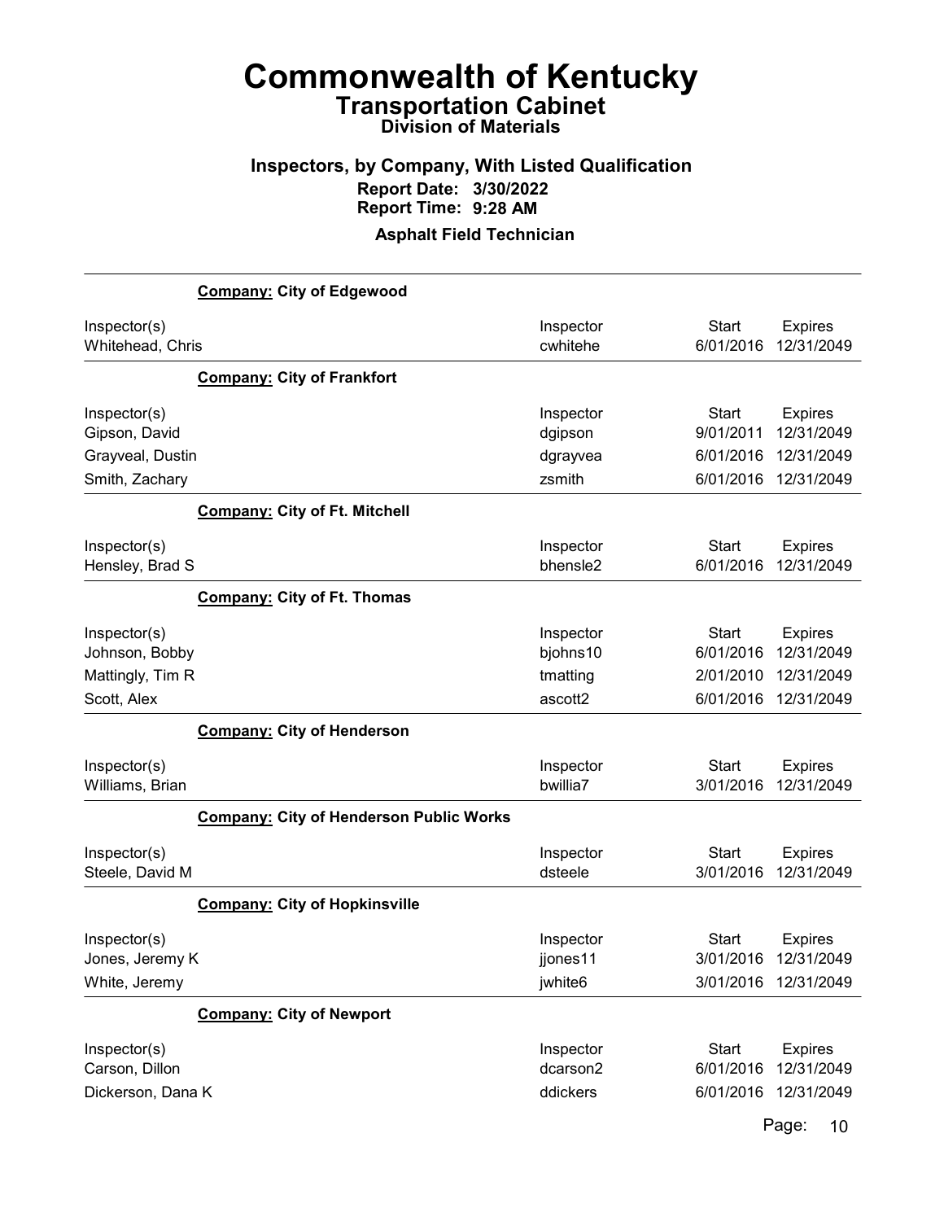# Commonwealth of Kentucky

## Transportation Cabinet

### Division of Materials

### Inspectors, by Company, With Listed Qualification

**Report Date: 3/30/2022**

**Report Time: 9:28 AM**

**Asphalt Field Technician**

**Company: City of Edgewood**

| Inspector(s) | Inspector | Start | Expires |
|---|---|---|---|
| Whitehead, Chris | cwhitehe | 6/01/2016 | 12/31/2049 |

**Company: City of Frankfort**

| Inspector(s) | Inspector | Start | Expires |
|---|---|---|---|
| Gipson, David | dgipson | 9/01/2011 | 12/31/2049 |
| Grayveal, Dustin | dgrayvea | 6/01/2016 | 12/31/2049 |
| Smith, Zachary | zsmith | 6/01/2016 | 12/31/2049 |

**Company: City of Ft. Mitchell**

| Inspector(s) | Inspector | Start | Expires |
|---|---|---|---|
| Hensley, Brad S | bhensle2 | 6/01/2016 | 12/31/2049 |

**Company: City of Ft. Thomas**

| Inspector(s) | Inspector | Start | Expires |
|---|---|---|---|
| Johnson, Bobby | bjohns10 | 6/01/2016 | 12/31/2049 |
| Mattingly, Tim R | tmatting | 2/01/2010 | 12/31/2049 |
| Scott, Alex | ascott2 | 6/01/2016 | 12/31/2049 |

**Company: City of Henderson**

| Inspector(s) | Inspector | Start | Expires |
|---|---|---|---|
| Williams, Brian | bwillia7 | 3/01/2016 | 12/31/2049 |

**Company: City of Henderson Public Works**

| Inspector(s) | Inspector | Start | Expires |
|---|---|---|---|
| Steele, David M | dsteele | 3/01/2016 | 12/31/2049 |

**Company: City of Hopkinsville**

| Inspector(s) | Inspector | Start | Expires |
|---|---|---|---|
| Jones, Jeremy K | jjones11 | 3/01/2016 | 12/31/2049 |
| White, Jeremy | jwhite6 | 3/01/2016 | 12/31/2049 |

**Company: City of Newport**

| Inspector(s) | Inspector | Start | Expires |
|---|---|---|---|
| Carson, Dillon | dcarson2 | 6/01/2016 | 12/31/2049 |
| Dickerson, Dana K | ddickers | 6/01/2016 | 12/31/2049 |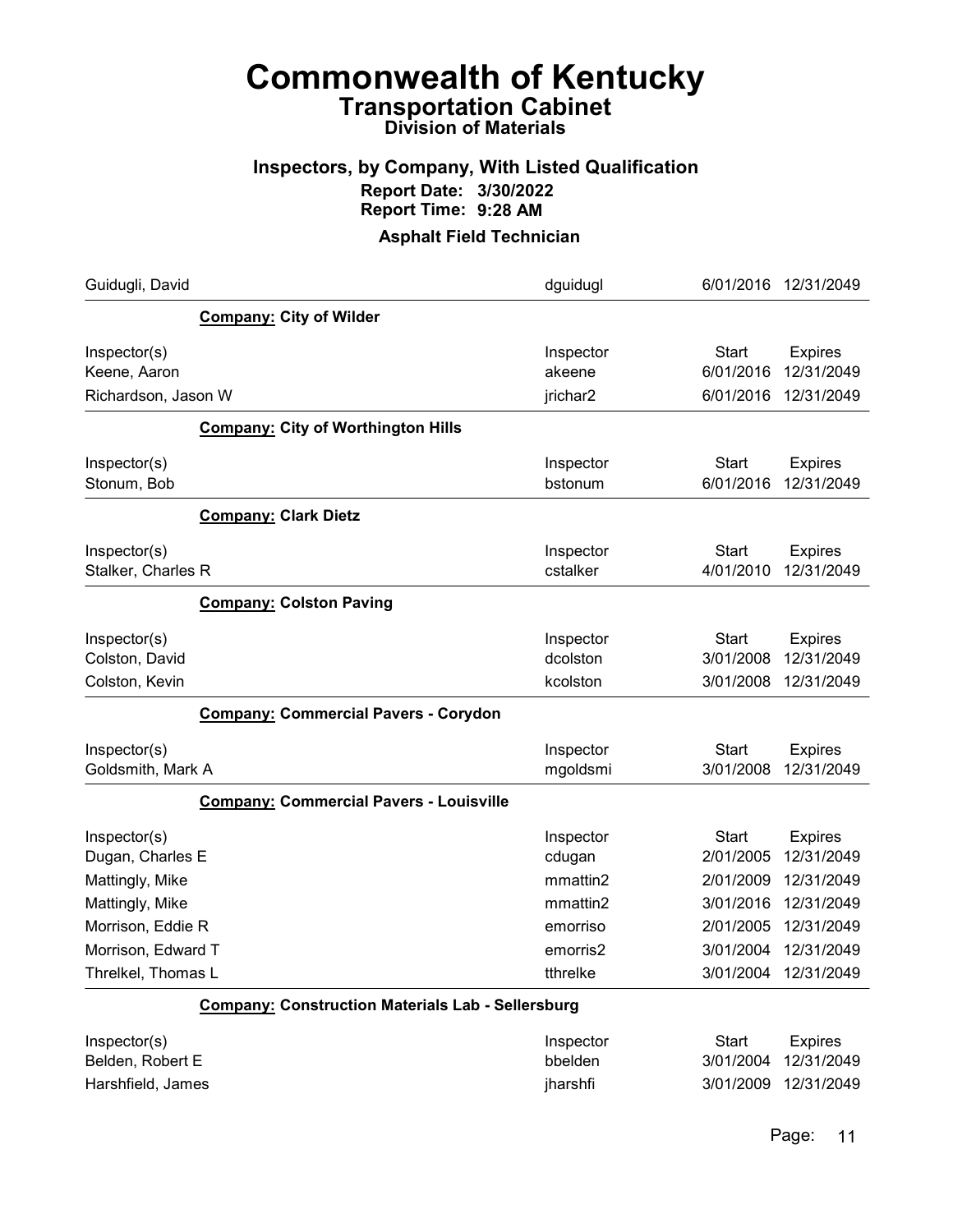# Commonwealth of Kentucky
## Transportation Cabinet
### Division of Materials

### Inspectors, by Company, With Listed Qualification
**Report Date: 3/30/2022**
**Report Time: 9:28 AM**

### Asphalt Field Technician

| Guidugli, David | dguidugl | 6/01/2016 | 12/31/2049 |
|---|---|---|---|

**Company: City of Wilder**

| Inspector(s) | Inspector | Start | Expires |
|---|---|---|---|
| Keene, Aaron | akeene | 6/01/2016 | 12/31/2049 |
| Richardson, Jason W | jrichar2 | 6/01/2016 | 12/31/2049 |

**Company: City of Worthington Hills**

| Inspector(s) | Inspector | Start | Expires |
|---|---|---|---|
| Stonum, Bob | bstonum | 6/01/2016 | 12/31/2049 |

**Company: Clark Dietz**

| Inspector(s) | Inspector | Start | Expires |
|---|---|---|---|
| Stalker, Charles R | cstalker | 4/01/2010 | 12/31/2049 |

**Company: Colston Paving**

| Inspector(s) | Inspector | Start | Expires |
|---|---|---|---|
| Colston, David | dcolston | 3/01/2008 | 12/31/2049 |
| Colston, Kevin | kcolston | 3/01/2008 | 12/31/2049 |

**Company: Commercial Pavers - Corydon**

| Inspector(s) | Inspector | Start | Expires |
|---|---|---|---|
| Goldsmith, Mark A | mgoldsmi | 3/01/2008 | 12/31/2049 |

**Company: Commercial Pavers - Louisville**

| Inspector(s) | Inspector | Start | Expires |
|---|---|---|---|
| Dugan, Charles E | cdugan | 2/01/2005 | 12/31/2049 |
| Mattingly, Mike | mmattin2 | 2/01/2009 | 12/31/2049 |
| Mattingly, Mike | mmattin2 | 3/01/2016 | 12/31/2049 |
| Morrison, Eddie R | emorriso | 2/01/2005 | 12/31/2049 |
| Morrison, Edward T | emorris2 | 3/01/2004 | 12/31/2049 |
| Threlkel, Thomas L | tthrelke | 3/01/2004 | 12/31/2049 |

**Company: Construction Materials Lab - Sellersburg**

| Inspector(s) | Inspector | Start | Expires |
|---|---|---|---|
| Belden, Robert E | bbelden | 3/01/2004 | 12/31/2049 |
| Harshfield, James | jharshfi | 3/01/2009 | 12/31/2049 |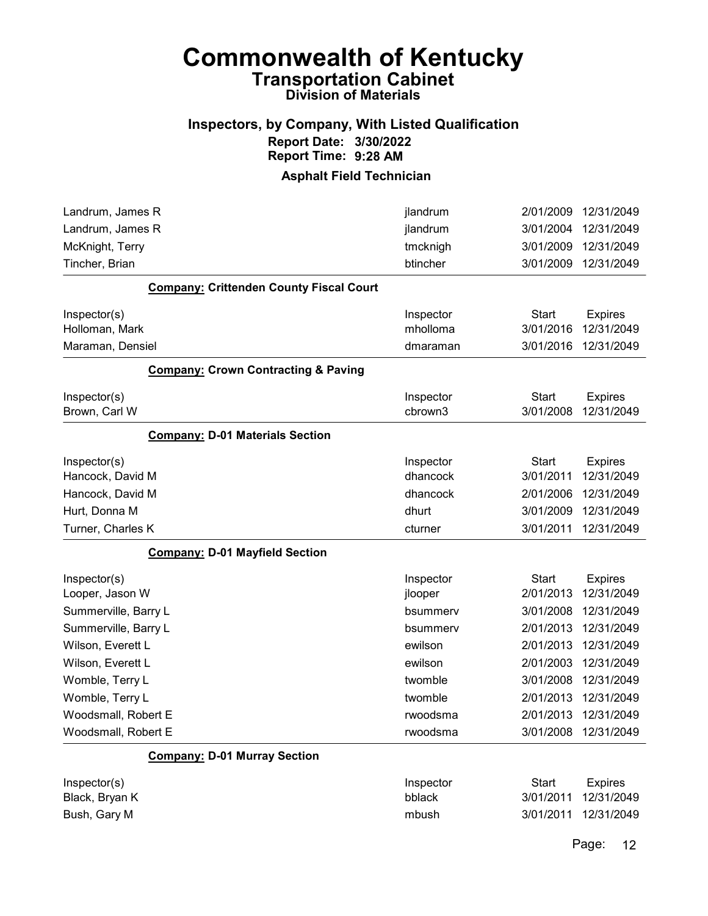# Commonwealth of Kentucky

## Transportation Cabinet

### Division of Materials

### Inspectors, by Company, With Listed Qualification

**Report Date: 3/30/2022**
**Report Time: 9:28 AM**

### Asphalt Field Technician

| Inspector(s) | Inspector | Start | Expires |
|---|---|---|---|
| Landrum, James R | jlandrum | 2/01/2009 | 12/31/2049 |
| Landrum, James R | jlandrum | 3/01/2004 | 12/31/2049 |
| McKnight, Terry | tmcknigh | 3/01/2009 | 12/31/2049 |
| Tincher, Brian | btincher | 3/01/2009 | 12/31/2049 |

**Company: Crittenden County Fiscal Court**

| Inspector(s) | Inspector | Start | Expires |
|---|---|---|---|
| Holloman, Mark | mholloma | 3/01/2016 | 12/31/2049 |
| Maraman, Densiel | dmaraman | 3/01/2016 | 12/31/2049 |

**Company: Crown Contracting & Paving**

| Inspector(s) | Inspector | Start | Expires |
|---|---|---|---|
| Brown, Carl W | cbrown3 | 3/01/2008 | 12/31/2049 |

**Company: D-01 Materials Section**

| Inspector(s) | Inspector | Start | Expires |
|---|---|---|---|
| Hancock, David M | dhancock | 3/01/2011 | 12/31/2049 |
| Hancock, David M | dhancock | 2/01/2006 | 12/31/2049 |
| Hurt, Donna M | dhurt | 3/01/2009 | 12/31/2049 |
| Turner, Charles K | cturner | 3/01/2011 | 12/31/2049 |

**Company: D-01 Mayfield Section**

| Inspector(s) | Inspector | Start | Expires |
|---|---|---|---|
| Looper, Jason W | jlooper | 2/01/2013 | 12/31/2049 |
| Summerville, Barry L | bsummerv | 3/01/2008 | 12/31/2049 |
| Summerville, Barry L | bsummerv | 2/01/2013 | 12/31/2049 |
| Wilson, Everett L | ewilson | 2/01/2013 | 12/31/2049 |
| Wilson, Everett L | ewilson | 2/01/2003 | 12/31/2049 |
| Womble, Terry L | twomble | 3/01/2008 | 12/31/2049 |
| Womble, Terry L | twomble | 2/01/2013 | 12/31/2049 |
| Woodsmall, Robert E | rwoodsma | 2/01/2013 | 12/31/2049 |
| Woodsmall, Robert E | rwoodsma | 3/01/2008 | 12/31/2049 |

**Company: D-01 Murray Section**

| Inspector(s) | Inspector | Start | Expires |
|---|---|---|---|
| Black, Bryan K | bblack | 3/01/2011 | 12/31/2049 |
| Bush, Gary M | mbush | 3/01/2011 | 12/31/2049 |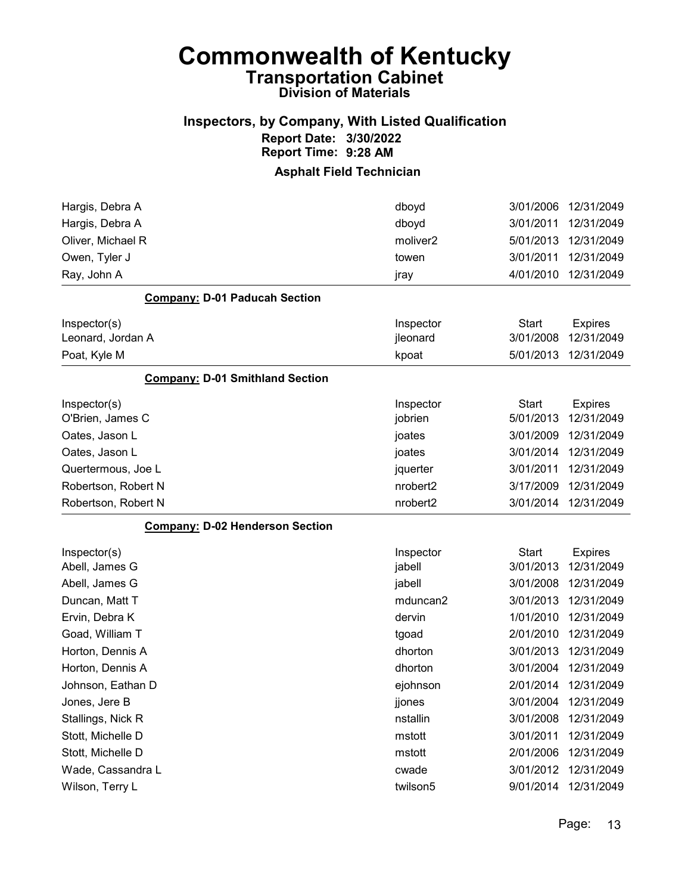# Commonwealth of Kentucky

## Transportation Cabinet

### Division of Materials

### Inspectors, by Company, With Listed Qualification

**Report Date: 3/30/2022**
**Report Time: 9:28 AM**

### Asphalt Field Technician

| Inspector(s) | Inspector | Start | Expires |
|---|---|---|---|
| Hargis, Debra A | dboyd | 3/01/2006 | 12/31/2049 |
| Hargis, Debra A | dboyd | 3/01/2011 | 12/31/2049 |
| Oliver, Michael R | moliver2 | 5/01/2013 | 12/31/2049 |
| Owen, Tyler J | towen | 3/01/2011 | 12/31/2049 |
| Ray, John A | jray | 4/01/2010 | 12/31/2049 |

**Company: D-01 Paducah Section**

| Inspector(s) | Inspector | Start | Expires |
|---|---|---|---|
| Leonard, Jordan A | jleonard | 3/01/2008 | 12/31/2049 |
| Poat, Kyle M | kpoat | 5/01/2013 | 12/31/2049 |

**Company: D-01 Smithland Section**

| Inspector(s) | Inspector | Start | Expires |
|---|---|---|---|
| O'Brien, James C | jobrien | 5/01/2013 | 12/31/2049 |
| Oates, Jason L | joates | 3/01/2009 | 12/31/2049 |
| Oates, Jason L | joates | 3/01/2014 | 12/31/2049 |
| Quertermous, Joe L | jquerter | 3/01/2011 | 12/31/2049 |
| Robertson, Robert N | nrobert2 | 3/17/2009 | 12/31/2049 |
| Robertson, Robert N | nrobert2 | 3/01/2014 | 12/31/2049 |

**Company: D-02 Henderson Section**

| Inspector(s) | Inspector | Start | Expires |
|---|---|---|---|
| Abell, James G | jabell | 3/01/2013 | 12/31/2049 |
| Abell, James G | jabell | 3/01/2008 | 12/31/2049 |
| Duncan, Matt T | mduncan2 | 3/01/2013 | 12/31/2049 |
| Ervin, Debra K | dervin | 1/01/2010 | 12/31/2049 |
| Goad, William T | tgoad | 2/01/2010 | 12/31/2049 |
| Horton, Dennis A | dhorton | 3/01/2013 | 12/31/2049 |
| Horton, Dennis A | dhorton | 3/01/2004 | 12/31/2049 |
| Johnson, Eathan D | ejohnson | 2/01/2014 | 12/31/2049 |
| Jones, Jere B | jjones | 3/01/2004 | 12/31/2049 |
| Stallings, Nick R | nstallin | 3/01/2008 | 12/31/2049 |
| Stott, Michelle D | mstott | 3/01/2011 | 12/31/2049 |
| Stott, Michelle D | mstott | 2/01/2006 | 12/31/2049 |
| Wade, Cassandra L | cwade | 3/01/2012 | 12/31/2049 |
| Wilson, Terry L | twilson5 | 9/01/2014 | 12/31/2049 |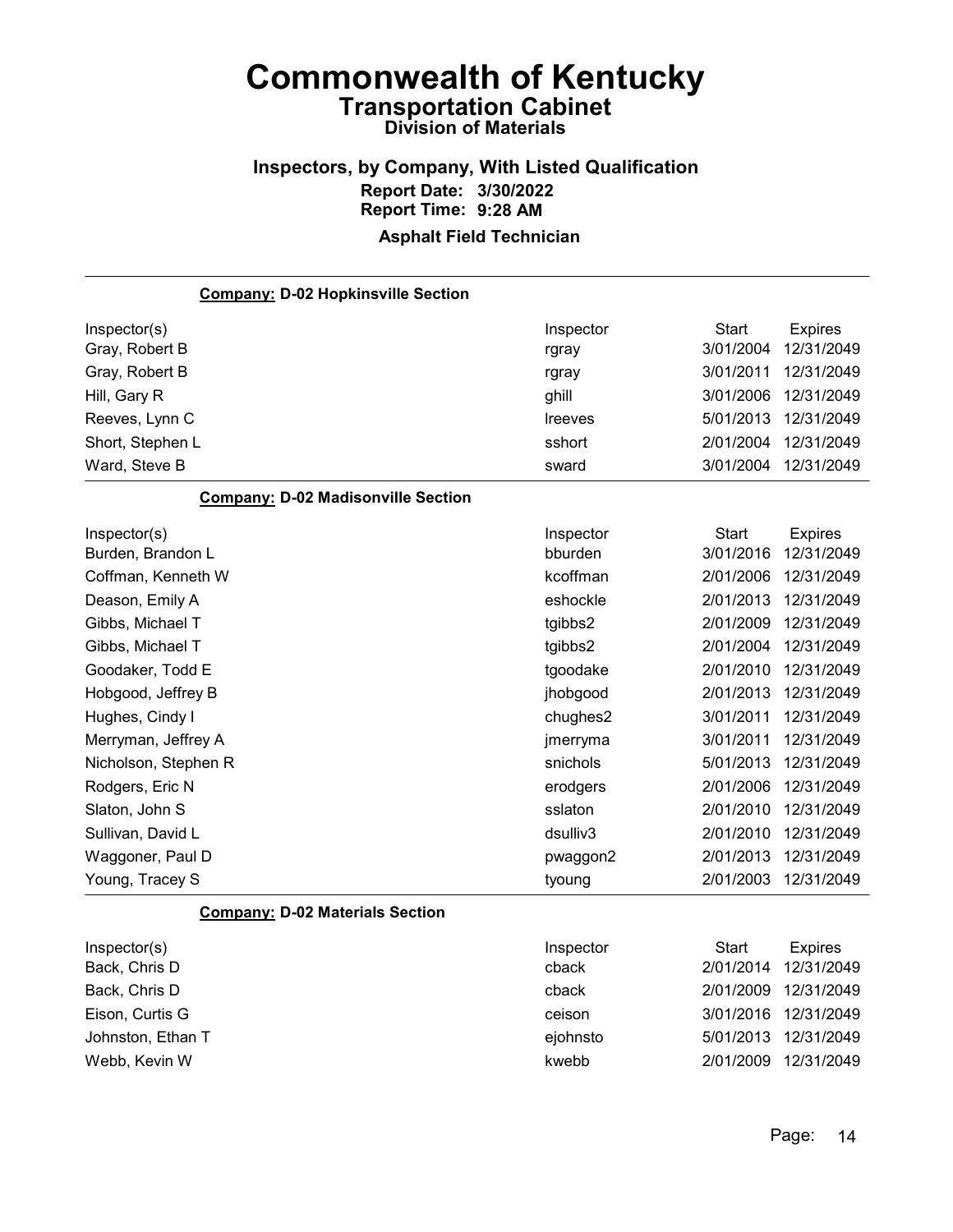# Commonwealth of Kentucky

## Transportation Cabinet

### Division of Materials

### Inspectors, by Company, With Listed Qualification

**Report Date: 3/30/2022**
**Report Time: 9:28 AM**

**Asphalt Field Technician**

**Company: D-02 Hopkinsville Section**

| Inspector(s) | Inspector | Start | Expires |
|---|---|---|---|
| Gray, Robert B | rgray | 3/01/2004 | 12/31/2049 |
| Gray, Robert B | rgray | 3/01/2011 | 12/31/2049 |
| Hill, Gary R | ghill | 3/01/2006 | 12/31/2049 |
| Reeves, Lynn C | lreeves | 5/01/2013 | 12/31/2049 |
| Short, Stephen L | sshort | 2/01/2004 | 12/31/2049 |
| Ward, Steve B | sward | 3/01/2004 | 12/31/2049 |

**Company: D-02 Madisonville Section**

| Inspector(s) | Inspector | Start | Expires |
|---|---|---|---|
| Burden, Brandon L | bburden | 3/01/2016 | 12/31/2049 |
| Coffman, Kenneth W | kcoffman | 2/01/2006 | 12/31/2049 |
| Deason, Emily A | eshockle | 2/01/2013 | 12/31/2049 |
| Gibbs, Michael T | tgibbs2 | 2/01/2009 | 12/31/2049 |
| Gibbs, Michael T | tgibbs2 | 2/01/2004 | 12/31/2049 |
| Goodaker, Todd E | tgoodake | 2/01/2010 | 12/31/2049 |
| Hobgood, Jeffrey B | jhobgood | 2/01/2013 | 12/31/2049 |
| Hughes, Cindy I | chughes2 | 3/01/2011 | 12/31/2049 |
| Merryman, Jeffrey A | jmerryma | 3/01/2011 | 12/31/2049 |
| Nicholson, Stephen R | snichols | 5/01/2013 | 12/31/2049 |
| Rodgers, Eric N | erodgers | 2/01/2006 | 12/31/2049 |
| Slaton, John S | sslaton | 2/01/2010 | 12/31/2049 |
| Sullivan, David L | dsulliv3 | 2/01/2010 | 12/31/2049 |
| Waggoner, Paul D | pwaggon2 | 2/01/2013 | 12/31/2049 |
| Young, Tracey S | tyoung | 2/01/2003 | 12/31/2049 |

**Company: D-02 Materials Section**

| Inspector(s) | Inspector | Start | Expires |
|---|---|---|---|
| Back, Chris D | cback | 2/01/2014 | 12/31/2049 |
| Back, Chris D | cback | 2/01/2009 | 12/31/2049 |
| Eison, Curtis G | ceison | 3/01/2016 | 12/31/2049 |
| Johnston, Ethan T | ejohnsto | 5/01/2013 | 12/31/2049 |
| Webb, Kevin W | kwebb | 2/01/2009 | 12/31/2049 |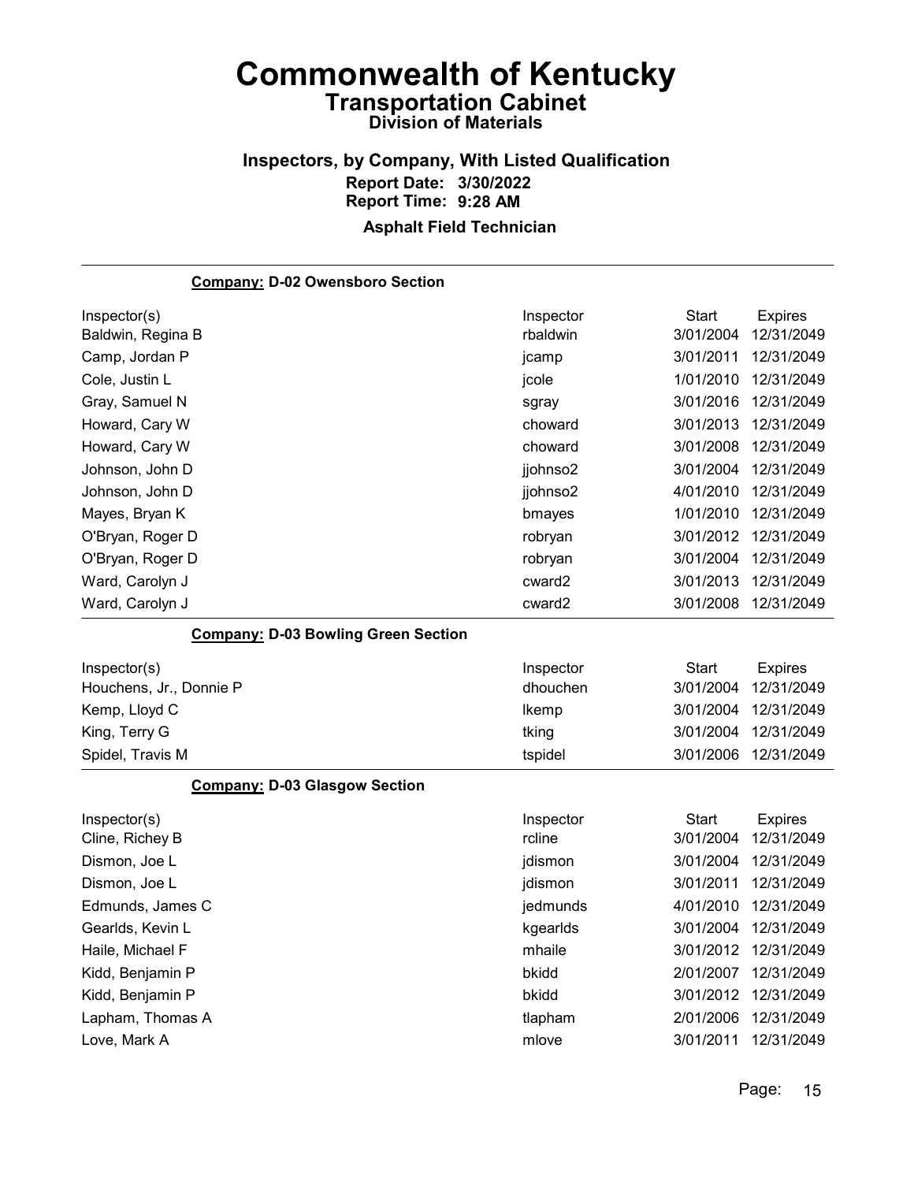# Commonwealth of Kentucky
## Transportation Cabinet
### Division of Materials

### Inspectors, by Company, With Listed Qualification
**Report Date: 3/30/2022**
**Report Time: 9:28 AM**

**Asphalt Field Technician**

**Company: D-02 Owensboro Section**

| Inspector(s) | Inspector | Start | Expires |
|---|---|---|---|
| Baldwin, Regina B | rbaldwin | 3/01/2004 | 12/31/2049 |
| Camp, Jordan P | jcamp | 3/01/2011 | 12/31/2049 |
| Cole, Justin L | jcole | 1/01/2010 | 12/31/2049 |
| Gray, Samuel N | sgray | 3/01/2016 | 12/31/2049 |
| Howard, Cary W | choward | 3/01/2013 | 12/31/2049 |
| Howard, Cary W | choward | 3/01/2008 | 12/31/2049 |
| Johnson, John D | jjohnso2 | 3/01/2004 | 12/31/2049 |
| Johnson, John D | jjohnso2 | 4/01/2010 | 12/31/2049 |
| Mayes, Bryan K | bmayes | 1/01/2010 | 12/31/2049 |
| O'Bryan, Roger D | robryan | 3/01/2012 | 12/31/2049 |
| O'Bryan, Roger D | robryan | 3/01/2004 | 12/31/2049 |
| Ward, Carolyn J | cward2 | 3/01/2013 | 12/31/2049 |
| Ward, Carolyn J | cward2 | 3/01/2008 | 12/31/2049 |

**Company: D-03 Bowling Green Section**

| Inspector(s) | Inspector | Start | Expires |
|---|---|---|---|
| Houchens, Jr., Donnie P | dhouchen | 3/01/2004 | 12/31/2049 |
| Kemp, Lloyd C | lkemp | 3/01/2004 | 12/31/2049 |
| King, Terry G | tking | 3/01/2004 | 12/31/2049 |
| Spidel, Travis M | tspidel | 3/01/2006 | 12/31/2049 |

**Company: D-03 Glasgow Section**

| Inspector(s) | Inspector | Start | Expires |
|---|---|---|---|
| Cline, Richey B | rcline | 3/01/2004 | 12/31/2049 |
| Dismon, Joe L | jdismon | 3/01/2004 | 12/31/2049 |
| Dismon, Joe L | jdismon | 3/01/2011 | 12/31/2049 |
| Edmunds, James C | jedmunds | 4/01/2010 | 12/31/2049 |
| Gearlds, Kevin L | kgearlds | 3/01/2004 | 12/31/2049 |
| Haile, Michael F | mhaile | 3/01/2012 | 12/31/2049 |
| Kidd, Benjamin P | bkidd | 2/01/2007 | 12/31/2049 |
| Kidd, Benjamin P | bkidd | 3/01/2012 | 12/31/2049 |
| Lapham, Thomas A | tlapham | 2/01/2006 | 12/31/2049 |
| Love, Mark A | mlove | 3/01/2011 | 12/31/2049 |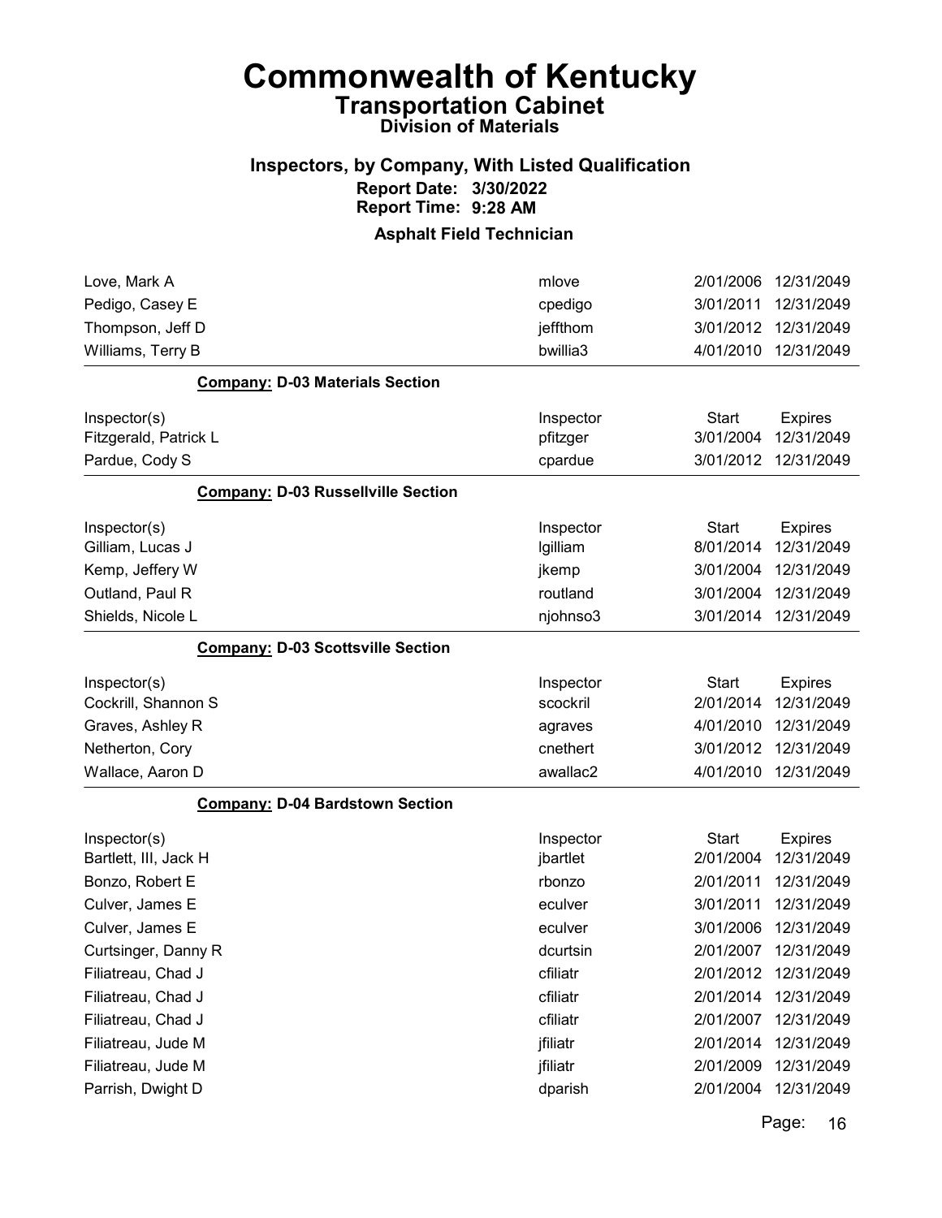# Commonwealth of Kentucky
## Transportation Cabinet
### Division of Materials

### Inspectors, by Company, With Listed Qualification
**Report Date: 3/30/2022**
**Report Time: 9:28 AM**

### Asphalt Field Technician

| | | | |
|---|---|---|---|
| Love, Mark A | mlove | 2/01/2006 | 12/31/2049 |
| Pedigo, Casey E | cpedigo | 3/01/2011 | 12/31/2049 |
| Thompson, Jeff D | jeffthom | 3/01/2012 | 12/31/2049 |
| Williams, Terry B | bwillia3 | 4/01/2010 | 12/31/2049 |

**Company: D-03 Materials Section**

| Inspector(s) | Inspector | Start | Expires |
|---|---|---|---|
| Fitzgerald, Patrick L | pfitzger | 3/01/2004 | 12/31/2049 |
| Pardue, Cody S | cpardue | 3/01/2012 | 12/31/2049 |

**Company: D-03 Russellville Section**

| Inspector(s) | Inspector | Start | Expires |
|---|---|---|---|
| Gilliam, Lucas J | lgilliam | 8/01/2014 | 12/31/2049 |
| Kemp, Jeffery W | jkemp | 3/01/2004 | 12/31/2049 |
| Outland, Paul R | routland | 3/01/2004 | 12/31/2049 |
| Shields, Nicole L | njohnso3 | 3/01/2014 | 12/31/2049 |

**Company: D-03 Scottsville Section**

| Inspector(s) | Inspector | Start | Expires |
|---|---|---|---|
| Cockrill, Shannon S | scockril | 2/01/2014 | 12/31/2049 |
| Graves, Ashley R | agraves | 4/01/2010 | 12/31/2049 |
| Netherton, Cory | cnethert | 3/01/2012 | 12/31/2049 |
| Wallace, Aaron D | awallac2 | 4/01/2010 | 12/31/2049 |

**Company: D-04 Bardstown Section**

| Inspector(s) | Inspector | Start | Expires |
|---|---|---|---|
| Bartlett, III, Jack H | jbartlet | 2/01/2004 | 12/31/2049 |
| Bonzo, Robert E | rbonzo | 2/01/2011 | 12/31/2049 |
| Culver, James E | eculver | 3/01/2011 | 12/31/2049 |
| Culver, James E | eculver | 3/01/2006 | 12/31/2049 |
| Curtsinger, Danny R | dcurtsin | 2/01/2007 | 12/31/2049 |
| Filiatreau, Chad J | cfiliatr | 2/01/2012 | 12/31/2049 |
| Filiatreau, Chad J | cfiliatr | 2/01/2014 | 12/31/2049 |
| Filiatreau, Chad J | cfiliatr | 2/01/2007 | 12/31/2049 |
| Filiatreau, Jude M | jfiliatr | 2/01/2014 | 12/31/2049 |
| Filiatreau, Jude M | jfiliatr | 2/01/2009 | 12/31/2049 |
| Parrish, Dwight D | dparish | 2/01/2004 | 12/31/2049 |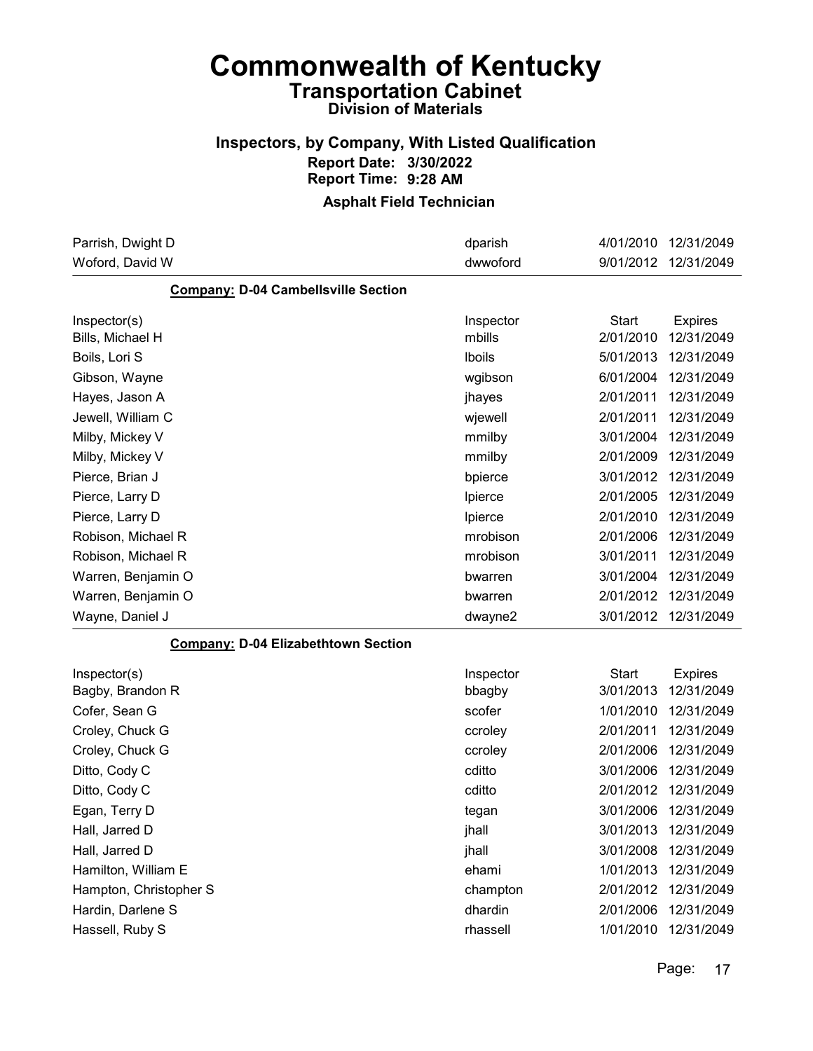# Commonwealth of Kentucky
## Transportation Cabinet
### Division of Materials

### Inspectors, by Company, With Listed Qualification
**Report Date: 3/30/2022**
**Report Time: 9:28 AM**

**Asphalt Field Technician**

| Inspector(s) | Inspector | Start | Expires |
|---|---|---|---|
| Parrish, Dwight D | dparish | 4/01/2010 | 12/31/2049 |
| Woford, David W | dwwoford | 9/01/2012 | 12/31/2049 |

**Company: D-04 Cambellsville Section**

| Inspector(s) | Inspector | Start | Expires |
|---|---|---|---|
| Bills, Michael H | mbills | 2/01/2010 | 12/31/2049 |
| Boils, Lori S | lboils | 5/01/2013 | 12/31/2049 |
| Gibson, Wayne | wgibson | 6/01/2004 | 12/31/2049 |
| Hayes, Jason A | jhayes | 2/01/2011 | 12/31/2049 |
| Jewell, William C | wjewell | 2/01/2011 | 12/31/2049 |
| Milby, Mickey V | mmilby | 3/01/2004 | 12/31/2049 |
| Milby, Mickey V | mmilby | 2/01/2009 | 12/31/2049 |
| Pierce, Brian J | bpierce | 3/01/2012 | 12/31/2049 |
| Pierce, Larry D | lpierce | 2/01/2005 | 12/31/2049 |
| Pierce, Larry D | lpierce | 2/01/2010 | 12/31/2049 |
| Robison, Michael R | mrobison | 2/01/2006 | 12/31/2049 |
| Robison, Michael R | mrobison | 3/01/2011 | 12/31/2049 |
| Warren, Benjamin O | bwarren | 3/01/2004 | 12/31/2049 |
| Warren, Benjamin O | bwarren | 2/01/2012 | 12/31/2049 |
| Wayne, Daniel J | dwayne2 | 3/01/2012 | 12/31/2049 |

**Company: D-04 Elizabethtown Section**

| Inspector(s) | Inspector | Start | Expires |
|---|---|---|---|
| Bagby, Brandon R | bbagby | 3/01/2013 | 12/31/2049 |
| Cofer, Sean G | scofer | 1/01/2010 | 12/31/2049 |
| Croley, Chuck G | ccroley | 2/01/2011 | 12/31/2049 |
| Croley, Chuck G | ccroley | 2/01/2006 | 12/31/2049 |
| Ditto, Cody C | cditto | 3/01/2006 | 12/31/2049 |
| Ditto, Cody C | cditto | 2/01/2012 | 12/31/2049 |
| Egan, Terry D | tegan | 3/01/2006 | 12/31/2049 |
| Hall, Jarred D | jhall | 3/01/2013 | 12/31/2049 |
| Hall, Jarred D | jhall | 3/01/2008 | 12/31/2049 |
| Hamilton, William E | ehami | 1/01/2013 | 12/31/2049 |
| Hampton, Christopher S | champton | 2/01/2012 | 12/31/2049 |
| Hardin, Darlene S | dhardin | 2/01/2006 | 12/31/2049 |
| Hassell, Ruby S | rhassell | 1/01/2010 | 12/31/2049 |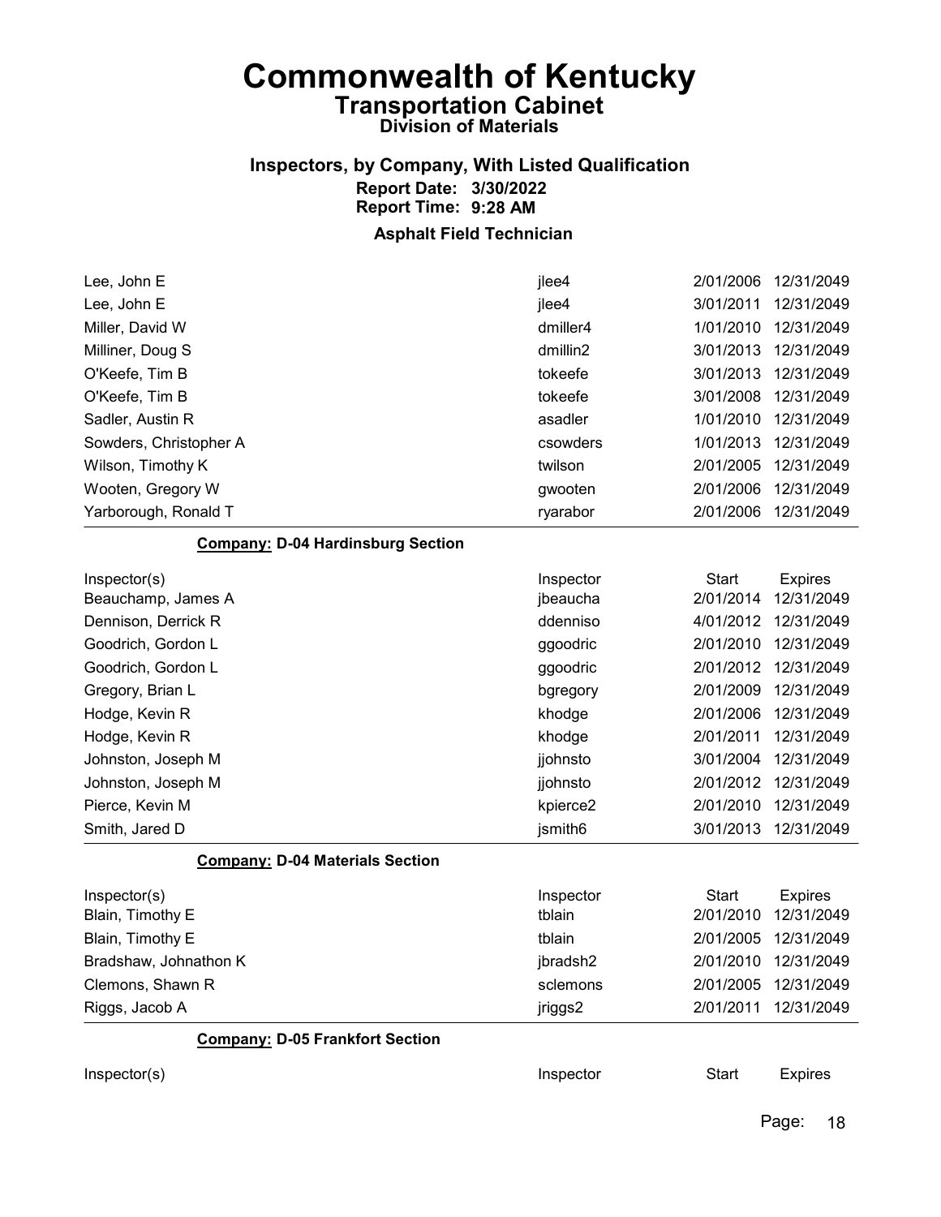# Commonwealth of Kentucky

## Transportation Cabinet

### Division of Materials

### Inspectors, by Company, With Listed Qualification

**Report Date: 3/30/2022**
**Report Time: 9:28 AM**

### Asphalt Field Technician

| Inspector(s) | Inspector | Start | Expires |
|---|---|---|---|
| Lee, John E | jlee4 | 2/01/2006 | 12/31/2049 |
| Lee, John E | jlee4 | 3/01/2011 | 12/31/2049 |
| Miller, David W | dmiller4 | 1/01/2010 | 12/31/2049 |
| Milliner, Doug S | dmillin2 | 3/01/2013 | 12/31/2049 |
| O'Keefe, Tim B | tokeefe | 3/01/2013 | 12/31/2049 |
| O'Keefe, Tim B | tokeefe | 3/01/2008 | 12/31/2049 |
| Sadler, Austin R | asadler | 1/01/2010 | 12/31/2049 |
| Sowders, Christopher A | csowders | 1/01/2013 | 12/31/2049 |
| Wilson, Timothy K | twilson | 2/01/2005 | 12/31/2049 |
| Wooten, Gregory W | gwooten | 2/01/2006 | 12/31/2049 |
| Yarborough, Ronald T | ryarabor | 2/01/2006 | 12/31/2049 |

**Company: D-04 Hardinsburg Section**

| Inspector(s) | Inspector | Start | Expires |
|---|---|---|---|
| Beauchamp, James A | jbeaucha | 2/01/2014 | 12/31/2049 |
| Dennison, Derrick R | ddenniso | 4/01/2012 | 12/31/2049 |
| Goodrich, Gordon L | ggoodric | 2/01/2010 | 12/31/2049 |
| Goodrich, Gordon L | ggoodric | 2/01/2012 | 12/31/2049 |
| Gregory, Brian L | bgregory | 2/01/2009 | 12/31/2049 |
| Hodge, Kevin R | khodge | 2/01/2006 | 12/31/2049 |
| Hodge, Kevin R | khodge | 2/01/2011 | 12/31/2049 |
| Johnston, Joseph M | jjohnsto | 3/01/2004 | 12/31/2049 |
| Johnston, Joseph M | jjohnsto | 2/01/2012 | 12/31/2049 |
| Pierce, Kevin M | kpierce2 | 2/01/2010 | 12/31/2049 |
| Smith, Jared D | jsmith6 | 3/01/2013 | 12/31/2049 |

**Company: D-04 Materials Section**

| Inspector(s) | Inspector | Start | Expires |
|---|---|---|---|
| Blain, Timothy E | tblain | 2/01/2010 | 12/31/2049 |
| Blain, Timothy E | tblain | 2/01/2005 | 12/31/2049 |
| Bradshaw, Johnathon K | jbradsh2 | 2/01/2010 | 12/31/2049 |
| Clemons, Shawn R | sclemons | 2/01/2005 | 12/31/2049 |
| Riggs, Jacob A | jriggs2 | 2/01/2011 | 12/31/2049 |

**Company: D-05 Frankfort Section**

| Inspector(s) | Inspector | Start | Expires |
|---|---|---|---|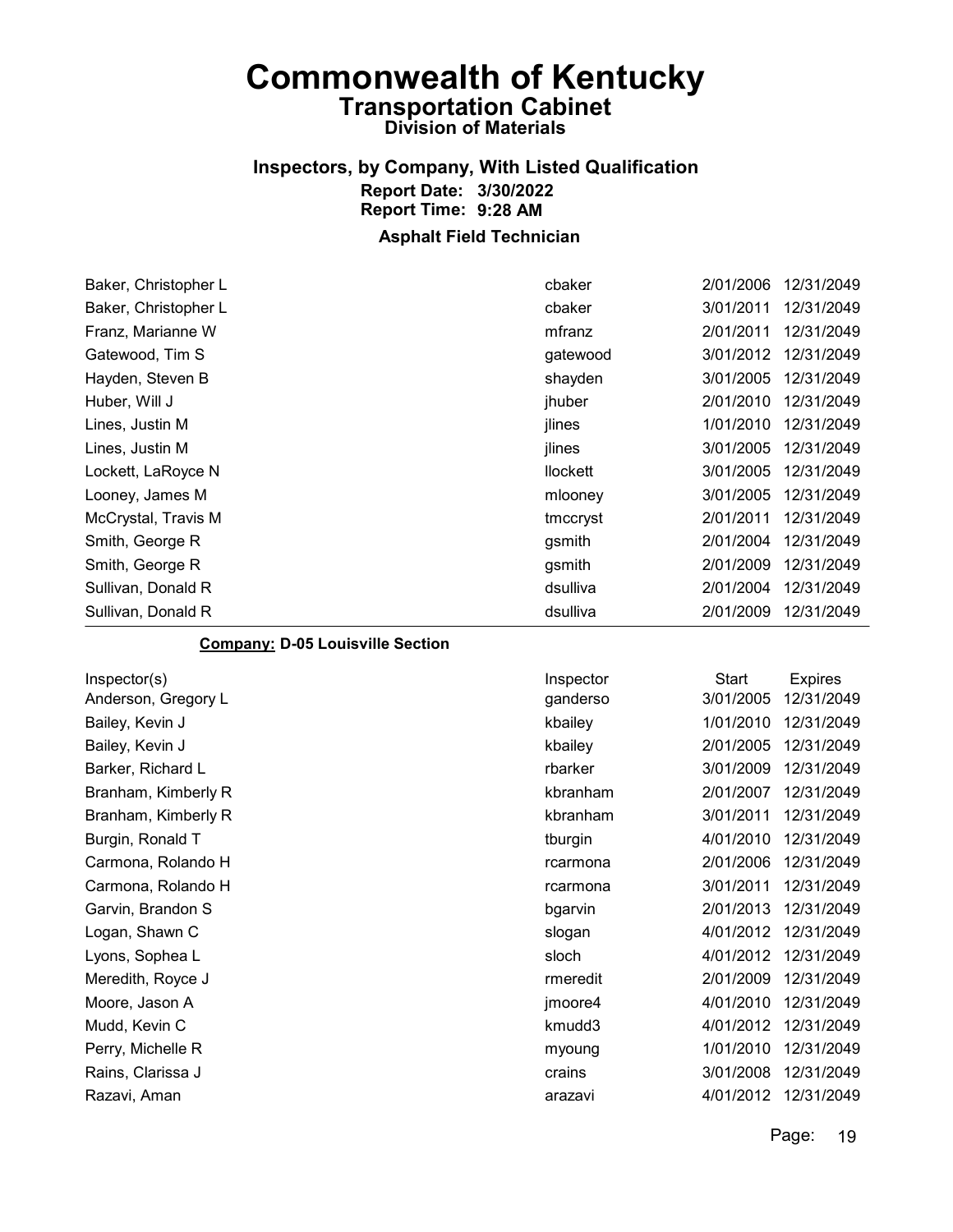# Commonwealth of Kentucky

## Transportation Cabinet

### Division of Materials

### Inspectors, by Company, With Listed Qualification

**Report Date: 3/30/2022**
**Report Time: 9:28 AM**

**Asphalt Field Technician**

| | | | |
|---|---|---|---|
| Baker, Christopher L | cbaker | 2/01/2006 | 12/31/2049 |
| Baker, Christopher L | cbaker | 3/01/2011 | 12/31/2049 |
| Franz, Marianne W | mfranz | 2/01/2011 | 12/31/2049 |
| Gatewood, Tim S | gatewood | 3/01/2012 | 12/31/2049 |
| Hayden, Steven B | shayden | 3/01/2005 | 12/31/2049 |
| Huber, Will J | jhuber | 2/01/2010 | 12/31/2049 |
| Lines, Justin M | jlines | 1/01/2010 | 12/31/2049 |
| Lines, Justin M | jlines | 3/01/2005 | 12/31/2049 |
| Lockett, LaRoyce N | llockett | 3/01/2005 | 12/31/2049 |
| Looney, James M | mlooney | 3/01/2005 | 12/31/2049 |
| McCrystal, Travis M | tmccryst | 2/01/2011 | 12/31/2049 |
| Smith, George R | gsmith | 2/01/2004 | 12/31/2049 |
| Smith, George R | gsmith | 2/01/2009 | 12/31/2049 |
| Sullivan, Donald R | dsulliva | 2/01/2004 | 12/31/2049 |
| Sullivan, Donald R | dsulliva | 2/01/2009 | 12/31/2049 |

**Company: D-05 Louisville Section**

| Inspector(s) | Inspector | Start | Expires |
|---|---|---|---|
| Anderson, Gregory L | ganderso | 3/01/2005 | 12/31/2049 |
| Bailey, Kevin J | kbailey | 1/01/2010 | 12/31/2049 |
| Bailey, Kevin J | kbailey | 2/01/2005 | 12/31/2049 |
| Barker, Richard L | rbarker | 3/01/2009 | 12/31/2049 |
| Branham, Kimberly R | kbranham | 2/01/2007 | 12/31/2049 |
| Branham, Kimberly R | kbranham | 3/01/2011 | 12/31/2049 |
| Burgin, Ronald T | tburgin | 4/01/2010 | 12/31/2049 |
| Carmona, Rolando H | rcarmona | 2/01/2006 | 12/31/2049 |
| Carmona, Rolando H | rcarmona | 3/01/2011 | 12/31/2049 |
| Garvin, Brandon S | bgarvin | 2/01/2013 | 12/31/2049 |
| Logan, Shawn C | slogan | 4/01/2012 | 12/31/2049 |
| Lyons, Sophea L | sloch | 4/01/2012 | 12/31/2049 |
| Meredith, Royce J | rmeredit | 2/01/2009 | 12/31/2049 |
| Moore, Jason A | jmoore4 | 4/01/2010 | 12/31/2049 |
| Mudd, Kevin C | kmudd3 | 4/01/2012 | 12/31/2049 |
| Perry, Michelle R | myoung | 1/01/2010 | 12/31/2049 |
| Rains, Clarissa J | crains | 3/01/2008 | 12/31/2049 |
| Razavi, Aman | arazavi | 4/01/2012 | 12/31/2049 |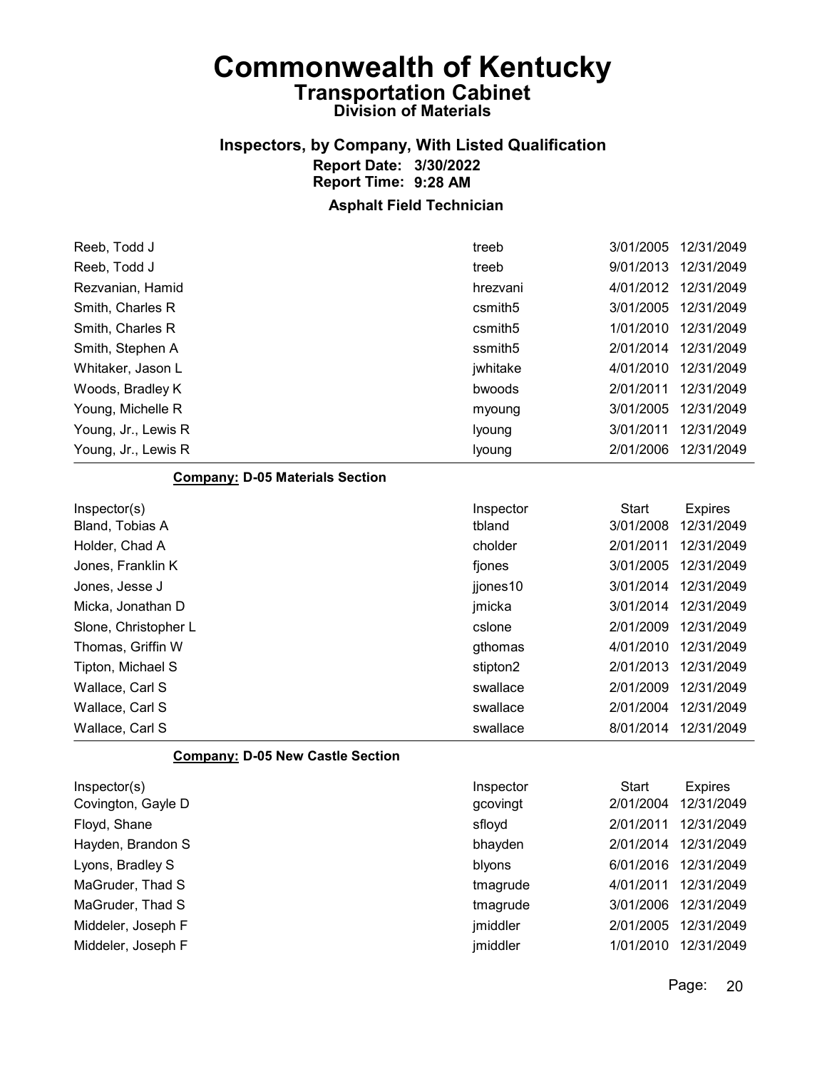# Commonwealth of Kentucky
## Transportation Cabinet
### Division of Materials

### Inspectors, by Company, With Listed Qualification
**Report Date: 3/30/2022**
**Report Time: 9:28 AM**

**Asphalt Field Technician**

| Inspector(s) | Inspector | Start | Expires |
|---|---|---|---|
| Reeb, Todd J | treeb | 3/01/2005 | 12/31/2049 |
| Reeb, Todd J | treeb | 9/01/2013 | 12/31/2049 |
| Rezvanian, Hamid | hrezvani | 4/01/2012 | 12/31/2049 |
| Smith, Charles R | csmith5 | 3/01/2005 | 12/31/2049 |
| Smith, Charles R | csmith5 | 1/01/2010 | 12/31/2049 |
| Smith, Stephen A | ssmith5 | 2/01/2014 | 12/31/2049 |
| Whitaker, Jason L | jwhitake | 4/01/2010 | 12/31/2049 |
| Woods, Bradley K | bwoods | 2/01/2011 | 12/31/2049 |
| Young, Michelle R | myoung | 3/01/2005 | 12/31/2049 |
| Young, Jr., Lewis R | lyoung | 3/01/2011 | 12/31/2049 |
| Young, Jr., Lewis R | lyoung | 2/01/2006 | 12/31/2049 |

**Company: D-05 Materials Section**

| Inspector(s) | Inspector | Start | Expires |
|---|---|---|---|
| Bland, Tobias A | tbland | 3/01/2008 | 12/31/2049 |
| Holder, Chad A | cholder | 2/01/2011 | 12/31/2049 |
| Jones, Franklin K | fjones | 3/01/2005 | 12/31/2049 |
| Jones, Jesse J | jjones10 | 3/01/2014 | 12/31/2049 |
| Micka, Jonathan D | jmicka | 3/01/2014 | 12/31/2049 |
| Slone, Christopher L | cslone | 2/01/2009 | 12/31/2049 |
| Thomas, Griffin W | gthomas | 4/01/2010 | 12/31/2049 |
| Tipton, Michael S | stipton2 | 2/01/2013 | 12/31/2049 |
| Wallace, Carl S | swallace | 2/01/2009 | 12/31/2049 |
| Wallace, Carl S | swallace | 2/01/2004 | 12/31/2049 |
| Wallace, Carl S | swallace | 8/01/2014 | 12/31/2049 |

**Company: D-05 New Castle Section**

| Inspector(s) | Inspector | Start | Expires |
|---|---|---|---|
| Covington, Gayle D | gcovingt | 2/01/2004 | 12/31/2049 |
| Floyd, Shane | sfloyd | 2/01/2011 | 12/31/2049 |
| Hayden, Brandon S | bhayden | 2/01/2014 | 12/31/2049 |
| Lyons, Bradley S | blyons | 6/01/2016 | 12/31/2049 |
| MaGruder, Thad S | tmagrude | 4/01/2011 | 12/31/2049 |
| MaGruder, Thad S | tmagrude | 3/01/2006 | 12/31/2049 |
| Middeler, Joseph F | jmiddler | 2/01/2005 | 12/31/2049 |
| Middeler, Joseph F | jmiddler | 1/01/2010 | 12/31/2049 |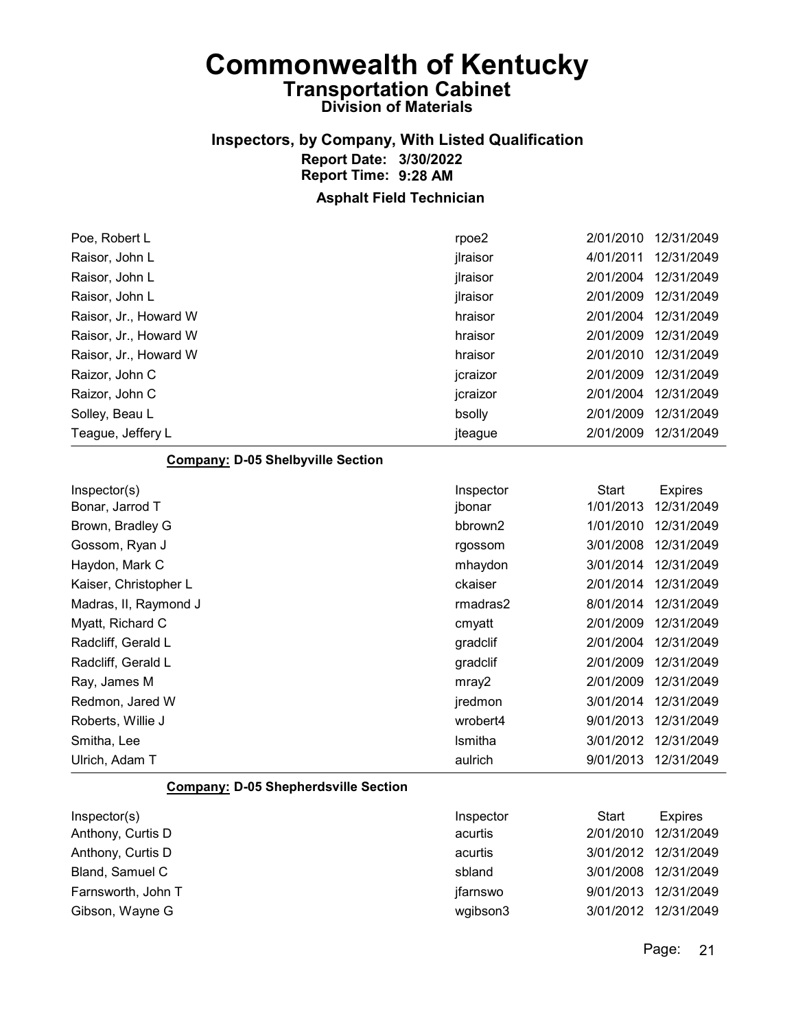# Commonwealth of Kentucky

## Transportation Cabinet

### Division of Materials

### Inspectors, by Company, With Listed Qualification

**Report Date: 3/30/2022**
**Report Time: 9:28 AM**

### Asphalt Field Technician

| Inspector(s) | Inspector | Start | Expires |
|---|---|---|---|
| Poe, Robert L | rpoe2 | 2/01/2010 | 12/31/2049 |
| Raisor, John L | jlraisor | 4/01/2011 | 12/31/2049 |
| Raisor, John L | jlraisor | 2/01/2004 | 12/31/2049 |
| Raisor, John L | jlraisor | 2/01/2009 | 12/31/2049 |
| Raisor, Jr., Howard W | hraisor | 2/01/2004 | 12/31/2049 |
| Raisor, Jr., Howard W | hraisor | 2/01/2009 | 12/31/2049 |
| Raisor, Jr., Howard W | hraisor | 2/01/2010 | 12/31/2049 |
| Raizor, John C | jcraizor | 2/01/2009 | 12/31/2049 |
| Raizor, John C | jcraizor | 2/01/2004 | 12/31/2049 |
| Solley, Beau L | bsolly | 2/01/2009 | 12/31/2049 |
| Teague, Jeffery L | jteague | 2/01/2009 | 12/31/2049 |

**Company: D-05 Shelbyville Section**

| Inspector(s) | Inspector | Start | Expires |
|---|---|---|---|
| Bonar, Jarrod T | jbonar | 1/01/2013 | 12/31/2049 |
| Brown, Bradley G | bbrown2 | 1/01/2010 | 12/31/2049 |
| Gossom, Ryan J | rgossom | 3/01/2008 | 12/31/2049 |
| Haydon, Mark C | mhaydon | 3/01/2014 | 12/31/2049 |
| Kaiser, Christopher L | ckaiser | 2/01/2014 | 12/31/2049 |
| Madras, II, Raymond J | rmadras2 | 8/01/2014 | 12/31/2049 |
| Myatt, Richard C | cmyatt | 2/01/2009 | 12/31/2049 |
| Radcliff, Gerald L | gradclif | 2/01/2004 | 12/31/2049 |
| Radcliff, Gerald L | gradclif | 2/01/2009 | 12/31/2049 |
| Ray, James M | mray2 | 2/01/2009 | 12/31/2049 |
| Redmon, Jared W | jredmon | 3/01/2014 | 12/31/2049 |
| Roberts, Willie J | wrobert4 | 9/01/2013 | 12/31/2049 |
| Smitha, Lee | lsmitha | 3/01/2012 | 12/31/2049 |
| Ulrich, Adam T | aulrich | 9/01/2013 | 12/31/2049 |

**Company: D-05 Shepherdsville Section**

| Inspector(s) | Inspector | Start | Expires |
|---|---|---|---|
| Anthony, Curtis D | acurtis | 2/01/2010 | 12/31/2049 |
| Anthony, Curtis D | acurtis | 3/01/2012 | 12/31/2049 |
| Bland, Samuel C | sbland | 3/01/2008 | 12/31/2049 |
| Farnsworth, John T | jfarnswo | 9/01/2013 | 12/31/2049 |
| Gibson, Wayne G | wgibson3 | 3/01/2012 | 12/31/2049 |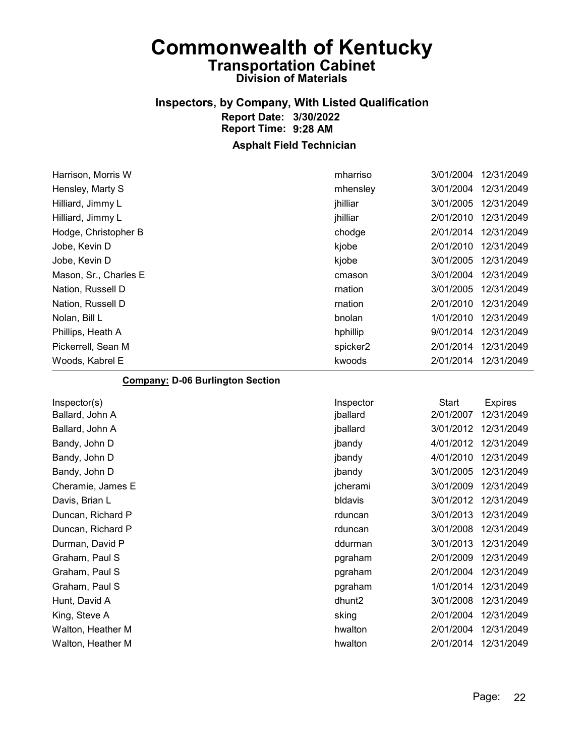# Commonwealth of Kentucky

## Transportation Cabinet

### Division of Materials

### Inspectors, by Company, With Listed Qualification

**Report Date: 3/30/2022**
**Report Time: 9:28 AM**

**Asphalt Field Technician**

| Inspector(s) | Inspector | Start | Expires |
|---|---|---|---|
| Harrison, Morris W | mharriso | 3/01/2004 | 12/31/2049 |
| Hensley, Marty S | mhensley | 3/01/2004 | 12/31/2049 |
| Hilliard, Jimmy L | jhilliar | 3/01/2005 | 12/31/2049 |
| Hilliard, Jimmy L | jhilliar | 2/01/2010 | 12/31/2049 |
| Hodge, Christopher B | chodge | 2/01/2014 | 12/31/2049 |
| Jobe, Kevin D | kjobe | 2/01/2010 | 12/31/2049 |
| Jobe, Kevin D | kjobe | 3/01/2005 | 12/31/2049 |
| Mason, Sr., Charles E | cmason | 3/01/2004 | 12/31/2049 |
| Nation, Russell D | rnation | 3/01/2005 | 12/31/2049 |
| Nation, Russell D | rnation | 2/01/2010 | 12/31/2049 |
| Nolan, Bill L | bnolan | 1/01/2010 | 12/31/2049 |
| Phillips, Heath A | hphillip | 9/01/2014 | 12/31/2049 |
| Pickerrell, Sean M | spicker2 | 2/01/2014 | 12/31/2049 |
| Woods, Kabrel E | kwoods | 2/01/2014 | 12/31/2049 |

**Company: D-06 Burlington Section**

| Inspector(s) | Inspector | Start | Expires |
|---|---|---|---|
| Ballard, John A | jballard | 2/01/2007 | 12/31/2049 |
| Ballard, John A | jballard | 3/01/2012 | 12/31/2049 |
| Bandy, John D | jbandy | 4/01/2012 | 12/31/2049 |
| Bandy, John D | jbandy | 4/01/2010 | 12/31/2049 |
| Bandy, John D | jbandy | 3/01/2005 | 12/31/2049 |
| Cheramie, James E | jcherami | 3/01/2009 | 12/31/2049 |
| Davis, Brian L | bldavis | 3/01/2012 | 12/31/2049 |
| Duncan, Richard P | rduncan | 3/01/2013 | 12/31/2049 |
| Duncan, Richard P | rduncan | 3/01/2008 | 12/31/2049 |
| Durman, David P | ddurman | 3/01/2013 | 12/31/2049 |
| Graham, Paul S | pgraham | 2/01/2009 | 12/31/2049 |
| Graham, Paul S | pgraham | 2/01/2004 | 12/31/2049 |
| Graham, Paul S | pgraham | 1/01/2014 | 12/31/2049 |
| Hunt, David A | dhunt2 | 3/01/2008 | 12/31/2049 |
| King, Steve A | sking | 2/01/2004 | 12/31/2049 |
| Walton, Heather M | hwalton | 2/01/2004 | 12/31/2049 |
| Walton, Heather M | hwalton | 2/01/2014 | 12/31/2049 |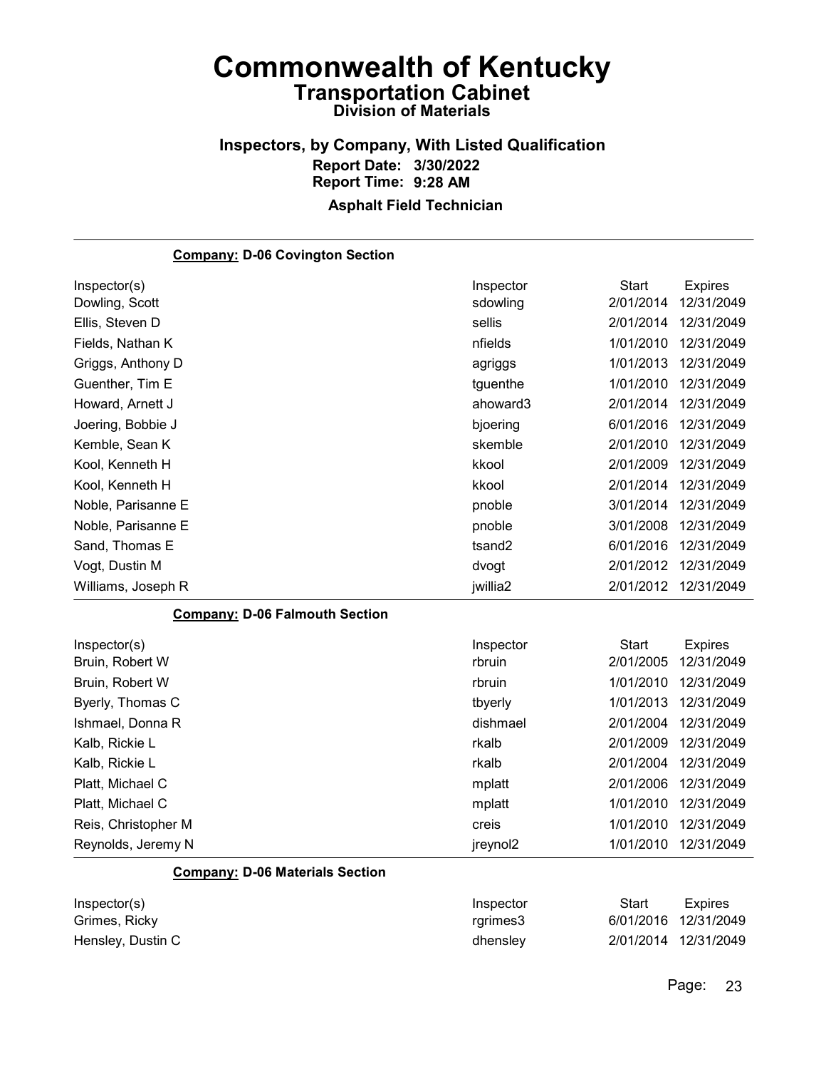# Commonwealth of Kentucky
## Transportation Cabinet
### Division of Materials

### Inspectors, by Company, With Listed Qualification
**Report Date: 3/30/2022**
**Report Time: 9:28 AM**

**Asphalt Field Technician**

---

**Company: D-06 Covington Section**

| Inspector(s) | Inspector | Start | Expires |
|---|---|---|---|
| Dowling, Scott | sdowling | 2/01/2014 | 12/31/2049 |
| Ellis, Steven D | sellis | 2/01/2014 | 12/31/2049 |
| Fields, Nathan K | nfields | 1/01/2010 | 12/31/2049 |
| Griggs, Anthony D | agriggs | 1/01/2013 | 12/31/2049 |
| Guenther, Tim E | tguenthe | 1/01/2010 | 12/31/2049 |
| Howard, Arnett J | ahoward3 | 2/01/2014 | 12/31/2049 |
| Joering, Bobbie J | bjoering | 6/01/2016 | 12/31/2049 |
| Kemble, Sean K | skemble | 2/01/2010 | 12/31/2049 |
| Kool, Kenneth H | kkool | 2/01/2009 | 12/31/2049 |
| Kool, Kenneth H | kkool | 2/01/2014 | 12/31/2049 |
| Noble, Parisanne E | pnoble | 3/01/2014 | 12/31/2049 |
| Noble, Parisanne E | pnoble | 3/01/2008 | 12/31/2049 |
| Sand, Thomas E | tsand2 | 6/01/2016 | 12/31/2049 |
| Vogt, Dustin M | dvogt | 2/01/2012 | 12/31/2049 |
| Williams, Joseph R | jwillia2 | 2/01/2012 | 12/31/2049 |

**Company: D-06 Falmouth Section**

| Inspector(s) | Inspector | Start | Expires |
|---|---|---|---|
| Bruin, Robert W | rbruin | 2/01/2005 | 12/31/2049 |
| Bruin, Robert W | rbruin | 1/01/2010 | 12/31/2049 |
| Byerly, Thomas C | tbyerly | 1/01/2013 | 12/31/2049 |
| Ishmael, Donna R | dishmael | 2/01/2004 | 12/31/2049 |
| Kalb, Rickie L | rkalb | 2/01/2009 | 12/31/2049 |
| Kalb, Rickie L | rkalb | 2/01/2004 | 12/31/2049 |
| Platt, Michael C | mplatt | 2/01/2006 | 12/31/2049 |
| Platt, Michael C | mplatt | 1/01/2010 | 12/31/2049 |
| Reis, Christopher M | creis | 1/01/2010 | 12/31/2049 |
| Reynolds, Jeremy N | jreynol2 | 1/01/2010 | 12/31/2049 |

**Company: D-06 Materials Section**

| Inspector(s) | Inspector | Start | Expires |
|---|---|---|---|
| Grimes, Ricky | rgrimes3 | 6/01/2016 | 12/31/2049 |
| Hensley, Dustin C | dhensley | 2/01/2014 | 12/31/2049 |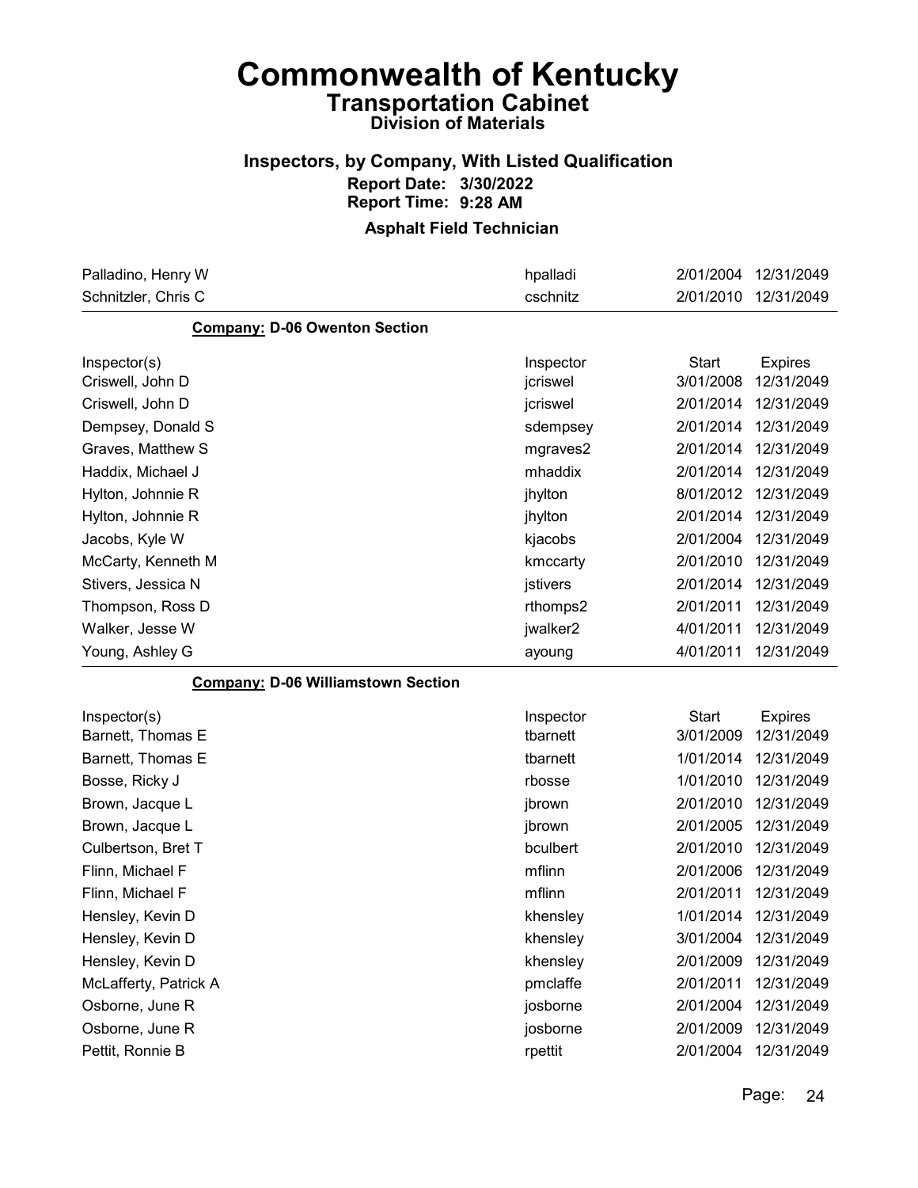# Commonwealth of Kentucky

## Transportation Cabinet

### Division of Materials

### Inspectors, by Company, With Listed Qualification

**Report Date: 3/30/2022**
**Report Time: 9:28 AM**

**Asphalt Field Technician**

| | | | |
|---|---|---|---|
| Palladino, Henry W | hpalladi | 2/01/2004 | 12/31/2049 |
| Schnitzler, Chris C | cschnitz | 2/01/2010 | 12/31/2049 |

**Company: D-06 Owenton Section**

| Inspector(s) | Inspector | Start | Expires |
|---|---|---|---|
| Criswell, John D | jcriswel | 3/01/2008 | 12/31/2049 |
| Criswell, John D | jcriswel | 2/01/2014 | 12/31/2049 |
| Dempsey, Donald S | sdempsey | 2/01/2014 | 12/31/2049 |
| Graves, Matthew S | mgraves2 | 2/01/2014 | 12/31/2049 |
| Haddix, Michael J | mhaddix | 2/01/2014 | 12/31/2049 |
| Hylton, Johnnie R | jhylton | 8/01/2012 | 12/31/2049 |
| Hylton, Johnnie R | jhylton | 2/01/2014 | 12/31/2049 |
| Jacobs, Kyle W | kjacobs | 2/01/2004 | 12/31/2049 |
| McCarty, Kenneth M | kmccarty | 2/01/2010 | 12/31/2049 |
| Stivers, Jessica N | jstivers | 2/01/2014 | 12/31/2049 |
| Thompson, Ross D | rthomps2 | 2/01/2011 | 12/31/2049 |
| Walker, Jesse W | jwalker2 | 4/01/2011 | 12/31/2049 |
| Young, Ashley G | ayoung | 4/01/2011 | 12/31/2049 |

**Company: D-06 Williamstown Section**

| Inspector(s) | Inspector | Start | Expires |
|---|---|---|---|
| Barnett, Thomas E | tbarnett | 3/01/2009 | 12/31/2049 |
| Barnett, Thomas E | tbarnett | 1/01/2014 | 12/31/2049 |
| Bosse, Ricky J | rbosse | 1/01/2010 | 12/31/2049 |
| Brown, Jacque L | jbrown | 2/01/2010 | 12/31/2049 |
| Brown, Jacque L | jbrown | 2/01/2005 | 12/31/2049 |
| Culbertson, Bret T | bculbert | 2/01/2010 | 12/31/2049 |
| Flinn, Michael F | mflinn | 2/01/2006 | 12/31/2049 |
| Flinn, Michael F | mflinn | 2/01/2011 | 12/31/2049 |
| Hensley, Kevin D | khensley | 1/01/2014 | 12/31/2049 |
| Hensley, Kevin D | khensley | 3/01/2004 | 12/31/2049 |
| Hensley, Kevin D | khensley | 2/01/2009 | 12/31/2049 |
| McLafferty, Patrick A | pmclaffe | 2/01/2011 | 12/31/2049 |
| Osborne, June R | josborne | 2/01/2004 | 12/31/2049 |
| Osborne, June R | josborne | 2/01/2009 | 12/31/2049 |
| Pettit, Ronnie B | rpettit | 2/01/2004 | 12/31/2049 |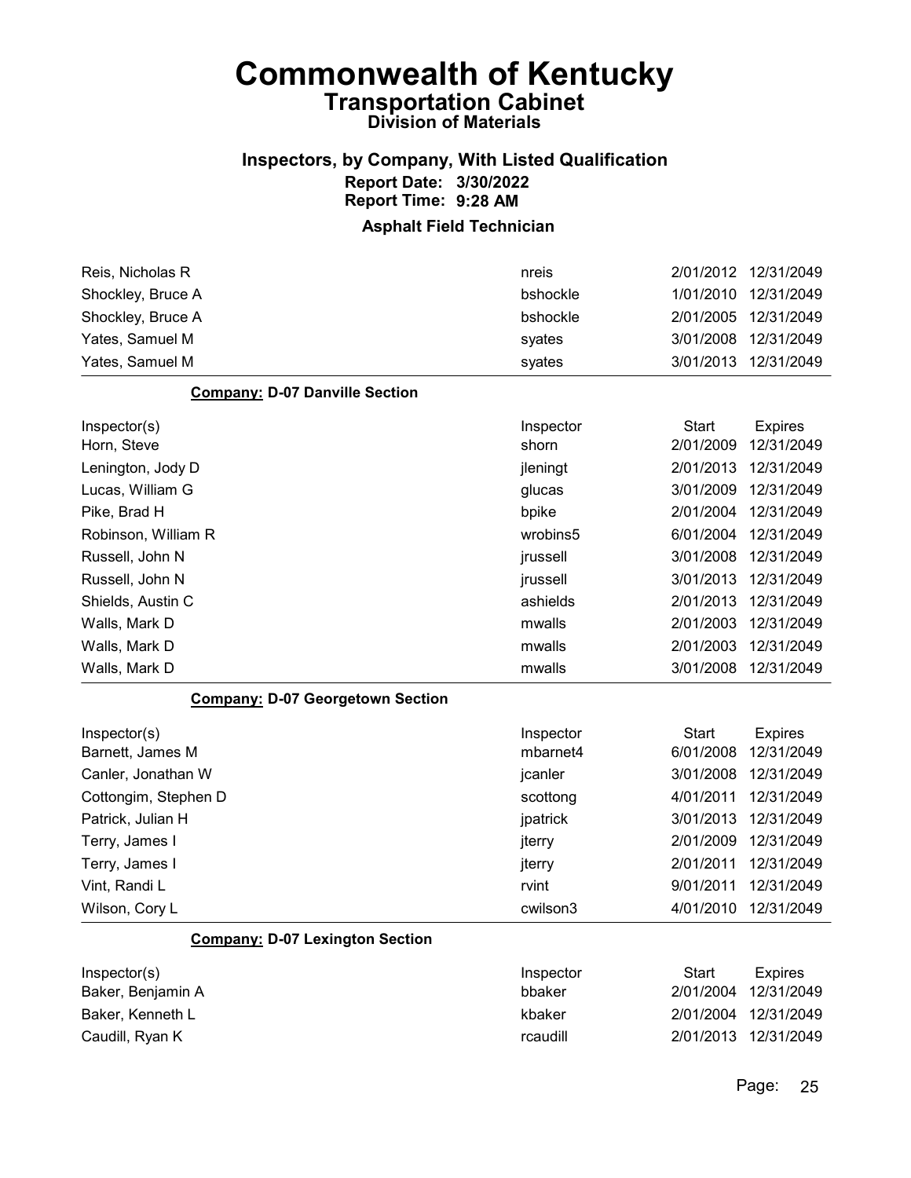# Commonwealth of Kentucky
## Transportation Cabinet
### Division of Materials

### Inspectors, by Company, With Listed Qualification
**Report Date: 3/30/2022**
**Report Time: 9:28 AM**

### Asphalt Field Technician

| | | | |
|---|---|---|---|
| Reis, Nicholas R | nreis | 2/01/2012 | 12/31/2049 |
| Shockley, Bruce A | bshockle | 1/01/2010 | 12/31/2049 |
| Shockley, Bruce A | bshockle | 2/01/2005 | 12/31/2049 |
| Yates, Samuel M | syates | 3/01/2008 | 12/31/2049 |
| Yates, Samuel M | syates | 3/01/2013 | 12/31/2049 |

**Company: D-07 Danville Section**

| Inspector(s) | Inspector | Start | Expires |
|---|---|---|---|
| Horn, Steve | shorn | 2/01/2009 | 12/31/2049 |
| Lenington, Jody D | jleningt | 2/01/2013 | 12/31/2049 |
| Lucas, William G | glucas | 3/01/2009 | 12/31/2049 |
| Pike, Brad H | bpike | 2/01/2004 | 12/31/2049 |
| Robinson, William R | wrobins5 | 6/01/2004 | 12/31/2049 |
| Russell, John N | jrussell | 3/01/2008 | 12/31/2049 |
| Russell, John N | jrussell | 3/01/2013 | 12/31/2049 |
| Shields, Austin C | ashields | 2/01/2013 | 12/31/2049 |
| Walls, Mark D | mwalls | 2/01/2003 | 12/31/2049 |
| Walls, Mark D | mwalls | 2/01/2003 | 12/31/2049 |
| Walls, Mark D | mwalls | 3/01/2008 | 12/31/2049 |

**Company: D-07 Georgetown Section**

| Inspector(s) | Inspector | Start | Expires |
|---|---|---|---|
| Barnett, James M | mbarnet4 | 6/01/2008 | 12/31/2049 |
| Canler, Jonathan W | jcanler | 3/01/2008 | 12/31/2049 |
| Cottongim, Stephen D | scottong | 4/01/2011 | 12/31/2049 |
| Patrick, Julian H | jpatrick | 3/01/2013 | 12/31/2049 |
| Terry, James I | jterry | 2/01/2009 | 12/31/2049 |
| Terry, James I | jterry | 2/01/2011 | 12/31/2049 |
| Vint, Randi L | rvint | 9/01/2011 | 12/31/2049 |
| Wilson, Cory L | cwilson3 | 4/01/2010 | 12/31/2049 |

**Company: D-07 Lexington Section**

| Inspector(s) | Inspector | Start | Expires |
|---|---|---|---|
| Baker, Benjamin A | bbaker | 2/01/2004 | 12/31/2049 |
| Baker, Kenneth L | kbaker | 2/01/2004 | 12/31/2049 |
| Caudill, Ryan K | rcaudill | 2/01/2013 | 12/31/2049 |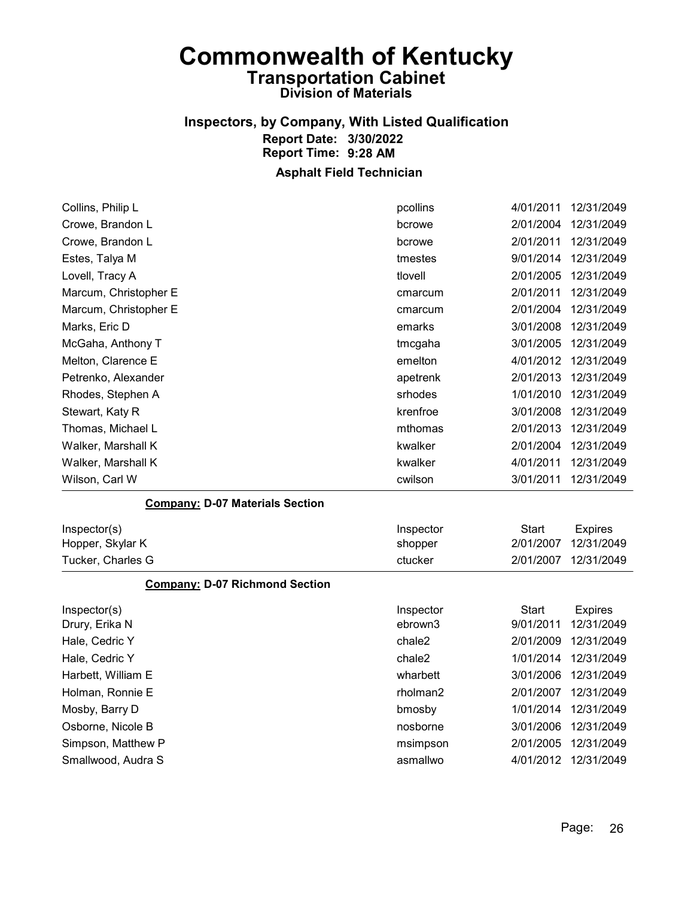# Commonwealth of Kentucky
## Transportation Cabinet
### Division of Materials

### Inspectors, by Company, With Listed Qualification
**Report Date: 3/30/2022**
**Report Time: 9:28 AM**

**Asphalt Field Technician**

| | | | |
|---|---|---|---|
| Collins, Philip L | pcollins | 4/01/2011 | 12/31/2049 |
| Crowe, Brandon L | bcrowe | 2/01/2004 | 12/31/2049 |
| Crowe, Brandon L | bcrowe | 2/01/2011 | 12/31/2049 |
| Estes, Talya M | tmestes | 9/01/2014 | 12/31/2049 |
| Lovell, Tracy A | tlovell | 2/01/2005 | 12/31/2049 |
| Marcum, Christopher E | cmarcum | 2/01/2011 | 12/31/2049 |
| Marcum, Christopher E | cmarcum | 2/01/2004 | 12/31/2049 |
| Marks, Eric D | emarks | 3/01/2008 | 12/31/2049 |
| McGaha, Anthony T | tmcgaha | 3/01/2005 | 12/31/2049 |
| Melton, Clarence E | emelton | 4/01/2012 | 12/31/2049 |
| Petrenko, Alexander | apetrenk | 2/01/2013 | 12/31/2049 |
| Rhodes, Stephen A | srhodes | 1/01/2010 | 12/31/2049 |
| Stewart, Katy R | krenfroe | 3/01/2008 | 12/31/2049 |
| Thomas, Michael L | mthomas | 2/01/2013 | 12/31/2049 |
| Walker, Marshall K | kwalker | 2/01/2004 | 12/31/2049 |
| Walker, Marshall K | kwalker | 4/01/2011 | 12/31/2049 |
| Wilson, Carl W | cwilson | 3/01/2011 | 12/31/2049 |

**Company: D-07 Materials Section**

| Inspector(s) | Inspector | Start | Expires |
|---|---|---|---|
| Hopper, Skylar K | shopper | 2/01/2007 | 12/31/2049 |
| Tucker, Charles G | ctucker | 2/01/2007 | 12/31/2049 |

**Company: D-07 Richmond Section**

| Inspector(s) | Inspector | Start | Expires |
|---|---|---|---|
| Drury, Erika N | ebrown3 | 9/01/2011 | 12/31/2049 |
| Hale, Cedric Y | chale2 | 2/01/2009 | 12/31/2049 |
| Hale, Cedric Y | chale2 | 1/01/2014 | 12/31/2049 |
| Harbett, William E | wharbett | 3/01/2006 | 12/31/2049 |
| Holman, Ronnie E | rholman2 | 2/01/2007 | 12/31/2049 |
| Mosby, Barry D | bmosby | 1/01/2014 | 12/31/2049 |
| Osborne, Nicole B | nosborne | 3/01/2006 | 12/31/2049 |
| Simpson, Matthew P | msimpson | 2/01/2005 | 12/31/2049 |
| Smallwood, Audra S | asmallwo | 4/01/2012 | 12/31/2049 |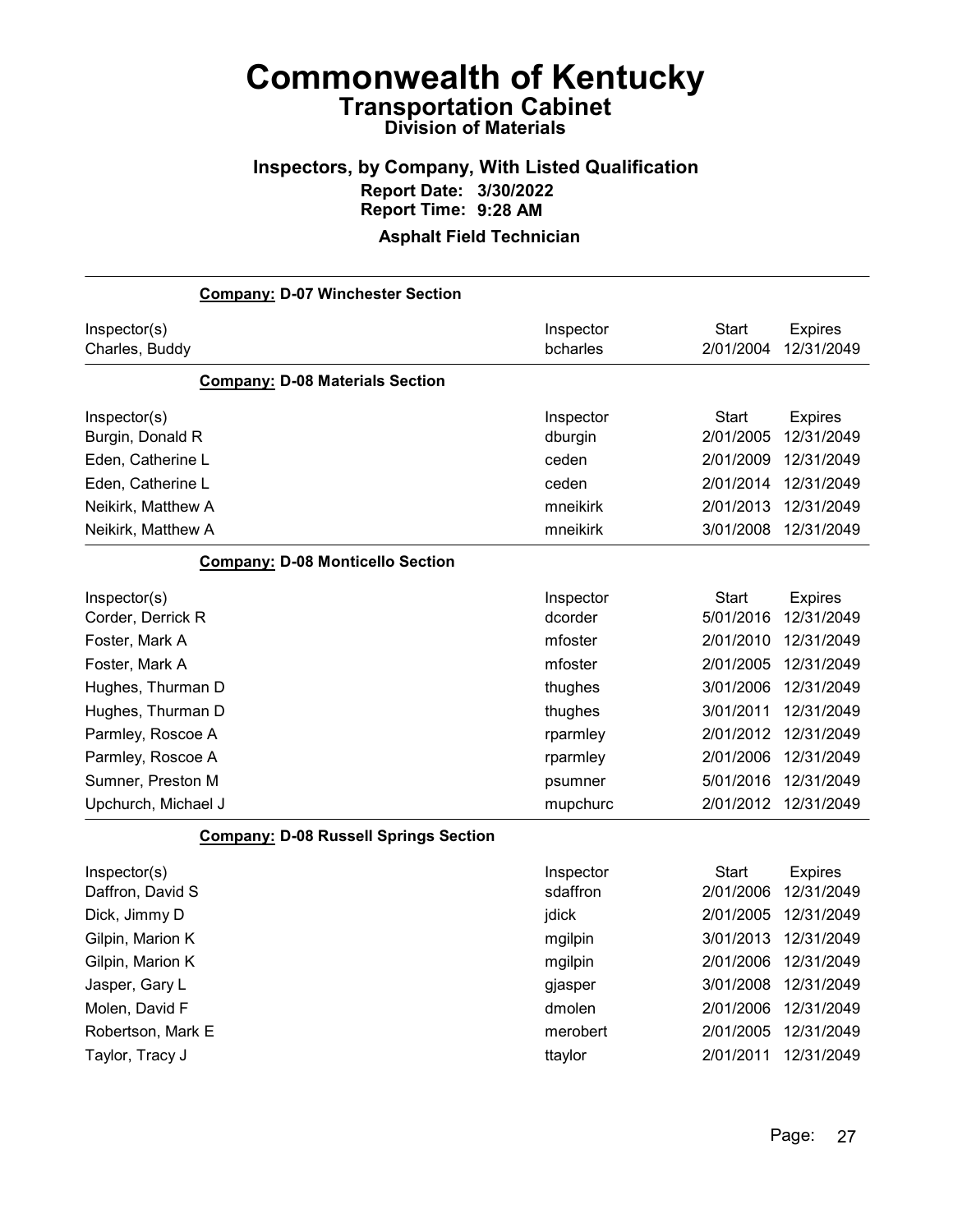# Commonwealth of Kentucky

## Transportation Cabinet

### Division of Materials

### Inspectors, by Company, With Listed Qualification

**Report Date: 3/30/2022**

**Report Time: 9:28 AM**

**Asphalt Field Technician**

**Company: D-07 Winchester Section**

| Inspector(s) | Inspector | Start | Expires |
|---|---|---|---|
| Charles, Buddy | bcharles | 2/01/2004 | 12/31/2049 |

**Company: D-08 Materials Section**

| Inspector(s) | Inspector | Start | Expires |
|---|---|---|---|
| Burgin, Donald R | dburgin | 2/01/2005 | 12/31/2049 |
| Eden, Catherine L | ceden | 2/01/2009 | 12/31/2049 |
| Eden, Catherine L | ceden | 2/01/2014 | 12/31/2049 |
| Neikirk, Matthew A | mneikirk | 2/01/2013 | 12/31/2049 |
| Neikirk, Matthew A | mneikirk | 3/01/2008 | 12/31/2049 |

**Company: D-08 Monticello Section**

| Inspector(s) | Inspector | Start | Expires |
|---|---|---|---|
| Corder, Derrick R | dcorder | 5/01/2016 | 12/31/2049 |
| Foster, Mark A | mfoster | 2/01/2010 | 12/31/2049 |
| Foster, Mark A | mfoster | 2/01/2005 | 12/31/2049 |
| Hughes, Thurman D | thughes | 3/01/2006 | 12/31/2049 |
| Hughes, Thurman D | thughes | 3/01/2011 | 12/31/2049 |
| Parmley, Roscoe A | rparmley | 2/01/2012 | 12/31/2049 |
| Parmley, Roscoe A | rparmley | 2/01/2006 | 12/31/2049 |
| Sumner, Preston M | psumner | 5/01/2016 | 12/31/2049 |
| Upchurch, Michael J | mupchurc | 2/01/2012 | 12/31/2049 |

**Company: D-08 Russell Springs Section**

| Inspector(s) | Inspector | Start | Expires |
|---|---|---|---|
| Daffron, David S | sdaffron | 2/01/2006 | 12/31/2049 |
| Dick, Jimmy D | jdick | 2/01/2005 | 12/31/2049 |
| Gilpin, Marion K | mgilpin | 3/01/2013 | 12/31/2049 |
| Gilpin, Marion K | mgilpin | 2/01/2006 | 12/31/2049 |
| Jasper, Gary L | gjasper | 3/01/2008 | 12/31/2049 |
| Molen, David F | dmolen | 2/01/2006 | 12/31/2049 |
| Robertson, Mark E | merobert | 2/01/2005 | 12/31/2049 |
| Taylor, Tracy J | ttaylor | 2/01/2011 | 12/31/2049 |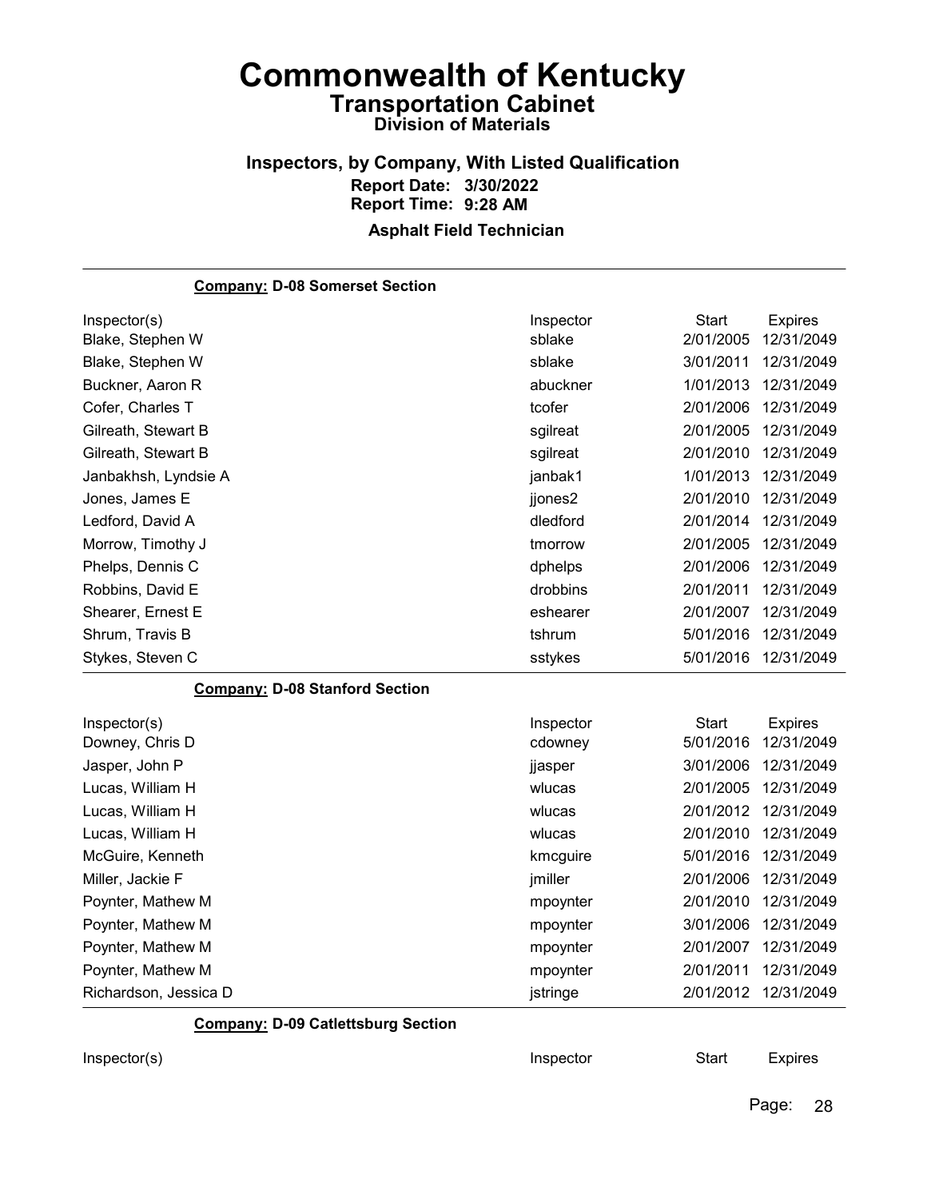# Commonwealth of Kentucky

## Transportation Cabinet

### Division of Materials

### Inspectors, by Company, With Listed Qualification

**Report Date: 3/30/2022**

**Report Time: 9:28 AM**

**Asphalt Field Technician**

---

**Company: D-08 Somerset Section**

| Inspector(s) | Inspector | Start | Expires |
|---|---|---|---|
| Blake, Stephen W | sblake | 2/01/2005 | 12/31/2049 |
| Blake, Stephen W | sblake | 3/01/2011 | 12/31/2049 |
| Buckner, Aaron R | abuckner | 1/01/2013 | 12/31/2049 |
| Cofer, Charles T | tcofer | 2/01/2006 | 12/31/2049 |
| Gilreath, Stewart B | sgilreat | 2/01/2005 | 12/31/2049 |
| Gilreath, Stewart B | sgilreat | 2/01/2010 | 12/31/2049 |
| Janbakhsh, Lyndsie A | janbak1 | 1/01/2013 | 12/31/2049 |
| Jones, James E | jjones2 | 2/01/2010 | 12/31/2049 |
| Ledford, David A | dledford | 2/01/2014 | 12/31/2049 |
| Morrow, Timothy J | tmorrow | 2/01/2005 | 12/31/2049 |
| Phelps, Dennis C | dphelps | 2/01/2006 | 12/31/2049 |
| Robbins, David E | drobbins | 2/01/2011 | 12/31/2049 |
| Shearer, Ernest E | eshearer | 2/01/2007 | 12/31/2049 |
| Shrum, Travis B | tshrum | 5/01/2016 | 12/31/2049 |
| Stykes, Steven C | sstykes | 5/01/2016 | 12/31/2049 |

**Company: D-08 Stanford Section**

| Inspector(s) | Inspector | Start | Expires |
|---|---|---|---|
| Downey, Chris D | cdowney | 5/01/2016 | 12/31/2049 |
| Jasper, John P | jjasper | 3/01/2006 | 12/31/2049 |
| Lucas, William H | wlucas | 2/01/2005 | 12/31/2049 |
| Lucas, William H | wlucas | 2/01/2012 | 12/31/2049 |
| Lucas, William H | wlucas | 2/01/2010 | 12/31/2049 |
| McGuire, Kenneth | kmcguire | 5/01/2016 | 12/31/2049 |
| Miller, Jackie F | jmiller | 2/01/2006 | 12/31/2049 |
| Poynter, Mathew M | mpoynter | 2/01/2010 | 12/31/2049 |
| Poynter, Mathew M | mpoynter | 3/01/2006 | 12/31/2049 |
| Poynter, Mathew M | mpoynter | 2/01/2007 | 12/31/2049 |
| Poynter, Mathew M | mpoynter | 2/01/2011 | 12/31/2049 |
| Richardson, Jessica D | jstringe | 2/01/2012 | 12/31/2049 |

**Company: D-09 Catlettsburg Section**

| Inspector(s) | Inspector | Start | Expires |
|---|---|---|---|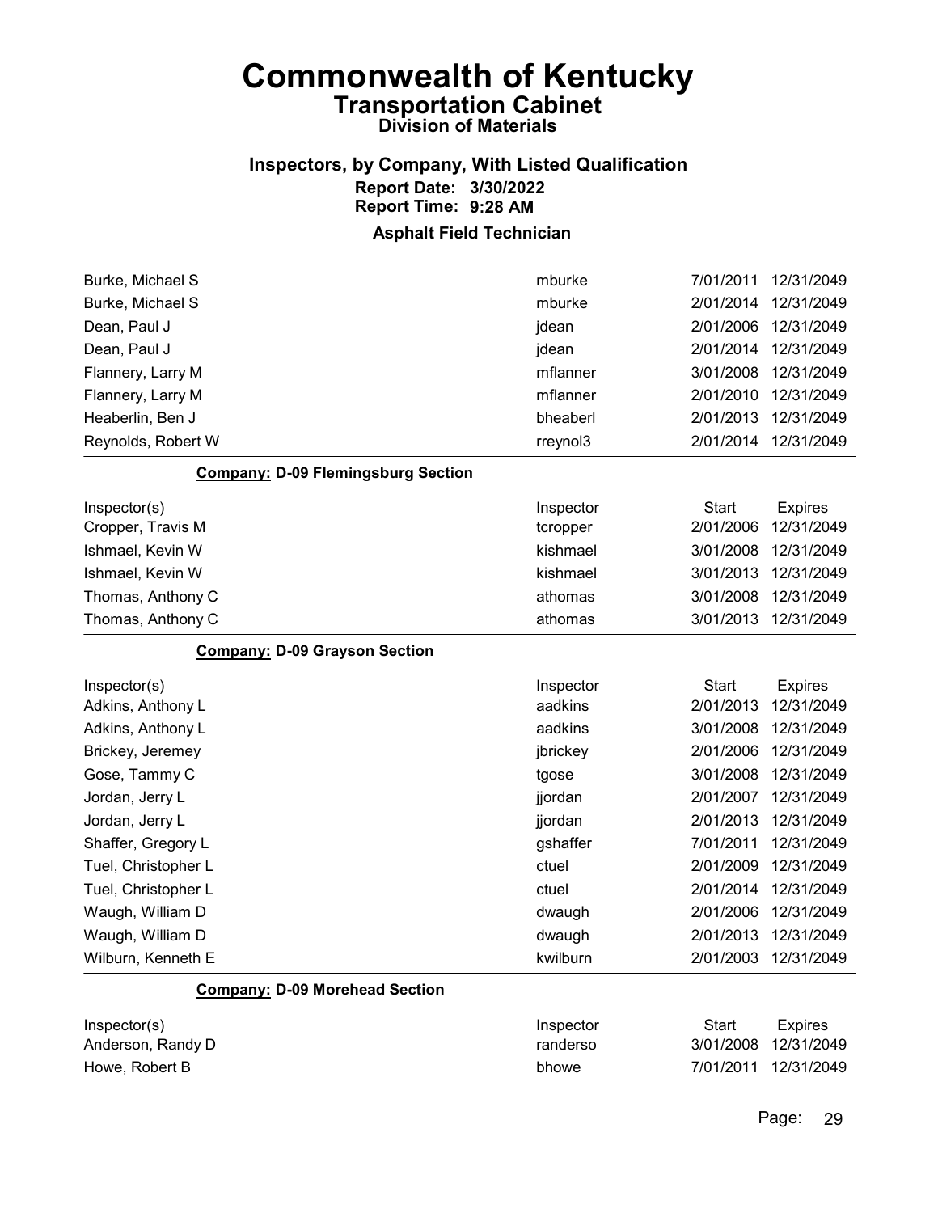# Commonwealth of Kentucky
## Transportation Cabinet
### Division of Materials

### Inspectors, by Company, With Listed Qualification
**Report Date: 3/30/2022**
**Report Time: 9:28 AM**

**Asphalt Field Technician**

| | | | |
|---|---|---|---|
| Burke, Michael S | mburke | 7/01/2011 | 12/31/2049 |
| Burke, Michael S | mburke | 2/01/2014 | 12/31/2049 |
| Dean, Paul J | jdean | 2/01/2006 | 12/31/2049 |
| Dean, Paul J | jdean | 2/01/2014 | 12/31/2049 |
| Flannery, Larry M | mflanner | 3/01/2008 | 12/31/2049 |
| Flannery, Larry M | mflanner | 2/01/2010 | 12/31/2049 |
| Heaberlin, Ben J | bheaberl | 2/01/2013 | 12/31/2049 |
| Reynolds, Robert W | rreynol3 | 2/01/2014 | 12/31/2049 |

**Company: D-09 Flemingsburg Section**

| Inspector(s) | Inspector | Start | Expires |
|---|---|---|---|
| Cropper, Travis M | tcropper | 2/01/2006 | 12/31/2049 |
| Ishmael, Kevin W | kishmael | 3/01/2008 | 12/31/2049 |
| Ishmael, Kevin W | kishmael | 3/01/2013 | 12/31/2049 |
| Thomas, Anthony C | athomas | 3/01/2008 | 12/31/2049 |
| Thomas, Anthony C | athomas | 3/01/2013 | 12/31/2049 |

**Company: D-09 Grayson Section**

| Inspector(s) | Inspector | Start | Expires |
|---|---|---|---|
| Adkins, Anthony L | aadkins | 2/01/2013 | 12/31/2049 |
| Adkins, Anthony L | aadkins | 3/01/2008 | 12/31/2049 |
| Brickey, Jeremey | jbrickey | 2/01/2006 | 12/31/2049 |
| Gose, Tammy C | tgose | 3/01/2008 | 12/31/2049 |
| Jordan, Jerry L | jjordan | 2/01/2007 | 12/31/2049 |
| Jordan, Jerry L | jjordan | 2/01/2013 | 12/31/2049 |
| Shaffer, Gregory L | gshaffer | 7/01/2011 | 12/31/2049 |
| Tuel, Christopher L | ctuel | 2/01/2009 | 12/31/2049 |
| Tuel, Christopher L | ctuel | 2/01/2014 | 12/31/2049 |
| Waugh, William D | dwaugh | 2/01/2006 | 12/31/2049 |
| Waugh, William D | dwaugh | 2/01/2013 | 12/31/2049 |
| Wilburn, Kenneth E | kwilburn | 2/01/2003 | 12/31/2049 |

**Company: D-09 Morehead Section**

| Inspector(s) | Inspector | Start | Expires |
|---|---|---|---|
| Anderson, Randy D | randerso | 3/01/2008 | 12/31/2049 |
| Howe, Robert B | bhowe | 7/01/2011 | 12/31/2049 |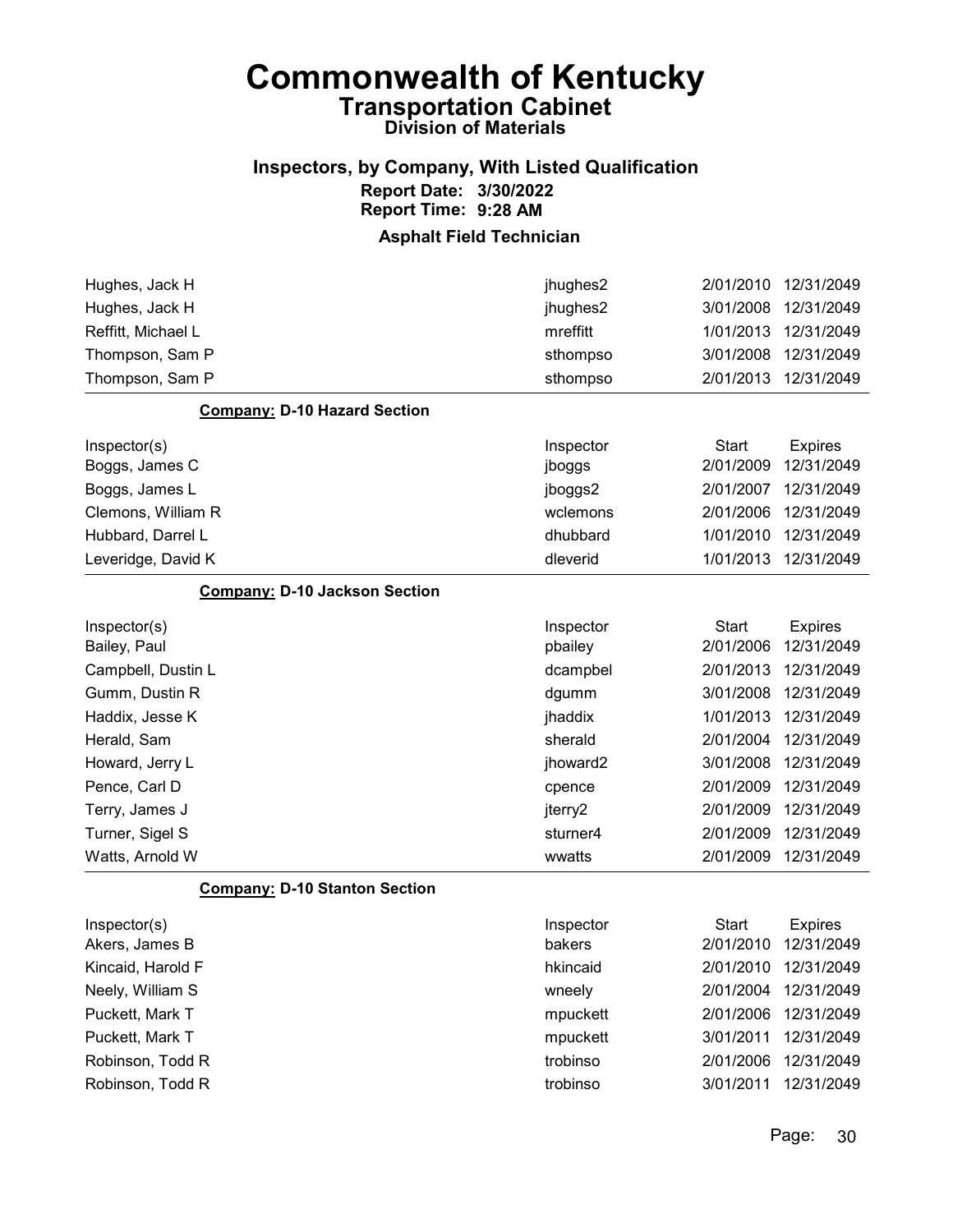# Commonwealth of Kentucky

## Transportation Cabinet

### Division of Materials

### Inspectors, by Company, With Listed Qualification

**Report Date: 3/30/2022**
**Report Time: 9:28 AM**

### Asphalt Field Technician

| Inspector(s) | Inspector | Start | Expires |
|---|---|---|---|
| Hughes, Jack H | jhughes2 | 2/01/2010 | 12/31/2049 |
| Hughes, Jack H | jhughes2 | 3/01/2008 | 12/31/2049 |
| Reffitt, Michael L | mreffitt | 1/01/2013 | 12/31/2049 |
| Thompson, Sam P | sthompso | 3/01/2008 | 12/31/2049 |
| Thompson, Sam P | sthompso | 2/01/2013 | 12/31/2049 |

**Company: D-10 Hazard Section**

| Inspector(s) | Inspector | Start | Expires |
|---|---|---|---|
| Boggs, James C | jboggs | 2/01/2009 | 12/31/2049 |
| Boggs, James L | jboggs2 | 2/01/2007 | 12/31/2049 |
| Clemons, William R | wclemons | 2/01/2006 | 12/31/2049 |
| Hubbard, Darrel L | dhubbard | 1/01/2010 | 12/31/2049 |
| Leveridge, David K | dleverid | 1/01/2013 | 12/31/2049 |

**Company: D-10 Jackson Section**

| Inspector(s) | Inspector | Start | Expires |
|---|---|---|---|
| Bailey, Paul | pbailey | 2/01/2006 | 12/31/2049 |
| Campbell, Dustin L | dcampbel | 2/01/2013 | 12/31/2049 |
| Gumm, Dustin R | dgumm | 3/01/2008 | 12/31/2049 |
| Haddix, Jesse K | jhaddix | 1/01/2013 | 12/31/2049 |
| Herald, Sam | sherald | 2/01/2004 | 12/31/2049 |
| Howard, Jerry L | jhoward2 | 3/01/2008 | 12/31/2049 |
| Pence, Carl D | cpence | 2/01/2009 | 12/31/2049 |
| Terry, James J | jterry2 | 2/01/2009 | 12/31/2049 |
| Turner, Sigel S | sturner4 | 2/01/2009 | 12/31/2049 |
| Watts, Arnold W | wwatts | 2/01/2009 | 12/31/2049 |

**Company: D-10 Stanton Section**

| Inspector(s) | Inspector | Start | Expires |
|---|---|---|---|
| Akers, James B | bakers | 2/01/2010 | 12/31/2049 |
| Kincaid, Harold F | hkincaid | 2/01/2010 | 12/31/2049 |
| Neely, William S | wneely | 2/01/2004 | 12/31/2049 |
| Puckett, Mark T | mpuckett | 2/01/2006 | 12/31/2049 |
| Puckett, Mark T | mpuckett | 3/01/2011 | 12/31/2049 |
| Robinson, Todd R | trobinso | 2/01/2006 | 12/31/2049 |
| Robinson, Todd R | trobinso | 3/01/2011 | 12/31/2049 |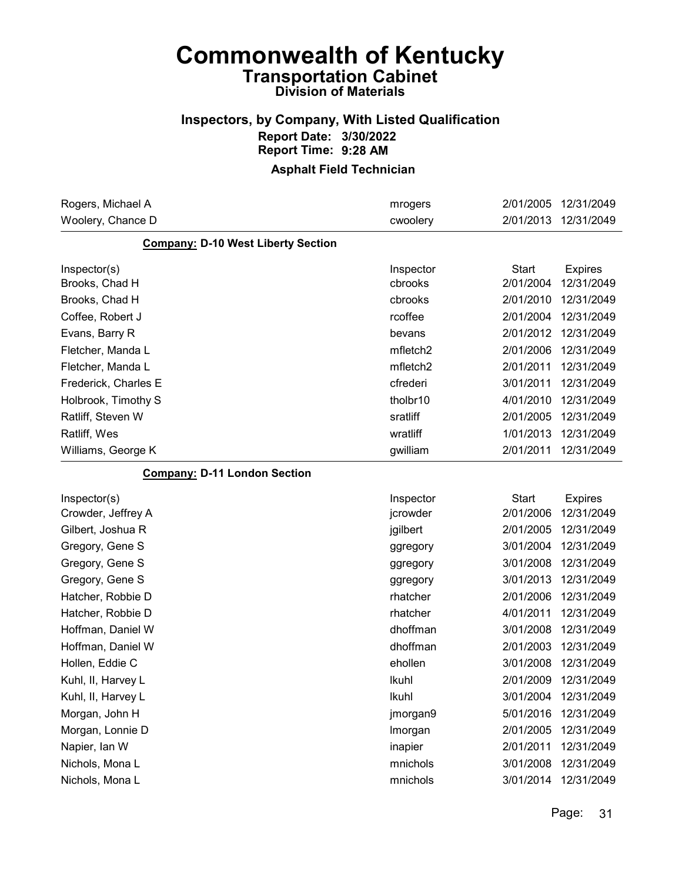# Commonwealth of Kentucky
## Transportation Cabinet
### Division of Materials

### Inspectors, by Company, With Listed Qualification
**Report Date: 3/30/2022**
**Report Time: 9:28 AM**

**Asphalt Field Technician**

| | | | |
|---|---|---|---|
| Rogers, Michael A | mrogers | 2/01/2005 | 12/31/2049 |
| Woolery, Chance D | cwoolery | 2/01/2013 | 12/31/2049 |

**Company: D-10 West Liberty Section**

| Inspector(s) | Inspector | Start | Expires |
|---|---|---|---|
| Brooks, Chad H | cbrooks | 2/01/2004 | 12/31/2049 |
| Brooks, Chad H | cbrooks | 2/01/2010 | 12/31/2049 |
| Coffee, Robert J | rcoffee | 2/01/2004 | 12/31/2049 |
| Evans, Barry R | bevans | 2/01/2012 | 12/31/2049 |
| Fletcher, Manda L | mfletch2 | 2/01/2006 | 12/31/2049 |
| Fletcher, Manda L | mfletch2 | 2/01/2011 | 12/31/2049 |
| Frederick, Charles E | cfrederi | 3/01/2011 | 12/31/2049 |
| Holbrook, Timothy S | tholbr10 | 4/01/2010 | 12/31/2049 |
| Ratliff, Steven W | sratliff | 2/01/2005 | 12/31/2049 |
| Ratliff, Wes | wratliff | 1/01/2013 | 12/31/2049 |
| Williams, George K | gwilliam | 2/01/2011 | 12/31/2049 |

**Company: D-11 London Section**

| Inspector(s) | Inspector | Start | Expires |
|---|---|---|---|
| Crowder, Jeffrey A | jcrowder | 2/01/2006 | 12/31/2049 |
| Gilbert, Joshua R | jgilbert | 2/01/2005 | 12/31/2049 |
| Gregory, Gene S | ggregory | 3/01/2004 | 12/31/2049 |
| Gregory, Gene S | ggregory | 3/01/2008 | 12/31/2049 |
| Gregory, Gene S | ggregory | 3/01/2013 | 12/31/2049 |
| Hatcher, Robbie D | rhatcher | 2/01/2006 | 12/31/2049 |
| Hatcher, Robbie D | rhatcher | 4/01/2011 | 12/31/2049 |
| Hoffman, Daniel W | dhoffman | 3/01/2008 | 12/31/2049 |
| Hoffman, Daniel W | dhoffman | 2/01/2003 | 12/31/2049 |
| Hollen, Eddie C | ehollen | 3/01/2008 | 12/31/2049 |
| Kuhl, II, Harvey L | lkuhl | 2/01/2009 | 12/31/2049 |
| Kuhl, II, Harvey L | lkuhl | 3/01/2004 | 12/31/2049 |
| Morgan, John H | jmorgan9 | 5/01/2016 | 12/31/2049 |
| Morgan, Lonnie D | lmorgan | 2/01/2005 | 12/31/2049 |
| Napier, Ian W | inapier | 2/01/2011 | 12/31/2049 |
| Nichols, Mona L | mnichols | 3/01/2008 | 12/31/2049 |
| Nichols, Mona L | mnichols | 3/01/2014 | 12/31/2049 |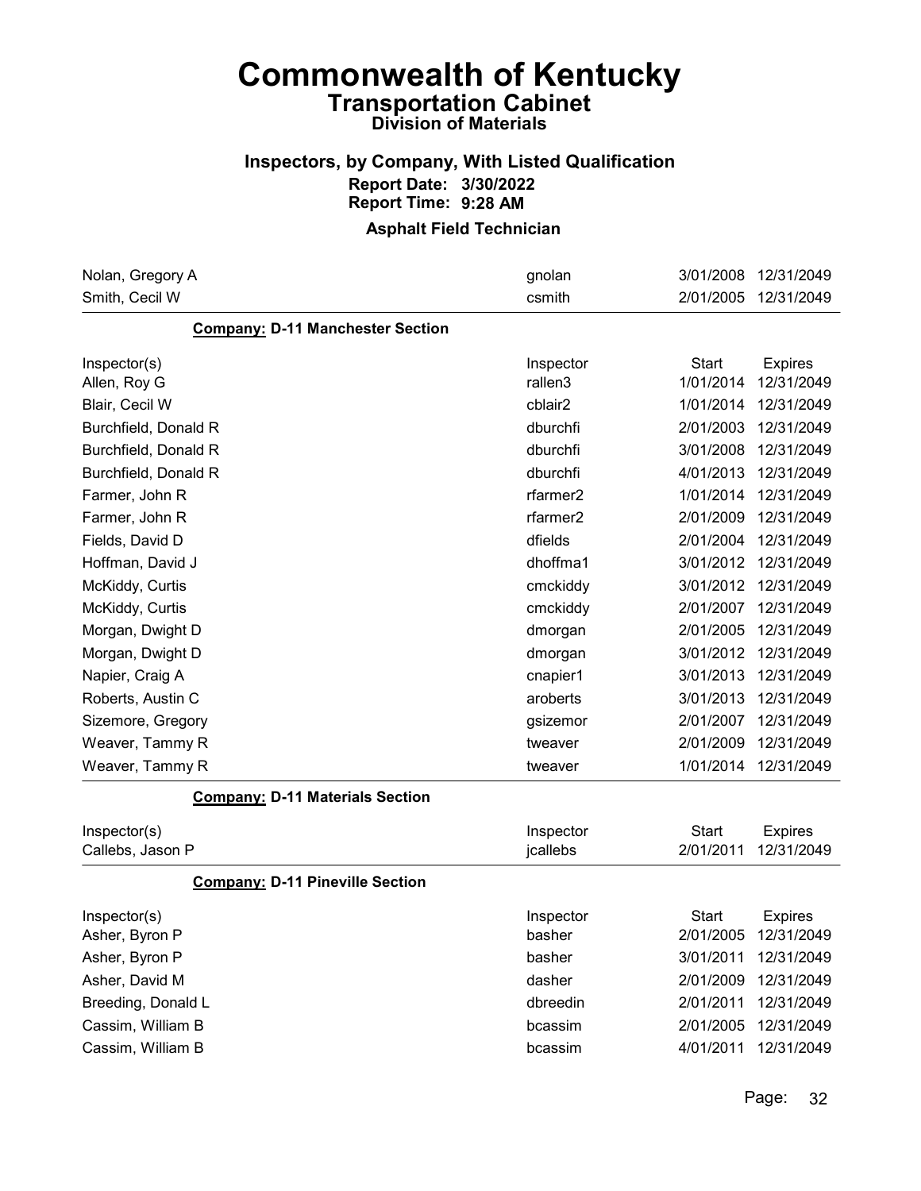# Commonwealth of Kentucky

## Transportation Cabinet

### Division of Materials

### Inspectors, by Company, With Listed Qualification

**Report Date: 3/30/2022**
**Report Time: 9:28 AM**

**Asphalt Field Technician**

| | | | |
|---|---|---|---|
| Nolan, Gregory A | gnolan | 3/01/2008 | 12/31/2049 |
| Smith, Cecil W | csmith | 2/01/2005 | 12/31/2049 |

**Company: D-11 Manchester Section**

| Inspector(s) | Inspector | Start | Expires |
|---|---|---|---|
| Allen, Roy G | rallen3 | 1/01/2014 | 12/31/2049 |
| Blair, Cecil W | cblair2 | 1/01/2014 | 12/31/2049 |
| Burchfield, Donald R | dburchfi | 2/01/2003 | 12/31/2049 |
| Burchfield, Donald R | dburchfi | 3/01/2008 | 12/31/2049 |
| Burchfield, Donald R | dburchfi | 4/01/2013 | 12/31/2049 |
| Farmer, John R | rfarmer2 | 1/01/2014 | 12/31/2049 |
| Farmer, John R | rfarmer2 | 2/01/2009 | 12/31/2049 |
| Fields, David D | dfields | 2/01/2004 | 12/31/2049 |
| Hoffman, David J | dhoffma1 | 3/01/2012 | 12/31/2049 |
| McKiddy, Curtis | cmckiddy | 3/01/2012 | 12/31/2049 |
| McKiddy, Curtis | cmckiddy | 2/01/2007 | 12/31/2049 |
| Morgan, Dwight D | dmorgan | 2/01/2005 | 12/31/2049 |
| Morgan, Dwight D | dmorgan | 3/01/2012 | 12/31/2049 |
| Napier, Craig A | cnapier1 | 3/01/2013 | 12/31/2049 |
| Roberts, Austin C | aroberts | 3/01/2013 | 12/31/2049 |
| Sizemore, Gregory | gsizemor | 2/01/2007 | 12/31/2049 |
| Weaver, Tammy R | tweaver | 2/01/2009 | 12/31/2049 |
| Weaver, Tammy R | tweaver | 1/01/2014 | 12/31/2049 |

**Company: D-11 Materials Section**

| Inspector(s) | Inspector | Start | Expires |
|---|---|---|---|
| Callebs, Jason P | jcallebs | 2/01/2011 | 12/31/2049 |

**Company: D-11 Pineville Section**

| Inspector(s) | Inspector | Start | Expires |
|---|---|---|---|
| Asher, Byron P | basher | 2/01/2005 | 12/31/2049 |
| Asher, Byron P | basher | 3/01/2011 | 12/31/2049 |
| Asher, David M | dasher | 2/01/2009 | 12/31/2049 |
| Breeding, Donald L | dbreedin | 2/01/2011 | 12/31/2049 |
| Cassim, William B | bcassim | 2/01/2005 | 12/31/2049 |
| Cassim, William B | bcassim | 4/01/2011 | 12/31/2049 |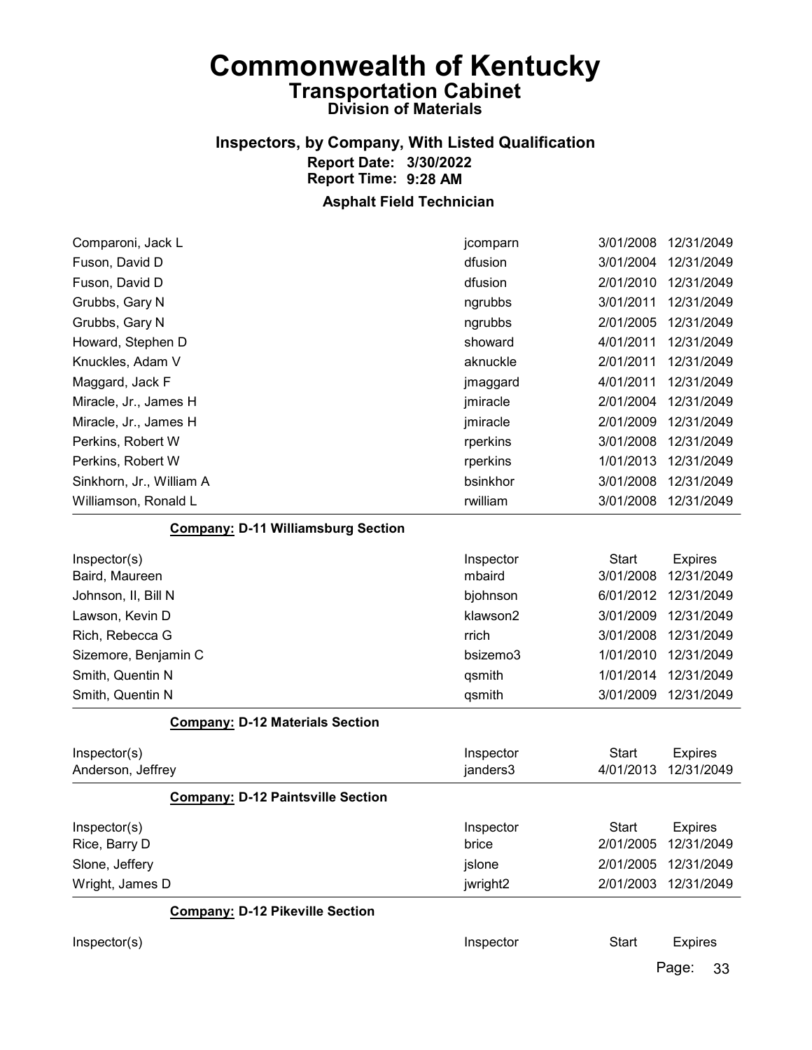# Commonwealth of Kentucky
## Transportation Cabinet
### Division of Materials

### Inspectors, by Company, With Listed Qualification
**Report Date: 3/30/2022**
**Report Time: 9:28 AM**

**Asphalt Field Technician**

| Inspector(s) | Inspector | Start | Expires |
|---|---|---|---|
| Comparoni, Jack L | jcomparn | 3/01/2008 | 12/31/2049 |
| Fuson, David D | dfusion | 3/01/2004 | 12/31/2049 |
| Fuson, David D | dfusion | 2/01/2010 | 12/31/2049 |
| Grubbs, Gary N | ngrubbs | 3/01/2011 | 12/31/2049 |
| Grubbs, Gary N | ngrubbs | 2/01/2005 | 12/31/2049 |
| Howard, Stephen D | showard | 4/01/2011 | 12/31/2049 |
| Knuckles, Adam V | aknuckle | 2/01/2011 | 12/31/2049 |
| Maggard, Jack F | jmaggard | 4/01/2011 | 12/31/2049 |
| Miracle, Jr., James H | jmiracle | 2/01/2004 | 12/31/2049 |
| Miracle, Jr., James H | jmiracle | 2/01/2009 | 12/31/2049 |
| Perkins, Robert W | rperkins | 3/01/2008 | 12/31/2049 |
| Perkins, Robert W | rperkins | 1/01/2013 | 12/31/2049 |
| Sinkhorn, Jr., William A | bsinkhor | 3/01/2008 | 12/31/2049 |
| Williamson, Ronald L | rwilliam | 3/01/2008 | 12/31/2049 |

**Company: D-11 Williamsburg Section**

| Inspector(s) | Inspector | Start | Expires |
|---|---|---|---|
| Baird, Maureen | mbaird | 3/01/2008 | 12/31/2049 |
| Johnson, II, Bill N | bjohnson | 6/01/2012 | 12/31/2049 |
| Lawson, Kevin D | klawson2 | 3/01/2009 | 12/31/2049 |
| Rich, Rebecca G | rrich | 3/01/2008 | 12/31/2049 |
| Sizemore, Benjamin C | bsizemo3 | 1/01/2010 | 12/31/2049 |
| Smith, Quentin N | qsmith | 1/01/2014 | 12/31/2049 |
| Smith, Quentin N | qsmith | 3/01/2009 | 12/31/2049 |

**Company: D-12 Materials Section**

| Inspector(s) | Inspector | Start | Expires |
|---|---|---|---|
| Anderson, Jeffrey | janders3 | 4/01/2013 | 12/31/2049 |

**Company: D-12 Paintsville Section**

| Inspector(s) | Inspector | Start | Expires |
|---|---|---|---|
| Rice, Barry D | brice | 2/01/2005 | 12/31/2049 |
| Slone, Jeffery | jslone | 2/01/2005 | 12/31/2049 |
| Wright, James D | jwright2 | 2/01/2003 | 12/31/2049 |

**Company: D-12 Pikeville Section**

| Inspector(s) | Inspector | Start | Expires |
|---|---|---|---|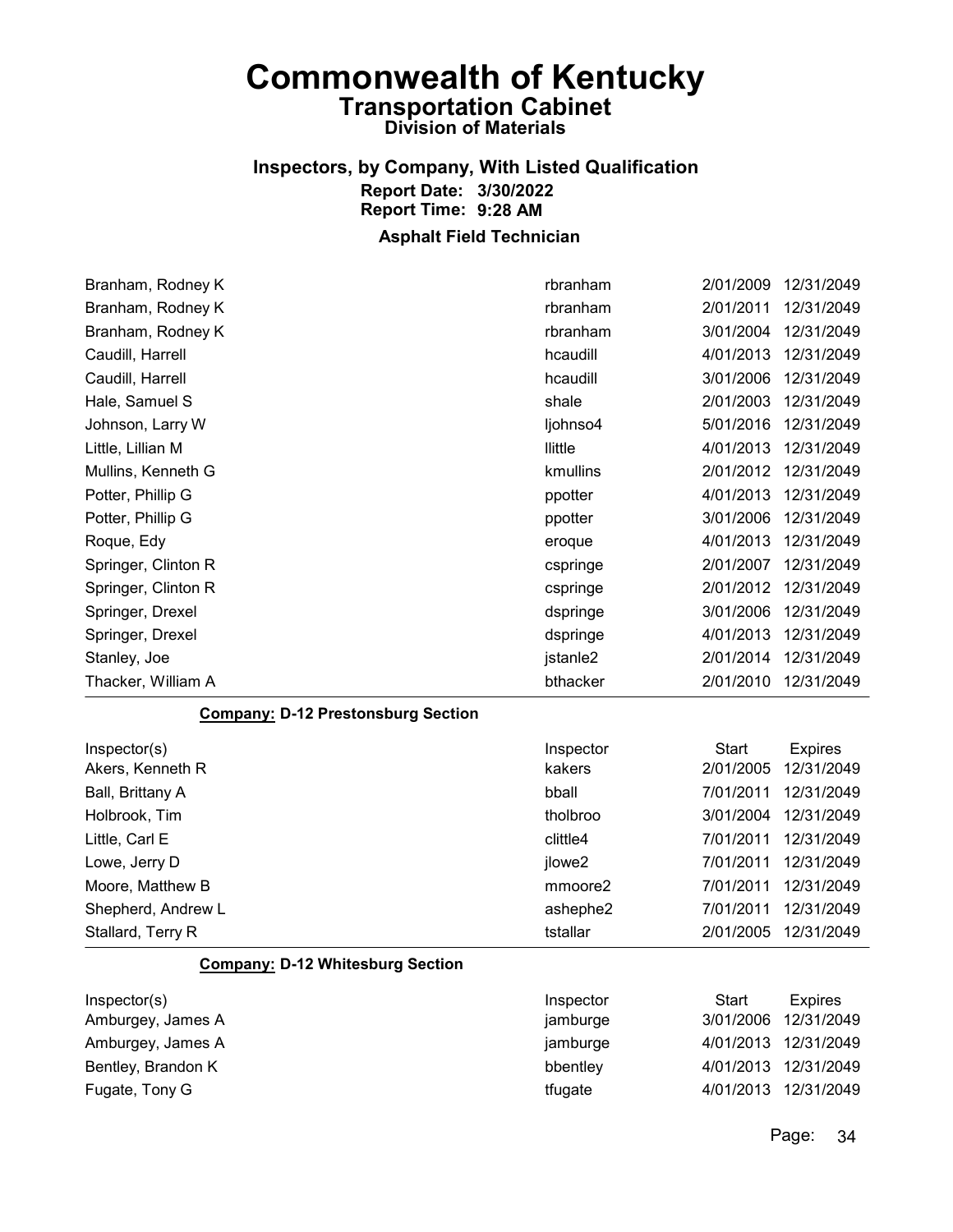# Commonwealth of Kentucky

## Transportation Cabinet

### Division of Materials

### Inspectors, by Company, With Listed Qualification

**Report Date: 3/30/2022**
**Report Time: 9:28 AM**

### Asphalt Field Technician

| Inspector(s) | Inspector | Start | Expires |
|---|---|---|---|
| Branham, Rodney K | rbranham | 2/01/2009 | 12/31/2049 |
| Branham, Rodney K | rbranham | 2/01/2011 | 12/31/2049 |
| Branham, Rodney K | rbranham | 3/01/2004 | 12/31/2049 |
| Caudill, Harrell | hcaudill | 4/01/2013 | 12/31/2049 |
| Caudill, Harrell | hcaudill | 3/01/2006 | 12/31/2049 |
| Hale, Samuel S | shale | 2/01/2003 | 12/31/2049 |
| Johnson, Larry W | ljohnso4 | 5/01/2016 | 12/31/2049 |
| Little, Lillian M | llittle | 4/01/2013 | 12/31/2049 |
| Mullins, Kenneth G | kmullins | 2/01/2012 | 12/31/2049 |
| Potter, Phillip G | ppotter | 4/01/2013 | 12/31/2049 |
| Potter, Phillip G | ppotter | 3/01/2006 | 12/31/2049 |
| Roque, Edy | eroque | 4/01/2013 | 12/31/2049 |
| Springer, Clinton R | cspringe | 2/01/2007 | 12/31/2049 |
| Springer, Clinton R | cspringe | 2/01/2012 | 12/31/2049 |
| Springer, Drexel | dspringe | 3/01/2006 | 12/31/2049 |
| Springer, Drexel | dspringe | 4/01/2013 | 12/31/2049 |
| Stanley, Joe | jstanle2 | 2/01/2014 | 12/31/2049 |
| Thacker, William A | bthacker | 2/01/2010 | 12/31/2049 |

**Company: D-12 Prestonsburg Section**

| Inspector(s) | Inspector | Start | Expires |
|---|---|---|---|
| Akers, Kenneth R | kakers | 2/01/2005 | 12/31/2049 |
| Ball, Brittany A | bball | 7/01/2011 | 12/31/2049 |
| Holbrook, Tim | tholbroo | 3/01/2004 | 12/31/2049 |
| Little, Carl E | clittle4 | 7/01/2011 | 12/31/2049 |
| Lowe, Jerry D | jlowe2 | 7/01/2011 | 12/31/2049 |
| Moore, Matthew B | mmoore2 | 7/01/2011 | 12/31/2049 |
| Shepherd, Andrew L | ashephe2 | 7/01/2011 | 12/31/2049 |
| Stallard, Terry R | tstallar | 2/01/2005 | 12/31/2049 |

**Company: D-12 Whitesburg Section**

| Inspector(s) | Inspector | Start | Expires |
|---|---|---|---|
| Amburgey, James A | jamburge | 3/01/2006 | 12/31/2049 |
| Amburgey, James A | jamburge | 4/01/2013 | 12/31/2049 |
| Bentley, Brandon K | bbentley | 4/01/2013 | 12/31/2049 |
| Fugate, Tony G | tfugate | 4/01/2013 | 12/31/2049 |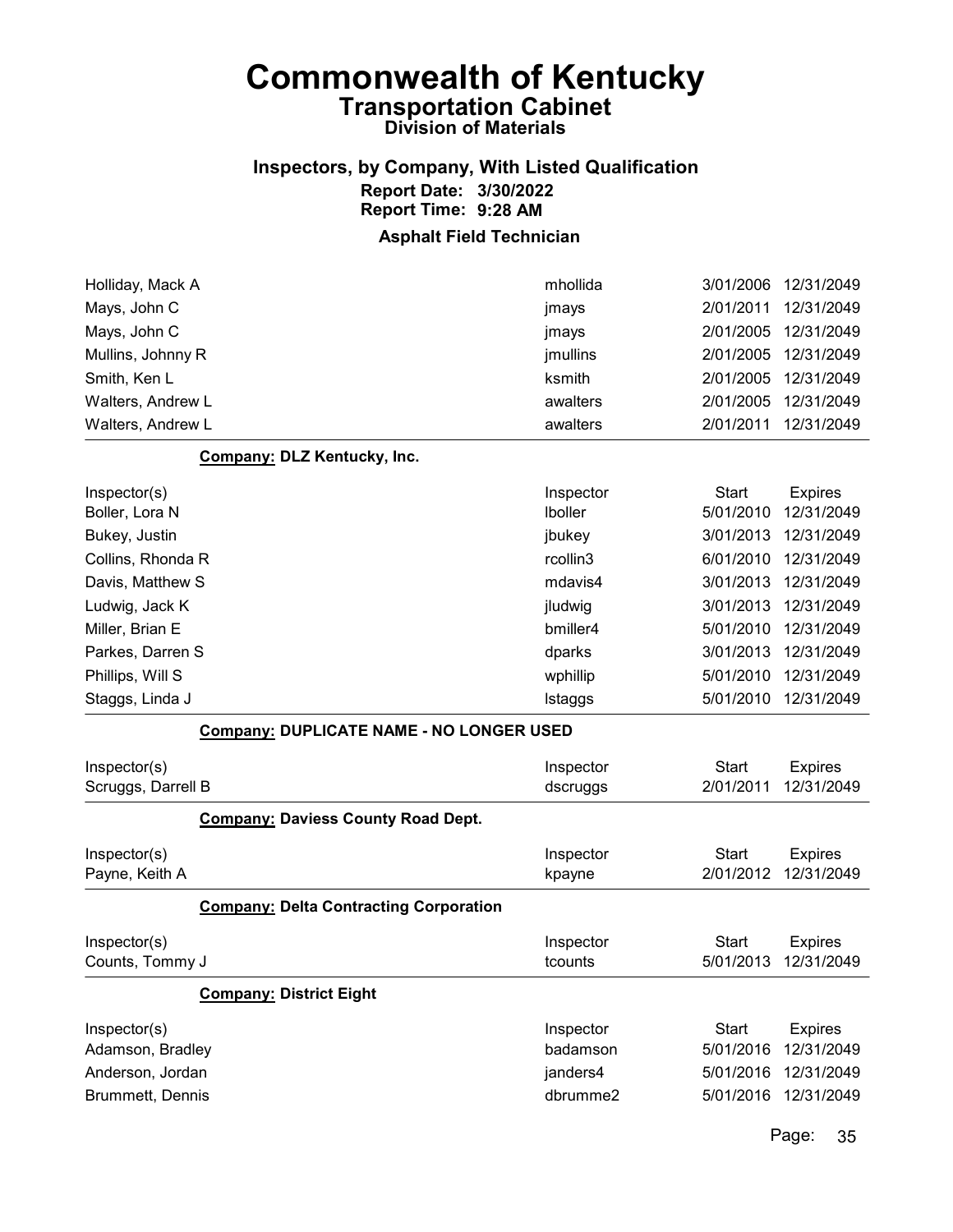# Commonwealth of Kentucky
## Transportation Cabinet
### Division of Materials

### Inspectors, by Company, With Listed Qualification
**Report Date: 3/30/2022**
**Report Time: 9:28 AM**

### Asphalt Field Technician

| Inspector(s) | Inspector | Start | Expires |
|---|---|---|---|
| Holliday, Mack A | mhollida | 3/01/2006 | 12/31/2049 |
| Mays, John C | jmays | 2/01/2011 | 12/31/2049 |
| Mays, John C | jmays | 2/01/2005 | 12/31/2049 |
| Mullins, Johnny R | jmullins | 2/01/2005 | 12/31/2049 |
| Smith, Ken L | ksmith | 2/01/2005 | 12/31/2049 |
| Walters, Andrew L | awalters | 2/01/2005 | 12/31/2049 |
| Walters, Andrew L | awalters | 2/01/2011 | 12/31/2049 |

**Company: DLZ Kentucky, Inc.**

| Inspector(s) | Inspector | Start | Expires |
|---|---|---|---|
| Boller, Lora N | lboller | 5/01/2010 | 12/31/2049 |
| Bukey, Justin | jbukey | 3/01/2013 | 12/31/2049 |
| Collins, Rhonda R | rcollin3 | 6/01/2010 | 12/31/2049 |
| Davis, Matthew S | mdavis4 | 3/01/2013 | 12/31/2049 |
| Ludwig, Jack K | jludwig | 3/01/2013 | 12/31/2049 |
| Miller, Brian E | bmiller4 | 5/01/2010 | 12/31/2049 |
| Parkes, Darren S | dparks | 3/01/2013 | 12/31/2049 |
| Phillips, Will S | wphillip | 5/01/2010 | 12/31/2049 |
| Staggs, Linda J | lstaggs | 5/01/2010 | 12/31/2049 |

**Company: DUPLICATE NAME - NO LONGER USED**

| Inspector(s) | Inspector | Start | Expires |
|---|---|---|---|
| Scruggs, Darrell B | dscruggs | 2/01/2011 | 12/31/2049 |

**Company: Daviess County Road Dept.**

| Inspector(s) | Inspector | Start | Expires |
|---|---|---|---|
| Payne, Keith A | kpayne | 2/01/2012 | 12/31/2049 |

**Company: Delta Contracting Corporation**

| Inspector(s) | Inspector | Start | Expires |
|---|---|---|---|
| Counts, Tommy J | tcounts | 5/01/2013 | 12/31/2049 |

**Company: District Eight**

| Inspector(s) | Inspector | Start | Expires |
|---|---|---|---|
| Adamson, Bradley | badamson | 5/01/2016 | 12/31/2049 |
| Anderson, Jordan | janders4 | 5/01/2016 | 12/31/2049 |
| Brummett, Dennis | dbrumme2 | 5/01/2016 | 12/31/2049 |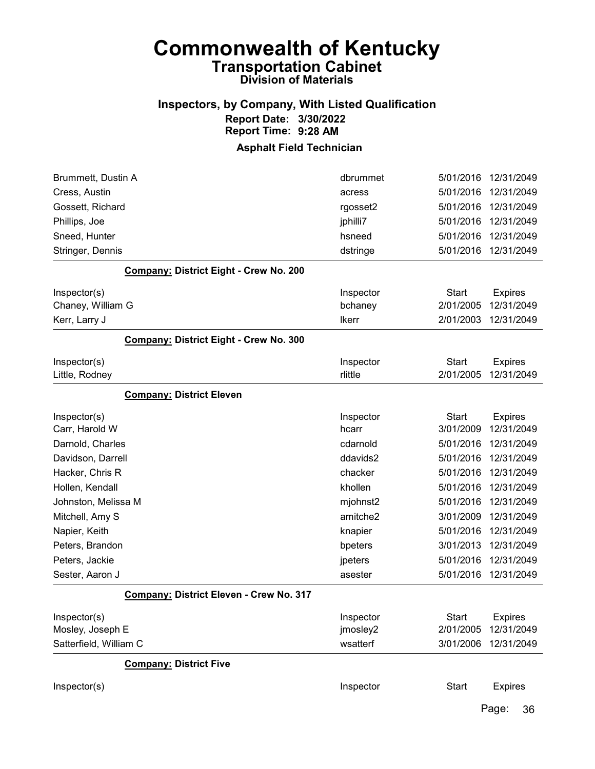# Commonwealth of Kentucky
## Transportation Cabinet
### Division of Materials

## Inspectors, by Company, With Listed Qualification
**Report Date: 3/30/2022**
**Report Time: 9:28 AM**

### Asphalt Field Technician

| | | | |
|---|---|---|---|
| Brummett, Dustin A | dbrummet | 5/01/2016 | 12/31/2049 |
| Cress, Austin | acress | 5/01/2016 | 12/31/2049 |
| Gossett, Richard | rgosset2 | 5/01/2016 | 12/31/2049 |
| Phillips, Joe | jphilli7 | 5/01/2016 | 12/31/2049 |
| Sneed, Hunter | hsneed | 5/01/2016 | 12/31/2049 |
| Stringer, Dennis | dstringe | 5/01/2016 | 12/31/2049 |

**Company:** District Eight - Crew No. 200

| Inspector(s) | Inspector | Start | Expires |
|---|---|---|---|
| Chaney, William G | bchaney | 2/01/2005 | 12/31/2049 |
| Kerr, Larry J | lkerr | 2/01/2003 | 12/31/2049 |

**Company:** District Eight - Crew No. 300

| Inspector(s) | Inspector | Start | Expires |
|---|---|---|---|
| Little, Rodney | rlittle | 2/01/2005 | 12/31/2049 |

**Company:** District Eleven

| Inspector(s) | Inspector | Start | Expires |
|---|---|---|---|
| Carr, Harold W | hcarr | 3/01/2009 | 12/31/2049 |
| Darnold, Charles | cdarnold | 5/01/2016 | 12/31/2049 |
| Davidson, Darrell | ddavids2 | 5/01/2016 | 12/31/2049 |
| Hacker, Chris R | chacker | 5/01/2016 | 12/31/2049 |
| Hollen, Kendall | khollen | 5/01/2016 | 12/31/2049 |
| Johnston, Melissa M | mjohnst2 | 5/01/2016 | 12/31/2049 |
| Mitchell, Amy S | amitche2 | 3/01/2009 | 12/31/2049 |
| Napier, Keith | knapier | 5/01/2016 | 12/31/2049 |
| Peters, Brandon | bpeters | 3/01/2013 | 12/31/2049 |
| Peters, Jackie | jpeters | 5/01/2016 | 12/31/2049 |
| Sester, Aaron J | asester | 5/01/2016 | 12/31/2049 |

**Company:** District Eleven - Crew No. 317

| Inspector(s) | Inspector | Start | Expires |
|---|---|---|---|
| Mosley, Joseph E | jmosley2 | 2/01/2005 | 12/31/2049 |
| Satterfield, William C | wsatterf | 3/01/2006 | 12/31/2049 |

**Company:** District Five

| Inspector(s) | Inspector | Start | Expires |
|---|---|---|---|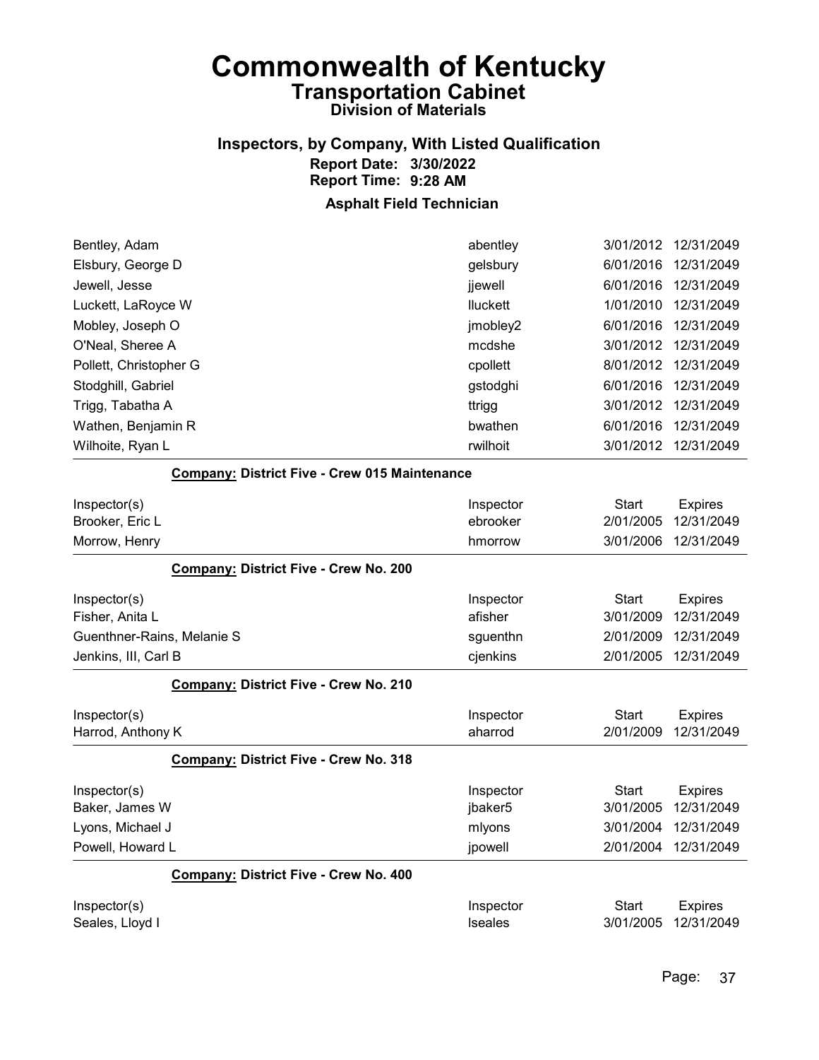# Commonwealth of Kentucky
## Transportation Cabinet
### Division of Materials

## Inspectors, by Company, With Listed Qualification
**Report Date: 3/30/2022**
**Report Time: 9:28 AM**

### Asphalt Field Technician

| | | | |
|---|---|---|---|
| Bentley, Adam | abentley | 3/01/2012 | 12/31/2049 |
| Elsbury, George D | gelsbury | 6/01/2016 | 12/31/2049 |
| Jewell, Jesse | jjewell | 6/01/2016 | 12/31/2049 |
| Luckett, LaRoyce W | lluckett | 1/01/2010 | 12/31/2049 |
| Mobley, Joseph O | jmobley2 | 6/01/2016 | 12/31/2049 |
| O'Neal, Sheree A | mcdshe | 3/01/2012 | 12/31/2049 |
| Pollett, Christopher G | cpollett | 8/01/2012 | 12/31/2049 |
| Stodghill, Gabriel | gstodghi | 6/01/2016 | 12/31/2049 |
| Trigg, Tabatha A | ttrigg | 3/01/2012 | 12/31/2049 |
| Wathen, Benjamin R | bwathen | 6/01/2016 | 12/31/2049 |
| Wilhoite, Ryan L | rwilhoit | 3/01/2012 | 12/31/2049 |

**Company: District Five - Crew 015 Maintenance**

| Inspector(s) | Inspector | Start | Expires |
|---|---|---|---|
| Brooker, Eric L | ebrooker | 2/01/2005 | 12/31/2049 |
| Morrow, Henry | hmorrow | 3/01/2006 | 12/31/2049 |

**Company: District Five - Crew No. 200**

| Inspector(s) | Inspector | Start | Expires |
|---|---|---|---|
| Fisher, Anita L | afisher | 3/01/2009 | 12/31/2049 |
| Guenthner-Rains, Melanie S | sguenthn | 2/01/2009 | 12/31/2049 |
| Jenkins, III, Carl B | cjenkins | 2/01/2005 | 12/31/2049 |

**Company: District Five - Crew No. 210**

| Inspector(s) | Inspector | Start | Expires |
|---|---|---|---|
| Harrod, Anthony K | aharrod | 2/01/2009 | 12/31/2049 |

**Company: District Five - Crew No. 318**

| Inspector(s) | Inspector | Start | Expires |
|---|---|---|---|
| Baker, James W | jbaker5 | 3/01/2005 | 12/31/2049 |
| Lyons, Michael J | mlyons | 3/01/2004 | 12/31/2049 |
| Powell, Howard L | jpowell | 2/01/2004 | 12/31/2049 |

**Company: District Five - Crew No. 400**

| Inspector(s) | Inspector | Start | Expires |
|---|---|---|---|
| Seales, Lloyd I | lseales | 3/01/2005 | 12/31/2049 |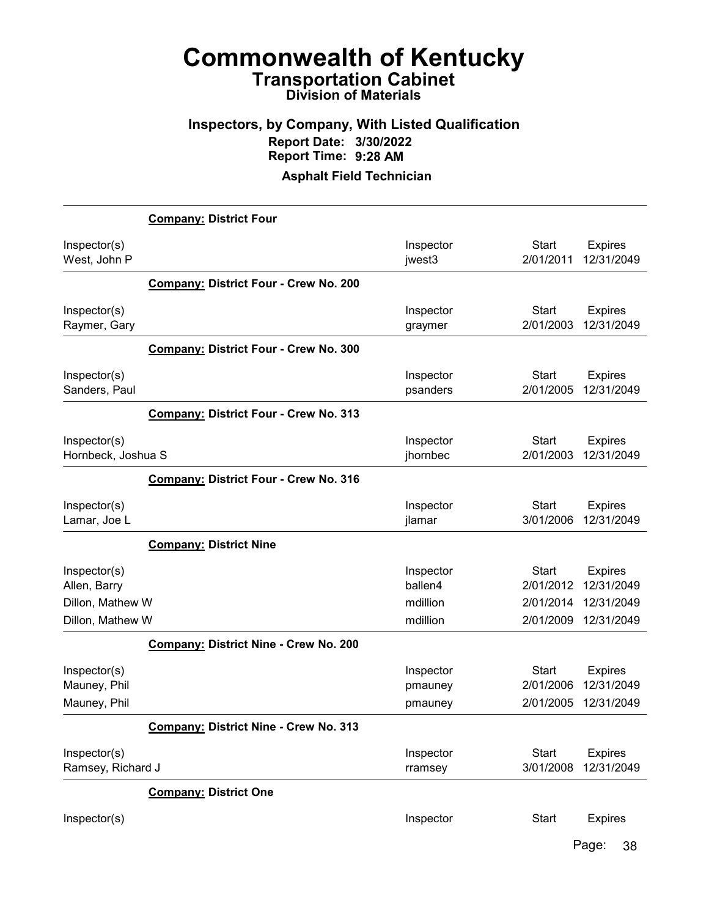# Commonwealth of Kentucky
## Transportation Cabinet
### Division of Materials

### Inspectors, by Company, With Listed Qualification
**Report Date: 3/30/2022**
**Report Time: 9:28 AM**

**Asphalt Field Technician**

**Company: District Four**

| Inspector(s) | Inspector | Start | Expires |
|---|---|---|---|
| West, John P | jwest3 | 2/01/2011 | 12/31/2049 |

**Company: District Four - Crew No. 200**

| Inspector(s) | Inspector | Start | Expires |
|---|---|---|---|
| Raymer, Gary | graymer | 2/01/2003 | 12/31/2049 |

**Company: District Four - Crew No. 300**

| Inspector(s) | Inspector | Start | Expires |
|---|---|---|---|
| Sanders, Paul | psanders | 2/01/2005 | 12/31/2049 |

**Company: District Four - Crew No. 313**

| Inspector(s) | Inspector | Start | Expires |
|---|---|---|---|
| Hornbeck, Joshua S | jhornbec | 2/01/2003 | 12/31/2049 |

**Company: District Four - Crew No. 316**

| Inspector(s) | Inspector | Start | Expires |
|---|---|---|---|
| Lamar, Joe L | jlamar | 3/01/2006 | 12/31/2049 |

**Company: District Nine**

| Inspector(s) | Inspector | Start | Expires |
|---|---|---|---|
| Allen, Barry | ballen4 | 2/01/2012 | 12/31/2049 |
| Dillon, Mathew W | mdillion | 2/01/2014 | 12/31/2049 |
| Dillon, Mathew W | mdillion | 2/01/2009 | 12/31/2049 |

**Company: District Nine - Crew No. 200**

| Inspector(s) | Inspector | Start | Expires |
|---|---|---|---|
| Mauney, Phil | pmauney | 2/01/2006 | 12/31/2049 |
| Mauney, Phil | pmauney | 2/01/2005 | 12/31/2049 |

**Company: District Nine - Crew No. 313**

| Inspector(s) | Inspector | Start | Expires |
|---|---|---|---|
| Ramsey, Richard J | rramsey | 3/01/2008 | 12/31/2049 |

**Company: District One**

| Inspector(s) | Inspector | Start | Expires |
|---|---|---|---|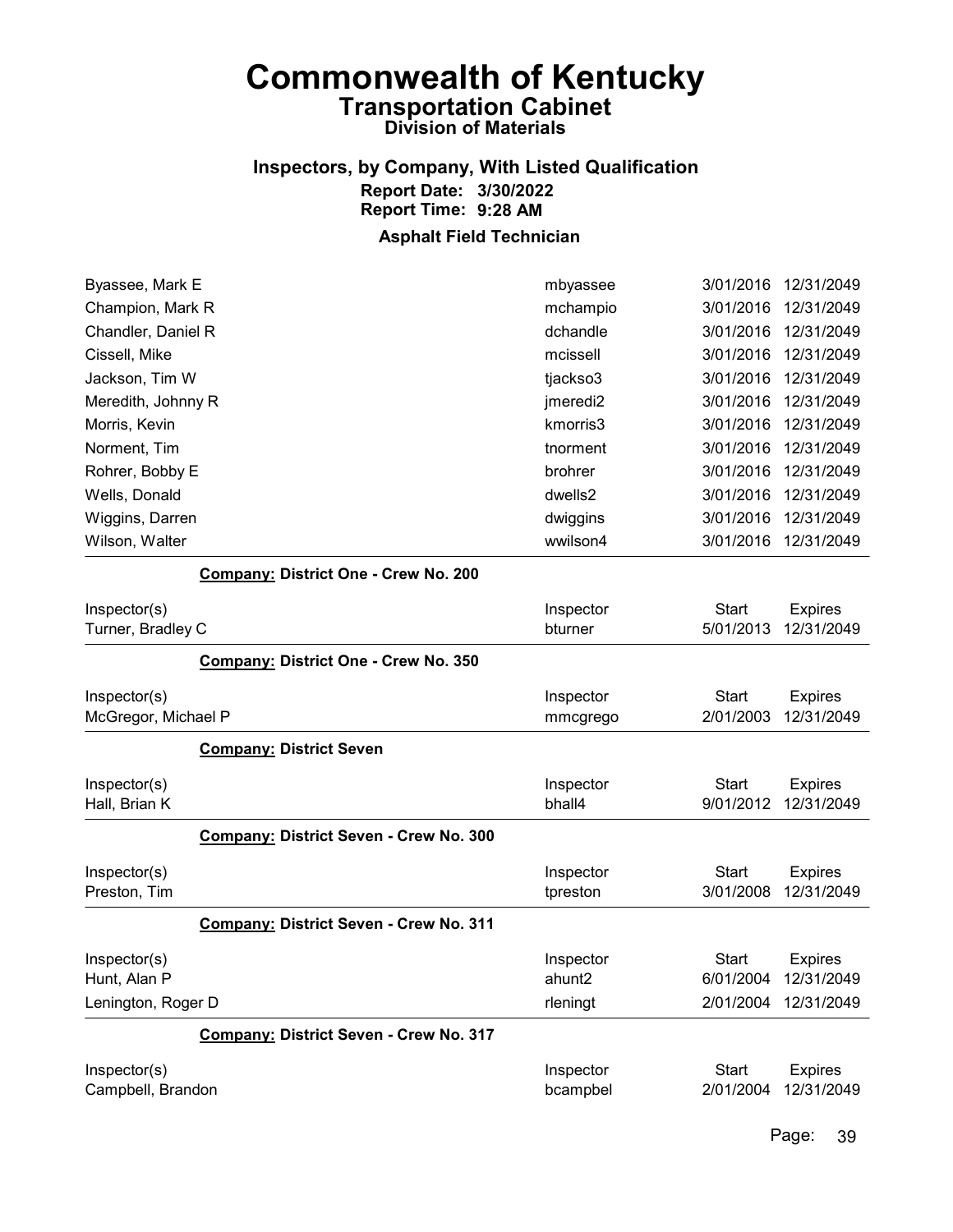# Commonwealth of Kentucky

## Transportation Cabinet

### Division of Materials

### Inspectors, by Company, With Listed Qualification

**Report Date: 3/30/2022**
**Report Time: 9:28 AM**

### Asphalt Field Technician

| | | | |
|---|---|---|---|
| Byassee, Mark E | mbyassee | 3/01/2016 | 12/31/2049 |
| Champion, Mark R | mchampio | 3/01/2016 | 12/31/2049 |
| Chandler, Daniel R | dchandle | 3/01/2016 | 12/31/2049 |
| Cissell, Mike | mcissell | 3/01/2016 | 12/31/2049 |
| Jackson, Tim W | tjackso3 | 3/01/2016 | 12/31/2049 |
| Meredith, Johnny R | jmeredi2 | 3/01/2016 | 12/31/2049 |
| Morris, Kevin | kmorris3 | 3/01/2016 | 12/31/2049 |
| Norment, Tim | tnorment | 3/01/2016 | 12/31/2049 |
| Rohrer, Bobby E | brohrer | 3/01/2016 | 12/31/2049 |
| Wells, Donald | dwells2 | 3/01/2016 | 12/31/2049 |
| Wiggins, Darren | dwiggins | 3/01/2016 | 12/31/2049 |
| Wilson, Walter | wwilson4 | 3/01/2016 | 12/31/2049 |

**Company: District One - Crew No. 200**

| Inspector(s) | Inspector | Start | Expires |
|---|---|---|---|
| Turner, Bradley C | bturner | 5/01/2013 | 12/31/2049 |

**Company: District One - Crew No. 350**

| Inspector(s) | Inspector | Start | Expires |
|---|---|---|---|
| McGregor, Michael P | mmcgrego | 2/01/2003 | 12/31/2049 |

**Company: District Seven**

| Inspector(s) | Inspector | Start | Expires |
|---|---|---|---|
| Hall, Brian K | bhall4 | 9/01/2012 | 12/31/2049 |

**Company: District Seven - Crew No. 300**

| Inspector(s) | Inspector | Start | Expires |
|---|---|---|---|
| Preston, Tim | tpreston | 3/01/2008 | 12/31/2049 |

**Company: District Seven - Crew No. 311**

| Inspector(s) | Inspector | Start | Expires |
|---|---|---|---|
| Hunt, Alan P | ahunt2 | 6/01/2004 | 12/31/2049 |
| Lenington, Roger D | rleningt | 2/01/2004 | 12/31/2049 |

**Company: District Seven - Crew No. 317**

| Inspector(s) | Inspector | Start | Expires |
|---|---|---|---|
| Campbell, Brandon | bcampbel | 2/01/2004 | 12/31/2049 |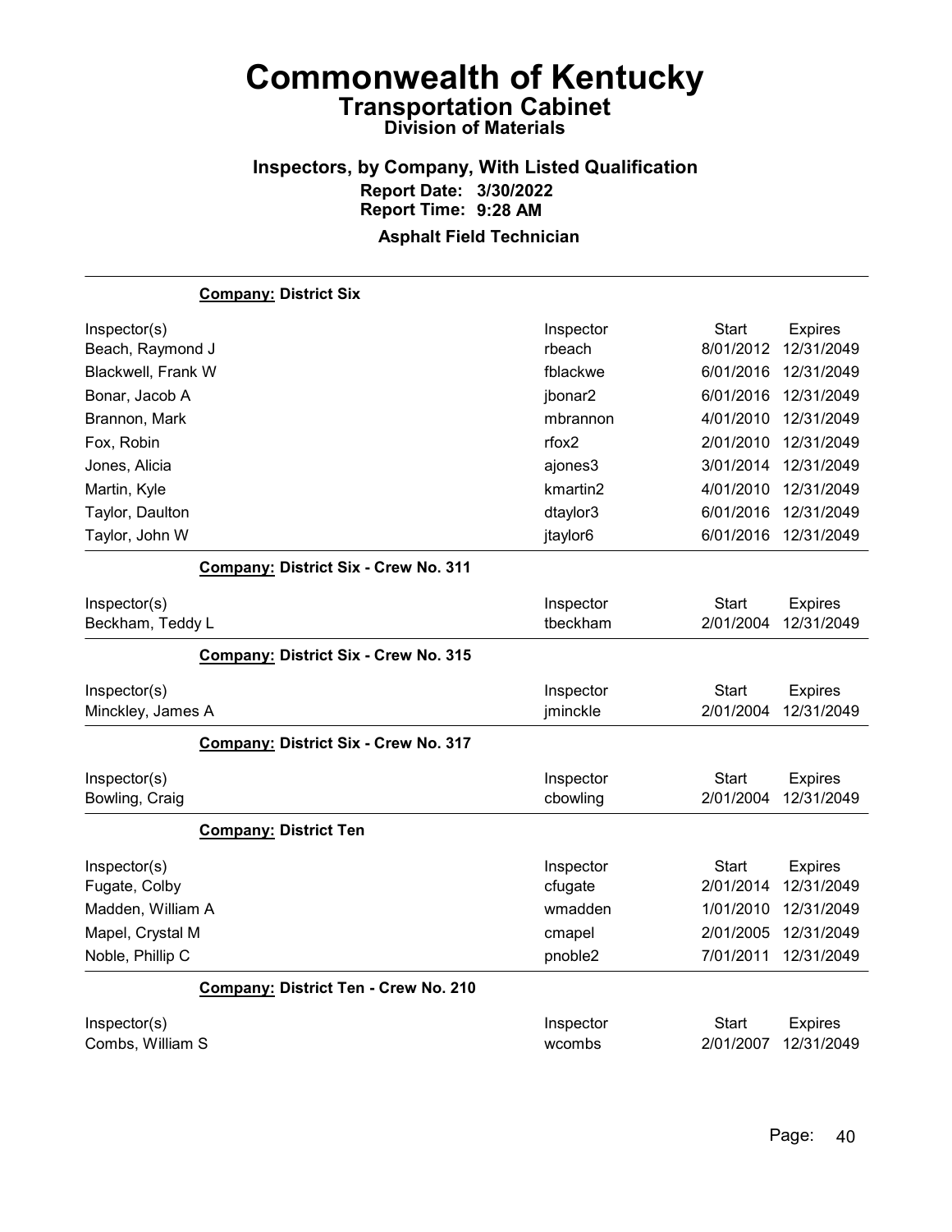# Commonwealth of Kentucky

## Transportation Cabinet

### Division of Materials

### Inspectors, by Company, With Listed Qualification

**Report Date: 3/30/2022**
**Report Time: 9:28 AM**

**Asphalt Field Technician**

**Company: District Six**

| Inspector(s) | Inspector | Start | Expires |
|---|---|---|---|
| Beach, Raymond J | rbeach | 8/01/2012 | 12/31/2049 |
| Blackwell, Frank W | fblackwe | 6/01/2016 | 12/31/2049 |
| Bonar, Jacob A | jbonar2 | 6/01/2016 | 12/31/2049 |
| Brannon, Mark | mbrannon | 4/01/2010 | 12/31/2049 |
| Fox, Robin | rfox2 | 2/01/2010 | 12/31/2049 |
| Jones, Alicia | ajones3 | 3/01/2014 | 12/31/2049 |
| Martin, Kyle | kmartin2 | 4/01/2010 | 12/31/2049 |
| Taylor, Daulton | dtaylor3 | 6/01/2016 | 12/31/2049 |
| Taylor, John W | jtaylor6 | 6/01/2016 | 12/31/2049 |

**Company: District Six - Crew No. 311**

| Inspector(s) | Inspector | Start | Expires |
|---|---|---|---|
| Beckham, Teddy L | tbeckham | 2/01/2004 | 12/31/2049 |

**Company: District Six - Crew No. 315**

| Inspector(s) | Inspector | Start | Expires |
|---|---|---|---|
| Minckley, James A | jminckle | 2/01/2004 | 12/31/2049 |

**Company: District Six - Crew No. 317**

| Inspector(s) | Inspector | Start | Expires |
|---|---|---|---|
| Bowling, Craig | cbowling | 2/01/2004 | 12/31/2049 |

**Company: District Ten**

| Inspector(s) | Inspector | Start | Expires |
|---|---|---|---|
| Fugate, Colby | cfugate | 2/01/2014 | 12/31/2049 |
| Madden, William A | wmadden | 1/01/2010 | 12/31/2049 |
| Mapel, Crystal M | cmapel | 2/01/2005 | 12/31/2049 |
| Noble, Phillip C | pnoble2 | 7/01/2011 | 12/31/2049 |

**Company: District Ten - Crew No. 210**

| Inspector(s) | Inspector | Start | Expires |
|---|---|---|---|
| Combs, William S | wcombs | 2/01/2007 | 12/31/2049 |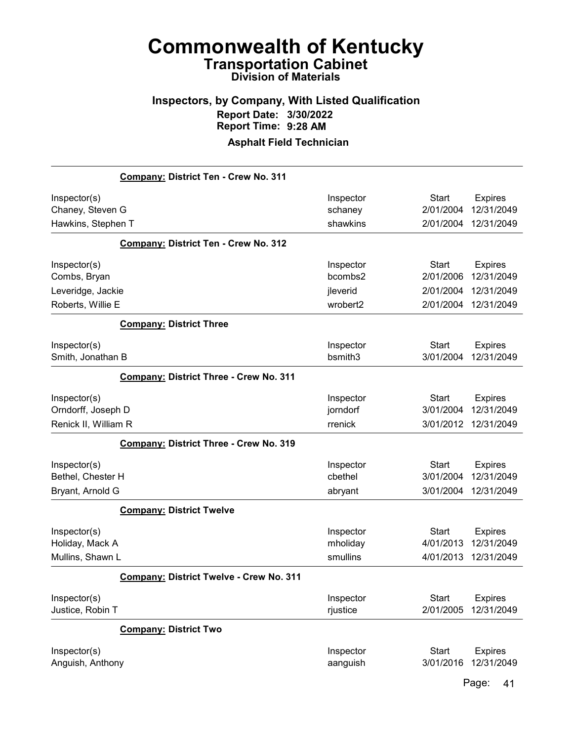# Commonwealth of Kentucky

## Transportation Cabinet

### Division of Materials

### Inspectors, by Company, With Listed Qualification

**Report Date: 3/30/2022**
**Report Time: 9:28 AM**

**Asphalt Field Technician**

**Company: District Ten - Crew No. 311**

| Inspector(s) | Inspector | Start | Expires |
|---|---|---|---|
| Chaney, Steven G | schaney | 2/01/2004 | 12/31/2049 |
| Hawkins, Stephen T | shawkins | 2/01/2004 | 12/31/2049 |

**Company: District Ten - Crew No. 312**

| Inspector(s) | Inspector | Start | Expires |
|---|---|---|---|
| Combs, Bryan | bcombs2 | 2/01/2006 | 12/31/2049 |
| Leveridge, Jackie | jleverid | 2/01/2004 | 12/31/2049 |
| Roberts, Willie E | wrobert2 | 2/01/2004 | 12/31/2049 |

**Company: District Three**

| Inspector(s) | Inspector | Start | Expires |
|---|---|---|---|
| Smith, Jonathan B | bsmith3 | 3/01/2004 | 12/31/2049 |

**Company: District Three - Crew No. 311**

| Inspector(s) | Inspector | Start | Expires |
|---|---|---|---|
| Orndorff, Joseph D | jorndorf | 3/01/2004 | 12/31/2049 |
| Renick II, William R | rrenick | 3/01/2012 | 12/31/2049 |

**Company: District Three - Crew No. 319**

| Inspector(s) | Inspector | Start | Expires |
|---|---|---|---|
| Bethel, Chester H | cbethel | 3/01/2004 | 12/31/2049 |
| Bryant, Arnold G | abryant | 3/01/2004 | 12/31/2049 |

**Company: District Twelve**

| Inspector(s) | Inspector | Start | Expires |
|---|---|---|---|
| Holiday, Mack A | mholiday | 4/01/2013 | 12/31/2049 |
| Mullins, Shawn L | smullins | 4/01/2013 | 12/31/2049 |

**Company: District Twelve - Crew No. 311**

| Inspector(s) | Inspector | Start | Expires |
|---|---|---|---|
| Justice, Robin T | rjustice | 2/01/2005 | 12/31/2049 |

**Company: District Two**

| Inspector(s) | Inspector | Start | Expires |
|---|---|---|---|
| Anguish, Anthony | aanguish | 3/01/2016 | 12/31/2049 |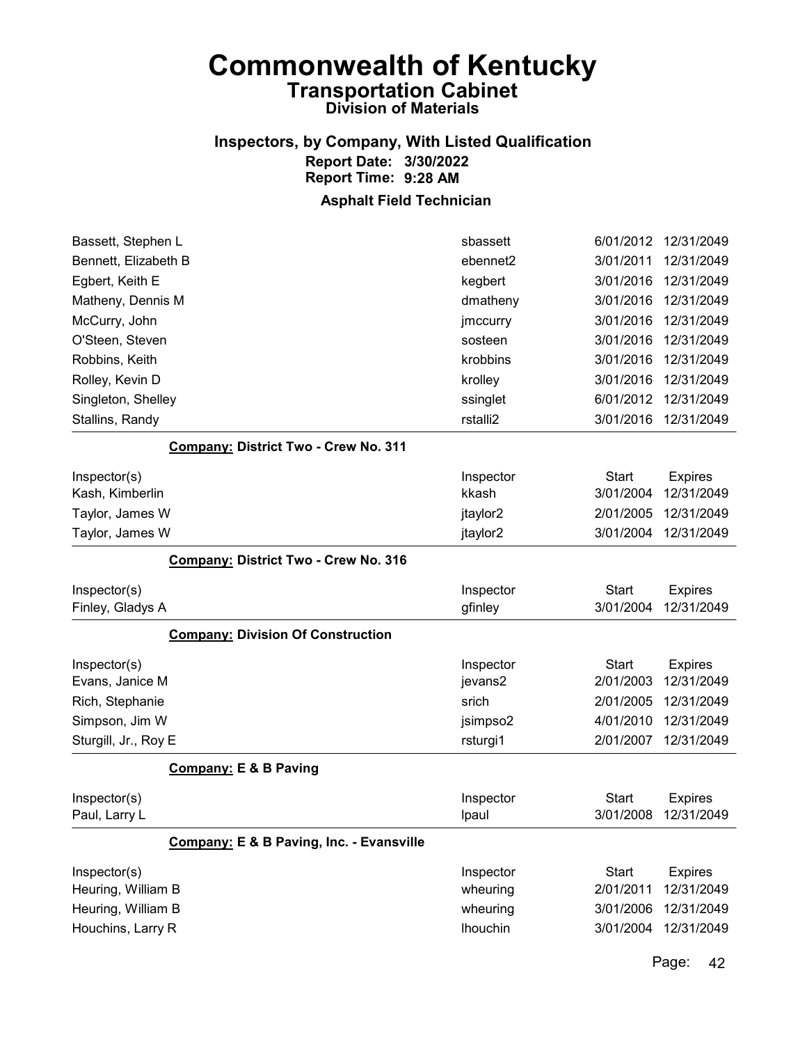# Commonwealth of Kentucky
## Transportation Cabinet
### Division of Materials

### Inspectors, by Company, With Listed Qualification
**Report Date: 3/30/2022**
**Report Time: 9:28 AM**

### Asphalt Field Technician

| | | | |
|---|---|---|---|
| Bassett, Stephen L | sbassett | 6/01/2012 | 12/31/2049 |
| Bennett, Elizabeth B | ebennet2 | 3/01/2011 | 12/31/2049 |
| Egbert, Keith E | kegbert | 3/01/2016 | 12/31/2049 |
| Matheny, Dennis M | dmatheny | 3/01/2016 | 12/31/2049 |
| McCurry, John | jmccurry | 3/01/2016 | 12/31/2049 |
| O'Steen, Steven | sosteen | 3/01/2016 | 12/31/2049 |
| Robbins, Keith | krobbins | 3/01/2016 | 12/31/2049 |
| Rolley, Kevin D | krolley | 3/01/2016 | 12/31/2049 |
| Singleton, Shelley | ssinglet | 6/01/2012 | 12/31/2049 |
| Stallins, Randy | rstalli2 | 3/01/2016 | 12/31/2049 |

**Company: District Two - Crew No. 311**

| Inspector(s) | Inspector | Start | Expires |
|---|---|---|---|
| Kash, Kimberlin | kkash | 3/01/2004 | 12/31/2049 |
| Taylor, James W | jtaylor2 | 2/01/2005 | 12/31/2049 |
| Taylor, James W | jtaylor2 | 3/01/2004 | 12/31/2049 |

**Company: District Two - Crew No. 316**

| Inspector(s) | Inspector | Start | Expires |
|---|---|---|---|
| Finley, Gladys A | gfinley | 3/01/2004 | 12/31/2049 |

**Company: Division Of Construction**

| Inspector(s) | Inspector | Start | Expires |
|---|---|---|---|
| Evans, Janice M | jevans2 | 2/01/2003 | 12/31/2049 |
| Rich, Stephanie | srich | 2/01/2005 | 12/31/2049 |
| Simpson, Jim W | jsimpso2 | 4/01/2010 | 12/31/2049 |
| Sturgill, Jr., Roy E | rsturgi1 | 2/01/2007 | 12/31/2049 |

**Company: E & B Paving**

| Inspector(s) | Inspector | Start | Expires |
|---|---|---|---|
| Paul, Larry L | lpaul | 3/01/2008 | 12/31/2049 |

**Company: E & B Paving, Inc. - Evansville**

| Inspector(s) | Inspector | Start | Expires |
|---|---|---|---|
| Heuring, William B | wheuring | 2/01/2011 | 12/31/2049 |
| Heuring, William B | wheuring | 3/01/2006 | 12/31/2049 |
| Houchins, Larry R | lhouchin | 3/01/2004 | 12/31/2049 |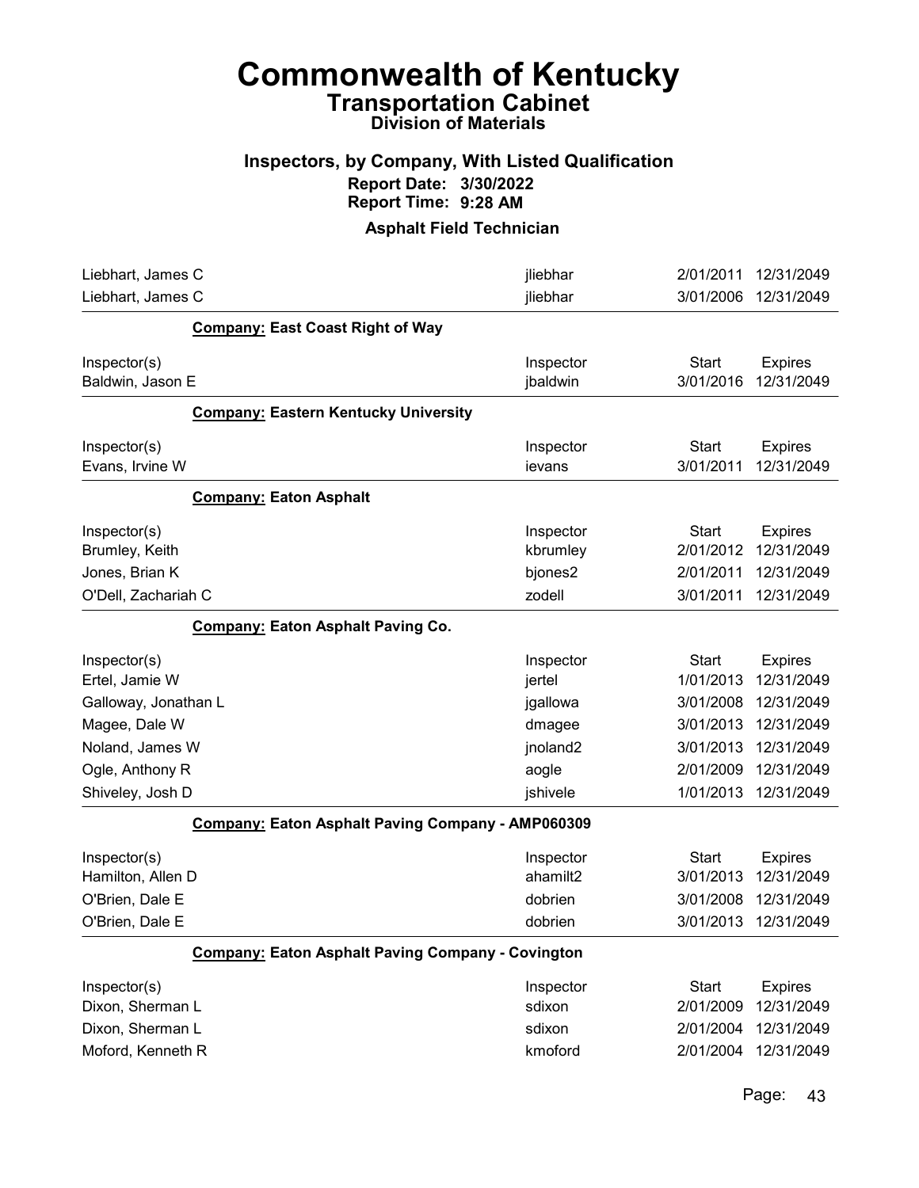# Commonwealth of Kentucky

## Transportation Cabinet

### Division of Materials

### Inspectors, by Company, With Listed Qualification

**Report Date: 3/30/2022**
**Report Time: 9:28 AM**

### Asphalt Field Technician

| | | | |
|---|---|---|---|
| Liebhart, James C | jliebhar | 2/01/2011 | 12/31/2049 |
| Liebhart, James C | jliebhar | 3/01/2006 | 12/31/2049 |

**Company: East Coast Right of Way**

| Inspector(s) | Inspector | Start | Expires |
|---|---|---|---|
| Baldwin, Jason E | jbaldwin | 3/01/2016 | 12/31/2049 |

**Company: Eastern Kentucky University**

| Inspector(s) | Inspector | Start | Expires |
|---|---|---|---|
| Evans, Irvine W | ievans | 3/01/2011 | 12/31/2049 |

**Company: Eaton Asphalt**

| Inspector(s) | Inspector | Start | Expires |
|---|---|---|---|
| Brumley, Keith | kbrumley | 2/01/2012 | 12/31/2049 |
| Jones, Brian K | bjones2 | 2/01/2011 | 12/31/2049 |
| O'Dell, Zachariah C | zodell | 3/01/2011 | 12/31/2049 |

**Company: Eaton Asphalt Paving Co.**

| Inspector(s) | Inspector | Start | Expires |
|---|---|---|---|
| Ertel, Jamie W | jertel | 1/01/2013 | 12/31/2049 |
| Galloway, Jonathan L | jgallowa | 3/01/2008 | 12/31/2049 |
| Magee, Dale W | dmagee | 3/01/2013 | 12/31/2049 |
| Noland, James W | jnoland2 | 3/01/2013 | 12/31/2049 |
| Ogle, Anthony R | aogle | 2/01/2009 | 12/31/2049 |
| Shiveley, Josh D | jshivele | 1/01/2013 | 12/31/2049 |

**Company: Eaton Asphalt Paving Company - AMP060309**

| Inspector(s) | Inspector | Start | Expires |
|---|---|---|---|
| Hamilton, Allen D | ahamilt2 | 3/01/2013 | 12/31/2049 |
| O'Brien, Dale E | dobrien | 3/01/2008 | 12/31/2049 |
| O'Brien, Dale E | dobrien | 3/01/2013 | 12/31/2049 |

**Company: Eaton Asphalt Paving Company - Covington**

| Inspector(s) | Inspector | Start | Expires |
|---|---|---|---|
| Dixon, Sherman L | sdixon | 2/01/2009 | 12/31/2049 |
| Dixon, Sherman L | sdixon | 2/01/2004 | 12/31/2049 |
| Moford, Kenneth R | kmoford | 2/01/2004 | 12/31/2049 |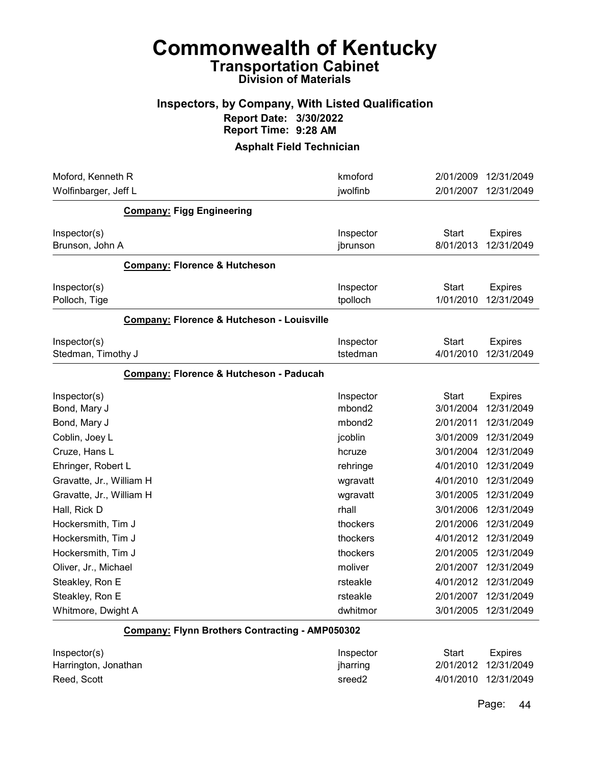# Commonwealth of Kentucky
## Transportation Cabinet
### Division of Materials

### Inspectors, by Company, With Listed Qualification
**Report Date: 3/30/2022**
**Report Time: 9:28 AM**

### Asphalt Field Technician

| Inspector(s) | Inspector | Start | Expires |
|---|---|---|---|
| Moford, Kenneth R | kmoford | 2/01/2009 | 12/31/2049 |
| Wolfinbarger, Jeff L | jwolfinb | 2/01/2007 | 12/31/2049 |

**Company: Figg Engineering**

| Inspector(s) | Inspector | Start | Expires |
|---|---|---|---|
| Brunson, John A | jbrunson | 8/01/2013 | 12/31/2049 |

**Company: Florence & Hutcheson**

| Inspector(s) | Inspector | Start | Expires |
|---|---|---|---|
| Polloch, Tige | tpolloch | 1/01/2010 | 12/31/2049 |

**Company: Florence & Hutcheson - Louisville**

| Inspector(s) | Inspector | Start | Expires |
|---|---|---|---|
| Stedman, Timothy J | tstedman | 4/01/2010 | 12/31/2049 |

**Company: Florence & Hutcheson - Paducah**

| Inspector(s) | Inspector | Start | Expires |
|---|---|---|---|
| Bond, Mary J | mbond2 | 3/01/2004 | 12/31/2049 |
| Bond, Mary J | mbond2 | 2/01/2011 | 12/31/2049 |
| Coblin, Joey L | jcoblin | 3/01/2009 | 12/31/2049 |
| Cruze, Hans L | hcruze | 3/01/2004 | 12/31/2049 |
| Ehringer, Robert L | rehringe | 4/01/2010 | 12/31/2049 |
| Gravatte, Jr., William H | wgravatt | 4/01/2010 | 12/31/2049 |
| Gravatte, Jr., William H | wgravatt | 3/01/2005 | 12/31/2049 |
| Hall, Rick D | rhall | 3/01/2006 | 12/31/2049 |
| Hockersmith, Tim J | thockers | 2/01/2006 | 12/31/2049 |
| Hockersmith, Tim J | thockers | 4/01/2012 | 12/31/2049 |
| Hockersmith, Tim J | thockers | 2/01/2005 | 12/31/2049 |
| Oliver, Jr., Michael | moliver | 2/01/2007 | 12/31/2049 |
| Steakley, Ron E | rsteakle | 4/01/2012 | 12/31/2049 |
| Steakley, Ron E | rsteakle | 2/01/2007 | 12/31/2049 |
| Whitmore, Dwight A | dwhitmor | 3/01/2005 | 12/31/2049 |

**Company: Flynn Brothers Contracting - AMP050302**

| Inspector(s) | Inspector | Start | Expires |
|---|---|---|---|
| Harrington, Jonathan | jharring | 2/01/2012 | 12/31/2049 |
| Reed, Scott | sreed2 | 4/01/2010 | 12/31/2049 |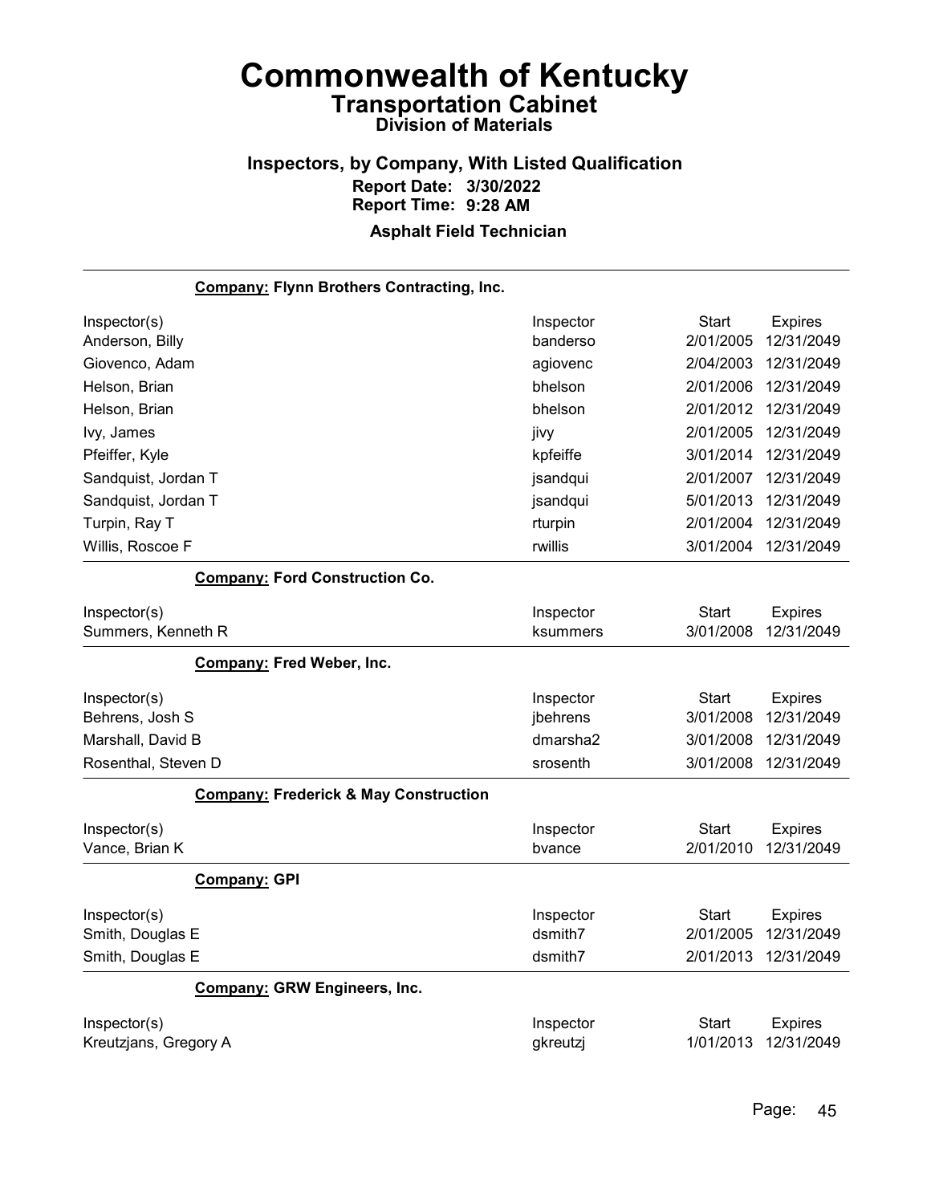# Commonwealth of Kentucky
## Transportation Cabinet
### Division of Materials

**Inspectors, by Company, With Listed Qualification**
**Report Date: 3/30/2022**
**Report Time: 9:28 AM**

**Asphalt Field Technician**

---

**Company: Flynn Brothers Contracting, Inc.**

| Inspector(s) | Inspector | Start | Expires |
|---|---|---|---|
| Anderson, Billy | banderso | 2/01/2005 | 12/31/2049 |
| Giovenco, Adam | agiovenc | 2/04/2003 | 12/31/2049 |
| Helson, Brian | bhelson | 2/01/2006 | 12/31/2049 |
| Helson, Brian | bhelson | 2/01/2012 | 12/31/2049 |
| Ivy, James | jivy | 2/01/2005 | 12/31/2049 |
| Pfeiffer, Kyle | kpfeiffe | 3/01/2014 | 12/31/2049 |
| Sandquist, Jordan T | jsandqui | 2/01/2007 | 12/31/2049 |
| Sandquist, Jordan T | jsandqui | 5/01/2013 | 12/31/2049 |
| Turpin, Ray T | rturpin | 2/01/2004 | 12/31/2049 |
| Willis, Roscoe F | rwillis | 3/01/2004 | 12/31/2049 |

**Company: Ford Construction Co.**

| Inspector(s) | Inspector | Start | Expires |
|---|---|---|---|
| Summers, Kenneth R | ksummers | 3/01/2008 | 12/31/2049 |

**Company: Fred Weber, Inc.**

| Inspector(s) | Inspector | Start | Expires |
|---|---|---|---|
| Behrens, Josh S | jbehrens | 3/01/2008 | 12/31/2049 |
| Marshall, David B | dmarsha2 | 3/01/2008 | 12/31/2049 |
| Rosenthal, Steven D | srosenth | 3/01/2008 | 12/31/2049 |

**Company: Frederick & May Construction**

| Inspector(s) | Inspector | Start | Expires |
|---|---|---|---|
| Vance, Brian K | bvance | 2/01/2010 | 12/31/2049 |

**Company: GPI**

| Inspector(s) | Inspector | Start | Expires |
|---|---|---|---|
| Smith, Douglas E | dsmith7 | 2/01/2005 | 12/31/2049 |
| Smith, Douglas E | dsmith7 | 2/01/2013 | 12/31/2049 |

**Company: GRW Engineers, Inc.**

| Inspector(s) | Inspector | Start | Expires |
|---|---|---|---|
| Kreutzjans, Gregory A | gkreutzj | 1/01/2013 | 12/31/2049 |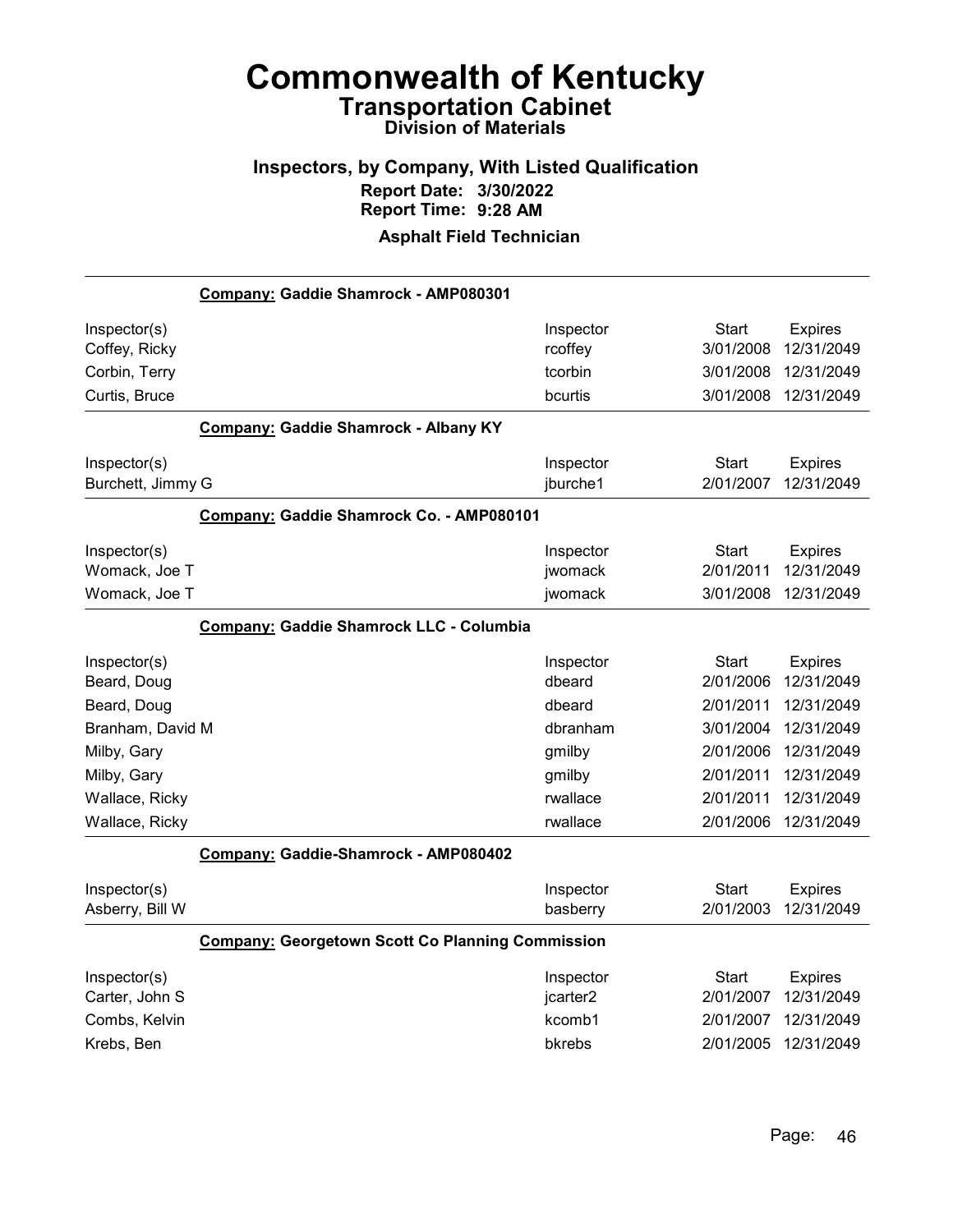# Commonwealth of Kentucky
## Transportation Cabinet
### Division of Materials

### Inspectors, by Company, With Listed Qualification
**Report Date: 3/30/2022**
**Report Time: 9:28 AM**

**Asphalt Field Technician**

**Company: Gaddie Shamrock - AMP080301**

| Inspector(s) | Inspector | Start | Expires |
|---|---|---|---|
| Coffey, Ricky | rcoffey | 3/01/2008 | 12/31/2049 |
| Corbin, Terry | tcorbin | 3/01/2008 | 12/31/2049 |
| Curtis, Bruce | bcurtis | 3/01/2008 | 12/31/2049 |

**Company: Gaddie Shamrock - Albany KY**

| Inspector(s) | Inspector | Start | Expires |
|---|---|---|---|
| Burchett, Jimmy G | jburche1 | 2/01/2007 | 12/31/2049 |

**Company: Gaddie Shamrock Co. - AMP080101**

| Inspector(s) | Inspector | Start | Expires |
|---|---|---|---|
| Womack, Joe T | jwomack | 2/01/2011 | 12/31/2049 |
| Womack, Joe T | jwomack | 3/01/2008 | 12/31/2049 |

**Company: Gaddie Shamrock LLC - Columbia**

| Inspector(s) | Inspector | Start | Expires |
|---|---|---|---|
| Beard, Doug | dbeard | 2/01/2006 | 12/31/2049 |
| Beard, Doug | dbeard | 2/01/2011 | 12/31/2049 |
| Branham, David M | dbranham | 3/01/2004 | 12/31/2049 |
| Milby, Gary | gmilby | 2/01/2006 | 12/31/2049 |
| Milby, Gary | gmilby | 2/01/2011 | 12/31/2049 |
| Wallace, Ricky | rwallace | 2/01/2011 | 12/31/2049 |
| Wallace, Ricky | rwallace | 2/01/2006 | 12/31/2049 |

**Company: Gaddie-Shamrock - AMP080402**

| Inspector(s) | Inspector | Start | Expires |
|---|---|---|---|
| Asberry, Bill W | basberry | 2/01/2003 | 12/31/2049 |

**Company: Georgetown Scott Co Planning Commission**

| Inspector(s) | Inspector | Start | Expires |
|---|---|---|---|
| Carter, John S | jcarter2 | 2/01/2007 | 12/31/2049 |
| Combs, Kelvin | kcomb1 | 2/01/2007 | 12/31/2049 |
| Krebs, Ben | bkrebs | 2/01/2005 | 12/31/2049 |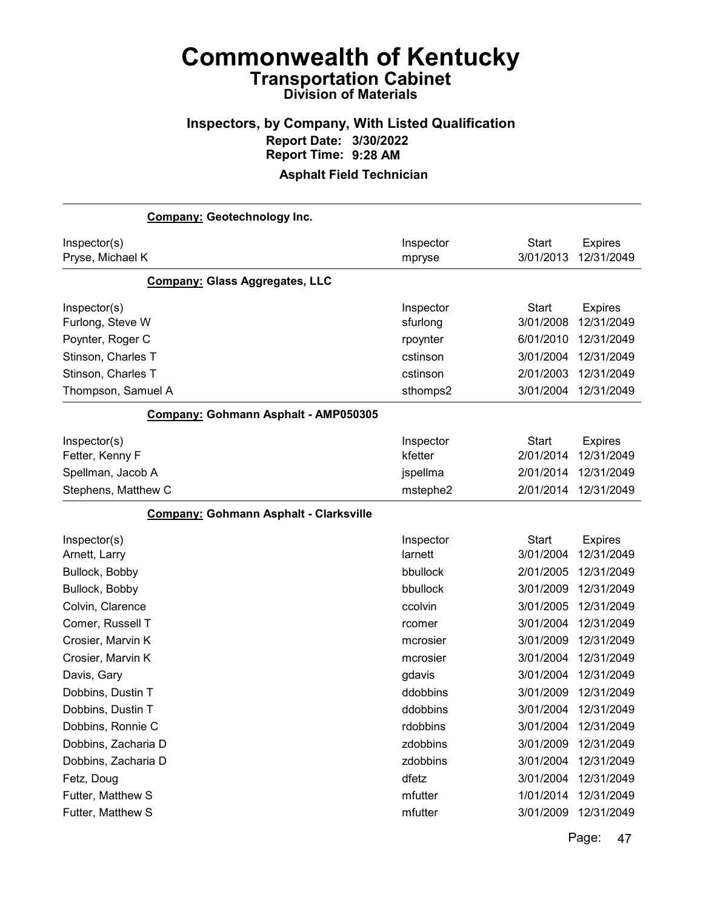# Commonwealth of Kentucky
## Transportation Cabinet
### Division of Materials

### Inspectors, by Company, With Listed Qualification
**Report Date: 3/30/2022**
**Report Time: 9:28 AM**

**Asphalt Field Technician**

**Company: Geotechnology Inc.**

| Inspector(s) | Inspector | Start | Expires |
|---|---|---|---|
| Pryse, Michael K | mpryse | 3/01/2013 | 12/31/2049 |

**Company: Glass Aggregates, LLC**

| Inspector(s) | Inspector | Start | Expires |
|---|---|---|---|
| Furlong, Steve W | sfurlong | 3/01/2008 | 12/31/2049 |
| Poynter, Roger C | rpoynter | 6/01/2010 | 12/31/2049 |
| Stinson, Charles T | cstinson | 3/01/2004 | 12/31/2049 |
| Stinson, Charles T | cstinson | 2/01/2003 | 12/31/2049 |
| Thompson, Samuel A | sthomps2 | 3/01/2004 | 12/31/2049 |

**Company: Gohmann Asphalt - AMP050305**

| Inspector(s) | Inspector | Start | Expires |
|---|---|---|---|
| Fetter, Kenny F | kfetter | 2/01/2014 | 12/31/2049 |
| Spellman, Jacob A | jspellma | 2/01/2014 | 12/31/2049 |
| Stephens, Matthew C | mstephe2 | 2/01/2014 | 12/31/2049 |

**Company: Gohmann Asphalt - Clarksville**

| Inspector(s) | Inspector | Start | Expires |
|---|---|---|---|
| Arnett, Larry | larnett | 3/01/2004 | 12/31/2049 |
| Bullock, Bobby | bbullock | 2/01/2005 | 12/31/2049 |
| Bullock, Bobby | bbullock | 3/01/2009 | 12/31/2049 |
| Colvin, Clarence | ccolvin | 3/01/2005 | 12/31/2049 |
| Comer, Russell T | rcomer | 3/01/2004 | 12/31/2049 |
| Crosier, Marvin K | mcrosier | 3/01/2009 | 12/31/2049 |
| Crosier, Marvin K | mcrosier | 3/01/2004 | 12/31/2049 |
| Davis, Gary | gdavis | 3/01/2004 | 12/31/2049 |
| Dobbins, Dustin T | ddobbins | 3/01/2009 | 12/31/2049 |
| Dobbins, Dustin T | ddobbins | 3/01/2004 | 12/31/2049 |
| Dobbins, Ronnie C | rdobbins | 3/01/2004 | 12/31/2049 |
| Dobbins, Zacharia D | zdobbins | 3/01/2009 | 12/31/2049 |
| Dobbins, Zacharia D | zdobbins | 3/01/2004 | 12/31/2049 |
| Fetz, Doug | dfetz | 3/01/2004 | 12/31/2049 |
| Futter, Matthew S | mfutter | 1/01/2014 | 12/31/2049 |
| Futter, Matthew S | mfutter | 3/01/2009 | 12/31/2049 |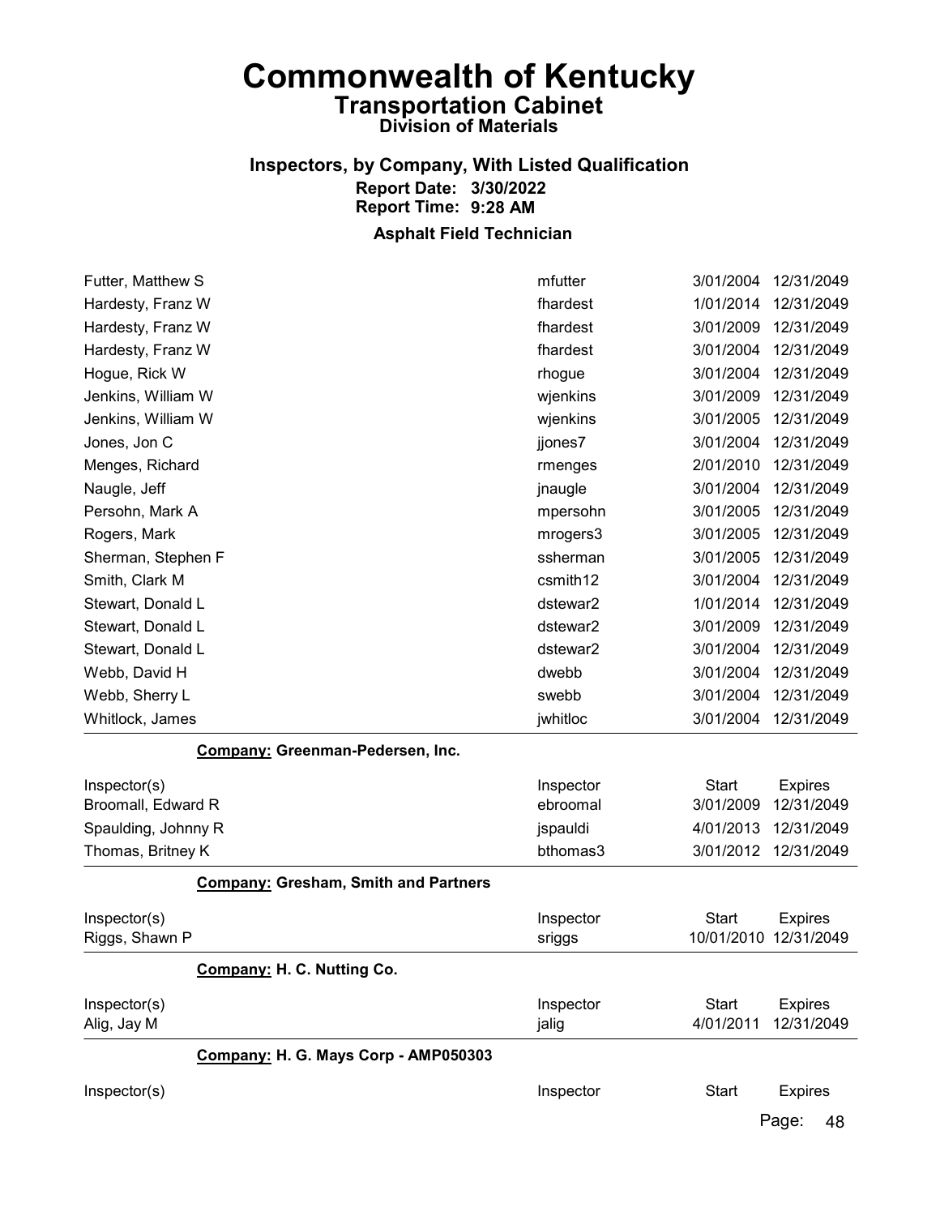# Commonwealth of Kentucky

## Transportation Cabinet

### Division of Materials

### Inspectors, by Company, With Listed Qualification

**Report Date: 3/30/2022**
**Report Time: 9:28 AM**

### Asphalt Field Technician

| | | | |
|---|---|---|---|
| Futter, Matthew S | mfutter | 3/01/2004 | 12/31/2049 |
| Hardesty, Franz W | fhardest | 1/01/2014 | 12/31/2049 |
| Hardesty, Franz W | fhardest | 3/01/2009 | 12/31/2049 |
| Hardesty, Franz W | fhardest | 3/01/2004 | 12/31/2049 |
| Hogue, Rick W | rhogue | 3/01/2004 | 12/31/2049 |
| Jenkins, William W | wjenkins | 3/01/2009 | 12/31/2049 |
| Jenkins, William W | wjenkins | 3/01/2005 | 12/31/2049 |
| Jones, Jon C | jjones7 | 3/01/2004 | 12/31/2049 |
| Menges, Richard | rmenges | 2/01/2010 | 12/31/2049 |
| Naugle, Jeff | jnaugle | 3/01/2004 | 12/31/2049 |
| Persohn, Mark A | mpersohn | 3/01/2005 | 12/31/2049 |
| Rogers, Mark | mrogers3 | 3/01/2005 | 12/31/2049 |
| Sherman, Stephen F | ssherman | 3/01/2005 | 12/31/2049 |
| Smith, Clark M | csmith12 | 3/01/2004 | 12/31/2049 |
| Stewart, Donald L | dstewar2 | 1/01/2014 | 12/31/2049 |
| Stewart, Donald L | dstewar2 | 3/01/2009 | 12/31/2049 |
| Stewart, Donald L | dstewar2 | 3/01/2004 | 12/31/2049 |
| Webb, David H | dwebb | 3/01/2004 | 12/31/2049 |
| Webb, Sherry L | swebb | 3/01/2004 | 12/31/2049 |
| Whitlock, James | jwhitloc | 3/01/2004 | 12/31/2049 |

**Company: Greenman-Pedersen, Inc.**

| Inspector(s) | Inspector | Start | Expires |
|---|---|---|---|
| Broomall, Edward R | ebroomal | 3/01/2009 | 12/31/2049 |
| Spaulding, Johnny R | jspauldi | 4/01/2013 | 12/31/2049 |
| Thomas, Britney K | bthomas3 | 3/01/2012 | 12/31/2049 |

**Company: Gresham, Smith and Partners**

| Inspector(s) | Inspector | Start | Expires |
|---|---|---|---|
| Riggs, Shawn P | sriggs | 10/01/2010 | 12/31/2049 |

**Company: H. C. Nutting Co.**

| Inspector(s) | Inspector | Start | Expires |
|---|---|---|---|
| Alig, Jay M | jalig | 4/01/2011 | 12/31/2049 |

**Company: H. G. Mays Corp - AMP050303**

| Inspector(s) | Inspector | Start | Expires |
|---|---|---|---|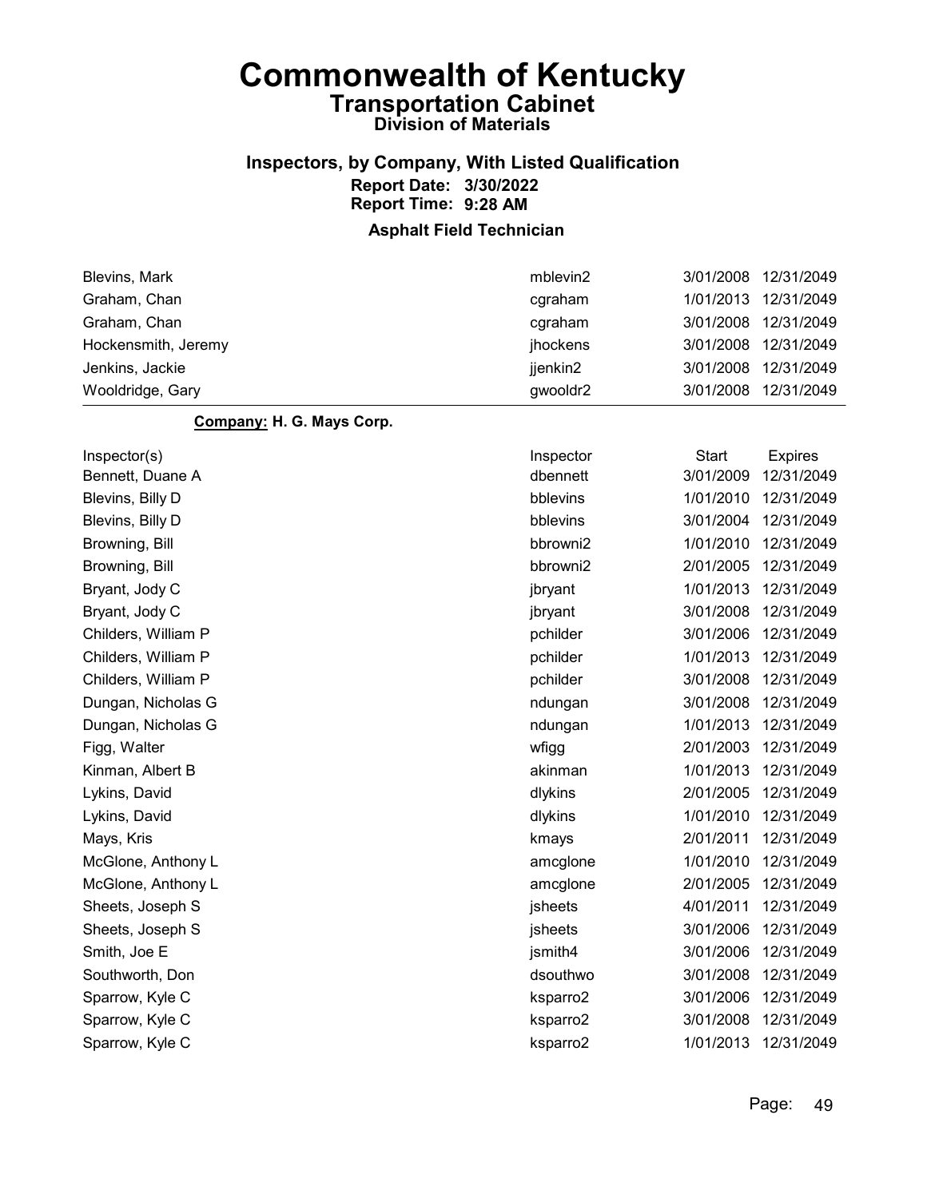# Commonwealth of Kentucky
## Transportation Cabinet
### Division of Materials

### Inspectors, by Company, With Listed Qualification
**Report Date: 3/30/2022**
**Report Time: 9:28 AM**

**Asphalt Field Technician**

| | | | |
|---|---|---|---|
| Blevins, Mark | mblevin2 | 3/01/2008 | 12/31/2049 |
| Graham, Chan | cgraham | 1/01/2013 | 12/31/2049 |
| Graham, Chan | cgraham | 3/01/2008 | 12/31/2049 |
| Hockensmith, Jeremy | jhockens | 3/01/2008 | 12/31/2049 |
| Jenkins, Jackie | jjenkin2 | 3/01/2008 | 12/31/2049 |
| Wooldridge, Gary | gwooldr2 | 3/01/2008 | 12/31/2049 |

**Company: H. G. Mays Corp.**

| Inspector(s) | Inspector | Start | Expires |
|---|---|---|---|
| Bennett, Duane A | dbennett | 3/01/2009 | 12/31/2049 |
| Blevins, Billy D | bblevins | 1/01/2010 | 12/31/2049 |
| Blevins, Billy D | bblevins | 3/01/2004 | 12/31/2049 |
| Browning, Bill | bbrowni2 | 1/01/2010 | 12/31/2049 |
| Browning, Bill | bbrowni2 | 2/01/2005 | 12/31/2049 |
| Bryant, Jody C | jbryant | 1/01/2013 | 12/31/2049 |
| Bryant, Jody C | jbryant | 3/01/2008 | 12/31/2049 |
| Childers, William P | pchilder | 3/01/2006 | 12/31/2049 |
| Childers, William P | pchilder | 1/01/2013 | 12/31/2049 |
| Childers, William P | pchilder | 3/01/2008 | 12/31/2049 |
| Dungan, Nicholas G | ndungan | 3/01/2008 | 12/31/2049 |
| Dungan, Nicholas G | ndungan | 1/01/2013 | 12/31/2049 |
| Figg, Walter | wfigg | 2/01/2003 | 12/31/2049 |
| Kinman, Albert B | akinman | 1/01/2013 | 12/31/2049 |
| Lykins, David | dlykins | 2/01/2005 | 12/31/2049 |
| Lykins, David | dlykins | 1/01/2010 | 12/31/2049 |
| Mays, Kris | kmays | 2/01/2011 | 12/31/2049 |
| McGlone, Anthony L | amcglone | 1/01/2010 | 12/31/2049 |
| McGlone, Anthony L | amcglone | 2/01/2005 | 12/31/2049 |
| Sheets, Joseph S | jsheets | 4/01/2011 | 12/31/2049 |
| Sheets, Joseph S | jsheets | 3/01/2006 | 12/31/2049 |
| Smith, Joe E | jsmith4 | 3/01/2006 | 12/31/2049 |
| Southworth, Don | dsouthwo | 3/01/2008 | 12/31/2049 |
| Sparrow, Kyle C | ksparro2 | 3/01/2006 | 12/31/2049 |
| Sparrow, Kyle C | ksparro2 | 3/01/2008 | 12/31/2049 |
| Sparrow, Kyle C | ksparro2 | 1/01/2013 | 12/31/2049 |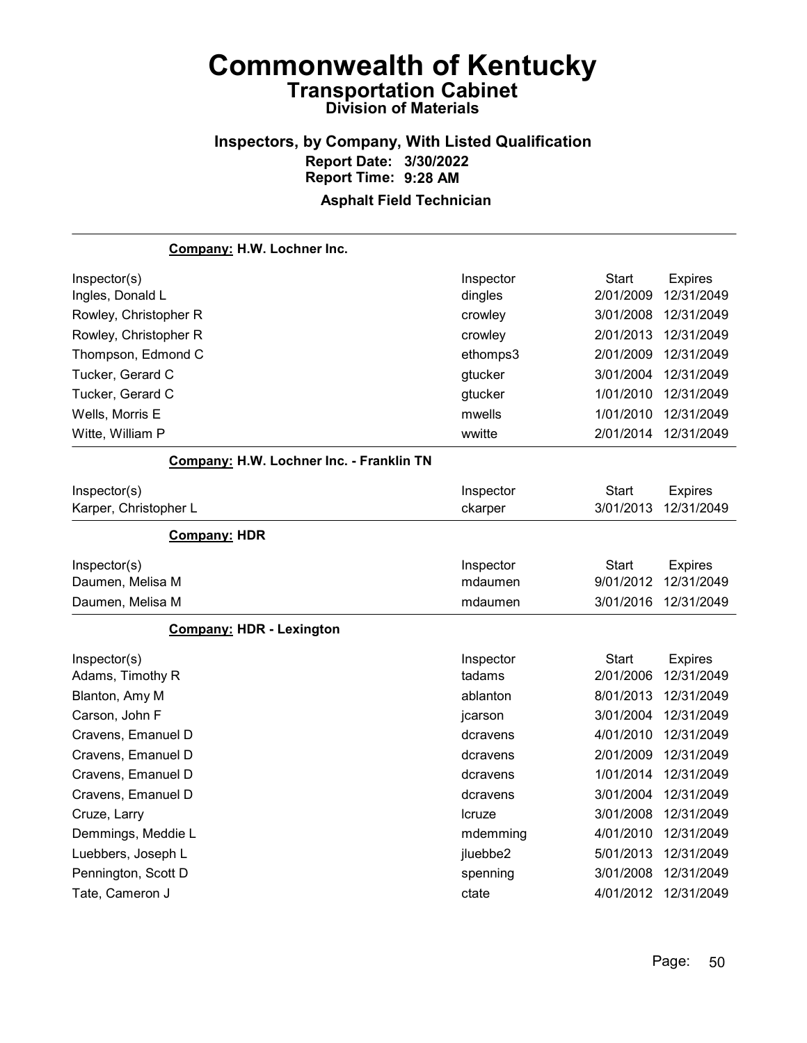# Commonwealth of Kentucky
## Transportation Cabinet
### Division of Materials

### Inspectors, by Company, With Listed Qualification

**Report Date: 3/30/2022**
**Report Time: 9:28 AM**

**Asphalt Field Technician**

---

**Company: H.W. Lochner Inc.**

| Inspector(s) | Inspector | Start | Expires |
|---|---|---|---|
| Ingles, Donald L | dingles | 2/01/2009 | 12/31/2049 |
| Rowley, Christopher R | crowley | 3/01/2008 | 12/31/2049 |
| Rowley, Christopher R | crowley | 2/01/2013 | 12/31/2049 |
| Thompson, Edmond C | ethomps3 | 2/01/2009 | 12/31/2049 |
| Tucker, Gerard C | gtucker | 3/01/2004 | 12/31/2049 |
| Tucker, Gerard C | gtucker | 1/01/2010 | 12/31/2049 |
| Wells, Morris E | mwells | 1/01/2010 | 12/31/2049 |
| Witte, William P | wwitte | 2/01/2014 | 12/31/2049 |

**Company: H.W. Lochner Inc. - Franklin TN**

| Inspector(s) | Inspector | Start | Expires |
|---|---|---|---|
| Karper, Christopher L | ckarper | 3/01/2013 | 12/31/2049 |

**Company: HDR**

| Inspector(s) | Inspector | Start | Expires |
|---|---|---|---|
| Daumen, Melisa M | mdaumen | 9/01/2012 | 12/31/2049 |
| Daumen, Melisa M | mdaumen | 3/01/2016 | 12/31/2049 |

**Company: HDR - Lexington**

| Inspector(s) | Inspector | Start | Expires |
|---|---|---|---|
| Adams, Timothy R | tadams | 2/01/2006 | 12/31/2049 |
| Blanton, Amy M | ablanton | 8/01/2013 | 12/31/2049 |
| Carson, John F | jcarson | 3/01/2004 | 12/31/2049 |
| Cravens, Emanuel D | dcravens | 4/01/2010 | 12/31/2049 |
| Cravens, Emanuel D | dcravens | 2/01/2009 | 12/31/2049 |
| Cravens, Emanuel D | dcravens | 1/01/2014 | 12/31/2049 |
| Cravens, Emanuel D | dcravens | 3/01/2004 | 12/31/2049 |
| Cruze, Larry | lcruze | 3/01/2008 | 12/31/2049 |
| Demmings, Meddie L | mdemming | 4/01/2010 | 12/31/2049 |
| Luebbers, Joseph L | jluebbe2 | 5/01/2013 | 12/31/2049 |
| Pennington, Scott D | spenning | 3/01/2008 | 12/31/2049 |
| Tate, Cameron J | ctate | 4/01/2012 | 12/31/2049 |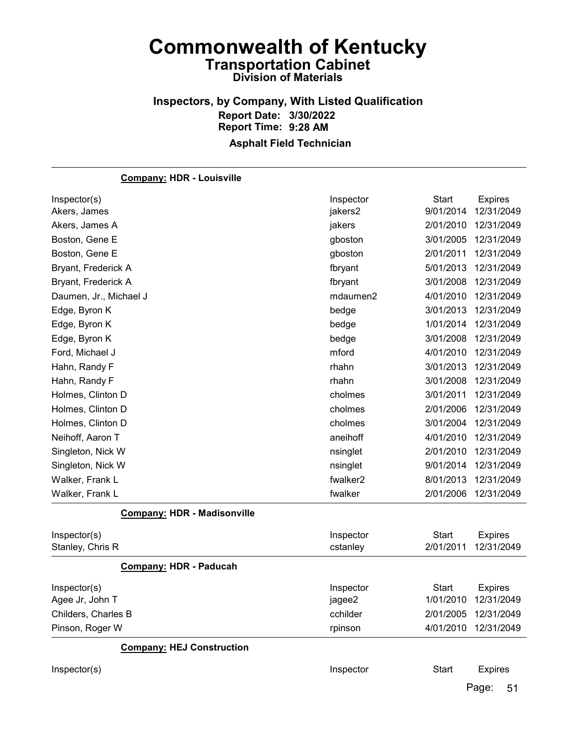# Commonwealth of Kentucky
## Transportation Cabinet
### Division of Materials

### Inspectors, by Company, With Listed Qualification
**Report Date: 3/30/2022**
**Report Time: 9:28 AM**

**Asphalt Field Technician**

---

**Company: HDR - Louisville**

| Inspector(s) | Inspector | Start | Expires |
|---|---|---|---|
| Akers, James | jakers2 | 9/01/2014 | 12/31/2049 |
| Akers, James A | jakers | 2/01/2010 | 12/31/2049 |
| Boston, Gene E | gboston | 3/01/2005 | 12/31/2049 |
| Boston, Gene E | gboston | 2/01/2011 | 12/31/2049 |
| Bryant, Frederick A | fbryant | 5/01/2013 | 12/31/2049 |
| Bryant, Frederick A | fbryant | 3/01/2008 | 12/31/2049 |
| Daumen, Jr., Michael J | mdaumen2 | 4/01/2010 | 12/31/2049 |
| Edge, Byron K | bedge | 3/01/2013 | 12/31/2049 |
| Edge, Byron K | bedge | 1/01/2014 | 12/31/2049 |
| Edge, Byron K | bedge | 3/01/2008 | 12/31/2049 |
| Ford, Michael J | mford | 4/01/2010 | 12/31/2049 |
| Hahn, Randy F | rhahn | 3/01/2013 | 12/31/2049 |
| Hahn, Randy F | rhahn | 3/01/2008 | 12/31/2049 |
| Holmes, Clinton D | cholmes | 3/01/2011 | 12/31/2049 |
| Holmes, Clinton D | cholmes | 2/01/2006 | 12/31/2049 |
| Holmes, Clinton D | cholmes | 3/01/2004 | 12/31/2049 |
| Neihoff, Aaron T | aneihoff | 4/01/2010 | 12/31/2049 |
| Singleton, Nick W | nsinglet | 2/01/2010 | 12/31/2049 |
| Singleton, Nick W | nsinglet | 9/01/2014 | 12/31/2049 |
| Walker, Frank L | fwalker2 | 8/01/2013 | 12/31/2049 |
| Walker, Frank L | fwalker | 2/01/2006 | 12/31/2049 |

**Company: HDR - Madisonville**

| Inspector(s) | Inspector | Start | Expires |
|---|---|---|---|
| Stanley, Chris R | cstanley | 2/01/2011 | 12/31/2049 |

**Company: HDR - Paducah**

| Inspector(s) | Inspector | Start | Expires |
|---|---|---|---|
| Agee Jr, John T | jagee2 | 1/01/2010 | 12/31/2049 |
| Childers, Charles B | cchilder | 2/01/2005 | 12/31/2049 |
| Pinson, Roger W | rpinson | 4/01/2010 | 12/31/2049 |

**Company: HEJ Construction**

| Inspector(s) | Inspector | Start | Expires |
|---|---|---|---|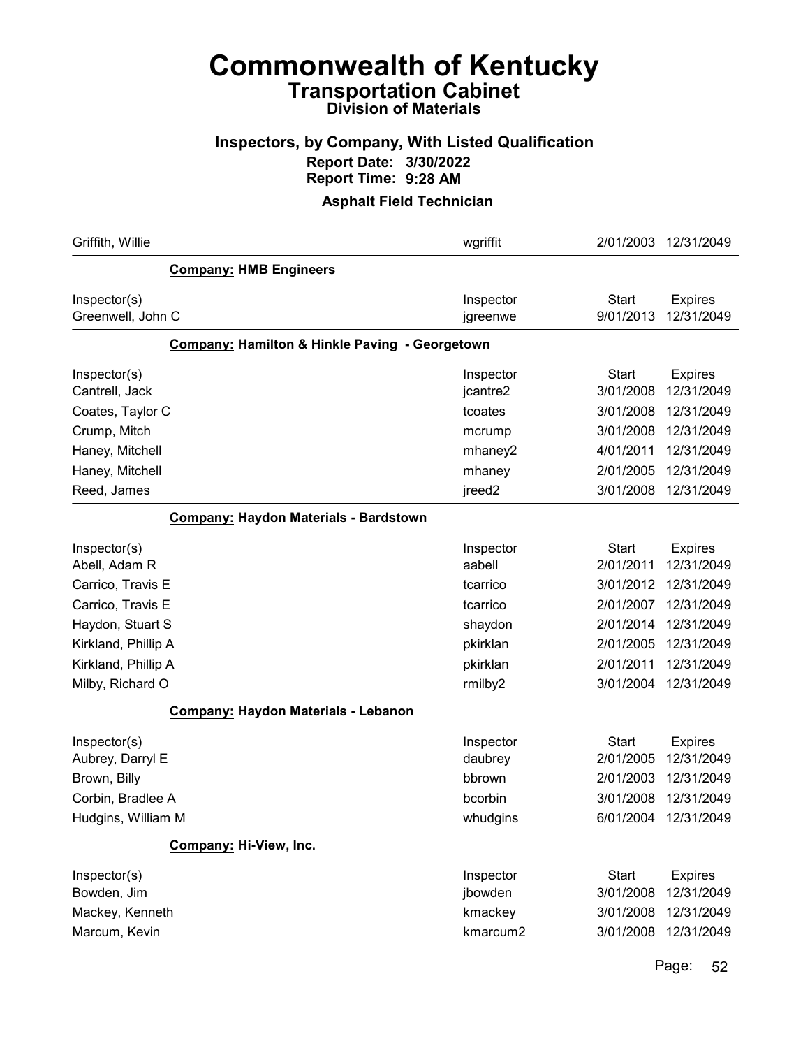# Commonwealth of Kentucky

## Transportation Cabinet

### Division of Materials

### Inspectors, by Company, With Listed Qualification

**Report Date: 3/30/2022**
**Report Time: 9:28 AM**

### Asphalt Field Technician

| | | | |
|---|---|---|---|
| Griffith, Willie | wgriffit | 2/01/2003 | 12/31/2049 |

**Company: HMB Engineers**

| Inspector(s) | Inspector | Start | Expires |
|---|---|---|---|
| Greenwell, John C | jgreenwe | 9/01/2013 | 12/31/2049 |

**Company: Hamilton & Hinkle Paving - Georgetown**

| Inspector(s) | Inspector | Start | Expires |
|---|---|---|---|
| Cantrell, Jack | jcantre2 | 3/01/2008 | 12/31/2049 |
| Coates, Taylor C | tcoates | 3/01/2008 | 12/31/2049 |
| Crump, Mitch | mcrump | 3/01/2008 | 12/31/2049 |
| Haney, Mitchell | mhaney2 | 4/01/2011 | 12/31/2049 |
| Haney, Mitchell | mhaney | 2/01/2005 | 12/31/2049 |
| Reed, James | jreed2 | 3/01/2008 | 12/31/2049 |

**Company: Haydon Materials - Bardstown**

| Inspector(s) | Inspector | Start | Expires |
|---|---|---|---|
| Abell, Adam R | aabell | 2/01/2011 | 12/31/2049 |
| Carrico, Travis E | tcarrico | 3/01/2012 | 12/31/2049 |
| Carrico, Travis E | tcarrico | 2/01/2007 | 12/31/2049 |
| Haydon, Stuart S | shaydon | 2/01/2014 | 12/31/2049 |
| Kirkland, Phillip A | pkirklan | 2/01/2005 | 12/31/2049 |
| Kirkland, Phillip A | pkirklan | 2/01/2011 | 12/31/2049 |
| Milby, Richard O | rmilby2 | 3/01/2004 | 12/31/2049 |

**Company: Haydon Materials - Lebanon**

| Inspector(s) | Inspector | Start | Expires |
|---|---|---|---|
| Aubrey, Darryl E | daubrey | 2/01/2005 | 12/31/2049 |
| Brown, Billy | bbrown | 2/01/2003 | 12/31/2049 |
| Corbin, Bradlee A | bcorbin | 3/01/2008 | 12/31/2049 |
| Hudgins, William M | whudgins | 6/01/2004 | 12/31/2049 |

**Company: Hi-View, Inc.**

| Inspector(s) | Inspector | Start | Expires |
|---|---|---|---|
| Bowden, Jim | jbowden | 3/01/2008 | 12/31/2049 |
| Mackey, Kenneth | kmackey | 3/01/2008 | 12/31/2049 |
| Marcum, Kevin | kmarcum2 | 3/01/2008 | 12/31/2049 |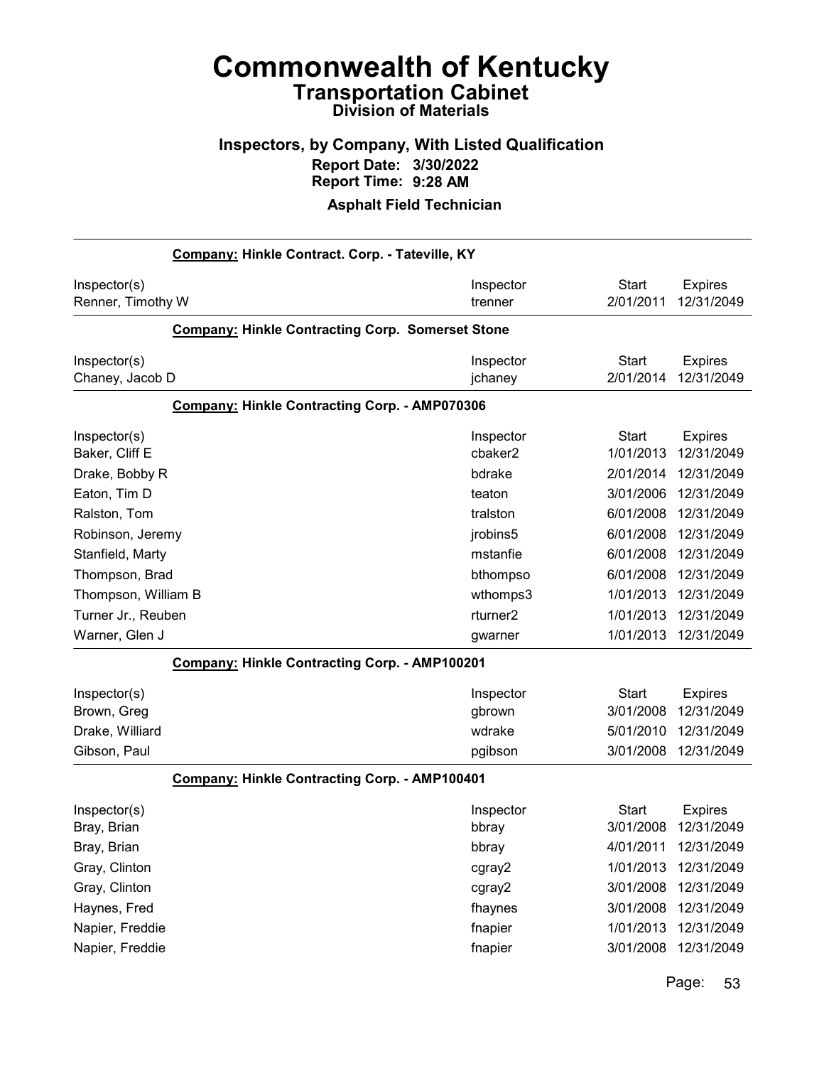# Commonwealth of Kentucky

## Transportation Cabinet

### Division of Materials

### Inspectors, by Company, With Listed Qualification

**Report Date:** 3/30/2022
**Report Time:** 9:28 AM

**Asphalt Field Technician**

**Company:** Hinkle Contract. Corp. - Tateville, KY

| Inspector(s) | Inspector | Start | Expires |
|---|---|---|---|
| Renner, Timothy W | trenner | 2/01/2011 | 12/31/2049 |

**Company:** Hinkle Contracting Corp. Somerset Stone

| Inspector(s) | Inspector | Start | Expires |
|---|---|---|---|
| Chaney, Jacob D | jchaney | 2/01/2014 | 12/31/2049 |

**Company:** Hinkle Contracting Corp. - AMP070306

| Inspector(s) | Inspector | Start | Expires |
|---|---|---|---|
| Baker, Cliff E | cbaker2 | 1/01/2013 | 12/31/2049 |
| Drake, Bobby R | bdrake | 2/01/2014 | 12/31/2049 |
| Eaton, Tim D | teaton | 3/01/2006 | 12/31/2049 |
| Ralston, Tom | tralston | 6/01/2008 | 12/31/2049 |
| Robinson, Jeremy | jrobins5 | 6/01/2008 | 12/31/2049 |
| Stanfield, Marty | mstanfie | 6/01/2008 | 12/31/2049 |
| Thompson, Brad | bthompso | 6/01/2008 | 12/31/2049 |
| Thompson, William B | wthomps3 | 1/01/2013 | 12/31/2049 |
| Turner Jr., Reuben | rturner2 | 1/01/2013 | 12/31/2049 |
| Warner, Glen J | gwarner | 1/01/2013 | 12/31/2049 |

**Company:** Hinkle Contracting Corp. - AMP100201

| Inspector(s) | Inspector | Start | Expires |
|---|---|---|---|
| Brown, Greg | gbrown | 3/01/2008 | 12/31/2049 |
| Drake, Williard | wdrake | 5/01/2010 | 12/31/2049 |
| Gibson, Paul | pgibson | 3/01/2008 | 12/31/2049 |

**Company:** Hinkle Contracting Corp. - AMP100401

| Inspector(s) | Inspector | Start | Expires |
|---|---|---|---|
| Bray, Brian | bbray | 3/01/2008 | 12/31/2049 |
| Bray, Brian | bbray | 4/01/2011 | 12/31/2049 |
| Gray, Clinton | cgray2 | 1/01/2013 | 12/31/2049 |
| Gray, Clinton | cgray2 | 3/01/2008 | 12/31/2049 |
| Haynes, Fred | fhaynes | 3/01/2008 | 12/31/2049 |
| Napier, Freddie | fnapier | 1/01/2013 | 12/31/2049 |
| Napier, Freddie | fnapier | 3/01/2008 | 12/31/2049 |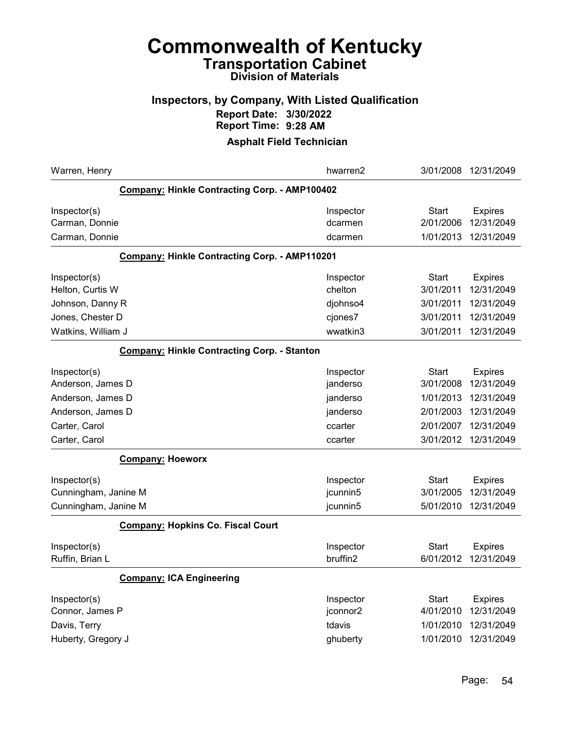# Commonwealth of Kentucky
## Transportation Cabinet
### Division of Materials

### Inspectors, by Company, With Listed Qualification
**Report Date: 3/30/2022**
**Report Time: 9:28 AM**

### Asphalt Field Technician

| | | | |
|---|---|---|---|
| Warren, Henry | hwarren2 | 3/01/2008 | 12/31/2049 |

**Company: Hinkle Contracting Corp. - AMP100402**

| Inspector(s) | Inspector | Start | Expires |
|---|---|---|---|
| Carman, Donnie | dcarmen | 2/01/2006 | 12/31/2049 |
| Carman, Donnie | dcarmen | 1/01/2013 | 12/31/2049 |

**Company: Hinkle Contracting Corp. - AMP110201**

| Inspector(s) | Inspector | Start | Expires |
|---|---|---|---|
| Helton, Curtis W | chelton | 3/01/2011 | 12/31/2049 |
| Johnson, Danny R | djohnso4 | 3/01/2011 | 12/31/2049 |
| Jones, Chester D | cjones7 | 3/01/2011 | 12/31/2049 |
| Watkins, William J | wwatkin3 | 3/01/2011 | 12/31/2049 |

**Company: Hinkle Contracting Corp. - Stanton**

| Inspector(s) | Inspector | Start | Expires |
|---|---|---|---|
| Anderson, James D | janderso | 3/01/2008 | 12/31/2049 |
| Anderson, James D | janderso | 1/01/2013 | 12/31/2049 |
| Anderson, James D | janderso | 2/01/2003 | 12/31/2049 |
| Carter, Carol | ccarter | 2/01/2007 | 12/31/2049 |
| Carter, Carol | ccarter | 3/01/2012 | 12/31/2049 |

**Company: Hoeworx**

| Inspector(s) | Inspector | Start | Expires |
|---|---|---|---|
| Cunningham, Janine M | jcunnin5 | 3/01/2005 | 12/31/2049 |
| Cunningham, Janine M | jcunnin5 | 5/01/2010 | 12/31/2049 |

**Company: Hopkins Co. Fiscal Court**

| Inspector(s) | Inspector | Start | Expires |
|---|---|---|---|
| Ruffin, Brian L | bruffin2 | 6/01/2012 | 12/31/2049 |

**Company: ICA Engineering**

| Inspector(s) | Inspector | Start | Expires |
|---|---|---|---|
| Connor, James P | jconnor2 | 4/01/2010 | 12/31/2049 |
| Davis, Terry | tdavis | 1/01/2010 | 12/31/2049 |
| Huberty, Gregory J | ghuberty | 1/01/2010 | 12/31/2049 |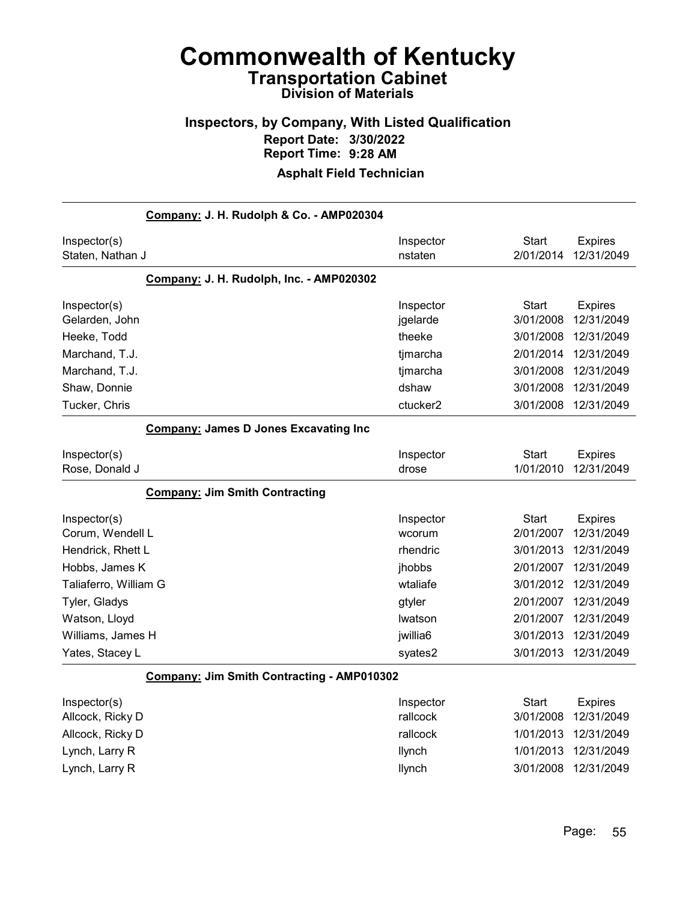# Commonwealth of Kentucky

## Transportation Cabinet

### Division of Materials

### Inspectors, by Company, With Listed Qualification

**Report Date: 3/30/2022**
**Report Time: 9:28 AM**

**Asphalt Field Technician**

**Company: J. H. Rudolph & Co. - AMP020304**

| Inspector(s) | Inspector | Start | Expires |
|---|---|---|---|
| Staten, Nathan J | nstaten | 2/01/2014 | 12/31/2049 |

**Company: J. H. Rudolph, Inc. - AMP020302**

| Inspector(s) | Inspector | Start | Expires |
|---|---|---|---|
| Gelarden, John | jgelarde | 3/01/2008 | 12/31/2049 |
| Heeke, Todd | theeke | 3/01/2008 | 12/31/2049 |
| Marchand, T.J. | tjmarcha | 2/01/2014 | 12/31/2049 |
| Marchand, T.J. | tjmarcha | 3/01/2008 | 12/31/2049 |
| Shaw, Donnie | dshaw | 3/01/2008 | 12/31/2049 |
| Tucker, Chris | ctucker2 | 3/01/2008 | 12/31/2049 |

**Company: James D Jones Excavating Inc**

| Inspector(s) | Inspector | Start | Expires |
|---|---|---|---|
| Rose, Donald J | drose | 1/01/2010 | 12/31/2049 |

**Company: Jim Smith Contracting**

| Inspector(s) | Inspector | Start | Expires |
|---|---|---|---|
| Corum, Wendell L | wcorum | 2/01/2007 | 12/31/2049 |
| Hendrick, Rhett L | rhendric | 3/01/2013 | 12/31/2049 |
| Hobbs, James K | jhobbs | 2/01/2007 | 12/31/2049 |
| Taliaferro, William G | wtaliafe | 3/01/2012 | 12/31/2049 |
| Tyler, Gladys | gtyler | 2/01/2007 | 12/31/2049 |
| Watson, Lloyd | lwatson | 2/01/2007 | 12/31/2049 |
| Williams, James H | jwillia6 | 3/01/2013 | 12/31/2049 |
| Yates, Stacey L | syates2 | 3/01/2013 | 12/31/2049 |

**Company: Jim Smith Contracting - AMP010302**

| Inspector(s) | Inspector | Start | Expires |
|---|---|---|---|
| Allcock, Ricky D | rallcock | 3/01/2008 | 12/31/2049 |
| Allcock, Ricky D | rallcock | 1/01/2013 | 12/31/2049 |
| Lynch, Larry R | llynch | 1/01/2013 | 12/31/2049 |
| Lynch, Larry R | llynch | 3/01/2008 | 12/31/2049 |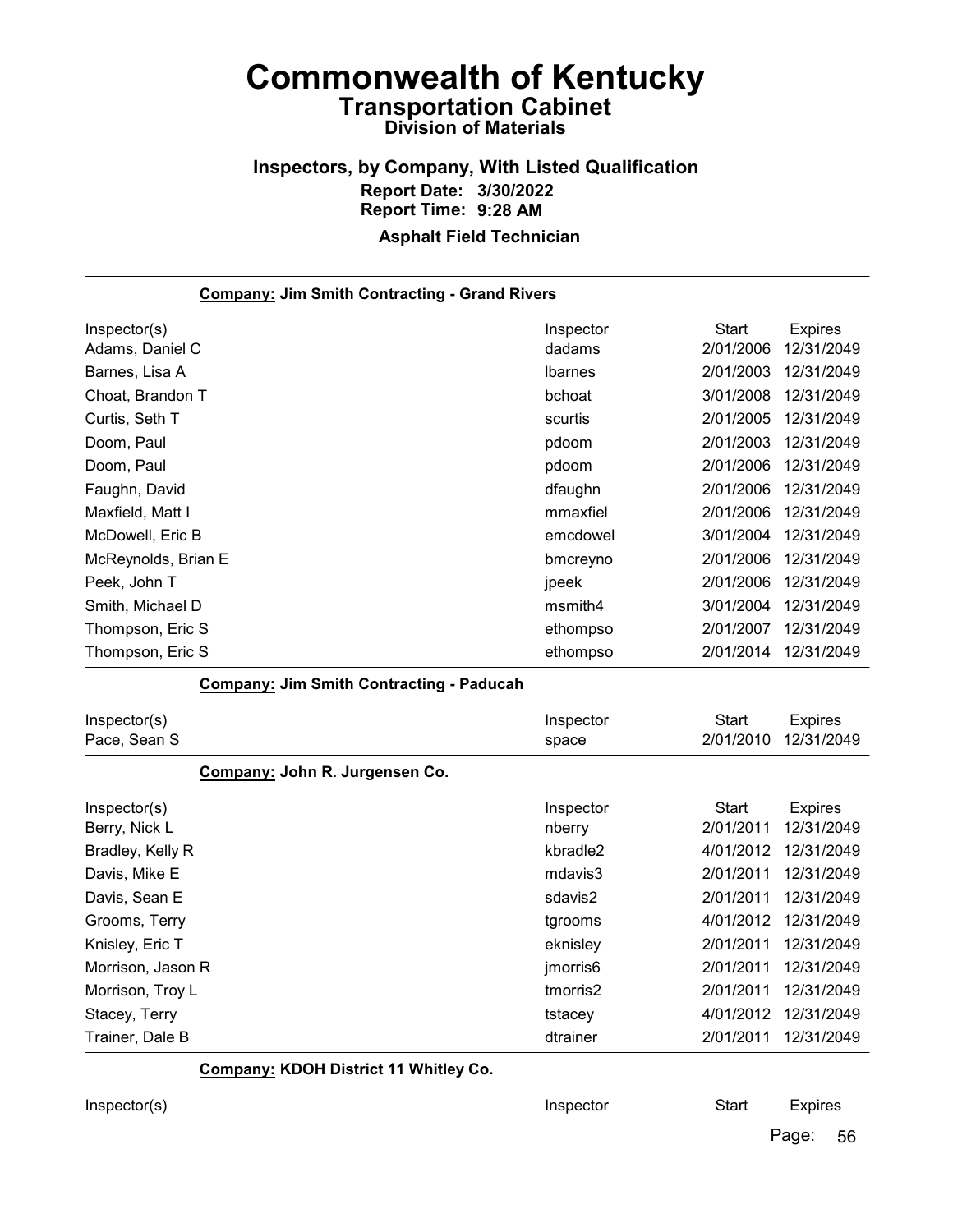# Commonwealth of Kentucky
## Transportation Cabinet
### Division of Materials

### Inspectors, by Company, With Listed Qualification
**Report Date: 3/30/2022**
**Report Time: 9:28 AM**

**Asphalt Field Technician**

**Company: Jim Smith Contracting - Grand Rivers**

| Inspector(s) | Inspector | Start | Expires |
|---|---|---|---|
| Adams, Daniel C | dadams | 2/01/2006 | 12/31/2049 |
| Barnes, Lisa A | lbarnes | 2/01/2003 | 12/31/2049 |
| Choat, Brandon T | bchoat | 3/01/2008 | 12/31/2049 |
| Curtis, Seth T | scurtis | 2/01/2005 | 12/31/2049 |
| Doom, Paul | pdoom | 2/01/2003 | 12/31/2049 |
| Doom, Paul | pdoom | 2/01/2006 | 12/31/2049 |
| Faughn, David | dfaughn | 2/01/2006 | 12/31/2049 |
| Maxfield, Matt I | mmaxfiel | 2/01/2006 | 12/31/2049 |
| McDowell, Eric B | emcdowel | 3/01/2004 | 12/31/2049 |
| McReynolds, Brian E | bmcreyno | 2/01/2006 | 12/31/2049 |
| Peek, John T | jpeek | 2/01/2006 | 12/31/2049 |
| Smith, Michael D | msmith4 | 3/01/2004 | 12/31/2049 |
| Thompson, Eric S | ethompso | 2/01/2007 | 12/31/2049 |
| Thompson, Eric S | ethompso | 2/01/2014 | 12/31/2049 |

**Company: Jim Smith Contracting - Paducah**

| Inspector(s) | Inspector | Start | Expires |
|---|---|---|---|
| Pace, Sean S | space | 2/01/2010 | 12/31/2049 |

**Company: John R. Jurgensen Co.**

| Inspector(s) | Inspector | Start | Expires |
|---|---|---|---|
| Berry, Nick L | nberry | 2/01/2011 | 12/31/2049 |
| Bradley, Kelly R | kbradle2 | 4/01/2012 | 12/31/2049 |
| Davis, Mike E | mdavis3 | 2/01/2011 | 12/31/2049 |
| Davis, Sean E | sdavis2 | 2/01/2011 | 12/31/2049 |
| Grooms, Terry | tgrooms | 4/01/2012 | 12/31/2049 |
| Knisley, Eric T | eknisley | 2/01/2011 | 12/31/2049 |
| Morrison, Jason R | jmorris6 | 2/01/2011 | 12/31/2049 |
| Morrison, Troy L | tmorris2 | 2/01/2011 | 12/31/2049 |
| Stacey, Terry | tstacey | 4/01/2012 | 12/31/2049 |
| Trainer, Dale B | dtrainer | 2/01/2011 | 12/31/2049 |

**Company: KDOH District 11 Whitley Co.**

| Inspector(s) | Inspector | Start | Expires |
|---|---|---|---|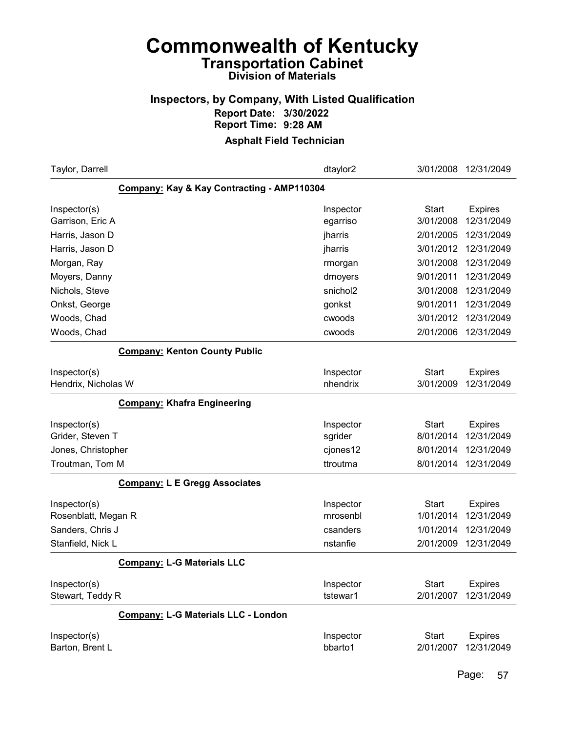# Commonwealth of Kentucky

## Transportation Cabinet

### Division of Materials

### Inspectors, by Company, With Listed Qualification

**Report Date: 3/30/2022**
**Report Time: 9:28 AM**

**Asphalt Field Technician**

| | | | |
|---|---|---|---|
| Taylor, Darrell | dtaylor2 | 3/01/2008 | 12/31/2049 |

**Company: Kay & Kay Contracting - AMP110304**

| Inspector(s) | Inspector | Start | Expires |
|---|---|---|---|
| Garrison, Eric A | egarriso | 3/01/2008 | 12/31/2049 |
| Harris, Jason D | jharris | 2/01/2005 | 12/31/2049 |
| Harris, Jason D | jharris | 3/01/2012 | 12/31/2049 |
| Morgan, Ray | rmorgan | 3/01/2008 | 12/31/2049 |
| Moyers, Danny | dmoyers | 9/01/2011 | 12/31/2049 |
| Nichols, Steve | snichol2 | 3/01/2008 | 12/31/2049 |
| Onkst, George | gonkst | 9/01/2011 | 12/31/2049 |
| Woods, Chad | cwoods | 3/01/2012 | 12/31/2049 |
| Woods, Chad | cwoods | 2/01/2006 | 12/31/2049 |

**Company: Kenton County Public**

| Inspector(s) | Inspector | Start | Expires |
|---|---|---|---|
| Hendrix, Nicholas W | nhendrix | 3/01/2009 | 12/31/2049 |

**Company: Khafra Engineering**

| Inspector(s) | Inspector | Start | Expires |
|---|---|---|---|
| Grider, Steven T | sgrider | 8/01/2014 | 12/31/2049 |
| Jones, Christopher | cjones12 | 8/01/2014 | 12/31/2049 |
| Troutman, Tom M | ttroutma | 8/01/2014 | 12/31/2049 |

**Company: L E Gregg Associates**

| Inspector(s) | Inspector | Start | Expires |
|---|---|---|---|
| Rosenblatt, Megan R | mrosenbl | 1/01/2014 | 12/31/2049 |
| Sanders, Chris J | csanders | 1/01/2014 | 12/31/2049 |
| Stanfield, Nick L | nstanfie | 2/01/2009 | 12/31/2049 |

**Company: L-G Materials LLC**

| Inspector(s) | Inspector | Start | Expires |
|---|---|---|---|
| Stewart, Teddy R | tstewar1 | 2/01/2007 | 12/31/2049 |

**Company: L-G Materials LLC - London**

| Inspector(s) | Inspector | Start | Expires |
|---|---|---|---|
| Barton, Brent L | bbarto1 | 2/01/2007 | 12/31/2049 |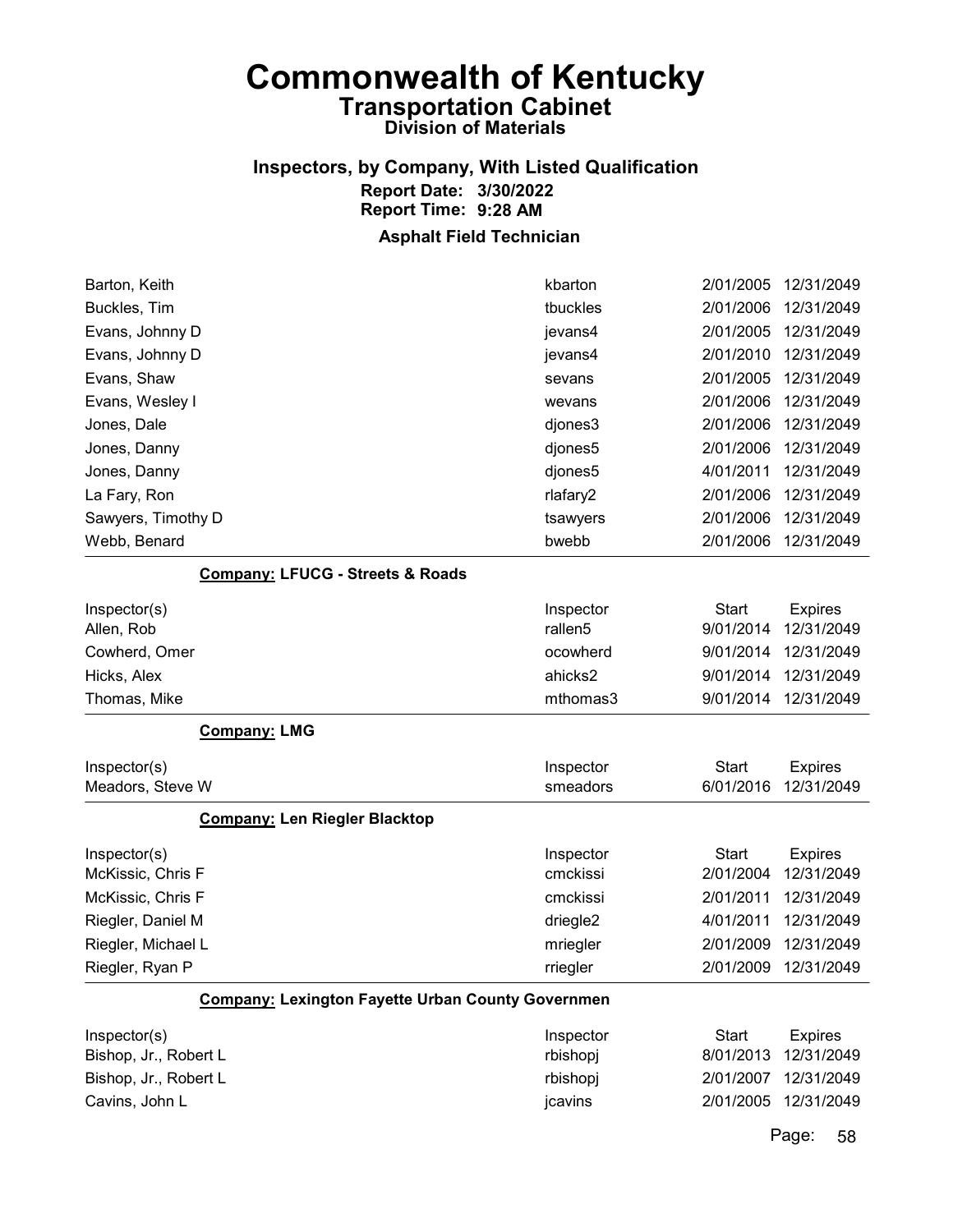# Commonwealth of Kentucky

## Transportation Cabinet

### Division of Materials

### Inspectors, by Company, With Listed Qualification

**Report Date: 3/30/2022**
**Report Time: 9:28 AM**

### Asphalt Field Technician

| Inspector(s) | Inspector | Start | Expires |
|---|---|---|---|
| Barton, Keith | kbarton | 2/01/2005 | 12/31/2049 |
| Buckles, Tim | tbuckles | 2/01/2006 | 12/31/2049 |
| Evans, Johnny D | jevans4 | 2/01/2005 | 12/31/2049 |
| Evans, Johnny D | jevans4 | 2/01/2010 | 12/31/2049 |
| Evans, Shaw | sevans | 2/01/2005 | 12/31/2049 |
| Evans, Wesley I | wevans | 2/01/2006 | 12/31/2049 |
| Jones, Dale | djones3 | 2/01/2006 | 12/31/2049 |
| Jones, Danny | djones5 | 2/01/2006 | 12/31/2049 |
| Jones, Danny | djones5 | 4/01/2011 | 12/31/2049 |
| La Fary, Ron | rlafary2 | 2/01/2006 | 12/31/2049 |
| Sawyers, Timothy D | tsawyers | 2/01/2006 | 12/31/2049 |
| Webb, Benard | bwebb | 2/01/2006 | 12/31/2049 |

**Company: LFUCG - Streets & Roads**

| Inspector(s) | Inspector | Start | Expires |
|---|---|---|---|
| Allen, Rob | rallen5 | 9/01/2014 | 12/31/2049 |
| Cowherd, Omer | ocowherd | 9/01/2014 | 12/31/2049 |
| Hicks, Alex | ahicks2 | 9/01/2014 | 12/31/2049 |
| Thomas, Mike | mthomas3 | 9/01/2014 | 12/31/2049 |

**Company: LMG**

| Inspector(s) | Inspector | Start | Expires |
|---|---|---|---|
| Meadors, Steve W | smeadors | 6/01/2016 | 12/31/2049 |

**Company: Len Riegler Blacktop**

| Inspector(s) | Inspector | Start | Expires |
|---|---|---|---|
| McKissic, Chris F | cmckissi | 2/01/2004 | 12/31/2049 |
| McKissic, Chris F | cmckissi | 2/01/2011 | 12/31/2049 |
| Riegler, Daniel M | driegle2 | 4/01/2011 | 12/31/2049 |
| Riegler, Michael L | mriegler | 2/01/2009 | 12/31/2049 |
| Riegler, Ryan P | rriegler | 2/01/2009 | 12/31/2049 |

**Company: Lexington Fayette Urban County Governmen**

| Inspector(s) | Inspector | Start | Expires |
|---|---|---|---|
| Bishop, Jr., Robert L | rbishopj | 8/01/2013 | 12/31/2049 |
| Bishop, Jr., Robert L | rbishopj | 2/01/2007 | 12/31/2049 |
| Cavins, John L | jcavins | 2/01/2005 | 12/31/2049 |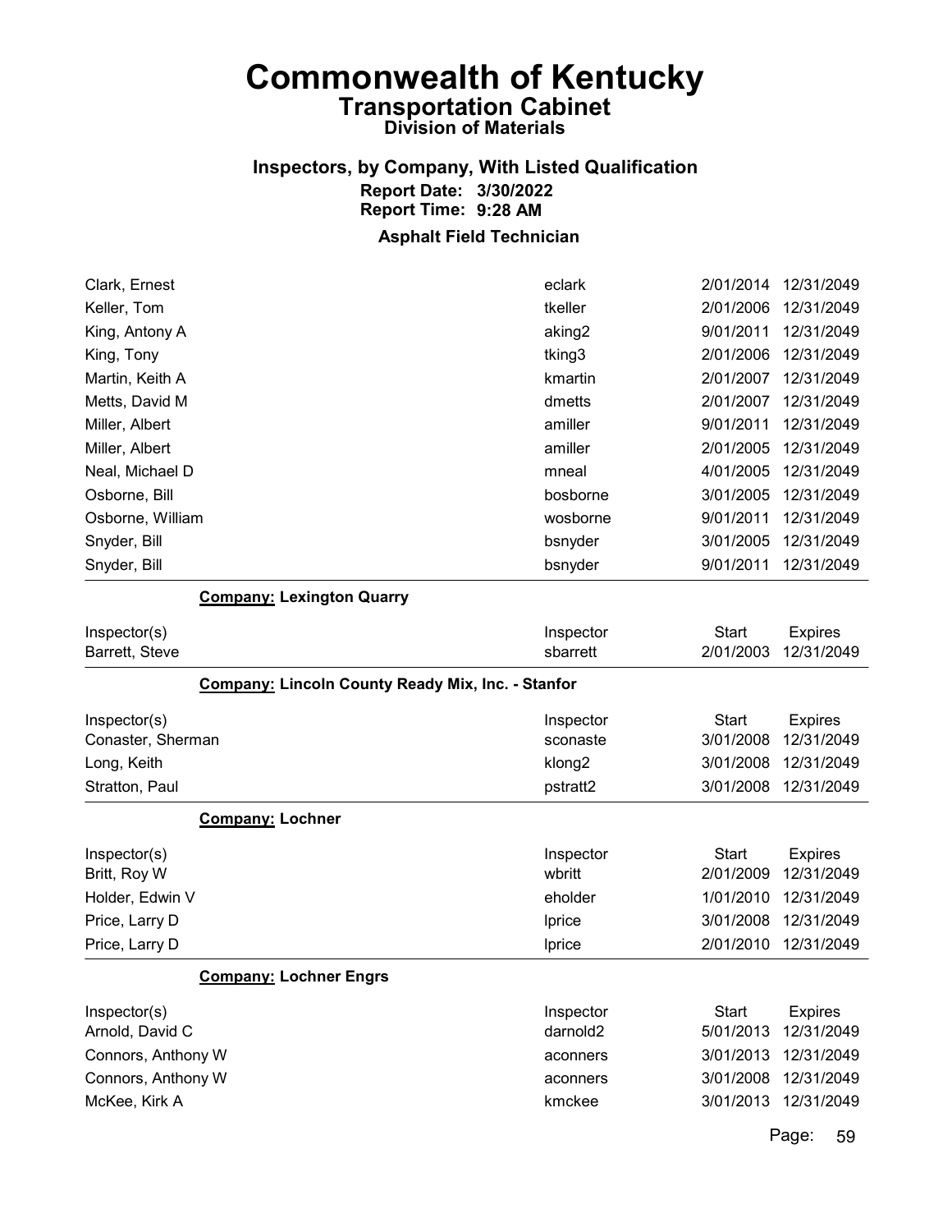# Commonwealth of Kentucky

## Transportation Cabinet

### Division of Materials

### Inspectors, by Company, With Listed Qualification

**Report Date: 3/30/2022**
**Report Time: 9:28 AM**

### Asphalt Field Technician

| Inspector(s) | Inspector | Start | Expires |
|---|---|---|---|
| Clark, Ernest | eclark | 2/01/2014 | 12/31/2049 |
| Keller, Tom | tkeller | 2/01/2006 | 12/31/2049 |
| King, Antony A | aking2 | 9/01/2011 | 12/31/2049 |
| King, Tony | tking3 | 2/01/2006 | 12/31/2049 |
| Martin, Keith A | kmartin | 2/01/2007 | 12/31/2049 |
| Metts, David M | dmetts | 2/01/2007 | 12/31/2049 |
| Miller, Albert | amiller | 9/01/2011 | 12/31/2049 |
| Miller, Albert | amiller | 2/01/2005 | 12/31/2049 |
| Neal, Michael D | mneal | 4/01/2005 | 12/31/2049 |
| Osborne, Bill | bosborne | 3/01/2005 | 12/31/2049 |
| Osborne, William | wosborne | 9/01/2011 | 12/31/2049 |
| Snyder, Bill | bsnyder | 3/01/2005 | 12/31/2049 |
| Snyder, Bill | bsnyder | 9/01/2011 | 12/31/2049 |

**Company: Lexington Quarry**

| Inspector(s) | Inspector | Start | Expires |
|---|---|---|---|
| Barrett, Steve | sbarrett | 2/01/2003 | 12/31/2049 |

**Company: Lincoln County Ready Mix, Inc. - Stanfor**

| Inspector(s) | Inspector | Start | Expires |
|---|---|---|---|
| Conaster, Sherman | sconaste | 3/01/2008 | 12/31/2049 |
| Long, Keith | klong2 | 3/01/2008 | 12/31/2049 |
| Stratton, Paul | pstratt2 | 3/01/2008 | 12/31/2049 |

**Company: Lochner**

| Inspector(s) | Inspector | Start | Expires |
|---|---|---|---|
| Britt, Roy W | wbritt | 2/01/2009 | 12/31/2049 |
| Holder, Edwin V | eholder | 1/01/2010 | 12/31/2049 |
| Price, Larry D | lprice | 3/01/2008 | 12/31/2049 |
| Price, Larry D | lprice | 2/01/2010 | 12/31/2049 |

**Company: Lochner Engrs**

| Inspector(s) | Inspector | Start | Expires |
|---|---|---|---|
| Arnold, David C | darnold2 | 5/01/2013 | 12/31/2049 |
| Connors, Anthony W | aconners | 3/01/2013 | 12/31/2049 |
| Connors, Anthony W | aconners | 3/01/2008 | 12/31/2049 |
| McKee, Kirk A | kmckee | 3/01/2013 | 12/31/2049 |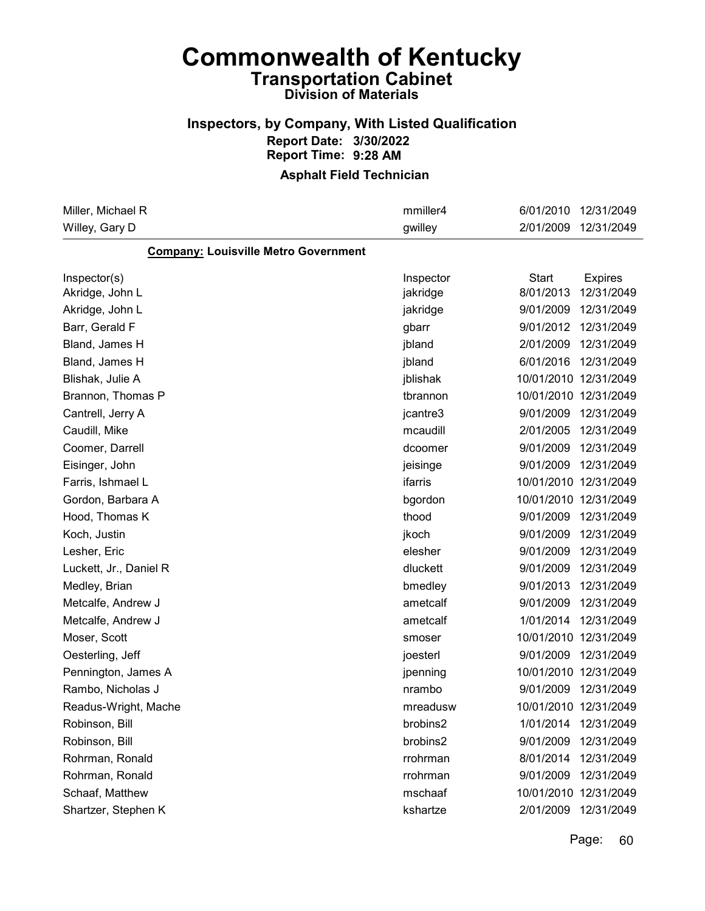# Commonwealth of Kentucky

## Transportation Cabinet

### Division of Materials

### Inspectors, by Company, With Listed Qualification

**Report Date: 3/30/2022**
**Report Time: 9:28 AM**

**Asphalt Field Technician**

| | | | |
|---|---|---|---|
| Miller, Michael R | mmiller4 | 6/01/2010 | 12/31/2049 |
| Willey, Gary D | gwilley | 2/01/2009 | 12/31/2049 |

**Company: Louisville Metro Government**

| Inspector(s) | Inspector | Start | Expires |
|---|---|---|---|
| Akridge, John L | jakridge | 8/01/2013 | 12/31/2049 |
| Akridge, John L | jakridge | 9/01/2009 | 12/31/2049 |
| Barr, Gerald F | gbarr | 9/01/2012 | 12/31/2049 |
| Bland, James H | jbland | 2/01/2009 | 12/31/2049 |
| Bland, James H | jbland | 6/01/2016 | 12/31/2049 |
| Blishak, Julie A | jblishak | 10/01/2010 | 12/31/2049 |
| Brannon, Thomas P | tbrannon | 10/01/2010 | 12/31/2049 |
| Cantrell, Jerry A | jcantre3 | 9/01/2009 | 12/31/2049 |
| Caudill, Mike | mcaudill | 2/01/2005 | 12/31/2049 |
| Coomer, Darrell | dcoomer | 9/01/2009 | 12/31/2049 |
| Eisinger, John | jeisinge | 9/01/2009 | 12/31/2049 |
| Farris, Ishmael L | ifarris | 10/01/2010 | 12/31/2049 |
| Gordon, Barbara A | bgordon | 10/01/2010 | 12/31/2049 |
| Hood, Thomas K | thood | 9/01/2009 | 12/31/2049 |
| Koch, Justin | jkoch | 9/01/2009 | 12/31/2049 |
| Lesher, Eric | elesher | 9/01/2009 | 12/31/2049 |
| Luckett, Jr., Daniel R | dluckett | 9/01/2009 | 12/31/2049 |
| Medley, Brian | bmedley | 9/01/2013 | 12/31/2049 |
| Metcalfe, Andrew J | ametcalf | 9/01/2009 | 12/31/2049 |
| Metcalfe, Andrew J | ametcalf | 1/01/2014 | 12/31/2049 |
| Moser, Scott | smoser | 10/01/2010 | 12/31/2049 |
| Oesterling, Jeff | joesterl | 9/01/2009 | 12/31/2049 |
| Pennington, James A | jpenning | 10/01/2010 | 12/31/2049 |
| Rambo, Nicholas J | nrambo | 9/01/2009 | 12/31/2049 |
| Readus-Wright, Mache | mreadusw | 10/01/2010 | 12/31/2049 |
| Robinson, Bill | brobins2 | 1/01/2014 | 12/31/2049 |
| Robinson, Bill | brobins2 | 9/01/2009 | 12/31/2049 |
| Rohrman, Ronald | rrohrman | 8/01/2014 | 12/31/2049 |
| Rohrman, Ronald | rrohrman | 9/01/2009 | 12/31/2049 |
| Schaaf, Matthew | mschaaf | 10/01/2010 | 12/31/2049 |
| Shartzer, Stephen K | kshartze | 2/01/2009 | 12/31/2049 |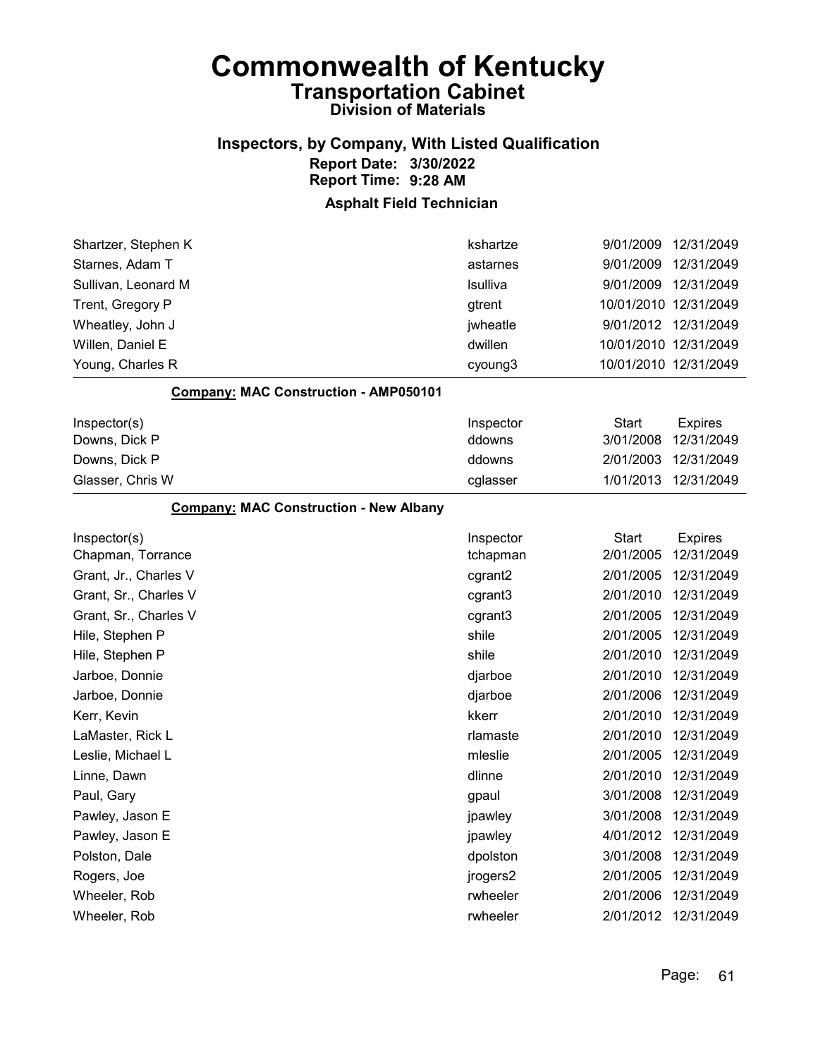# Commonwealth of Kentucky
## Transportation Cabinet
### Division of Materials

### Inspectors, by Company, With Listed Qualification
**Report Date: 3/30/2022**
**Report Time: 9:28 AM**

### Asphalt Field Technician

| Inspector(s) | Inspector | Start | Expires |
|---|---|---|---|
| Shartzer, Stephen K | kshartze | 9/01/2009 | 12/31/2049 |
| Starnes, Adam T | astarnes | 9/01/2009 | 12/31/2049 |
| Sullivan, Leonard M | lsulliva | 9/01/2009 | 12/31/2049 |
| Trent, Gregory P | gtrent | 10/01/2010 | 12/31/2049 |
| Wheatley, John J | jwheatle | 9/01/2012 | 12/31/2049 |
| Willen, Daniel E | dwillen | 10/01/2010 | 12/31/2049 |
| Young, Charles R | cyoung3 | 10/01/2010 | 12/31/2049 |

**Company: MAC Construction - AMP050101**

| Inspector(s) | Inspector | Start | Expires |
|---|---|---|---|
| Downs, Dick P | ddowns | 3/01/2008 | 12/31/2049 |
| Downs, Dick P | ddowns | 2/01/2003 | 12/31/2049 |
| Glasser, Chris W | cglasser | 1/01/2013 | 12/31/2049 |

**Company: MAC Construction - New Albany**

| Inspector(s) | Inspector | Start | Expires |
|---|---|---|---|
| Chapman, Torrance | tchapman | 2/01/2005 | 12/31/2049 |
| Grant, Jr., Charles V | cgrant2 | 2/01/2005 | 12/31/2049 |
| Grant, Sr., Charles V | cgrant3 | 2/01/2010 | 12/31/2049 |
| Grant, Sr., Charles V | cgrant3 | 2/01/2005 | 12/31/2049 |
| Hile, Stephen P | shile | 2/01/2005 | 12/31/2049 |
| Hile, Stephen P | shile | 2/01/2010 | 12/31/2049 |
| Jarboe, Donnie | djarboe | 2/01/2010 | 12/31/2049 |
| Jarboe, Donnie | djarboe | 2/01/2006 | 12/31/2049 |
| Kerr, Kevin | kkerr | 2/01/2010 | 12/31/2049 |
| LaMaster, Rick L | rlamaste | 2/01/2010 | 12/31/2049 |
| Leslie, Michael L | mleslie | 2/01/2005 | 12/31/2049 |
| Linne, Dawn | dlinne | 2/01/2010 | 12/31/2049 |
| Paul, Gary | gpaul | 3/01/2008 | 12/31/2049 |
| Pawley, Jason E | jpawley | 3/01/2008 | 12/31/2049 |
| Pawley, Jason E | jpawley | 4/01/2012 | 12/31/2049 |
| Polston, Dale | dpolston | 3/01/2008 | 12/31/2049 |
| Rogers, Joe | jrogers2 | 2/01/2005 | 12/31/2049 |
| Wheeler, Rob | rwheeler | 2/01/2006 | 12/31/2049 |
| Wheeler, Rob | rwheeler | 2/01/2012 | 12/31/2049 |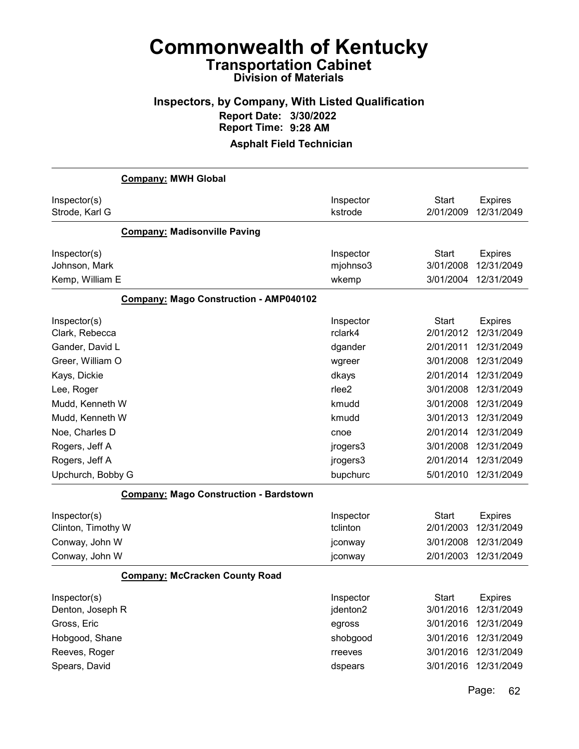# Commonwealth of Kentucky
## Transportation Cabinet
### Division of Materials

### Inspectors, by Company, With Listed Qualification
**Report Date: 3/30/2022**
**Report Time: 9:28 AM**

**Asphalt Field Technician**

**Company: MWH Global**

| Inspector(s) | Inspector | Start | Expires |
|---|---|---|---|
| Strode, Karl G | kstrode | 2/01/2009 | 12/31/2049 |

**Company: Madisonville Paving**

| Inspector(s) | Inspector | Start | Expires |
|---|---|---|---|
| Johnson, Mark | mjohnso3 | 3/01/2008 | 12/31/2049 |
| Kemp, William E | wkemp | 3/01/2004 | 12/31/2049 |

**Company: Mago Construction - AMP040102**

| Inspector(s) | Inspector | Start | Expires |
|---|---|---|---|
| Clark, Rebecca | rclark4 | 2/01/2012 | 12/31/2049 |
| Gander, David L | dgander | 2/01/2011 | 12/31/2049 |
| Greer, William O | wgreer | 3/01/2008 | 12/31/2049 |
| Kays, Dickie | dkays | 2/01/2014 | 12/31/2049 |
| Lee, Roger | rlee2 | 3/01/2008 | 12/31/2049 |
| Mudd, Kenneth W | kmudd | 3/01/2008 | 12/31/2049 |
| Mudd, Kenneth W | kmudd | 3/01/2013 | 12/31/2049 |
| Noe, Charles D | cnoe | 2/01/2014 | 12/31/2049 |
| Rogers, Jeff A | jrogers3 | 3/01/2008 | 12/31/2049 |
| Rogers, Jeff A | jrogers3 | 2/01/2014 | 12/31/2049 |
| Upchurch, Bobby G | bupchurc | 5/01/2010 | 12/31/2049 |

**Company: Mago Construction - Bardstown**

| Inspector(s) | Inspector | Start | Expires |
|---|---|---|---|
| Clinton, Timothy W | tclinton | 2/01/2003 | 12/31/2049 |
| Conway, John W | jconway | 3/01/2008 | 12/31/2049 |
| Conway, John W | jconway | 2/01/2003 | 12/31/2049 |

**Company: McCracken County Road**

| Inspector(s) | Inspector | Start | Expires |
|---|---|---|---|
| Denton, Joseph R | jdenton2 | 3/01/2016 | 12/31/2049 |
| Gross, Eric | egross | 3/01/2016 | 12/31/2049 |
| Hobgood, Shane | shobgood | 3/01/2016 | 12/31/2049 |
| Reeves, Roger | rreeves | 3/01/2016 | 12/31/2049 |
| Spears, David | dspears | 3/01/2016 | 12/31/2049 |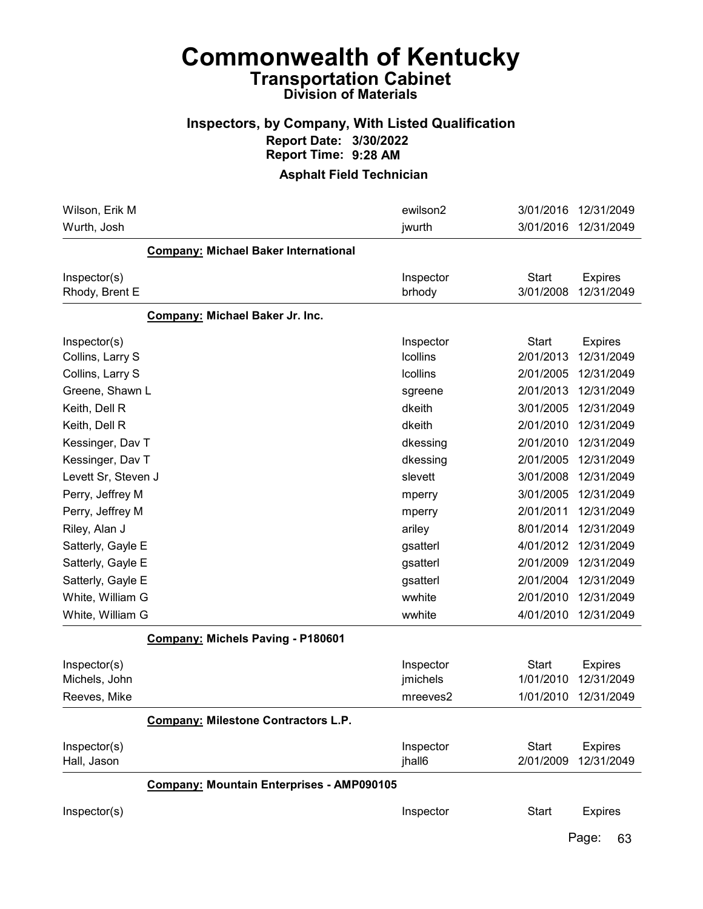# Commonwealth of Kentucky
## Transportation Cabinet
### Division of Materials

### Inspectors, by Company, With Listed Qualification
**Report Date: 3/30/2022**
**Report Time: 9:28 AM**

### Asphalt Field Technician

| Inspector(s) | Inspector | Start | Expires |
|---|---|---|---|
| Wilson, Erik M | ewilson2 | 3/01/2016 | 12/31/2049 |
| Wurth, Josh | jwurth | 3/01/2016 | 12/31/2049 |

**Company: Michael Baker International**

| Inspector(s) | Inspector | Start | Expires |
|---|---|---|---|
| Rhody, Brent E | brhody | 3/01/2008 | 12/31/2049 |

**Company: Michael Baker Jr. Inc.**

| Inspector(s) | Inspector | Start | Expires |
|---|---|---|---|
| Collins, Larry S | lcollins | 2/01/2013 | 12/31/2049 |
| Collins, Larry S | lcollins | 2/01/2005 | 12/31/2049 |
| Greene, Shawn L | sgreene | 2/01/2013 | 12/31/2049 |
| Keith, Dell R | dkeith | 3/01/2005 | 12/31/2049 |
| Keith, Dell R | dkeith | 2/01/2010 | 12/31/2049 |
| Kessinger, Dav T | dkessing | 2/01/2010 | 12/31/2049 |
| Kessinger, Dav T | dkessing | 2/01/2005 | 12/31/2049 |
| Levett Sr, Steven J | slevett | 3/01/2008 | 12/31/2049 |
| Perry, Jeffrey M | mperry | 3/01/2005 | 12/31/2049 |
| Perry, Jeffrey M | mperry | 2/01/2011 | 12/31/2049 |
| Riley, Alan J | ariley | 8/01/2014 | 12/31/2049 |
| Satterly, Gayle E | gsatterl | 4/01/2012 | 12/31/2049 |
| Satterly, Gayle E | gsatterl | 2/01/2009 | 12/31/2049 |
| Satterly, Gayle E | gsatterl | 2/01/2004 | 12/31/2049 |
| White, William G | wwhite | 2/01/2010 | 12/31/2049 |
| White, William G | wwhite | 4/01/2010 | 12/31/2049 |

**Company: Michels Paving - P180601**

| Inspector(s) | Inspector | Start | Expires |
|---|---|---|---|
| Michels, John | jmichels | 1/01/2010 | 12/31/2049 |
| Reeves, Mike | mreeves2 | 1/01/2010 | 12/31/2049 |

**Company: Milestone Contractors L.P.**

| Inspector(s) | Inspector | Start | Expires |
|---|---|---|---|
| Hall, Jason | jhall6 | 2/01/2009 | 12/31/2049 |

**Company: Mountain Enterprises - AMP090105**

| Inspector(s) | Inspector | Start | Expires |
|---|---|---|---|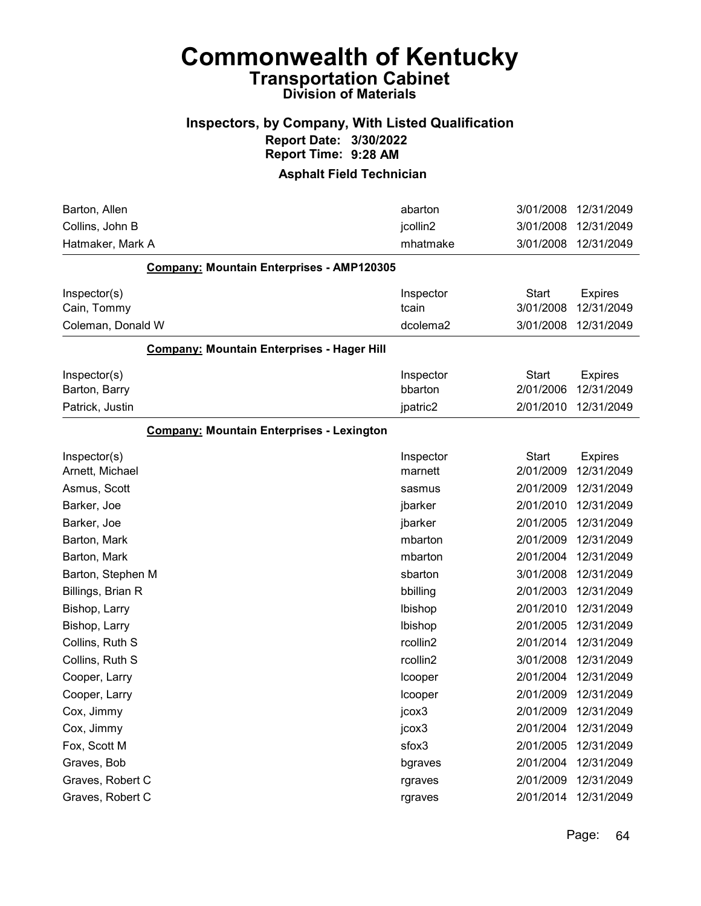# Commonwealth of Kentucky
## Transportation Cabinet
### Division of Materials

### Inspectors, by Company, With Listed Qualification
**Report Date: 3/30/2022**
**Report Time: 9:28 AM**

### Asphalt Field Technician

| | | | |
|---|---|---|---|
| Barton, Allen | abarton | 3/01/2008 | 12/31/2049 |
| Collins, John B | jcollin2 | 3/01/2008 | 12/31/2049 |
| Hatmaker, Mark A | mhatmake | 3/01/2008 | 12/31/2049 |

**Company:** Mountain Enterprises - AMP120305

| Inspector(s) | Inspector | Start | Expires |
|---|---|---|---|
| Cain, Tommy | tcain | 3/01/2008 | 12/31/2049 |
| Coleman, Donald W | dcolema2 | 3/01/2008 | 12/31/2049 |

**Company:** Mountain Enterprises - Hager Hill

| Inspector(s) | Inspector | Start | Expires |
|---|---|---|---|
| Barton, Barry | bbarton | 2/01/2006 | 12/31/2049 |
| Patrick, Justin | jpatric2 | 2/01/2010 | 12/31/2049 |

**Company:** Mountain Enterprises - Lexington

| Inspector(s) | Inspector | Start | Expires |
|---|---|---|---|
| Arnett, Michael | marnett | 2/01/2009 | 12/31/2049 |
| Asmus, Scott | sasmus | 2/01/2009 | 12/31/2049 |
| Barker, Joe | jbarker | 2/01/2010 | 12/31/2049 |
| Barker, Joe | jbarker | 2/01/2005 | 12/31/2049 |
| Barton, Mark | mbarton | 2/01/2009 | 12/31/2049 |
| Barton, Mark | mbarton | 2/01/2004 | 12/31/2049 |
| Barton, Stephen M | sbarton | 3/01/2008 | 12/31/2049 |
| Billings, Brian R | bbilling | 2/01/2003 | 12/31/2049 |
| Bishop, Larry | lbishop | 2/01/2010 | 12/31/2049 |
| Bishop, Larry | lbishop | 2/01/2005 | 12/31/2049 |
| Collins, Ruth S | rcollin2 | 2/01/2014 | 12/31/2049 |
| Collins, Ruth S | rcollin2 | 3/01/2008 | 12/31/2049 |
| Cooper, Larry | lcooper | 2/01/2004 | 12/31/2049 |
| Cooper, Larry | lcooper | 2/01/2009 | 12/31/2049 |
| Cox, Jimmy | jcox3 | 2/01/2009 | 12/31/2049 |
| Cox, Jimmy | jcox3 | 2/01/2004 | 12/31/2049 |
| Fox, Scott M | sfox3 | 2/01/2005 | 12/31/2049 |
| Graves, Bob | bgraves | 2/01/2004 | 12/31/2049 |
| Graves, Robert C | rgraves | 2/01/2009 | 12/31/2049 |
| Graves, Robert C | rgraves | 2/01/2014 | 12/31/2049 |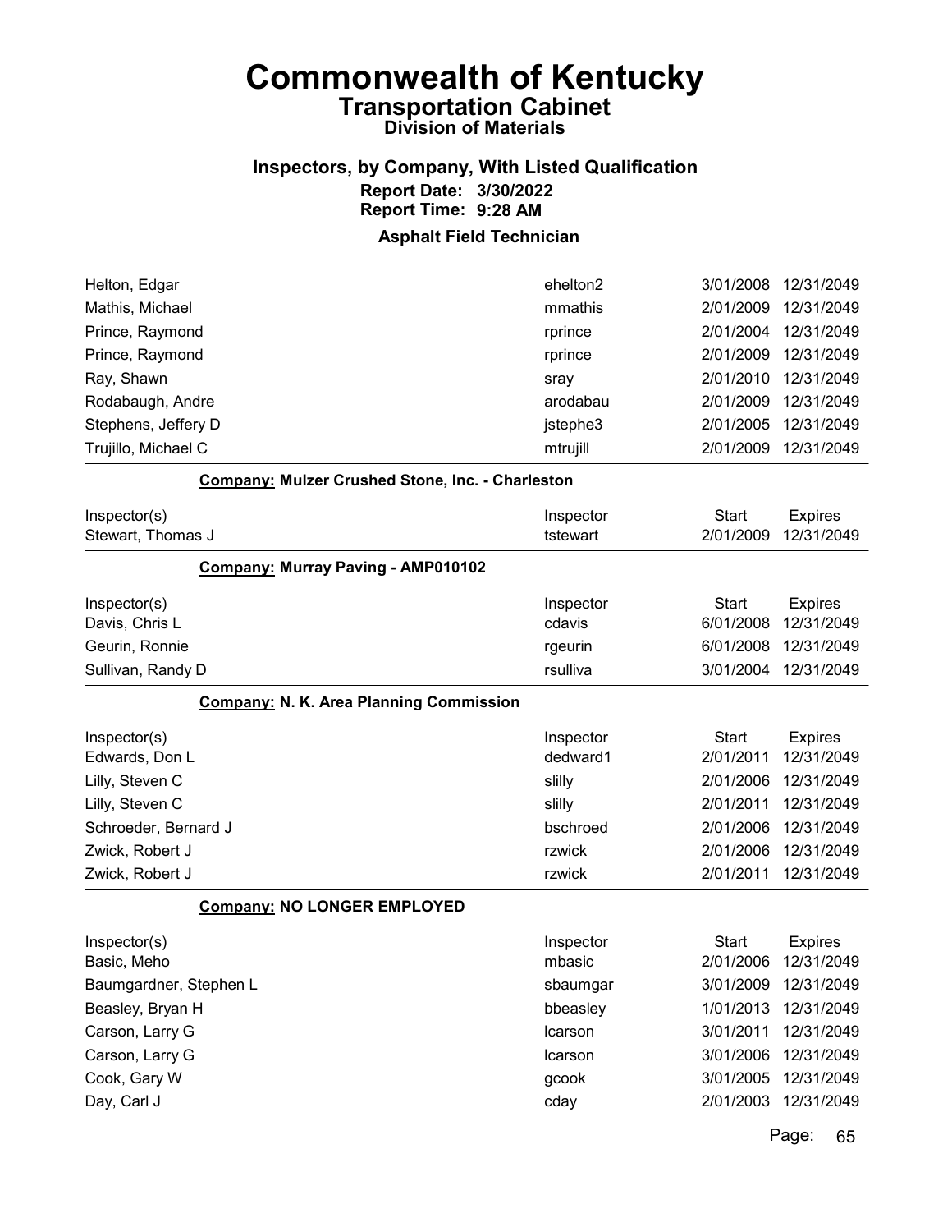# Commonwealth of Kentucky
## Transportation Cabinet
### Division of Materials

### Inspectors, by Company, With Listed Qualification
**Report Date: 3/30/2022**
**Report Time: 9:28 AM**

### Asphalt Field Technician

| Inspector(s) | Inspector | Start | Expires |
|---|---|---|---|
| Helton, Edgar | ehelton2 | 3/01/2008 | 12/31/2049 |
| Mathis, Michael | mmathis | 2/01/2009 | 12/31/2049 |
| Prince, Raymond | rprince | 2/01/2004 | 12/31/2049 |
| Prince, Raymond | rprince | 2/01/2009 | 12/31/2049 |
| Ray, Shawn | sray | 2/01/2010 | 12/31/2049 |
| Rodabaugh, Andre | arodabau | 2/01/2009 | 12/31/2049 |
| Stephens, Jeffery D | jstephe3 | 2/01/2005 | 12/31/2049 |
| Trujillo, Michael C | mtrujill | 2/01/2009 | 12/31/2049 |

**Company: Mulzer Crushed Stone, Inc. - Charleston**

| Inspector(s) | Inspector | Start | Expires |
|---|---|---|---|
| Stewart, Thomas J | tstewart | 2/01/2009 | 12/31/2049 |

**Company: Murray Paving - AMP010102**

| Inspector(s) | Inspector | Start | Expires |
|---|---|---|---|
| Davis, Chris L | cdavis | 6/01/2008 | 12/31/2049 |
| Geurin, Ronnie | rgeurin | 6/01/2008 | 12/31/2049 |
| Sullivan, Randy D | rsulliva | 3/01/2004 | 12/31/2049 |

**Company: N. K. Area Planning Commission**

| Inspector(s) | Inspector | Start | Expires |
|---|---|---|---|
| Edwards, Don L | dedward1 | 2/01/2011 | 12/31/2049 |
| Lilly, Steven C | slilly | 2/01/2006 | 12/31/2049 |
| Lilly, Steven C | slilly | 2/01/2011 | 12/31/2049 |
| Schroeder, Bernard J | bschroed | 2/01/2006 | 12/31/2049 |
| Zwick, Robert J | rzwick | 2/01/2006 | 12/31/2049 |
| Zwick, Robert J | rzwick | 2/01/2011 | 12/31/2049 |

**Company: NO LONGER EMPLOYED**

| Inspector(s) | Inspector | Start | Expires |
|---|---|---|---|
| Basic, Meho | mbasic | 2/01/2006 | 12/31/2049 |
| Baumgardner, Stephen L | sbaumgar | 3/01/2009 | 12/31/2049 |
| Beasley, Bryan H | bbeasley | 1/01/2013 | 12/31/2049 |
| Carson, Larry G | lcarson | 3/01/2011 | 12/31/2049 |
| Carson, Larry G | lcarson | 3/01/2006 | 12/31/2049 |
| Cook, Gary W | gcook | 3/01/2005 | 12/31/2049 |
| Day, Carl J | cday | 2/01/2003 | 12/31/2049 |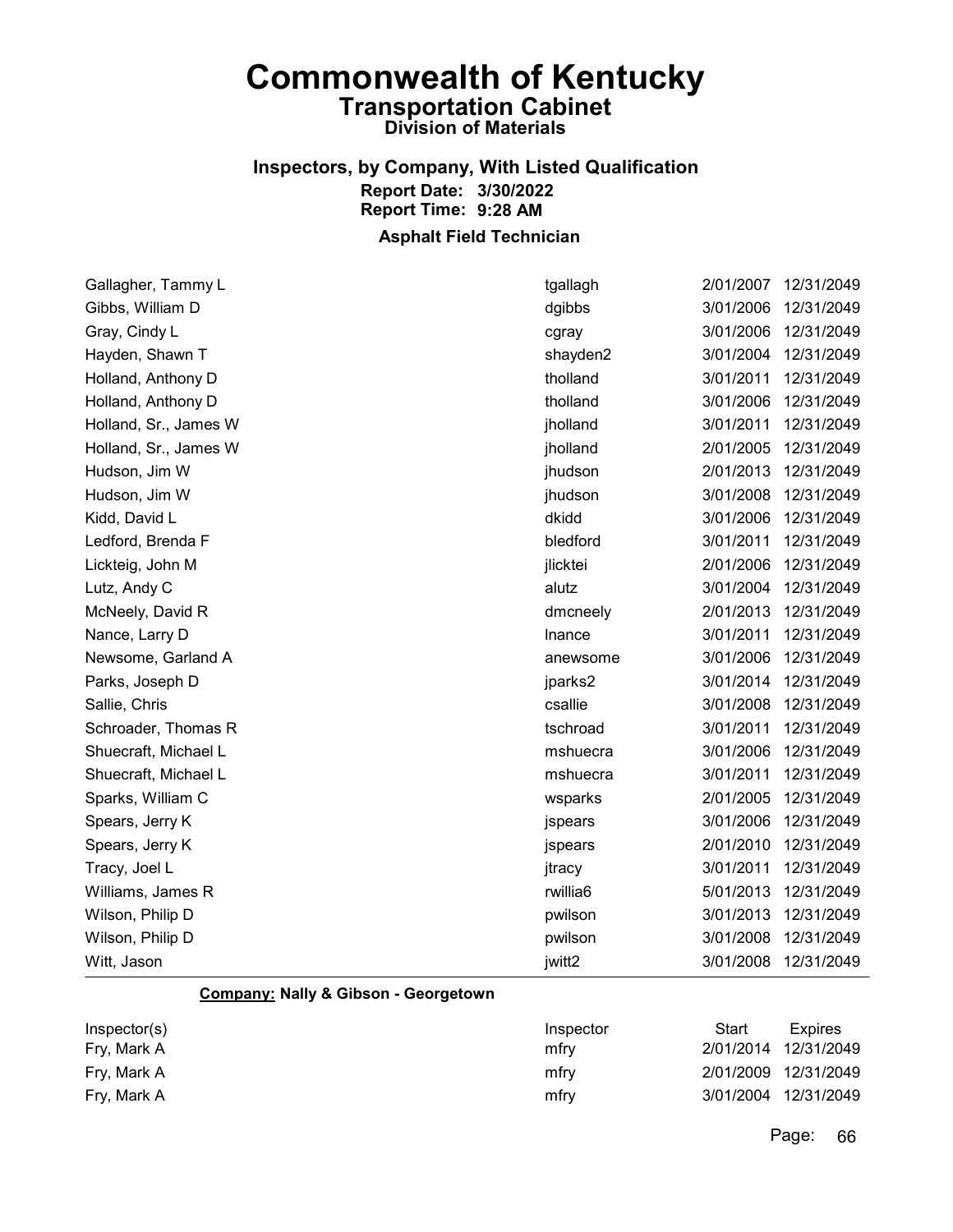# Commonwealth of Kentucky
## Transportation Cabinet
### Division of Materials

### Inspectors, by Company, With Listed Qualification

**Report Date: 3/30/2022**
**Report Time: 9:28 AM**

**Asphalt Field Technician**

| | | | |
|---|---|---|---|
| Gallagher, Tammy L | tgallagh | 2/01/2007 | 12/31/2049 |
| Gibbs, William D | dgibbs | 3/01/2006 | 12/31/2049 |
| Gray, Cindy L | cgray | 3/01/2006 | 12/31/2049 |
| Hayden, Shawn T | shayden2 | 3/01/2004 | 12/31/2049 |
| Holland, Anthony D | tholland | 3/01/2011 | 12/31/2049 |
| Holland, Anthony D | tholland | 3/01/2006 | 12/31/2049 |
| Holland, Sr., James W | jholland | 3/01/2011 | 12/31/2049 |
| Holland, Sr., James W | jholland | 2/01/2005 | 12/31/2049 |
| Hudson, Jim W | jhudson | 2/01/2013 | 12/31/2049 |
| Hudson, Jim W | jhudson | 3/01/2008 | 12/31/2049 |
| Kidd, David L | dkidd | 3/01/2006 | 12/31/2049 |
| Ledford, Brenda F | bledford | 3/01/2011 | 12/31/2049 |
| Lickteig, John M | jlicktei | 2/01/2006 | 12/31/2049 |
| Lutz, Andy C | alutz | 3/01/2004 | 12/31/2049 |
| McNeely, David R | dmcneely | 2/01/2013 | 12/31/2049 |
| Nance, Larry D | lnance | 3/01/2011 | 12/31/2049 |
| Newsome, Garland A | anewsome | 3/01/2006 | 12/31/2049 |
| Parks, Joseph D | jparks2 | 3/01/2014 | 12/31/2049 |
| Sallie, Chris | csallie | 3/01/2008 | 12/31/2049 |
| Schroader, Thomas R | tschroad | 3/01/2011 | 12/31/2049 |
| Shuecraft, Michael L | mshuecra | 3/01/2006 | 12/31/2049 |
| Shuecraft, Michael L | mshuecra | 3/01/2011 | 12/31/2049 |
| Sparks, William C | wsparks | 2/01/2005 | 12/31/2049 |
| Spears, Jerry K | jspears | 3/01/2006 | 12/31/2049 |
| Spears, Jerry K | jspears | 2/01/2010 | 12/31/2049 |
| Tracy, Joel L | jtracy | 3/01/2011 | 12/31/2049 |
| Williams, James R | rwillia6 | 5/01/2013 | 12/31/2049 |
| Wilson, Philip D | pwilson | 3/01/2013 | 12/31/2049 |
| Wilson, Philip D | pwilson | 3/01/2008 | 12/31/2049 |
| Witt, Jason | jwitt2 | 3/01/2008 | 12/31/2049 |

**Company: Nally & Gibson - Georgetown**

| Inspector(s) | Inspector | Start | Expires |
|---|---|---|---|
| Fry, Mark A | mfry | 2/01/2014 | 12/31/2049 |
| Fry, Mark A | mfry | 2/01/2009 | 12/31/2049 |
| Fry, Mark A | mfry | 3/01/2004 | 12/31/2049 |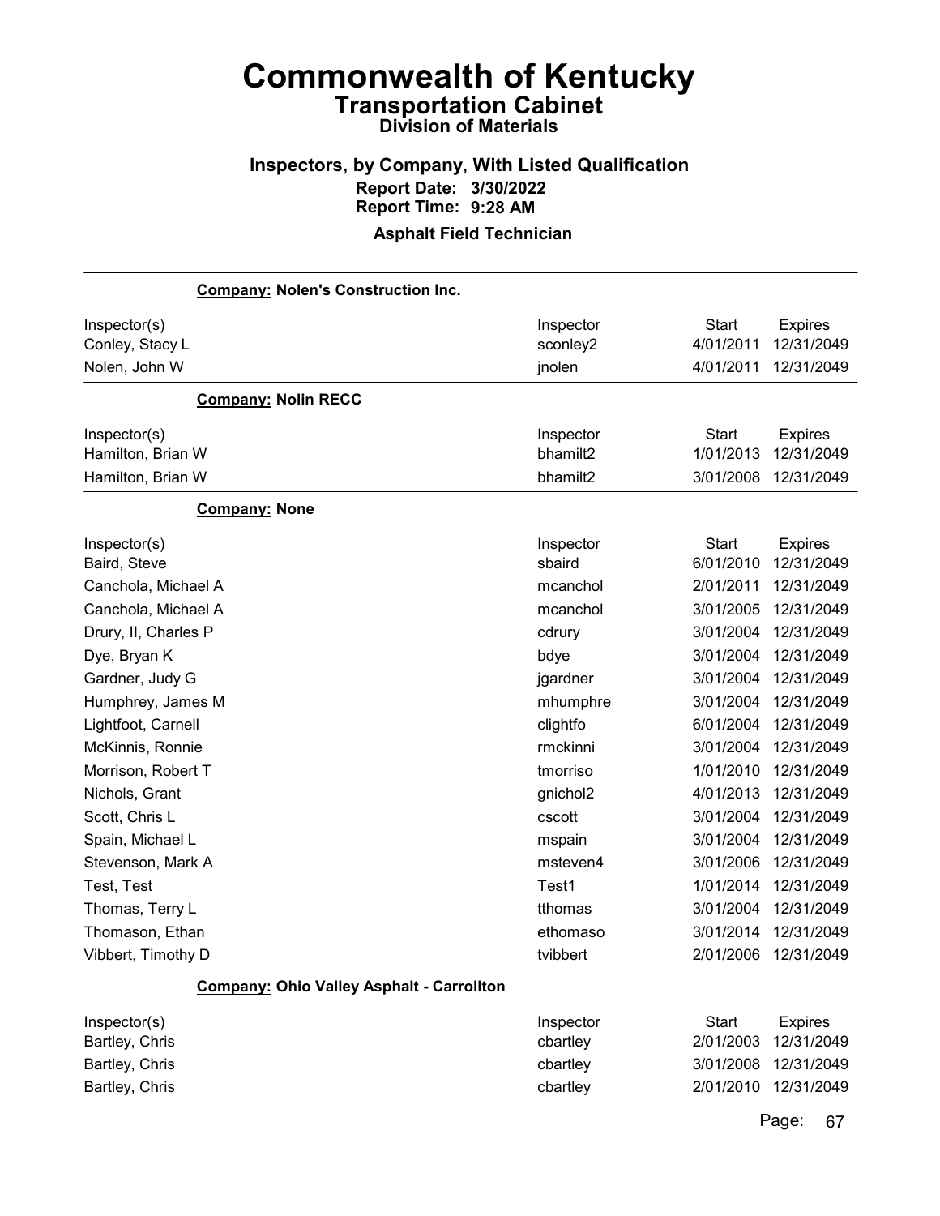# Commonwealth of Kentucky

## Transportation Cabinet

### Division of Materials

### Inspectors, by Company, With Listed Qualification

**Report Date: 3/30/2022**
**Report Time: 9:28 AM**

### Asphalt Field Technician

**Company: Nolen's Construction Inc.**

| Inspector(s) | Inspector | Start | Expires |
|---|---|---|---|
| Conley, Stacy L | sconley2 | 4/01/2011 | 12/31/2049 |
| Nolen, John W | jnolen | 4/01/2011 | 12/31/2049 |

**Company: Nolin RECC**

| Inspector(s) | Inspector | Start | Expires |
|---|---|---|---|
| Hamilton, Brian W | bhamilt2 | 1/01/2013 | 12/31/2049 |
| Hamilton, Brian W | bhamilt2 | 3/01/2008 | 12/31/2049 |

**Company: None**

| Inspector(s) | Inspector | Start | Expires |
|---|---|---|---|
| Baird, Steve | sbaird | 6/01/2010 | 12/31/2049 |
| Canchola, Michael A | mcanchol | 2/01/2011 | 12/31/2049 |
| Canchola, Michael A | mcanchol | 3/01/2005 | 12/31/2049 |
| Drury, II, Charles P | cdrury | 3/01/2004 | 12/31/2049 |
| Dye, Bryan K | bdye | 3/01/2004 | 12/31/2049 |
| Gardner, Judy G | jgardner | 3/01/2004 | 12/31/2049 |
| Humphrey, James M | mhumphre | 3/01/2004 | 12/31/2049 |
| Lightfoot, Carnell | clightfo | 6/01/2004 | 12/31/2049 |
| McKinnis, Ronnie | rmckinni | 3/01/2004 | 12/31/2049 |
| Morrison, Robert T | tmorriso | 1/01/2010 | 12/31/2049 |
| Nichols, Grant | gnichol2 | 4/01/2013 | 12/31/2049 |
| Scott, Chris L | cscott | 3/01/2004 | 12/31/2049 |
| Spain, Michael L | mspain | 3/01/2004 | 12/31/2049 |
| Stevenson, Mark A | msteven4 | 3/01/2006 | 12/31/2049 |
| Test, Test | Test1 | 1/01/2014 | 12/31/2049 |
| Thomas, Terry L | tthomas | 3/01/2004 | 12/31/2049 |
| Thomason, Ethan | ethomaso | 3/01/2014 | 12/31/2049 |
| Vibbert, Timothy D | tvibbert | 2/01/2006 | 12/31/2049 |

**Company: Ohio Valley Asphalt - Carrollton**

| Inspector(s) | Inspector | Start | Expires |
|---|---|---|---|
| Bartley, Chris | cbartley | 2/01/2003 | 12/31/2049 |
| Bartley, Chris | cbartley | 3/01/2008 | 12/31/2049 |
| Bartley, Chris | cbartley | 2/01/2010 | 12/31/2049 |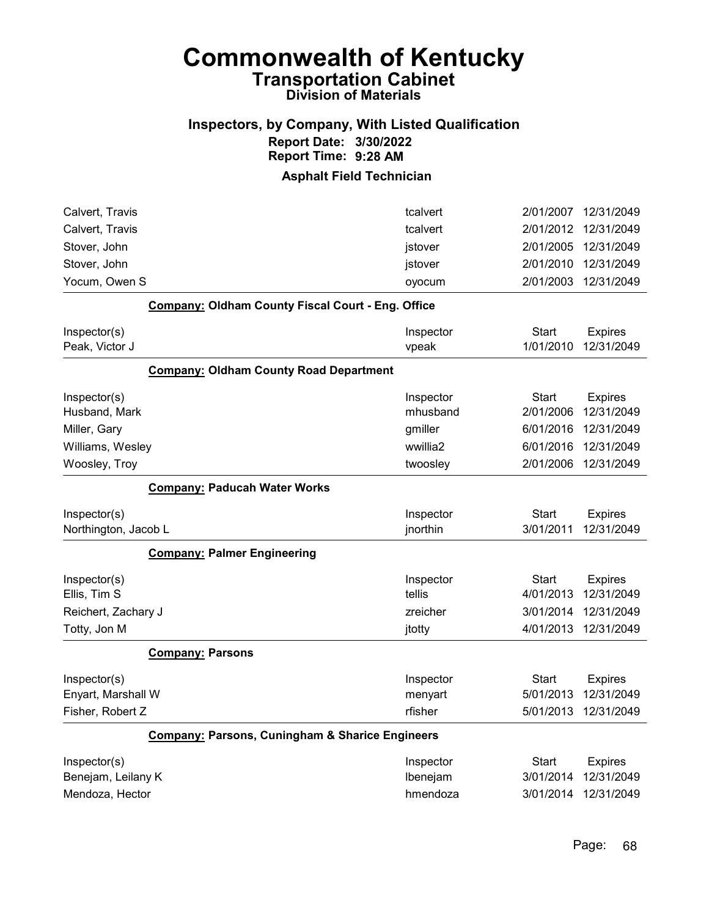# Commonwealth of Kentucky

## Transportation Cabinet

### Division of Materials

### Inspectors, by Company, With Listed Qualification

**Report Date: 3/30/2022**
**Report Time: 9:28 AM**

### Asphalt Field Technician

| Inspector(s) | Inspector | Start | Expires |
|---|---|---|---|
| Calvert, Travis | tcalvert | 2/01/2007 | 12/31/2049 |
| Calvert, Travis | tcalvert | 2/01/2012 | 12/31/2049 |
| Stover, John | jstover | 2/01/2005 | 12/31/2049 |
| Stover, John | jstover | 2/01/2010 | 12/31/2049 |
| Yocum, Owen S | oyocum | 2/01/2003 | 12/31/2049 |

**Company: Oldham County Fiscal Court - Eng. Office**

| Inspector(s) | Inspector | Start | Expires |
|---|---|---|---|
| Peak, Victor J | vpeak | 1/01/2010 | 12/31/2049 |

**Company: Oldham County Road Department**

| Inspector(s) | Inspector | Start | Expires |
|---|---|---|---|
| Husband, Mark | mhusband | 2/01/2006 | 12/31/2049 |
| Miller, Gary | gmiller | 6/01/2016 | 12/31/2049 |
| Williams, Wesley | wwillia2 | 6/01/2016 | 12/31/2049 |
| Woosley, Troy | twoosley | 2/01/2006 | 12/31/2049 |

**Company: Paducah Water Works**

| Inspector(s) | Inspector | Start | Expires |
|---|---|---|---|
| Northington, Jacob L | jnorthin | 3/01/2011 | 12/31/2049 |

**Company: Palmer Engineering**

| Inspector(s) | Inspector | Start | Expires |
|---|---|---|---|
| Ellis, Tim S | tellis | 4/01/2013 | 12/31/2049 |
| Reichert, Zachary J | zreicher | 3/01/2014 | 12/31/2049 |
| Totty, Jon M | jtotty | 4/01/2013 | 12/31/2049 |

**Company: Parsons**

| Inspector(s) | Inspector | Start | Expires |
|---|---|---|---|
| Enyart, Marshall W | menyart | 5/01/2013 | 12/31/2049 |
| Fisher, Robert Z | rfisher | 5/01/2013 | 12/31/2049 |

**Company: Parsons, Cuningham & Sharice Engineers**

| Inspector(s) | Inspector | Start | Expires |
|---|---|---|---|
| Benejam, Leilany K | lbenejam | 3/01/2014 | 12/31/2049 |
| Mendoza, Hector | hmendoza | 3/01/2014 | 12/31/2049 |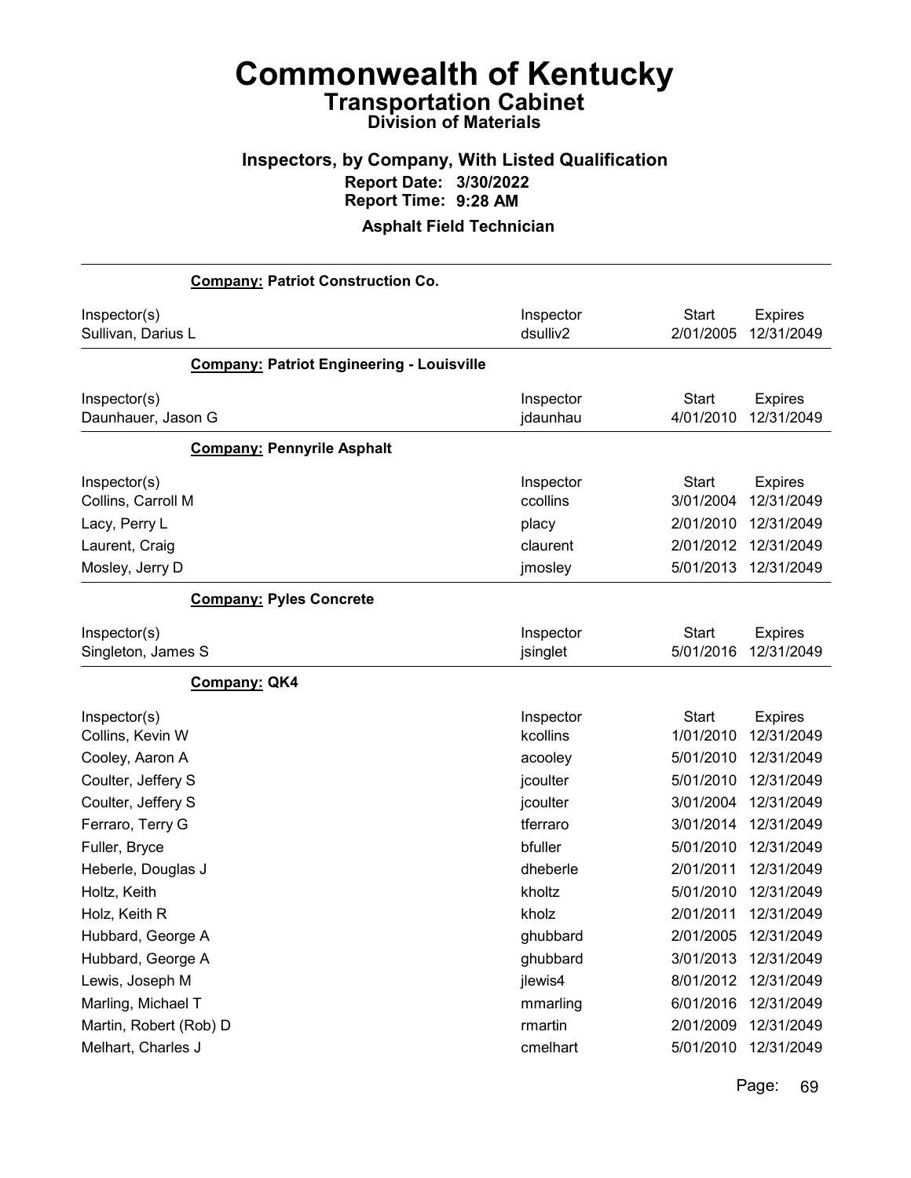# Commonwealth of Kentucky

## Transportation Cabinet

### Division of Materials

### Inspectors, by Company, With Listed Qualification

**Report Date: 3/30/2022**
**Report Time: 9:28 AM**

**Asphalt Field Technician**

**Company: Patriot Construction Co.**

| Inspector(s) | Inspector | Start | Expires |
|---|---|---|---|
| Sullivan, Darius L | dsulliv2 | 2/01/2005 | 12/31/2049 |

**Company: Patriot Engineering - Louisville**

| Inspector(s) | Inspector | Start | Expires |
|---|---|---|---|
| Daunhauer, Jason G | jdaunhau | 4/01/2010 | 12/31/2049 |

**Company: Pennyrile Asphalt**

| Inspector(s) | Inspector | Start | Expires |
|---|---|---|---|
| Collins, Carroll M | ccollins | 3/01/2004 | 12/31/2049 |
| Lacy, Perry L | placy | 2/01/2010 | 12/31/2049 |
| Laurent, Craig | claurent | 2/01/2012 | 12/31/2049 |
| Mosley, Jerry D | jmosley | 5/01/2013 | 12/31/2049 |

**Company: Pyles Concrete**

| Inspector(s) | Inspector | Start | Expires |
|---|---|---|---|
| Singleton, James S | jsinglet | 5/01/2016 | 12/31/2049 |

**Company: QK4**

| Inspector(s) | Inspector | Start | Expires |
|---|---|---|---|
| Collins, Kevin W | kcollins | 1/01/2010 | 12/31/2049 |
| Cooley, Aaron A | acooley | 5/01/2010 | 12/31/2049 |
| Coulter, Jeffery S | jcoulter | 5/01/2010 | 12/31/2049 |
| Coulter, Jeffery S | jcoulter | 3/01/2004 | 12/31/2049 |
| Ferraro, Terry G | tferraro | 3/01/2014 | 12/31/2049 |
| Fuller, Bryce | bfuller | 5/01/2010 | 12/31/2049 |
| Heberle, Douglas J | dheberle | 2/01/2011 | 12/31/2049 |
| Holtz, Keith | kholtz | 5/01/2010 | 12/31/2049 |
| Holz, Keith R | kholz | 2/01/2011 | 12/31/2049 |
| Hubbard, George A | ghubbard | 2/01/2005 | 12/31/2049 |
| Hubbard, George A | ghubbard | 3/01/2013 | 12/31/2049 |
| Lewis, Joseph M | jlewis4 | 8/01/2012 | 12/31/2049 |
| Marling, Michael T | mmarling | 6/01/2016 | 12/31/2049 |
| Martin, Robert (Rob) D | rmartin | 2/01/2009 | 12/31/2049 |
| Melhart, Charles J | cmelhart | 5/01/2010 | 12/31/2049 |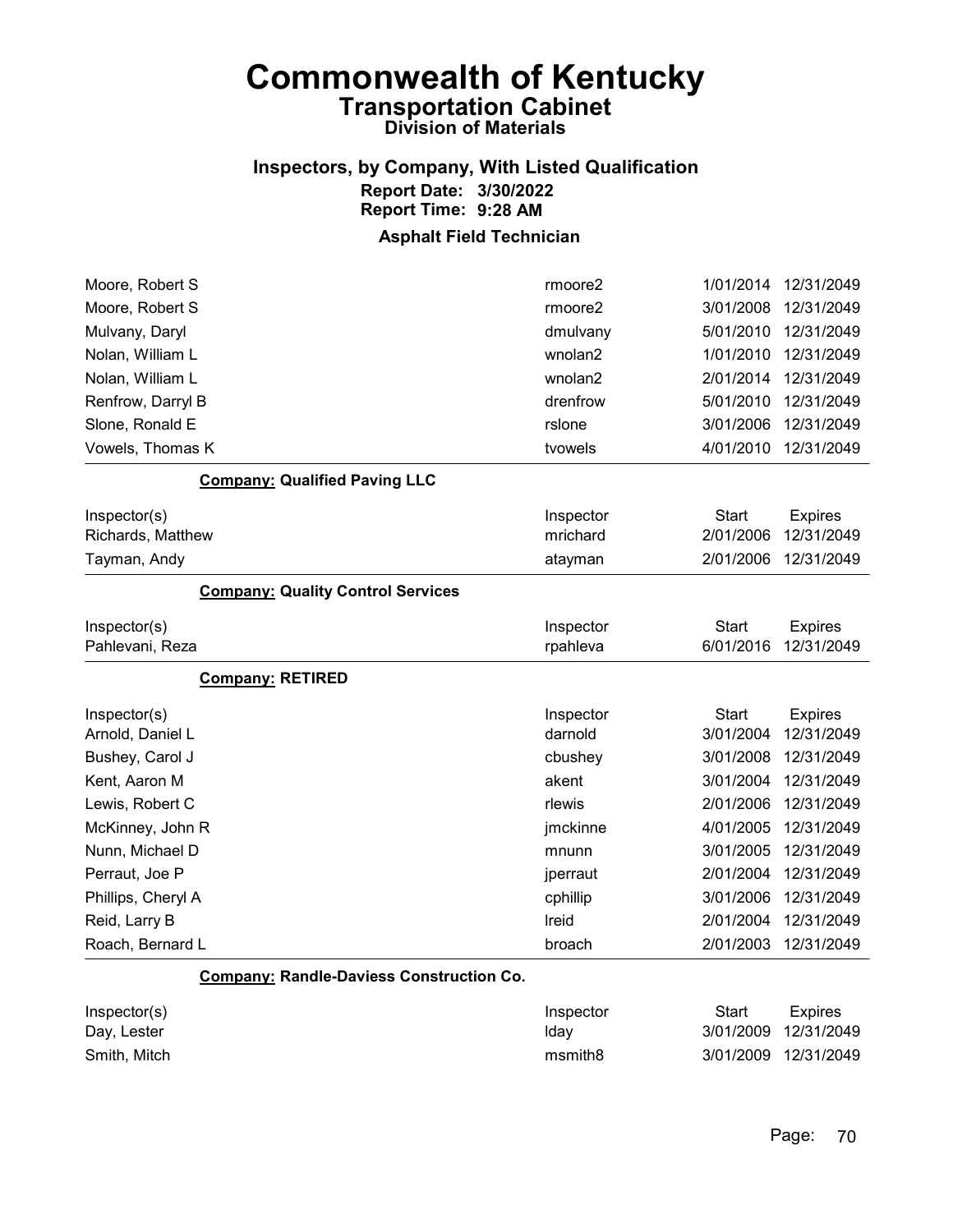# Commonwealth of Kentucky
## Transportation Cabinet
### Division of Materials

### Inspectors, by Company, With Listed Qualification
**Report Date: 3/30/2022**
**Report Time: 9:28 AM**

### Asphalt Field Technician

| | | | |
|---|---|---|---|
| Moore, Robert S | rmoore2 | 1/01/2014 | 12/31/2049 |
| Moore, Robert S | rmoore2 | 3/01/2008 | 12/31/2049 |
| Mulvany, Daryl | dmulvany | 5/01/2010 | 12/31/2049 |
| Nolan, William L | wnolan2 | 1/01/2010 | 12/31/2049 |
| Nolan, William L | wnolan2 | 2/01/2014 | 12/31/2049 |
| Renfrow, Darryl B | drenfrow | 5/01/2010 | 12/31/2049 |
| Slone, Ronald E | rslone | 3/01/2006 | 12/31/2049 |
| Vowels, Thomas K | tvowels | 4/01/2010 | 12/31/2049 |

**Company: Qualified Paving LLC**

| Inspector(s) | Inspector | Start | Expires |
|---|---|---|---|
| Richards, Matthew | mrichard | 2/01/2006 | 12/31/2049 |
| Tayman, Andy | atayman | 2/01/2006 | 12/31/2049 |

**Company: Quality Control Services**

| Inspector(s) | Inspector | Start | Expires |
|---|---|---|---|
| Pahlevani, Reza | rpahleva | 6/01/2016 | 12/31/2049 |

**Company: RETIRED**

| Inspector(s) | Inspector | Start | Expires |
|---|---|---|---|
| Arnold, Daniel L | darnold | 3/01/2004 | 12/31/2049 |
| Bushey, Carol J | cbushey | 3/01/2008 | 12/31/2049 |
| Kent, Aaron M | akent | 3/01/2004 | 12/31/2049 |
| Lewis, Robert C | rlewis | 2/01/2006 | 12/31/2049 |
| McKinney, John R | jmckinne | 4/01/2005 | 12/31/2049 |
| Nunn, Michael D | mnunn | 3/01/2005 | 12/31/2049 |
| Perraut, Joe P | jperraut | 2/01/2004 | 12/31/2049 |
| Phillips, Cheryl A | cphillip | 3/01/2006 | 12/31/2049 |
| Reid, Larry B | lreid | 2/01/2004 | 12/31/2049 |
| Roach, Bernard L | broach | 2/01/2003 | 12/31/2049 |

**Company: Randle-Daviess Construction Co.**

| Inspector(s) | Inspector | Start | Expires |
|---|---|---|---|
| Day, Lester | lday | 3/01/2009 | 12/31/2049 |
| Smith, Mitch | msmith8 | 3/01/2009 | 12/31/2049 |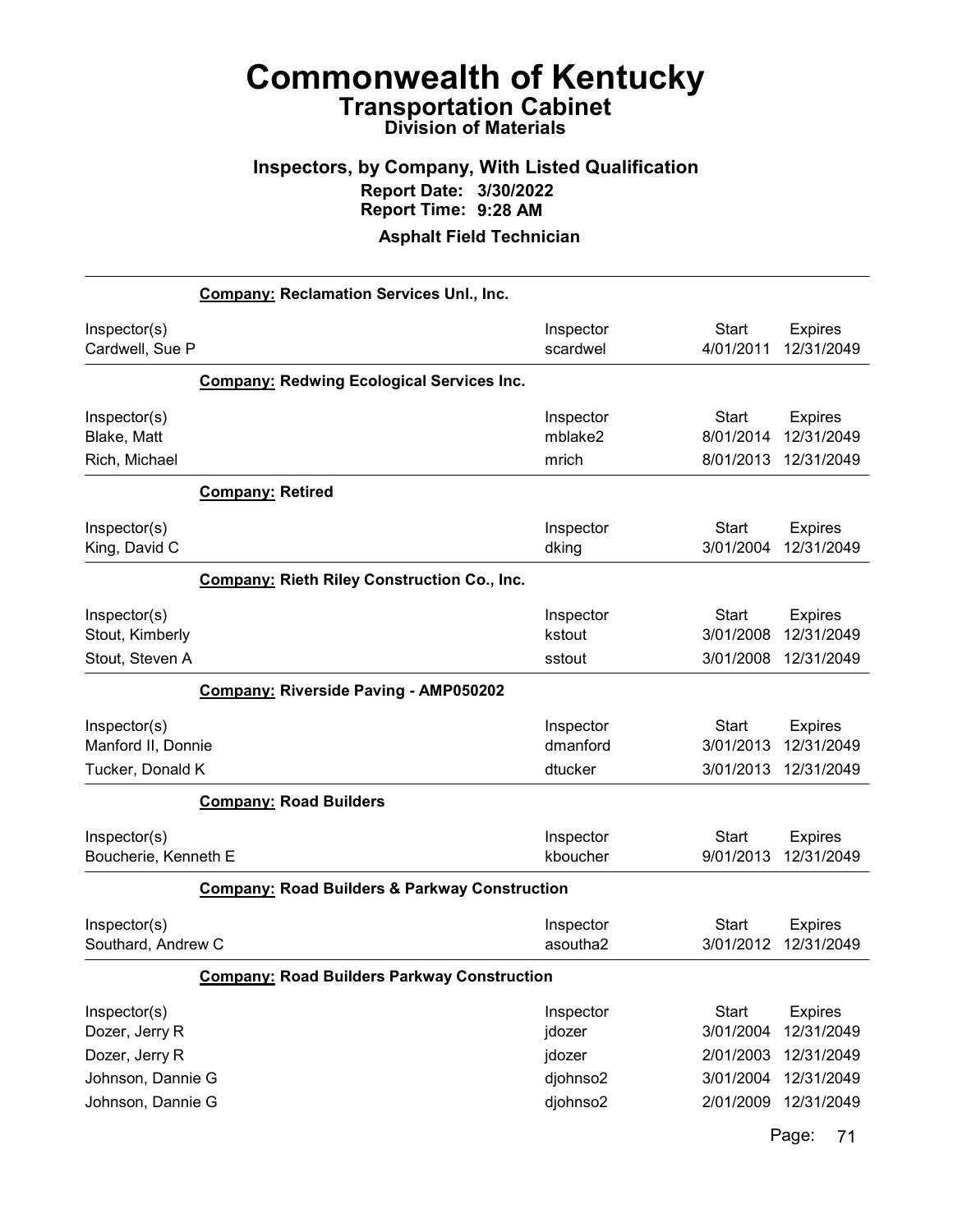# Commonwealth of Kentucky

## Transportation Cabinet

### Division of Materials

### Inspectors, by Company, With Listed Qualification

**Report Date: 3/30/2022**
**Report Time: 9:28 AM**

**Asphalt Field Technician**

**Company: Reclamation Services Unl., Inc.**

| Inspector(s) | Inspector | Start | Expires |
|---|---|---|---|
| Cardwell, Sue P | scardwel | 4/01/2011 | 12/31/2049 |

**Company: Redwing Ecological Services Inc.**

| Inspector(s) | Inspector | Start | Expires |
|---|---|---|---|
| Blake, Matt | mblake2 | 8/01/2014 | 12/31/2049 |
| Rich, Michael | mrich | 8/01/2013 | 12/31/2049 |

**Company: Retired**

| Inspector(s) | Inspector | Start | Expires |
|---|---|---|---|
| King, David C | dking | 3/01/2004 | 12/31/2049 |

**Company: Rieth Riley Construction Co., Inc.**

| Inspector(s) | Inspector | Start | Expires |
|---|---|---|---|
| Stout, Kimberly | kstout | 3/01/2008 | 12/31/2049 |
| Stout, Steven A | sstout | 3/01/2008 | 12/31/2049 |

**Company: Riverside Paving - AMP050202**

| Inspector(s) | Inspector | Start | Expires |
|---|---|---|---|
| Manford II, Donnie | dmanford | 3/01/2013 | 12/31/2049 |
| Tucker, Donald K | dtucker | 3/01/2013 | 12/31/2049 |

**Company: Road Builders**

| Inspector(s) | Inspector | Start | Expires |
|---|---|---|---|
| Boucherie, Kenneth E | kboucher | 9/01/2013 | 12/31/2049 |

**Company: Road Builders & Parkway Construction**

| Inspector(s) | Inspector | Start | Expires |
|---|---|---|---|
| Southard, Andrew C | asoutha2 | 3/01/2012 | 12/31/2049 |

**Company: Road Builders Parkway Construction**

| Inspector(s) | Inspector | Start | Expires |
|---|---|---|---|
| Dozer, Jerry R | jdozer | 3/01/2004 | 12/31/2049 |
| Dozer, Jerry R | jdozer | 2/01/2003 | 12/31/2049 |
| Johnson, Dannie G | djohnso2 | 3/01/2004 | 12/31/2049 |
| Johnson, Dannie G | djohnso2 | 2/01/2009 | 12/31/2049 |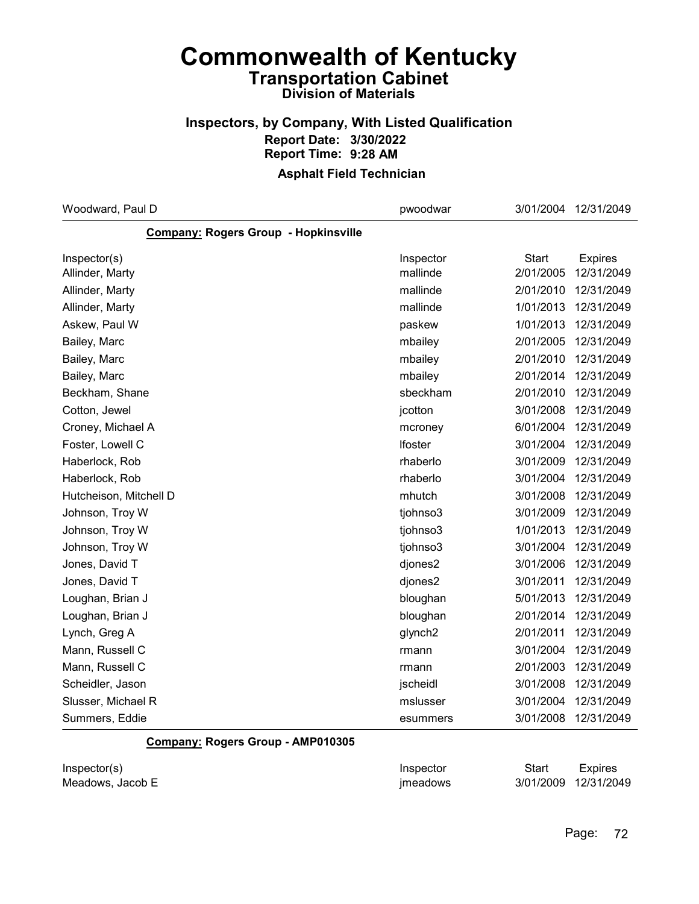# Commonwealth of Kentucky

## Transportation Cabinet

### Division of Materials

### Inspectors, by Company, With Listed Qualification

**Report Date: 3/30/2022**
**Report Time: 9:28 AM**

### Asphalt Field Technician

| | | | |
|---|---|---|---|
| Woodward, Paul D | pwoodwar | 3/01/2004 | 12/31/2049 |

**Company: Rogers Group - Hopkinsville**

| Inspector(s) | Inspector | Start | Expires |
|---|---|---|---|
| Allinder, Marty | mallinde | 2/01/2005 | 12/31/2049 |
| Allinder, Marty | mallinde | 2/01/2010 | 12/31/2049 |
| Allinder, Marty | mallinde | 1/01/2013 | 12/31/2049 |
| Askew, Paul W | paskew | 1/01/2013 | 12/31/2049 |
| Bailey, Marc | mbailey | 2/01/2005 | 12/31/2049 |
| Bailey, Marc | mbailey | 2/01/2010 | 12/31/2049 |
| Bailey, Marc | mbailey | 2/01/2014 | 12/31/2049 |
| Beckham, Shane | sbeckham | 2/01/2010 | 12/31/2049 |
| Cotton, Jewel | jcotton | 3/01/2008 | 12/31/2049 |
| Croney, Michael A | mcroney | 6/01/2004 | 12/31/2049 |
| Foster, Lowell C | lfoster | 3/01/2004 | 12/31/2049 |
| Haberlock, Rob | rhaberlo | 3/01/2009 | 12/31/2049 |
| Haberlock, Rob | rhaberlo | 3/01/2004 | 12/31/2049 |
| Hutcheison, Mitchell D | mhutch | 3/01/2008 | 12/31/2049 |
| Johnson, Troy W | tjohnso3 | 3/01/2009 | 12/31/2049 |
| Johnson, Troy W | tjohnso3 | 1/01/2013 | 12/31/2049 |
| Johnson, Troy W | tjohnso3 | 3/01/2004 | 12/31/2049 |
| Jones, David T | djones2 | 3/01/2006 | 12/31/2049 |
| Jones, David T | djones2 | 3/01/2011 | 12/31/2049 |
| Loughan, Brian J | bloughan | 5/01/2013 | 12/31/2049 |
| Loughan, Brian J | bloughan | 2/01/2014 | 12/31/2049 |
| Lynch, Greg A | glynch2 | 2/01/2011 | 12/31/2049 |
| Mann, Russell C | rmann | 3/01/2004 | 12/31/2049 |
| Mann, Russell C | rmann | 2/01/2003 | 12/31/2049 |
| Scheidler, Jason | jscheidl | 3/01/2008 | 12/31/2049 |
| Slusser, Michael R | mslusser | 3/01/2004 | 12/31/2049 |
| Summers, Eddie | esummers | 3/01/2008 | 12/31/2049 |

**Company: Rogers Group - AMP010305**

| Inspector(s) | Inspector | Start | Expires |
|---|---|---|---|
| Meadows, Jacob E | jmeadows | 3/01/2009 | 12/31/2049 |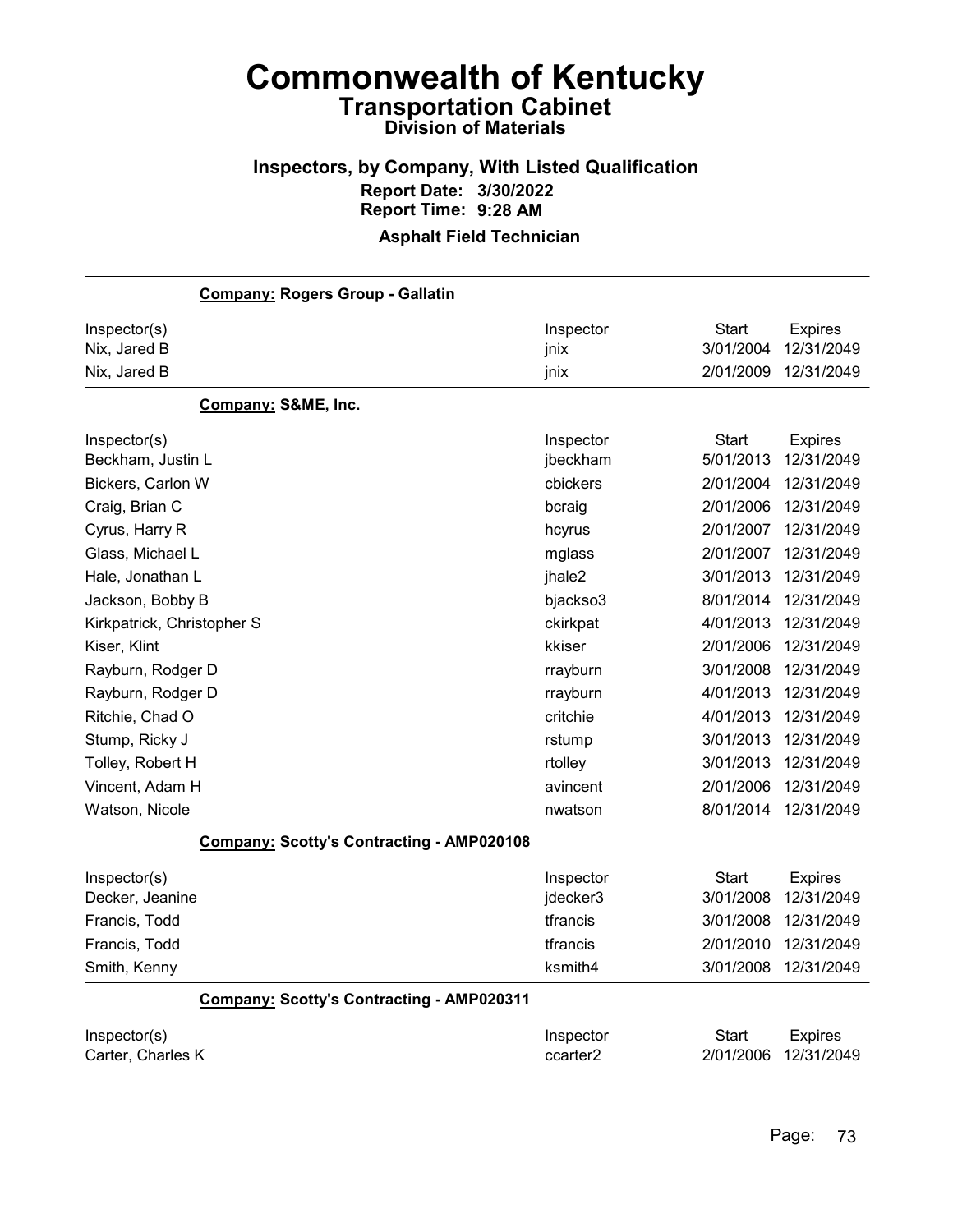# Commonwealth of Kentucky

## Transportation Cabinet

### Division of Materials

### Inspectors, by Company, With Listed Qualification

**Report Date: 3/30/2022**
**Report Time: 9:28 AM**

**Asphalt Field Technician**

**Company: Rogers Group - Gallatin**

| Inspector(s) | Inspector | Start | Expires |
|---|---|---|---|
| Nix, Jared B | jnix | 3/01/2004 | 12/31/2049 |
| Nix, Jared B | jnix | 2/01/2009 | 12/31/2049 |

**Company: S&ME, Inc.**

| Inspector(s) | Inspector | Start | Expires |
|---|---|---|---|
| Beckham, Justin L | jbeckham | 5/01/2013 | 12/31/2049 |
| Bickers, Carlon W | cbickers | 2/01/2004 | 12/31/2049 |
| Craig, Brian C | bcraig | 2/01/2006 | 12/31/2049 |
| Cyrus, Harry R | hcyrus | 2/01/2007 | 12/31/2049 |
| Glass, Michael L | mglass | 2/01/2007 | 12/31/2049 |
| Hale, Jonathan L | jhale2 | 3/01/2013 | 12/31/2049 |
| Jackson, Bobby B | bjackso3 | 8/01/2014 | 12/31/2049 |
| Kirkpatrick, Christopher S | ckirkpat | 4/01/2013 | 12/31/2049 |
| Kiser, Klint | kkiser | 2/01/2006 | 12/31/2049 |
| Rayburn, Rodger D | rrayburn | 3/01/2008 | 12/31/2049 |
| Rayburn, Rodger D | rrayburn | 4/01/2013 | 12/31/2049 |
| Ritchie, Chad O | critchie | 4/01/2013 | 12/31/2049 |
| Stump, Ricky J | rstump | 3/01/2013 | 12/31/2049 |
| Tolley, Robert H | rtolley | 3/01/2013 | 12/31/2049 |
| Vincent, Adam H | avincent | 2/01/2006 | 12/31/2049 |
| Watson, Nicole | nwatson | 8/01/2014 | 12/31/2049 |

**Company: Scotty's Contracting - AMP020108**

| Inspector(s) | Inspector | Start | Expires |
|---|---|---|---|
| Decker, Jeanine | jdecker3 | 3/01/2008 | 12/31/2049 |
| Francis, Todd | tfrancis | 3/01/2008 | 12/31/2049 |
| Francis, Todd | tfrancis | 2/01/2010 | 12/31/2049 |
| Smith, Kenny | ksmith4 | 3/01/2008 | 12/31/2049 |

**Company: Scotty's Contracting - AMP020311**

| Inspector(s) | Inspector | Start | Expires |
|---|---|---|---|
| Carter, Charles K | ccarter2 | 2/01/2006 | 12/31/2049 |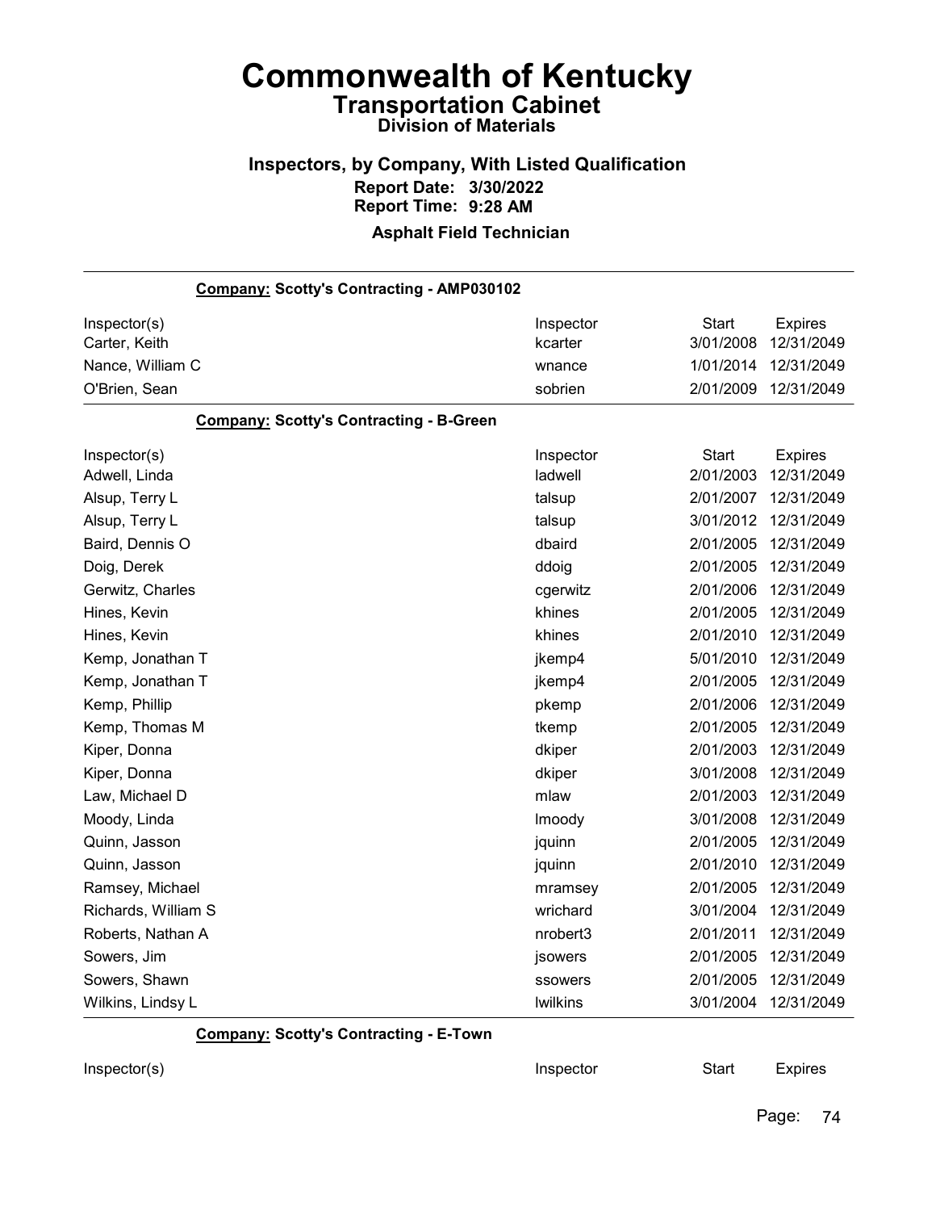# Commonwealth of Kentucky

## Transportation Cabinet

### Division of Materials

### Inspectors, by Company, With Listed Qualification

**Report Date: 3/30/2022**
**Report Time: 9:28 AM**

**Asphalt Field Technician**

---

**Company: Scotty's Contracting - AMP030102**

| Inspector(s) | Inspector | Start | Expires |
|---|---|---|---|
| Carter, Keith | kcarter | 3/01/2008 | 12/31/2049 |
| Nance, William C | wnance | 1/01/2014 | 12/31/2049 |
| O'Brien, Sean | sobrien | 2/01/2009 | 12/31/2049 |

**Company: Scotty's Contracting - B-Green**

| Inspector(s) | Inspector | Start | Expires |
|---|---|---|---|
| Adwell, Linda | ladwell | 2/01/2003 | 12/31/2049 |
| Alsup, Terry L | talsup | 2/01/2007 | 12/31/2049 |
| Alsup, Terry L | talsup | 3/01/2012 | 12/31/2049 |
| Baird, Dennis O | dbaird | 2/01/2005 | 12/31/2049 |
| Doig, Derek | ddoig | 2/01/2005 | 12/31/2049 |
| Gerwitz, Charles | cgerwitz | 2/01/2006 | 12/31/2049 |
| Hines, Kevin | khines | 2/01/2005 | 12/31/2049 |
| Hines, Kevin | khines | 2/01/2010 | 12/31/2049 |
| Kemp, Jonathan T | jkemp4 | 5/01/2010 | 12/31/2049 |
| Kemp, Jonathan T | jkemp4 | 2/01/2005 | 12/31/2049 |
| Kemp, Phillip | pkemp | 2/01/2006 | 12/31/2049 |
| Kemp, Thomas M | tkemp | 2/01/2005 | 12/31/2049 |
| Kiper, Donna | dkiper | 2/01/2003 | 12/31/2049 |
| Kiper, Donna | dkiper | 3/01/2008 | 12/31/2049 |
| Law, Michael D | mlaw | 2/01/2003 | 12/31/2049 |
| Moody, Linda | lmoody | 3/01/2008 | 12/31/2049 |
| Quinn, Jasson | jquinn | 2/01/2005 | 12/31/2049 |
| Quinn, Jasson | jquinn | 2/01/2010 | 12/31/2049 |
| Ramsey, Michael | mramsey | 2/01/2005 | 12/31/2049 |
| Richards, William S | wrichard | 3/01/2004 | 12/31/2049 |
| Roberts, Nathan A | nrobert3 | 2/01/2011 | 12/31/2049 |
| Sowers, Jim | jsowers | 2/01/2005 | 12/31/2049 |
| Sowers, Shawn | ssowers | 2/01/2005 | 12/31/2049 |
| Wilkins, Lindsy L | lwilkins | 3/01/2004 | 12/31/2049 |

**Company: Scotty's Contracting - E-Town**

| Inspector(s) | Inspector | Start | Expires |
|---|---|---|---|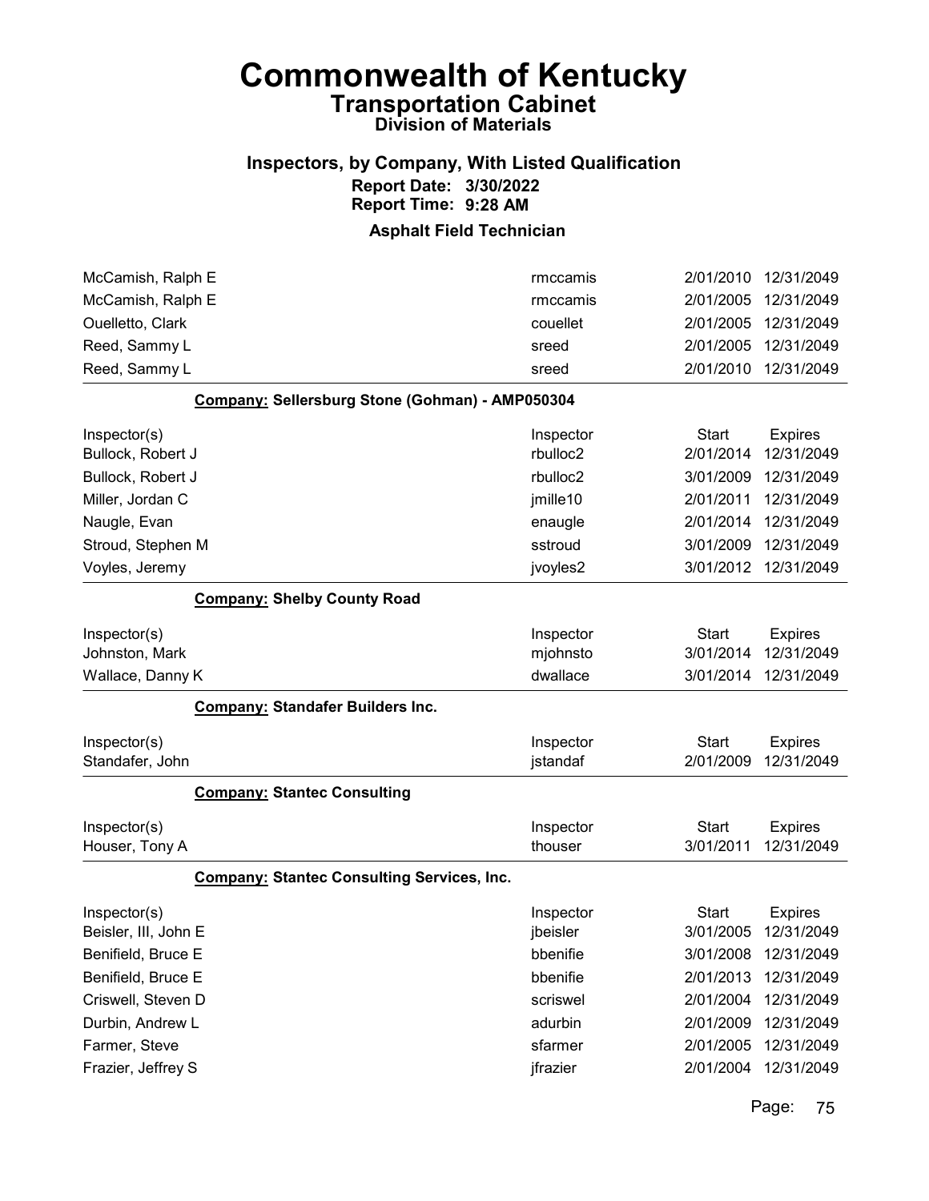# Commonwealth of Kentucky

## Transportation Cabinet

### Division of Materials

### Inspectors, by Company, With Listed Qualification

**Report Date: 3/30/2022**
**Report Time: 9:28 AM**

### Asphalt Field Technician

| Inspector(s) | Inspector | Start | Expires |
|---|---|---|---|
| McCamish, Ralph E | rmccamis | 2/01/2010 | 12/31/2049 |
| McCamish, Ralph E | rmccamis | 2/01/2005 | 12/31/2049 |
| Ouelletto, Clark | couellet | 2/01/2005 | 12/31/2049 |
| Reed, Sammy L | sreed | 2/01/2005 | 12/31/2049 |
| Reed, Sammy L | sreed | 2/01/2010 | 12/31/2049 |

**Company: Sellersburg Stone (Gohman) - AMP050304**

| Inspector(s) | Inspector | Start | Expires |
|---|---|---|---|
| Bullock, Robert J | rbulloc2 | 2/01/2014 | 12/31/2049 |
| Bullock, Robert J | rbulloc2 | 3/01/2009 | 12/31/2049 |
| Miller, Jordan C | jmille10 | 2/01/2011 | 12/31/2049 |
| Naugle, Evan | enaugle | 2/01/2014 | 12/31/2049 |
| Stroud, Stephen M | sstroud | 3/01/2009 | 12/31/2049 |
| Voyles, Jeremy | jvoyles2 | 3/01/2012 | 12/31/2049 |

**Company: Shelby County Road**

| Inspector(s) | Inspector | Start | Expires |
|---|---|---|---|
| Johnston, Mark | mjohnsto | 3/01/2014 | 12/31/2049 |
| Wallace, Danny K | dwallace | 3/01/2014 | 12/31/2049 |

**Company: Standafer Builders Inc.**

| Inspector(s) | Inspector | Start | Expires |
|---|---|---|---|
| Standafer, John | jstandaf | 2/01/2009 | 12/31/2049 |

**Company: Stantec Consulting**

| Inspector(s) | Inspector | Start | Expires |
|---|---|---|---|
| Houser, Tony A | thouser | 3/01/2011 | 12/31/2049 |

**Company: Stantec Consulting Services, Inc.**

| Inspector(s) | Inspector | Start | Expires |
|---|---|---|---|
| Beisler, III, John E | jbeisler | 3/01/2005 | 12/31/2049 |
| Benifield, Bruce E | bbenifie | 3/01/2008 | 12/31/2049 |
| Benifield, Bruce E | bbenifie | 2/01/2013 | 12/31/2049 |
| Criswell, Steven D | scriswel | 2/01/2004 | 12/31/2049 |
| Durbin, Andrew L | adurbin | 2/01/2009 | 12/31/2049 |
| Farmer, Steve | sfarmer | 2/01/2005 | 12/31/2049 |
| Frazier, Jeffrey S | jfrazier | 2/01/2004 | 12/31/2049 |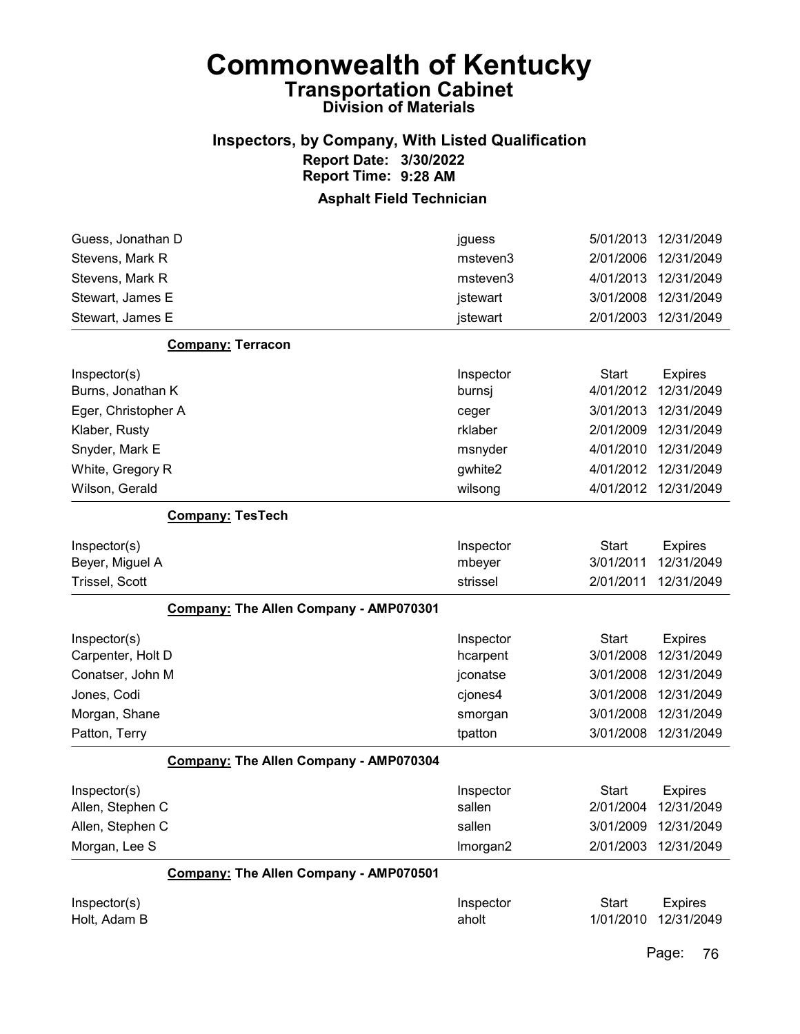# Commonwealth of Kentucky

## Transportation Cabinet

### Division of Materials

### Inspectors, by Company, With Listed Qualification

**Report Date: 3/30/2022**
**Report Time: 9:28 AM**

### Asphalt Field Technician

| | | | |
|---|---|---|---|
| Guess, Jonathan D | jguess | 5/01/2013 | 12/31/2049 |
| Stevens, Mark R | msteven3 | 2/01/2006 | 12/31/2049 |
| Stevens, Mark R | msteven3 | 4/01/2013 | 12/31/2049 |
| Stewart, James E | jstewart | 3/01/2008 | 12/31/2049 |
| Stewart, James E | jstewart | 2/01/2003 | 12/31/2049 |

**Company:** Terracon

| Inspector(s) | Inspector | Start | Expires |
|---|---|---|---|
| Burns, Jonathan K | burnsj | 4/01/2012 | 12/31/2049 |
| Eger, Christopher A | ceger | 3/01/2013 | 12/31/2049 |
| Klaber, Rusty | rklaber | 2/01/2009 | 12/31/2049 |
| Snyder, Mark E | msnyder | 4/01/2010 | 12/31/2049 |
| White, Gregory R | gwhite2 | 4/01/2012 | 12/31/2049 |
| Wilson, Gerald | wilsong | 4/01/2012 | 12/31/2049 |

**Company:** TesTech

| Inspector(s) | Inspector | Start | Expires |
|---|---|---|---|
| Beyer, Miguel A | mbeyer | 3/01/2011 | 12/31/2049 |
| Trissel, Scott | strissel | 2/01/2011 | 12/31/2049 |

**Company:** The Allen Company - AMP070301

| Inspector(s) | Inspector | Start | Expires |
|---|---|---|---|
| Carpenter, Holt D | hcarpent | 3/01/2008 | 12/31/2049 |
| Conatser, John M | jconatse | 3/01/2008 | 12/31/2049 |
| Jones, Codi | cjones4 | 3/01/2008 | 12/31/2049 |
| Morgan, Shane | smorgan | 3/01/2008 | 12/31/2049 |
| Patton, Terry | tpatton | 3/01/2008 | 12/31/2049 |

**Company:** The Allen Company - AMP070304

| Inspector(s) | Inspector | Start | Expires |
|---|---|---|---|
| Allen, Stephen C | sallen | 2/01/2004 | 12/31/2049 |
| Allen, Stephen C | sallen | 3/01/2009 | 12/31/2049 |
| Morgan, Lee S | lmorgan2 | 2/01/2003 | 12/31/2049 |

**Company:** The Allen Company - AMP070501

| Inspector(s) | Inspector | Start | Expires |
|---|---|---|---|
| Holt, Adam B | aholt | 1/01/2010 | 12/31/2049 |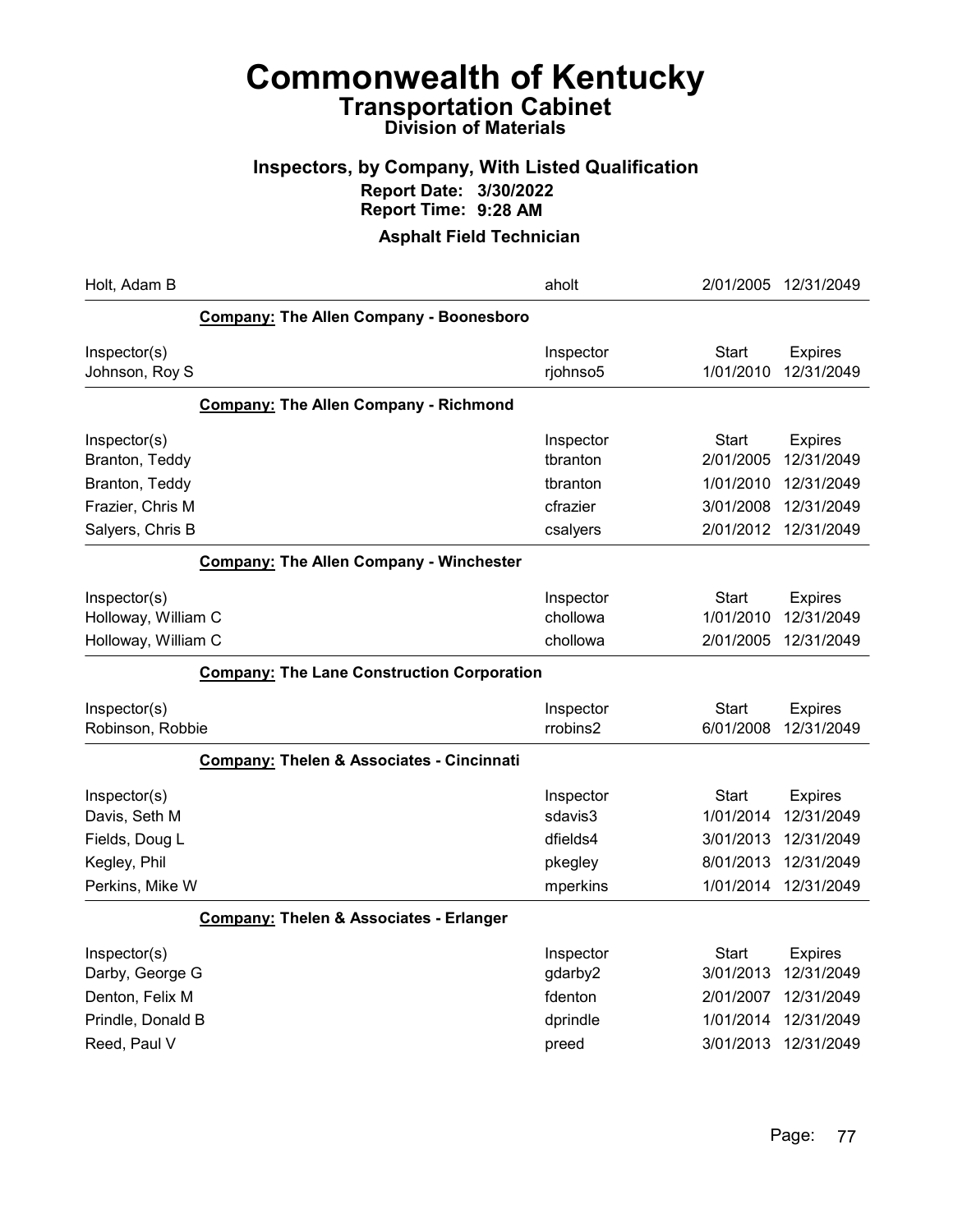# Commonwealth of Kentucky
## Transportation Cabinet
### Division of Materials

## Inspectors, by Company, With Listed Qualification
**Report Date: 3/30/2022**
**Report Time: 9:28 AM**

### Asphalt Field Technician

| | | | |
|---|---|---|---|
| Holt, Adam B | aholt | 2/01/2005 | 12/31/2049 |

**Company: The Allen Company - Boonesboro**

| Inspector(s) | Inspector | Start | Expires |
|---|---|---|---|
| Johnson, Roy S | rjohnso5 | 1/01/2010 | 12/31/2049 |

**Company: The Allen Company - Richmond**

| Inspector(s) | Inspector | Start | Expires |
|---|---|---|---|
| Branton, Teddy | tbranton | 2/01/2005 | 12/31/2049 |
| Branton, Teddy | tbranton | 1/01/2010 | 12/31/2049 |
| Frazier, Chris M | cfrazier | 3/01/2008 | 12/31/2049 |
| Salyers, Chris B | csalyers | 2/01/2012 | 12/31/2049 |

**Company: The Allen Company - Winchester**

| Inspector(s) | Inspector | Start | Expires |
|---|---|---|---|
| Holloway, William C | chollowa | 1/01/2010 | 12/31/2049 |
| Holloway, William C | chollowa | 2/01/2005 | 12/31/2049 |

**Company: The Lane Construction Corporation**

| Inspector(s) | Inspector | Start | Expires |
|---|---|---|---|
| Robinson, Robbie | rrobins2 | 6/01/2008 | 12/31/2049 |

**Company: Thelen & Associates - Cincinnati**

| Inspector(s) | Inspector | Start | Expires |
|---|---|---|---|
| Davis, Seth M | sdavis3 | 1/01/2014 | 12/31/2049 |
| Fields, Doug L | dfields4 | 3/01/2013 | 12/31/2049 |
| Kegley, Phil | pkegley | 8/01/2013 | 12/31/2049 |
| Perkins, Mike W | mperkins | 1/01/2014 | 12/31/2049 |

**Company: Thelen & Associates - Erlanger**

| Inspector(s) | Inspector | Start | Expires |
|---|---|---|---|
| Darby, George G | gdarby2 | 3/01/2013 | 12/31/2049 |
| Denton, Felix M | fdenton | 2/01/2007 | 12/31/2049 |
| Prindle, Donald B | dprindle | 1/01/2014 | 12/31/2049 |
| Reed, Paul V | preed | 3/01/2013 | 12/31/2049 |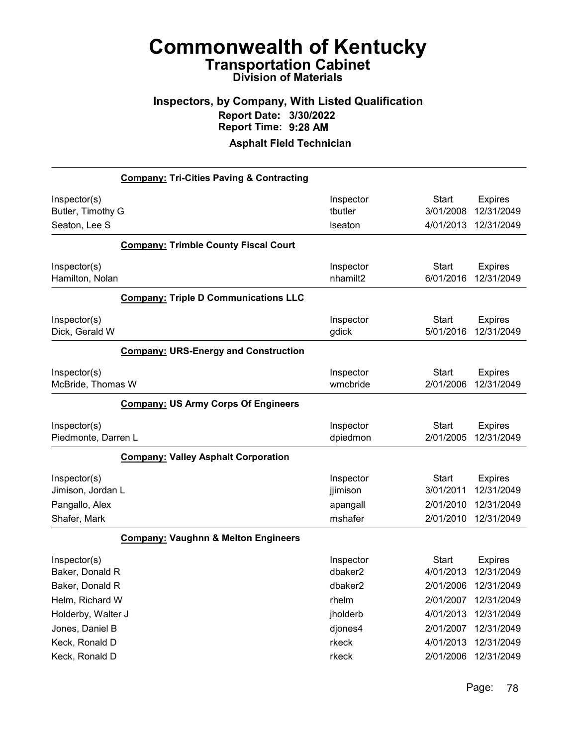# Commonwealth of Kentucky

## Transportation Cabinet

### Division of Materials

### Inspectors, by Company, With Listed Qualification

**Report Date: 3/30/2022**
**Report Time: 9:28 AM**

**Asphalt Field Technician**

**Company: Tri-Cities Paving & Contracting**

| Inspector(s) | Inspector | Start | Expires |
|---|---|---|---|
| Butler, Timothy G | tbutler | 3/01/2008 | 12/31/2049 |
| Seaton, Lee S | lseaton | 4/01/2013 | 12/31/2049 |

**Company: Trimble County Fiscal Court**

| Inspector(s) | Inspector | Start | Expires |
|---|---|---|---|
| Hamilton, Nolan | nhamilt2 | 6/01/2016 | 12/31/2049 |

**Company: Triple D Communications LLC**

| Inspector(s) | Inspector | Start | Expires |
|---|---|---|---|
| Dick, Gerald W | gdick | 5/01/2016 | 12/31/2049 |

**Company: URS-Energy and Construction**

| Inspector(s) | Inspector | Start | Expires |
|---|---|---|---|
| McBride, Thomas W | wmcbride | 2/01/2006 | 12/31/2049 |

**Company: US Army Corps Of Engineers**

| Inspector(s) | Inspector | Start | Expires |
|---|---|---|---|
| Piedmonte, Darren L | dpiedmon | 2/01/2005 | 12/31/2049 |

**Company: Valley Asphalt Corporation**

| Inspector(s) | Inspector | Start | Expires |
|---|---|---|---|
| Jimison, Jordan L | jjimison | 3/01/2011 | 12/31/2049 |
| Pangallo, Alex | apangall | 2/01/2010 | 12/31/2049 |
| Shafer, Mark | mshafer | 2/01/2010 | 12/31/2049 |

**Company: Vaughnn & Melton Engineers**

| Inspector(s) | Inspector | Start | Expires |
|---|---|---|---|
| Baker, Donald R | dbaker2 | 4/01/2013 | 12/31/2049 |
| Baker, Donald R | dbaker2 | 2/01/2006 | 12/31/2049 |
| Helm, Richard W | rhelm | 2/01/2007 | 12/31/2049 |
| Holderby, Walter J | jholderb | 4/01/2013 | 12/31/2049 |
| Jones, Daniel B | djones4 | 2/01/2007 | 12/31/2049 |
| Keck, Ronald D | rkeck | 4/01/2013 | 12/31/2049 |
| Keck, Ronald D | rkeck | 2/01/2006 | 12/31/2049 |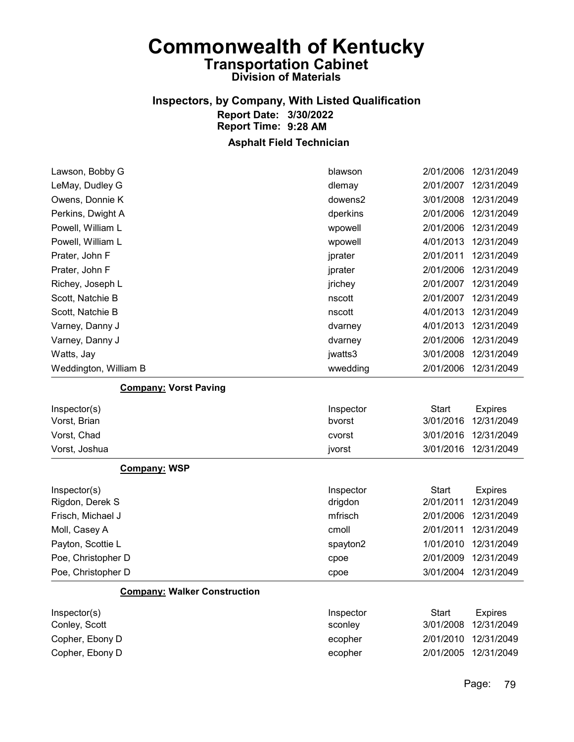# Commonwealth of Kentucky

## Transportation Cabinet

### Division of Materials

### Inspectors, by Company, With Listed Qualification

**Report Date: 3/30/2022**
**Report Time: 9:28 AM**

### Asphalt Field Technician

| Inspector(s) | Inspector | Start | Expires |
|---|---|---|---|
| Lawson, Bobby G | blawson | 2/01/2006 | 12/31/2049 |
| LeMay, Dudley G | dlemay | 2/01/2007 | 12/31/2049 |
| Owens, Donnie K | dowens2 | 3/01/2008 | 12/31/2049 |
| Perkins, Dwight A | dperkins | 2/01/2006 | 12/31/2049 |
| Powell, William L | wpowell | 2/01/2006 | 12/31/2049 |
| Powell, William L | wpowell | 4/01/2013 | 12/31/2049 |
| Prater, John F | jprater | 2/01/2011 | 12/31/2049 |
| Prater, John F | jprater | 2/01/2006 | 12/31/2049 |
| Richey, Joseph L | jrichey | 2/01/2007 | 12/31/2049 |
| Scott, Natchie B | nscott | 2/01/2007 | 12/31/2049 |
| Scott, Natchie B | nscott | 4/01/2013 | 12/31/2049 |
| Varney, Danny J | dvarney | 4/01/2013 | 12/31/2049 |
| Varney, Danny J | dvarney | 2/01/2006 | 12/31/2049 |
| Watts, Jay | jwatts3 | 3/01/2008 | 12/31/2049 |
| Weddington, William B | wwedding | 2/01/2006 | 12/31/2049 |

**Company: Vorst Paving**

| Inspector(s) | Inspector | Start | Expires |
|---|---|---|---|
| Vorst, Brian | bvorst | 3/01/2016 | 12/31/2049 |
| Vorst, Chad | cvorst | 3/01/2016 | 12/31/2049 |
| Vorst, Joshua | jvorst | 3/01/2016 | 12/31/2049 |

**Company: WSP**

| Inspector(s) | Inspector | Start | Expires |
|---|---|---|---|
| Rigdon, Derek S | drigdon | 2/01/2011 | 12/31/2049 |
| Frisch, Michael J | mfrisch | 2/01/2006 | 12/31/2049 |
| Moll, Casey A | cmoll | 2/01/2011 | 12/31/2049 |
| Payton, Scottie L | spayton2 | 1/01/2010 | 12/31/2049 |
| Poe, Christopher D | cpoe | 2/01/2009 | 12/31/2049 |
| Poe, Christopher D | cpoe | 3/01/2004 | 12/31/2049 |

**Company: Walker Construction**

| Inspector(s) | Inspector | Start | Expires |
|---|---|---|---|
| Conley, Scott | sconley | 3/01/2008 | 12/31/2049 |
| Copher, Ebony D | ecopher | 2/01/2010 | 12/31/2049 |
| Copher, Ebony D | ecopher | 2/01/2005 | 12/31/2049 |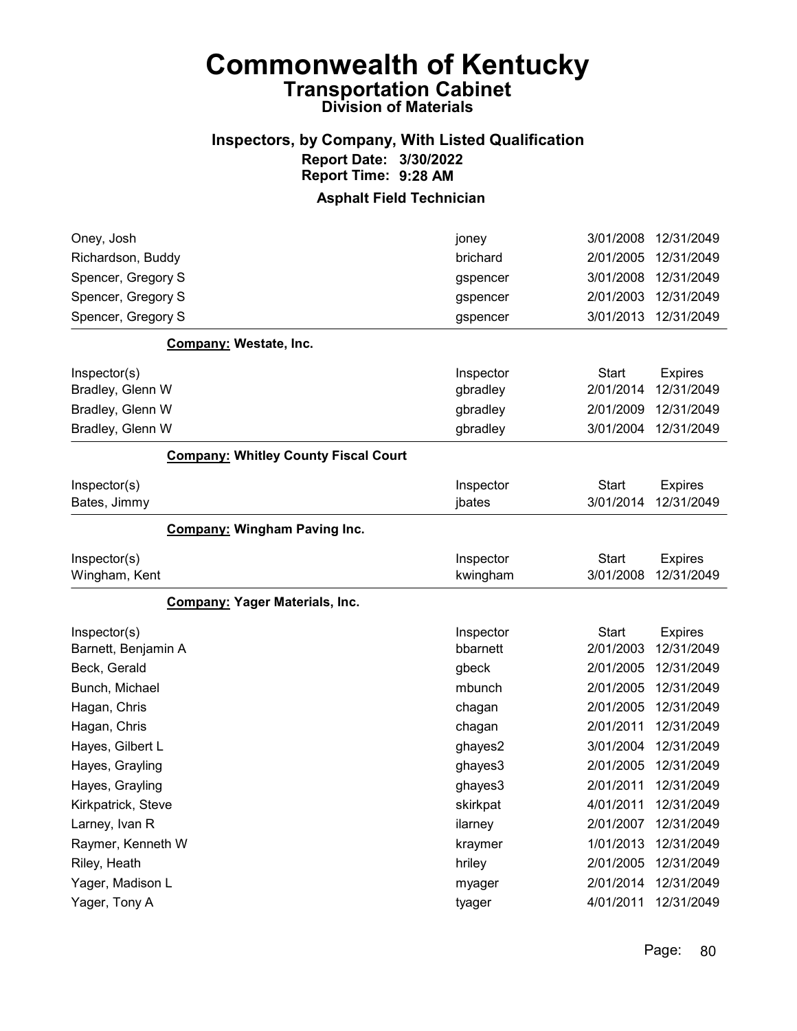# Commonwealth of Kentucky

## Transportation Cabinet

### Division of Materials

### Inspectors, by Company, With Listed Qualification

**Report Date: 3/30/2022**
**Report Time: 9:28 AM**

### Asphalt Field Technician

| | | | |
|---|---|---|---|
| Oney, Josh | joney | 3/01/2008 | 12/31/2049 |
| Richardson, Buddy | brichard | 2/01/2005 | 12/31/2049 |
| Spencer, Gregory S | gspencer | 3/01/2008 | 12/31/2049 |
| Spencer, Gregory S | gspencer | 2/01/2003 | 12/31/2049 |
| Spencer, Gregory S | gspencer | 3/01/2013 | 12/31/2049 |

**Company: Westate, Inc.**

| Inspector(s) | Inspector | Start | Expires |
|---|---|---|---|
| Bradley, Glenn W | gbradley | 2/01/2014 | 12/31/2049 |
| Bradley, Glenn W | gbradley | 2/01/2009 | 12/31/2049 |
| Bradley, Glenn W | gbradley | 3/01/2004 | 12/31/2049 |

**Company: Whitley County Fiscal Court**

| Inspector(s) | Inspector | Start | Expires |
|---|---|---|---|
| Bates, Jimmy | jbates | 3/01/2014 | 12/31/2049 |

**Company: Wingham Paving Inc.**

| Inspector(s) | Inspector | Start | Expires |
|---|---|---|---|
| Wingham, Kent | kwingham | 3/01/2008 | 12/31/2049 |

**Company: Yager Materials, Inc.**

| Inspector(s) | Inspector | Start | Expires |
|---|---|---|---|
| Barnett, Benjamin A | bbarnett | 2/01/2003 | 12/31/2049 |
| Beck, Gerald | gbeck | 2/01/2005 | 12/31/2049 |
| Bunch, Michael | mbunch | 2/01/2005 | 12/31/2049 |
| Hagan, Chris | chagan | 2/01/2005 | 12/31/2049 |
| Hagan, Chris | chagan | 2/01/2011 | 12/31/2049 |
| Hayes, Gilbert L | ghayes2 | 3/01/2004 | 12/31/2049 |
| Hayes, Grayling | ghayes3 | 2/01/2005 | 12/31/2049 |
| Hayes, Grayling | ghayes3 | 2/01/2011 | 12/31/2049 |
| Kirkpatrick, Steve | skirkpat | 4/01/2011 | 12/31/2049 |
| Larney, Ivan R | ilarney | 2/01/2007 | 12/31/2049 |
| Raymer, Kenneth W | kraymer | 1/01/2013 | 12/31/2049 |
| Riley, Heath | hriley | 2/01/2005 | 12/31/2049 |
| Yager, Madison L | myager | 2/01/2014 | 12/31/2049 |
| Yager, Tony A | tyager | 4/01/2011 | 12/31/2049 |